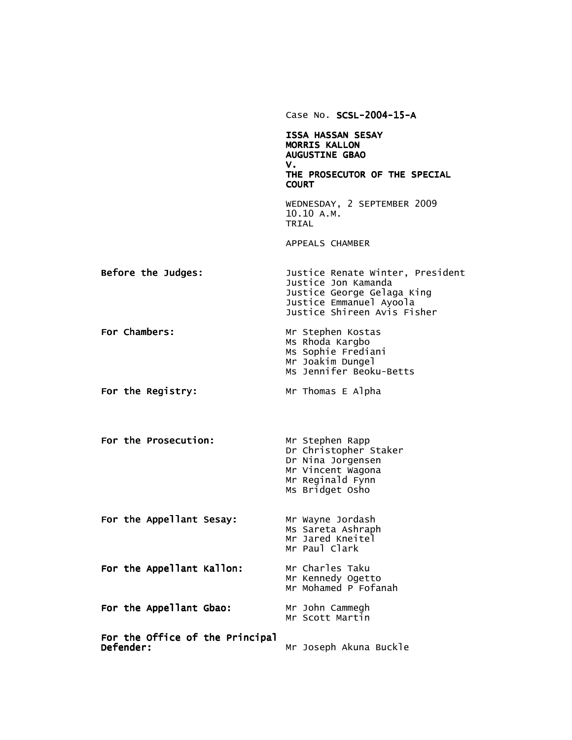Case No. **SCSL-2004-15-A**

**ISSA HASSAN SESAY**
**MORRIS KALLON**
**AUGUSTINE GBAO**
**V.**
**THE PROSECUTOR OF THE SPECIAL COURT**

WEDNESDAY, 2 SEPTEMBER 2009
10.10 A.M.
TRIAL

APPEALS CHAMBER

| | |
|---|---|
| **Before the Judges:** | Justice Renate Winter, President<br>Justice Jon Kamanda<br>Justice George Gelaga King<br>Justice Emmanuel Ayoola<br>Justice Shireen Avis Fisher |
| **For Chambers:** | Mr Stephen Kostas<br>Ms Rhoda Kargbo<br>Ms Sophie Frediani<br>Mr Joakim Dungel<br>Ms Jennifer Beoku-Betts |
| **For the Registry:** | Mr Thomas E Alpha |
| **For the Prosecution:** | Mr Stephen Rapp<br>Dr Christopher Staker<br>Dr Nina Jorgensen<br>Mr Vincent Wagona<br>Mr Reginald Fynn<br>Ms Bridget Osho |
| **For the Appellant Sesay:** | Mr Wayne Jordash<br>Ms Sareta Ashraph<br>Mr Jared Kneitel<br>Mr Paul Clark |
| **For the Appellant Kallon:** | Mr Charles Taku<br>Mr Kennedy Ogetto<br>Mr Mohamed P Fofanah |
| **For the Appellant Gbao:** | Mr John Cammegh<br>Mr Scott Martin |
| **For the Office of the Principal Defender:** | Mr Joseph Akuna Buckle |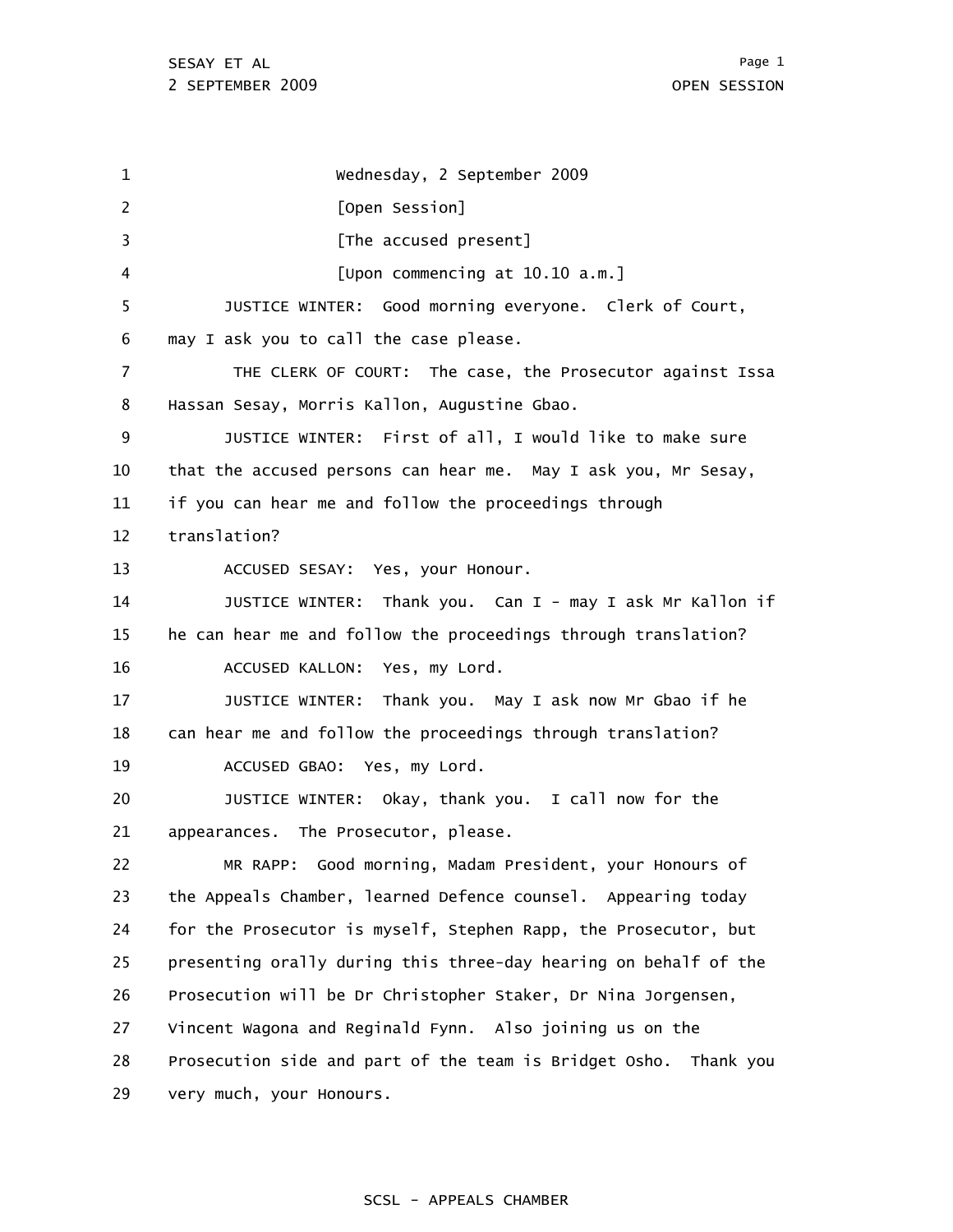Wednesday, 2 September 2009

[Open Session]

[The accused present]

[Upon commencing at 10.10 a.m.]

JUSTICE WINTER: Good morning everyone. Clerk of Court, may I ask you to call the case please.

THE CLERK OF COURT: The case, the Prosecutor against Issa Hassan Sesay, Morris Kallon, Augustine Gbao.

JUSTICE WINTER: First of all, I would like to make sure that the accused persons can hear me. May I ask you, Mr Sesay, if you can hear me and follow the proceedings through translation?

ACCUSED SESAY: Yes, your Honour.

JUSTICE WINTER: Thank you. Can I - may I ask Mr Kallon if he can hear me and follow the proceedings through translation?

ACCUSED KALLON: Yes, my Lord.

JUSTICE WINTER: Thank you. May I ask now Mr Gbao if he can hear me and follow the proceedings through translation?

ACCUSED GBAO: Yes, my Lord.

JUSTICE WINTER: Okay, thank you. I call now for the appearances. The Prosecutor, please.

MR RAPP: Good morning, Madam President, your Honours of the Appeals Chamber, learned Defence counsel. Appearing today for the Prosecutor is myself, Stephen Rapp, the Prosecutor, but presenting orally during this three-day hearing on behalf of the Prosecution will be Dr Christopher Staker, Dr Nina Jorgensen, Vincent Wagona and Reginald Fynn. Also joining us on the Prosecution side and part of the team is Bridget Osho. Thank you very much, your Honours.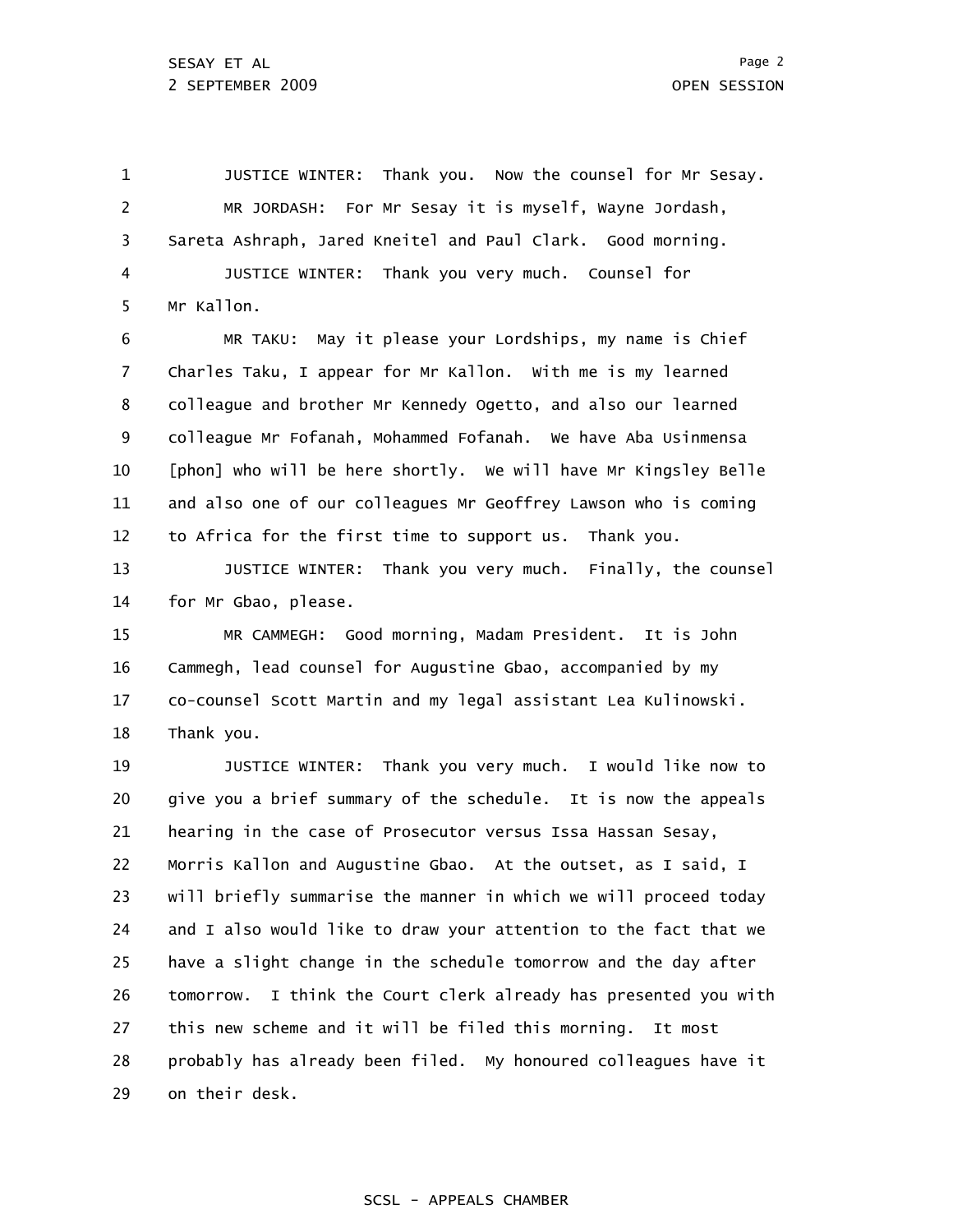JUSTICE WINTER: Thank you. Now the counsel for Mr Sesay.

MR JORDASH: For Mr Sesay it is myself, Wayne Jordash, Sareta Ashraph, Jared Kneitel and Paul Clark. Good morning.

JUSTICE WINTER: Thank you very much. Counsel for Mr Kallon.

MR TAKU: May it please your Lordships, my name is Chief Charles Taku, I appear for Mr Kallon. With me is my learned colleague and brother Mr Kennedy Ogetto, and also our learned colleague Mr Fofanah, Mohammed Fofanah. We have Aba Usinmensa [phon] who will be here shortly. We will have Mr Kingsley Belle and also one of our colleagues Mr Geoffrey Lawson who is coming to Africa for the first time to support us. Thank you.

JUSTICE WINTER: Thank you very much. Finally, the counsel for Mr Gbao, please.

MR CAMMEGH: Good morning, Madam President. It is John Cammegh, lead counsel for Augustine Gbao, accompanied by my co-counsel Scott Martin and my legal assistant Lea Kulinowski. Thank you.

JUSTICE WINTER: Thank you very much. I would like now to give you a brief summary of the schedule. It is now the appeals hearing in the case of Prosecutor versus Issa Hassan Sesay, Morris Kallon and Augustine Gbao. At the outset, as I said, I will briefly summarise the manner in which we will proceed today and I also would like to draw your attention to the fact that we have a slight change in the schedule tomorrow and the day after tomorrow. I think the Court clerk already has presented you with this new scheme and it will be filed this morning. It most probably has already been filed. My honoured colleagues have it on their desk.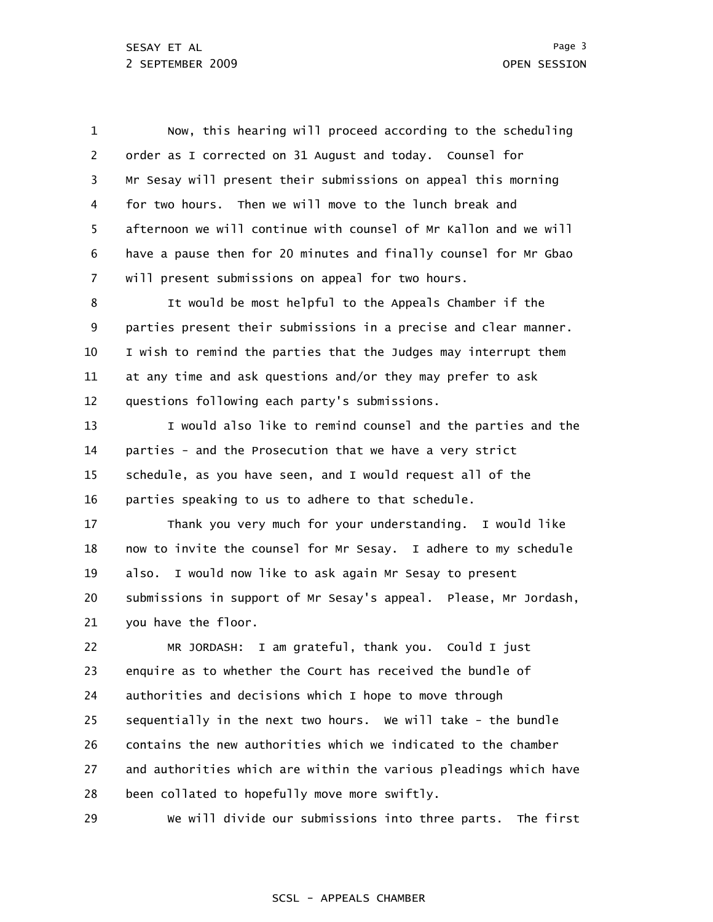Now, this hearing will proceed according to the scheduling order as I corrected on 31 August and today. Counsel for Mr Sesay will present their submissions on appeal this morning for two hours. Then we will move to the lunch break and afternoon we will continue with counsel of Mr Kallon and we will have a pause then for 20 minutes and finally counsel for Mr Gbao will present submissions on appeal for two hours.

It would be most helpful to the Appeals Chamber if the parties present their submissions in a precise and clear manner. I wish to remind the parties that the Judges may interrupt them at any time and ask questions and/or they may prefer to ask questions following each party's submissions.

I would also like to remind counsel and the parties and the parties - and the Prosecution that we have a very strict schedule, as you have seen, and I would request all of the parties speaking to us to adhere to that schedule.

Thank you very much for your understanding. I would like now to invite the counsel for Mr Sesay. I adhere to my schedule also. I would now like to ask again Mr Sesay to present submissions in support of Mr Sesay's appeal. Please, Mr Jordash, you have the floor.

MR JORDASH: I am grateful, thank you. Could I just enquire as to whether the Court has received the bundle of authorities and decisions which I hope to move through sequentially in the next two hours. We will take - the bundle contains the new authorities which we indicated to the chamber and authorities which are within the various pleadings which have been collated to hopefully move more swiftly.

We will divide our submissions into three parts. The first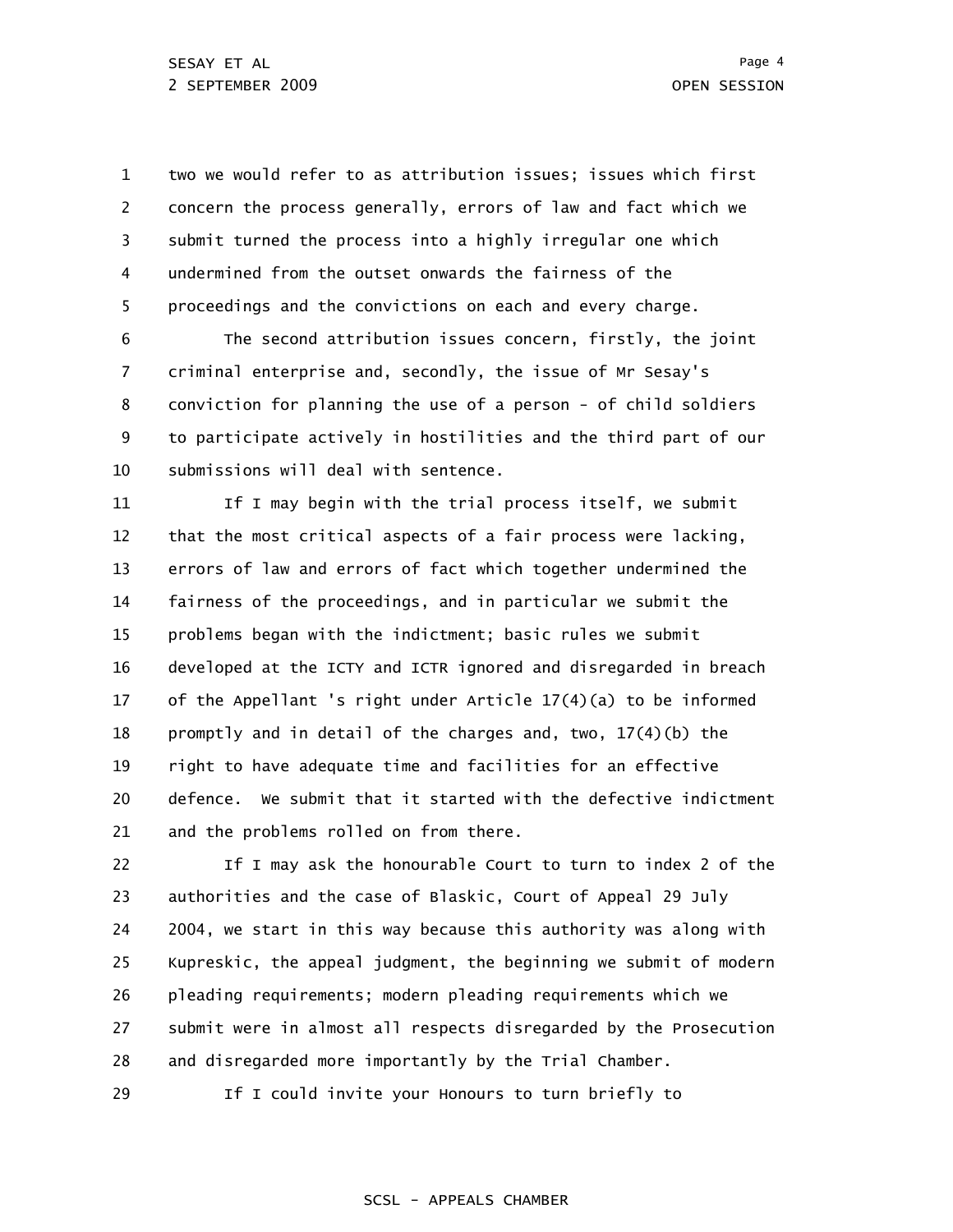two we would refer to as attribution issues; issues which first concern the process generally, errors of law and fact which we submit turned the process into a highly irregular one which undermined from the outset onwards the fairness of the proceedings and the convictions on each and every charge.

The second attribution issues concern, firstly, the joint criminal enterprise and, secondly, the issue of Mr Sesay's conviction for planning the use of a person - of child soldiers to participate actively in hostilities and the third part of our submissions will deal with sentence.

If I may begin with the trial process itself, we submit that the most critical aspects of a fair process were lacking, errors of law and errors of fact which together undermined the fairness of the proceedings, and in particular we submit the problems began with the indictment; basic rules we submit developed at the ICTY and ICTR ignored and disregarded in breach of the Appellant 's right under Article 17(4)(a) to be informed promptly and in detail of the charges and, two, 17(4)(b) the right to have adequate time and facilities for an effective defence. We submit that it started with the defective indictment and the problems rolled on from there.

If I may ask the honourable Court to turn to index 2 of the authorities and the case of Blaskic, Court of Appeal 29 July 2004, we start in this way because this authority was along with Kupreskic, the appeal judgment, the beginning we submit of modern pleading requirements; modern pleading requirements which we submit were in almost all respects disregarded by the Prosecution and disregarded more importantly by the Trial Chamber.

If I could invite your Honours to turn briefly to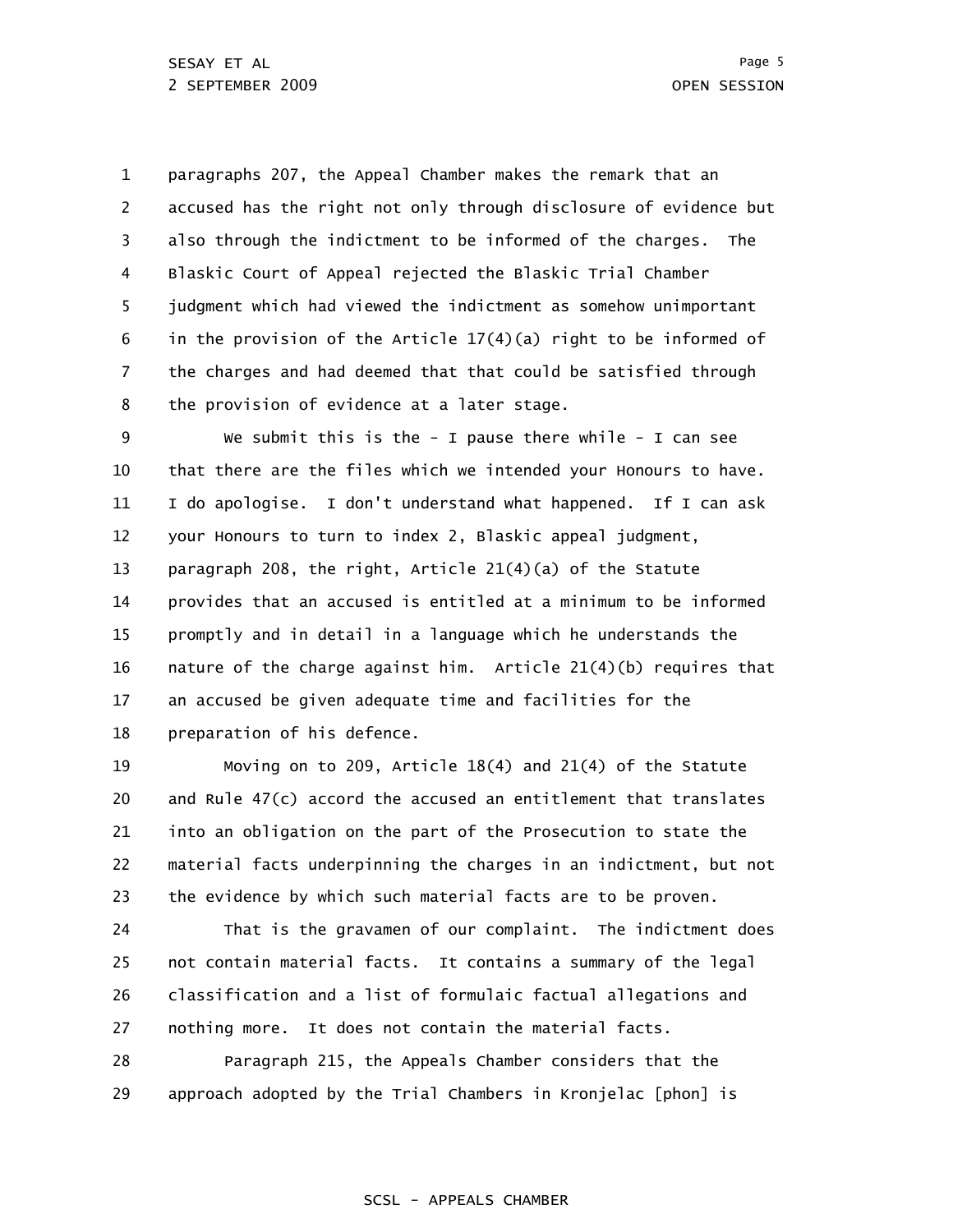paragraphs 207, the Appeal Chamber makes the remark that an accused has the right not only through disclosure of evidence but also through the indictment to be informed of the charges. The Blaskic Court of Appeal rejected the Blaskic Trial Chamber judgment which had viewed the indictment as somehow unimportant in the provision of the Article 17(4)(a) right to be informed of the charges and had deemed that that could be satisfied through the provision of evidence at a later stage.

We submit this is the - I pause there while - I can see that there are the files which we intended your Honours to have. I do apologise. I don't understand what happened. If I can ask your Honours to turn to index 2, Blaskic appeal judgment, paragraph 208, the right, Article 21(4)(a) of the Statute provides that an accused is entitled at a minimum to be informed promptly and in detail in a language which he understands the nature of the charge against him. Article 21(4)(b) requires that an accused be given adequate time and facilities for the preparation of his defence.

Moving on to 209, Article 18(4) and 21(4) of the Statute and Rule 47(c) accord the accused an entitlement that translates into an obligation on the part of the Prosecution to state the material facts underpinning the charges in an indictment, but not the evidence by which such material facts are to be proven.

That is the gravamen of our complaint. The indictment does not contain material facts. It contains a summary of the legal classification and a list of formulaic factual allegations and nothing more. It does not contain the material facts.

Paragraph 215, the Appeals Chamber considers that the approach adopted by the Trial Chambers in Kronjelac [phon] is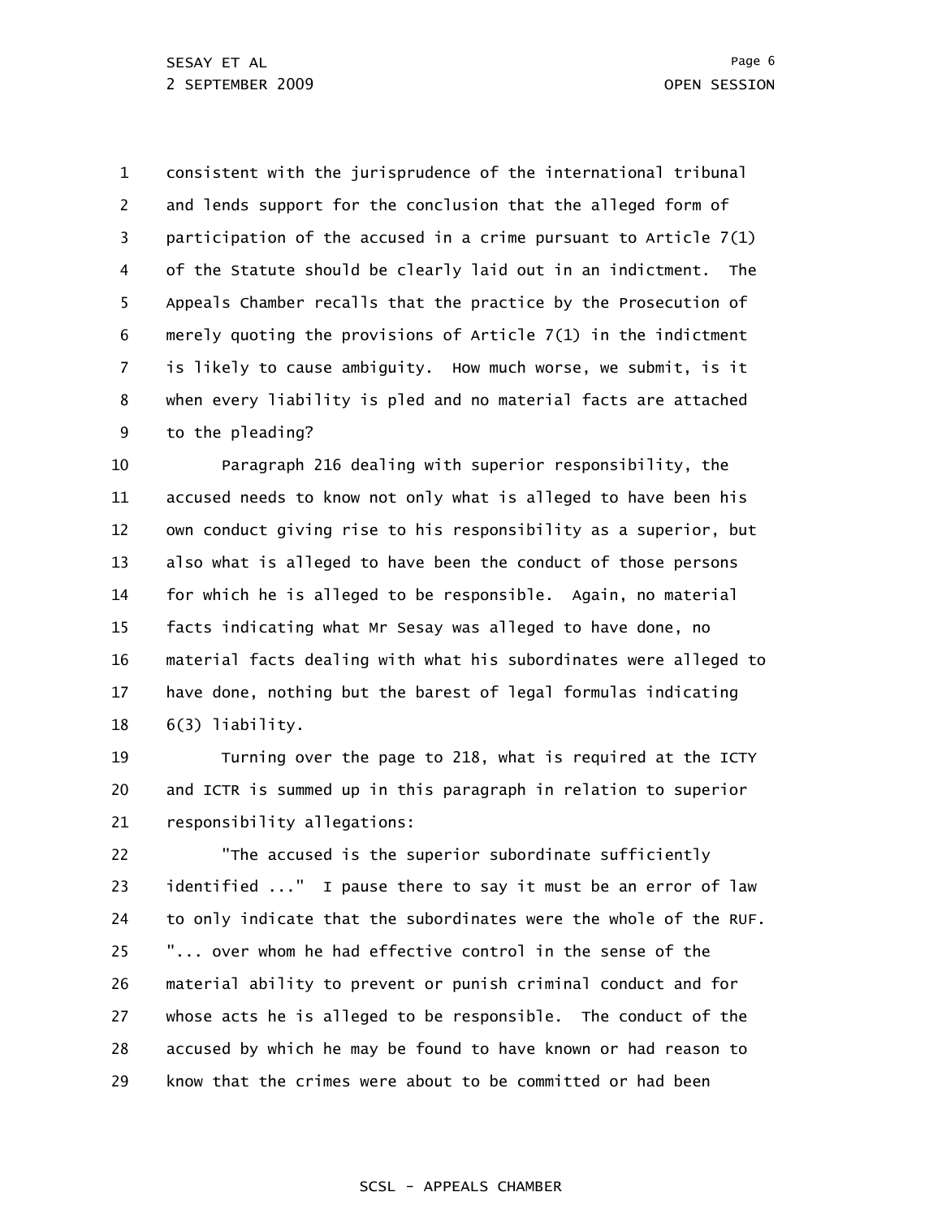consistent with the jurisprudence of the international tribunal and lends support for the conclusion that the alleged form of participation of the accused in a crime pursuant to Article 7(1) of the Statute should be clearly laid out in an indictment. The Appeals Chamber recalls that the practice by the Prosecution of merely quoting the provisions of Article 7(1) in the indictment is likely to cause ambiguity. How much worse, we submit, is it when every liability is pled and no material facts are attached to the pleading?

Paragraph 216 dealing with superior responsibility, the accused needs to know not only what is alleged to have been his own conduct giving rise to his responsibility as a superior, but also what is alleged to have been the conduct of those persons for which he is alleged to be responsible. Again, no material facts indicating what Mr Sesay was alleged to have done, no material facts dealing with what his subordinates were alleged to have done, nothing but the barest of legal formulas indicating 6(3) liability.

Turning over the page to 218, what is required at the ICTY and ICTR is summed up in this paragraph in relation to superior responsibility allegations:

"The accused is the superior subordinate sufficiently identified ..." I pause there to say it must be an error of law to only indicate that the subordinates were the whole of the RUF. "... over whom he had effective control in the sense of the material ability to prevent or punish criminal conduct and for whose acts he is alleged to be responsible. The conduct of the accused by which he may be found to have known or had reason to know that the crimes were about to be committed or had been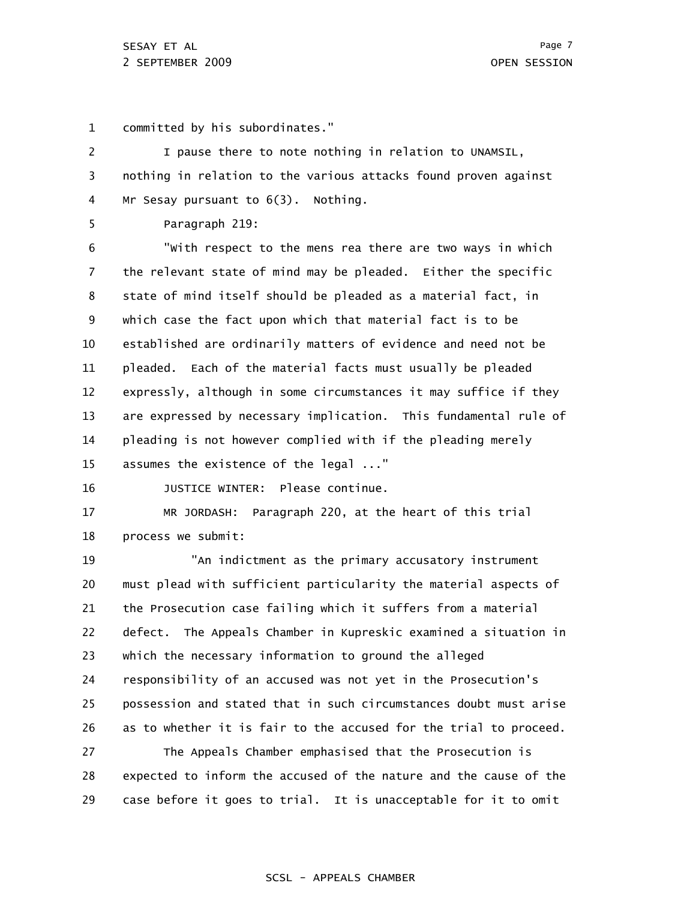committed by his subordinates."

I pause there to note nothing in relation to UNAMSIL, nothing in relation to the various attacks found proven against Mr Sesay pursuant to 6(3). Nothing.

Paragraph 219:

"With respect to the mens rea there are two ways in which the relevant state of mind may be pleaded. Either the specific state of mind itself should be pleaded as a material fact, in which case the fact upon which that material fact is to be established are ordinarily matters of evidence and need not be pleaded. Each of the material facts must usually be pleaded expressly, although in some circumstances it may suffice if they are expressed by necessary implication. This fundamental rule of pleading is not however complied with if the pleading merely assumes the existence of the legal ..."

JUSTICE WINTER: Please continue.

MR JORDASH: Paragraph 220, at the heart of this trial process we submit:

"An indictment as the primary accusatory instrument must plead with sufficient particularity the material aspects of the Prosecution case failing which it suffers from a material defect. The Appeals Chamber in Kupreskic examined a situation in which the necessary information to ground the alleged responsibility of an accused was not yet in the Prosecution's possession and stated that in such circumstances doubt must arise as to whether it is fair to the accused for the trial to proceed.

The Appeals Chamber emphasised that the Prosecution is expected to inform the accused of the nature and the cause of the case before it goes to trial. It is unacceptable for it to omit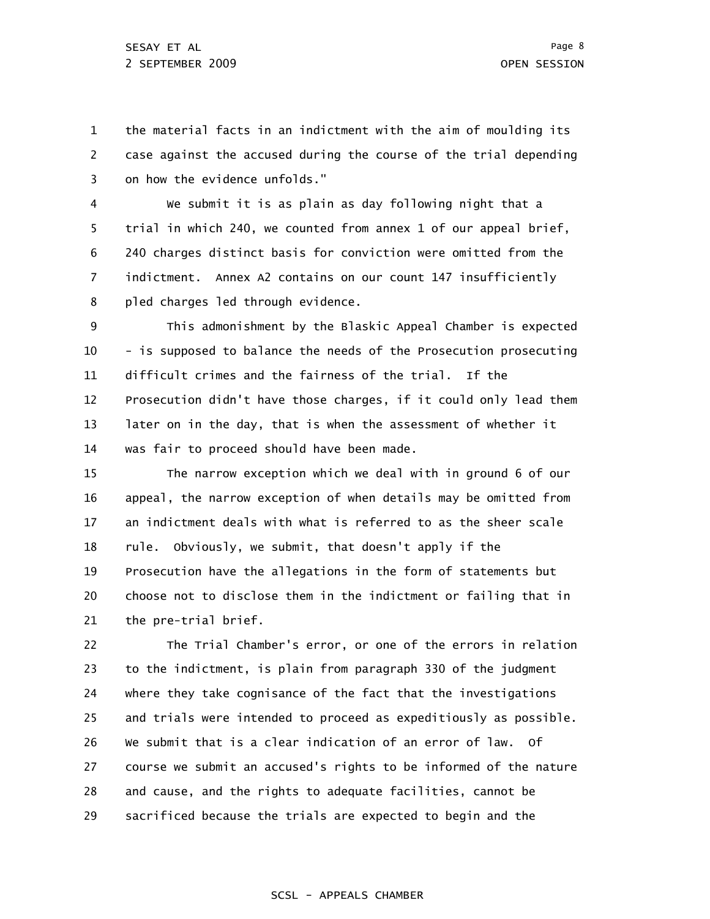the material facts in an indictment with the aim of moulding its case against the accused during the course of the trial depending on how the evidence unfolds."

We submit it is as plain as day following night that a trial in which 240, we counted from annex 1 of our appeal brief, 240 charges distinct basis for conviction were omitted from the indictment. Annex A2 contains on our count 147 insufficiently pled charges led through evidence.

This admonishment by the Blaskic Appeal Chamber is expected - is supposed to balance the needs of the Prosecution prosecuting difficult crimes and the fairness of the trial. If the Prosecution didn't have those charges, if it could only lead them later on in the day, that is when the assessment of whether it was fair to proceed should have been made.

The narrow exception which we deal with in ground 6 of our appeal, the narrow exception of when details may be omitted from an indictment deals with what is referred to as the sheer scale rule. Obviously, we submit, that doesn't apply if the Prosecution have the allegations in the form of statements but choose not to disclose them in the indictment or failing that in the pre-trial brief.

The Trial Chamber's error, or one of the errors in relation to the indictment, is plain from paragraph 330 of the judgment where they take cognisance of the fact that the investigations and trials were intended to proceed as expeditiously as possible. We submit that is a clear indication of an error of law. Of course we submit an accused's rights to be informed of the nature and cause, and the rights to adequate facilities, cannot be sacrificed because the trials are expected to begin and the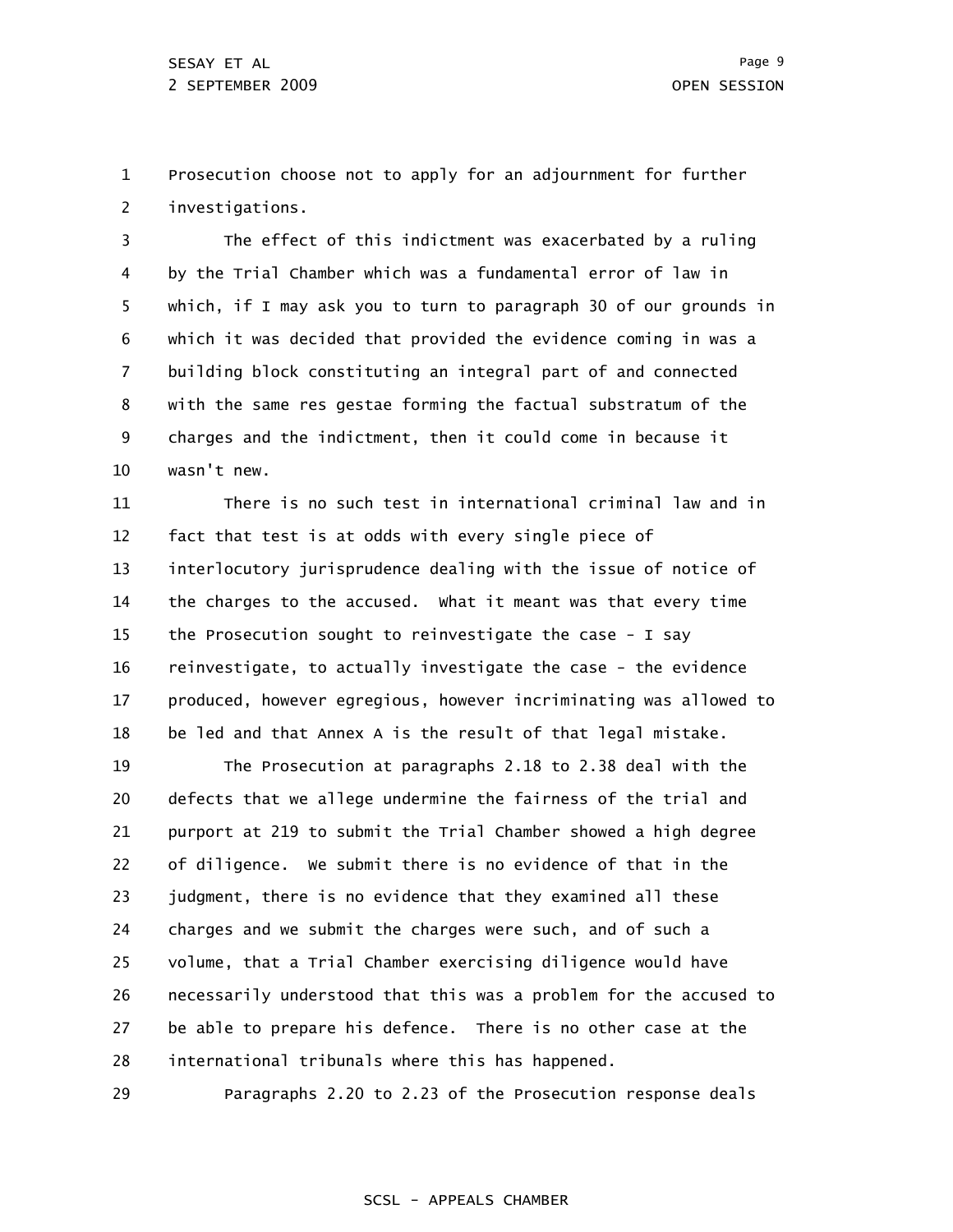Prosecution choose not to apply for an adjournment for further investigations.

The effect of this indictment was exacerbated by a ruling by the Trial Chamber which was a fundamental error of law in which, if I may ask you to turn to paragraph 30 of our grounds in which it was decided that provided the evidence coming in was a building block constituting an integral part of and connected with the same res gestae forming the factual substratum of the charges and the indictment, then it could come in because it wasn't new.

There is no such test in international criminal law and in fact that test is at odds with every single piece of interlocutory jurisprudence dealing with the issue of notice of the charges to the accused. What it meant was that every time the Prosecution sought to reinvestigate the case - I say reinvestigate, to actually investigate the case - the evidence produced, however egregious, however incriminating was allowed to be led and that Annex A is the result of that legal mistake.

The Prosecution at paragraphs 2.18 to 2.38 deal with the defects that we allege undermine the fairness of the trial and purport at 219 to submit the Trial Chamber showed a high degree of diligence. We submit there is no evidence of that in the judgment, there is no evidence that they examined all these charges and we submit the charges were such, and of such a volume, that a Trial Chamber exercising diligence would have necessarily understood that this was a problem for the accused to be able to prepare his defence. There is no other case at the international tribunals where this has happened.

Paragraphs 2.20 to 2.23 of the Prosecution response deals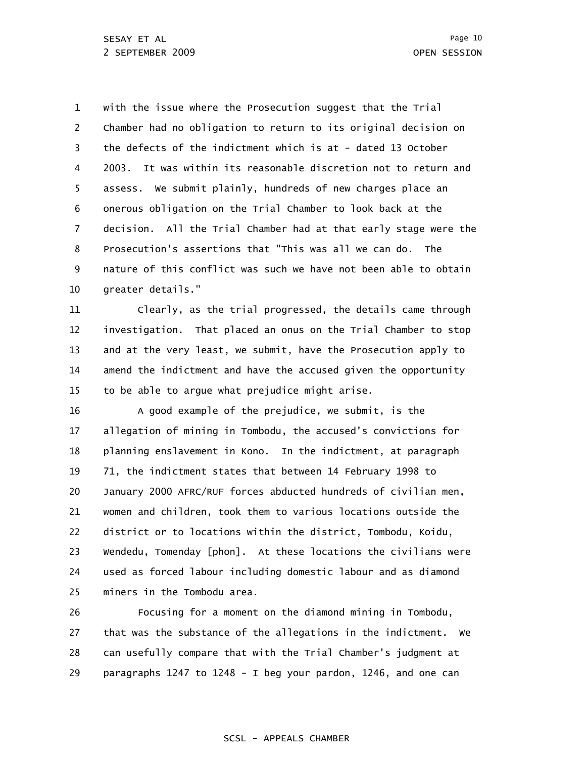with the issue where the Prosecution suggest that the Trial Chamber had no obligation to return to its original decision on the defects of the indictment which is at - dated 13 October 2003. It was within its reasonable discretion not to return and assess. We submit plainly, hundreds of new charges place an onerous obligation on the Trial Chamber to look back at the decision. All the Trial Chamber had at that early stage were the Prosecution's assertions that "This was all we can do. The nature of this conflict was such we have not been able to obtain greater details."

Clearly, as the trial progressed, the details came through investigation. That placed an onus on the Trial Chamber to stop and at the very least, we submit, have the Prosecution apply to amend the indictment and have the accused given the opportunity to be able to argue what prejudice might arise.

A good example of the prejudice, we submit, is the allegation of mining in Tombodu, the accused's convictions for planning enslavement in Kono. In the indictment, at paragraph 71, the indictment states that between 14 February 1998 to January 2000 AFRC/RUF forces abducted hundreds of civilian men, women and children, took them to various locations outside the district or to locations within the district, Tombodu, Koidu, Wendedu, Tomenday [phon]. At these locations the civilians were used as forced labour including domestic labour and as diamond miners in the Tombodu area.

Focusing for a moment on the diamond mining in Tombodu, that was the substance of the allegations in the indictment. We can usefully compare that with the Trial Chamber's judgment at paragraphs 1247 to 1248 - I beg your pardon, 1246, and one can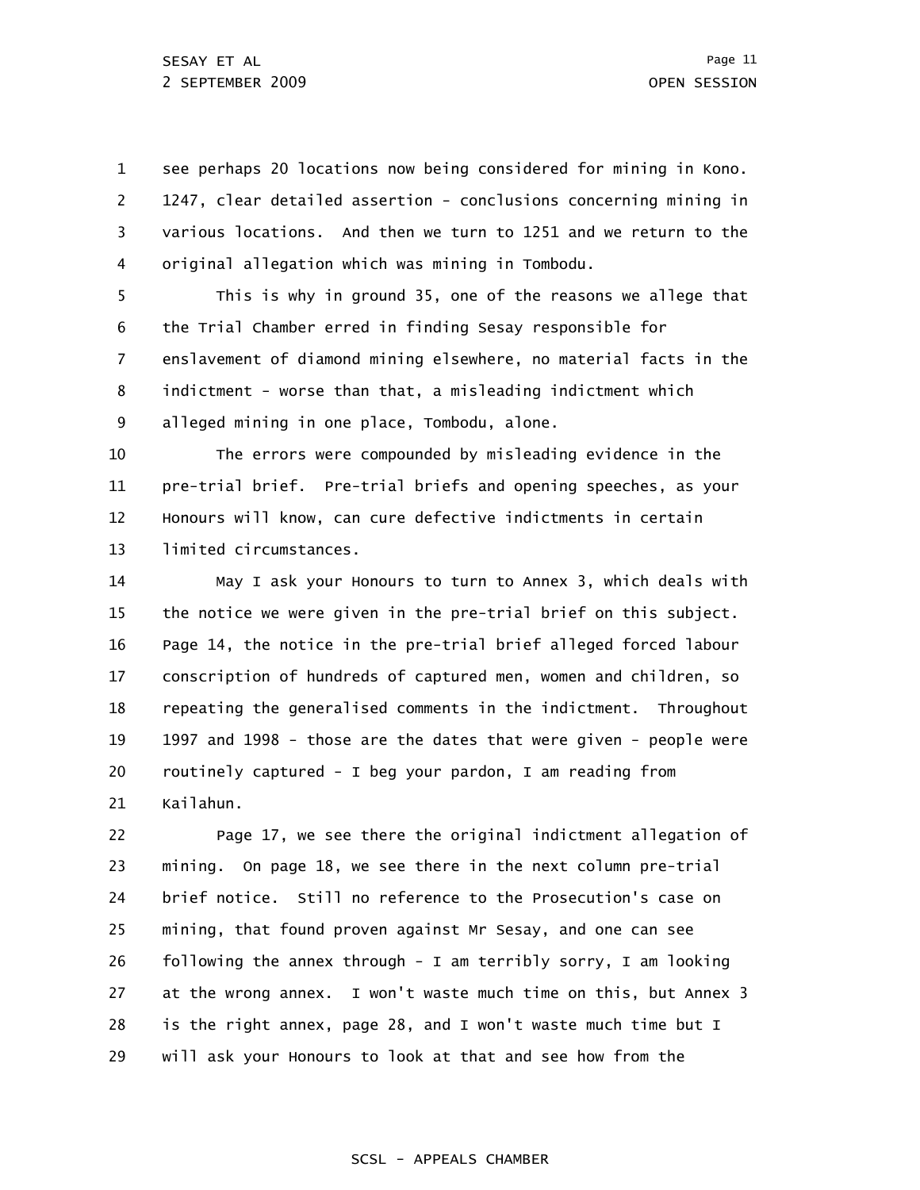1 see perhaps 20 locations now being considered for mining in Kono.
2 1247, clear detailed assertion - conclusions concerning mining in
3 various locations. And then we turn to 1251 and we return to the
4 original allegation which was mining in Tombodu.

5 This is why in ground 35, one of the reasons we allege that
6 the Trial Chamber erred in finding Sesay responsible for
7 enslavement of diamond mining elsewhere, no material facts in the
8 indictment - worse than that, a misleading indictment which
9 alleged mining in one place, Tombodu, alone.

10 The errors were compounded by misleading evidence in the
11 pre-trial brief. Pre-trial briefs and opening speeches, as your
12 Honours will know, can cure defective indictments in certain
13 limited circumstances.

14 May I ask your Honours to turn to Annex 3, which deals with
15 the notice we were given in the pre-trial brief on this subject.
16 Page 14, the notice in the pre-trial brief alleged forced labour
17 conscription of hundreds of captured men, women and children, so
18 repeating the generalised comments in the indictment. Throughout
19 1997 and 1998 - those are the dates that were given - people were
20 routinely captured - I beg your pardon, I am reading from
21 Kailahun.

22 Page 17, we see there the original indictment allegation of
23 mining. On page 18, we see there in the next column pre-trial
24 brief notice. Still no reference to the Prosecution's case on
25 mining, that found proven against Mr Sesay, and one can see
26 following the annex through - I am terribly sorry, I am looking
27 at the wrong annex. I won't waste much time on this, but Annex 3
28 is the right annex, page 28, and I won't waste much time but I
29 will ask your Honours to look at that and see how from the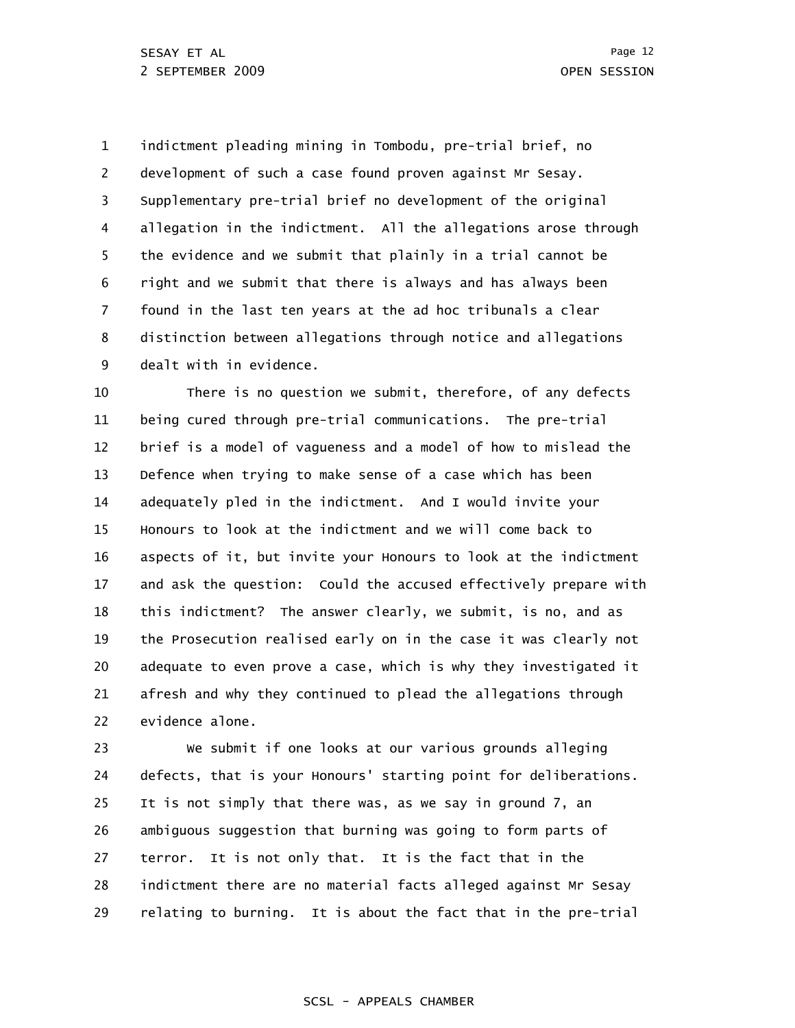indictment pleading mining in Tombodu, pre-trial brief, no development of such a case found proven against Mr Sesay. Supplementary pre-trial brief no development of the original allegation in the indictment. All the allegations arose through the evidence and we submit that plainly in a trial cannot be right and we submit that there is always and has always been found in the last ten years at the ad hoc tribunals a clear distinction between allegations through notice and allegations dealt with in evidence.

There is no question we submit, therefore, of any defects being cured through pre-trial communications. The pre-trial brief is a model of vagueness and a model of how to mislead the Defence when trying to make sense of a case which has been adequately pled in the indictment. And I would invite your Honours to look at the indictment and we will come back to aspects of it, but invite your Honours to look at the indictment and ask the question: Could the accused effectively prepare with this indictment? The answer clearly, we submit, is no, and as the Prosecution realised early on in the case it was clearly not adequate to even prove a case, which is why they investigated it afresh and why they continued to plead the allegations through evidence alone.

We submit if one looks at our various grounds alleging defects, that is your Honours' starting point for deliberations. It is not simply that there was, as we say in ground 7, an ambiguous suggestion that burning was going to form parts of terror. It is not only that. It is the fact that in the indictment there are no material facts alleged against Mr Sesay relating to burning. It is about the fact that in the pre-trial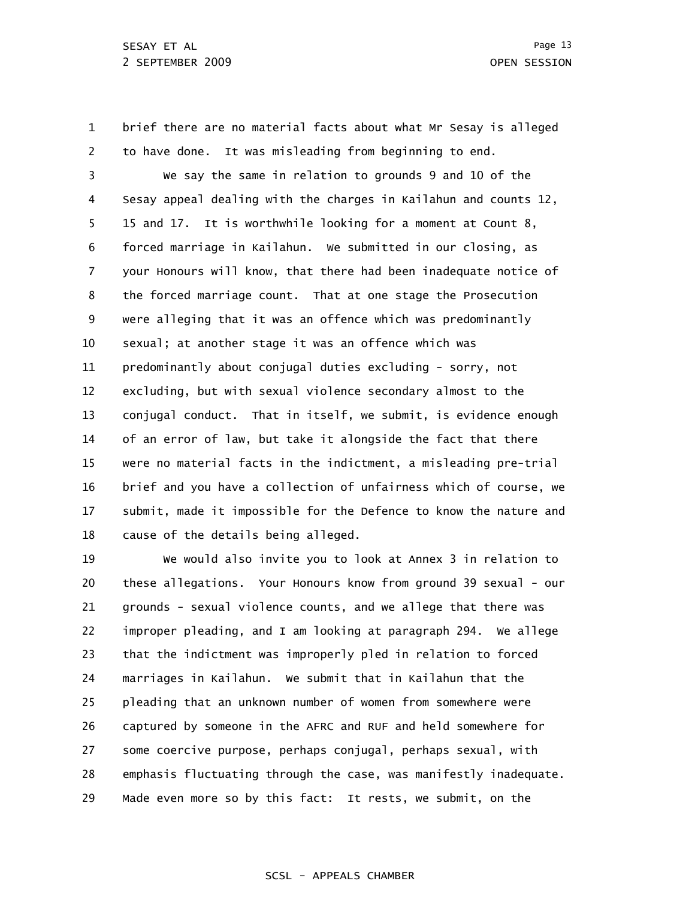brief there are no material facts about what Mr Sesay is alleged to have done. It was misleading from beginning to end.

We say the same in relation to grounds 9 and 10 of the Sesay appeal dealing with the charges in Kailahun and counts 12, 15 and 17. It is worthwhile looking for a moment at Count 8, forced marriage in Kailahun. We submitted in our closing, as your Honours will know, that there had been inadequate notice of the forced marriage count. That at one stage the Prosecution were alleging that it was an offence which was predominantly sexual; at another stage it was an offence which was predominantly about conjugal duties excluding - sorry, not excluding, but with sexual violence secondary almost to the conjugal conduct. That in itself, we submit, is evidence enough of an error of law, but take it alongside the fact that there were no material facts in the indictment, a misleading pre-trial brief and you have a collection of unfairness which of course, we submit, made it impossible for the Defence to know the nature and cause of the details being alleged.

We would also invite you to look at Annex 3 in relation to these allegations. Your Honours know from ground 39 sexual - our grounds - sexual violence counts, and we allege that there was improper pleading, and I am looking at paragraph 294. We allege that the indictment was improperly pled in relation to forced marriages in Kailahun. We submit that in Kailahun that the pleading that an unknown number of women from somewhere were captured by someone in the AFRC and RUF and held somewhere for some coercive purpose, perhaps conjugal, perhaps sexual, with emphasis fluctuating through the case, was manifestly inadequate. Made even more so by this fact: It rests, we submit, on the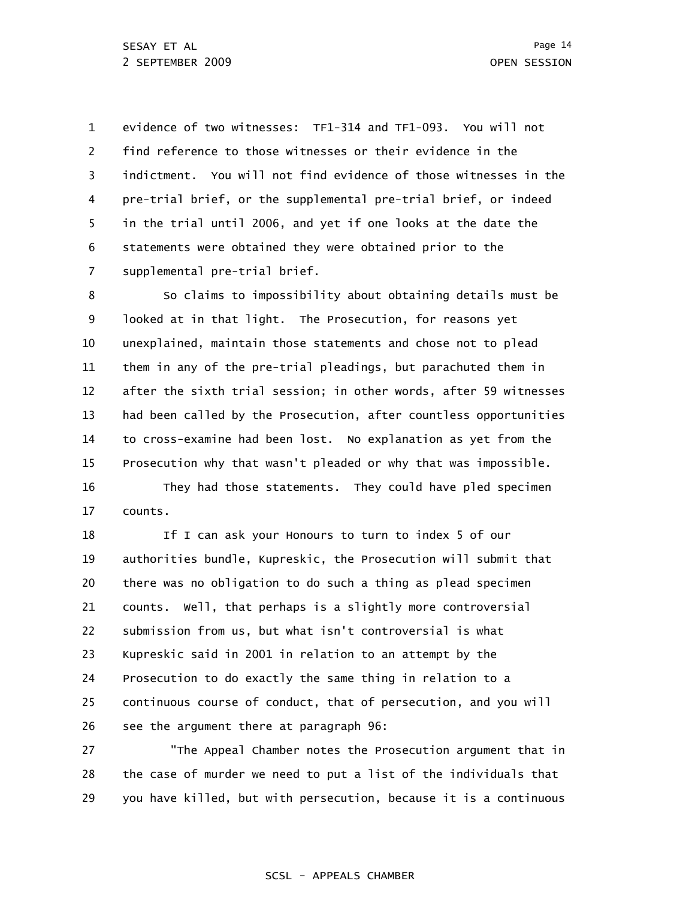evidence of two witnesses: TF1-314 and TF1-093. You will not find reference to those witnesses or their evidence in the indictment. You will not find evidence of those witnesses in the pre-trial brief, or the supplemental pre-trial brief, or indeed in the trial until 2006, and yet if one looks at the date the statements were obtained they were obtained prior to the supplemental pre-trial brief.

So claims to impossibility about obtaining details must be looked at in that light. The Prosecution, for reasons yet unexplained, maintain those statements and chose not to plead them in any of the pre-trial pleadings, but parachuted them in after the sixth trial session; in other words, after 59 witnesses had been called by the Prosecution, after countless opportunities to cross-examine had been lost. No explanation as yet from the Prosecution why that wasn't pleaded or why that was impossible.

They had those statements. They could have pled specimen counts.

If I can ask your Honours to turn to index 5 of our authorities bundle, Kupreskic, the Prosecution will submit that there was no obligation to do such a thing as plead specimen counts. Well, that perhaps is a slightly more controversial submission from us, but what isn't controversial is what Kupreskic said in 2001 in relation to an attempt by the Prosecution to do exactly the same thing in relation to a continuous course of conduct, that of persecution, and you will see the argument there at paragraph 96:

"The Appeal Chamber notes the Prosecution argument that in the case of murder we need to put a list of the individuals that you have killed, but with persecution, because it is a continuous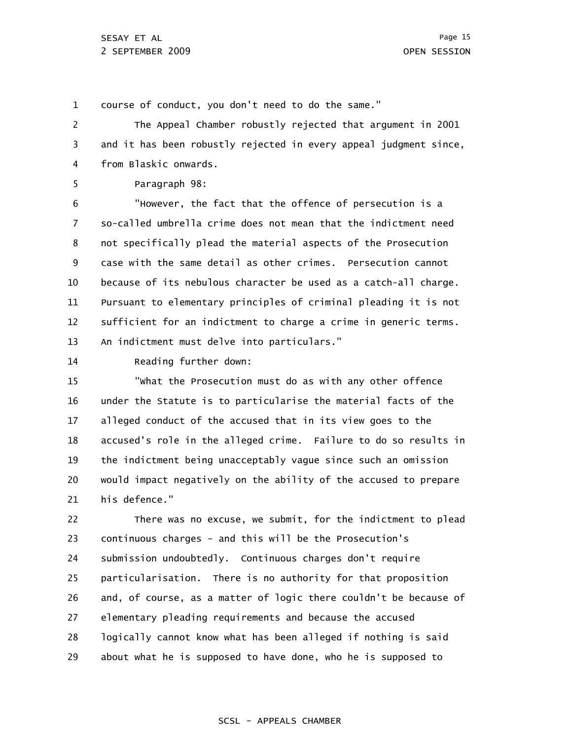course of conduct, you don't need to do the same."

The Appeal Chamber robustly rejected that argument in 2001 and it has been robustly rejected in every appeal judgment since, from Blaskic onwards.

Paragraph 98:

"However, the fact that the offence of persecution is a so-called umbrella crime does not mean that the indictment need not specifically plead the material aspects of the Prosecution case with the same detail as other crimes. Persecution cannot because of its nebulous character be used as a catch-all charge. Pursuant to elementary principles of criminal pleading it is not sufficient for an indictment to charge a crime in generic terms. An indictment must delve into particulars."

Reading further down:

"What the Prosecution must do as with any other offence under the Statute is to particularise the material facts of the alleged conduct of the accused that in its view goes to the accused's role in the alleged crime. Failure to do so results in the indictment being unacceptably vague since such an omission would impact negatively on the ability of the accused to prepare his defence."

There was no excuse, we submit, for the indictment to plead continuous charges - and this will be the Prosecution's submission undoubtedly. Continuous charges don't require particularisation. There is no authority for that proposition and, of course, as a matter of logic there couldn't be because of elementary pleading requirements and because the accused logically cannot know what has been alleged if nothing is said about what he is supposed to have done, who he is supposed to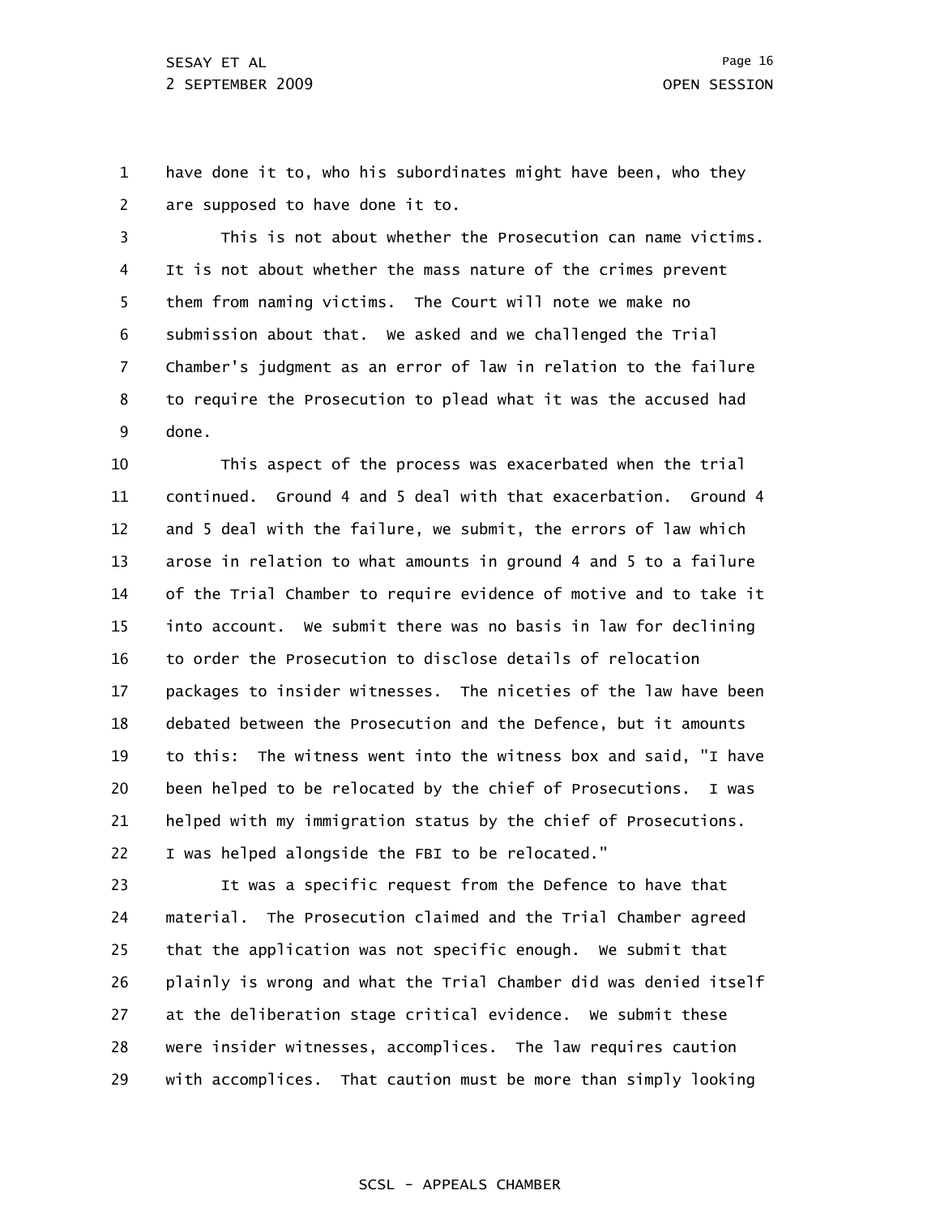have done it to, who his subordinates might have been, who they are supposed to have done it to.

This is not about whether the Prosecution can name victims. It is not about whether the mass nature of the crimes prevent them from naming victims. The Court will note we make no submission about that. We asked and we challenged the Trial Chamber's judgment as an error of law in relation to the failure to require the Prosecution to plead what it was the accused had done.

This aspect of the process was exacerbated when the trial continued. Ground 4 and 5 deal with that exacerbation. Ground 4 and 5 deal with the failure, we submit, the errors of law which arose in relation to what amounts in ground 4 and 5 to a failure of the Trial Chamber to require evidence of motive and to take it into account. We submit there was no basis in law for declining to order the Prosecution to disclose details of relocation packages to insider witnesses. The niceties of the law have been debated between the Prosecution and the Defence, but it amounts to this: The witness went into the witness box and said, "I have been helped to be relocated by the chief of Prosecutions. I was helped with my immigration status by the chief of Prosecutions. I was helped alongside the FBI to be relocated."

It was a specific request from the Defence to have that material. The Prosecution claimed and the Trial Chamber agreed that the application was not specific enough. We submit that plainly is wrong and what the Trial Chamber did was denied itself at the deliberation stage critical evidence. We submit these were insider witnesses, accomplices. The law requires caution with accomplices. That caution must be more than simply looking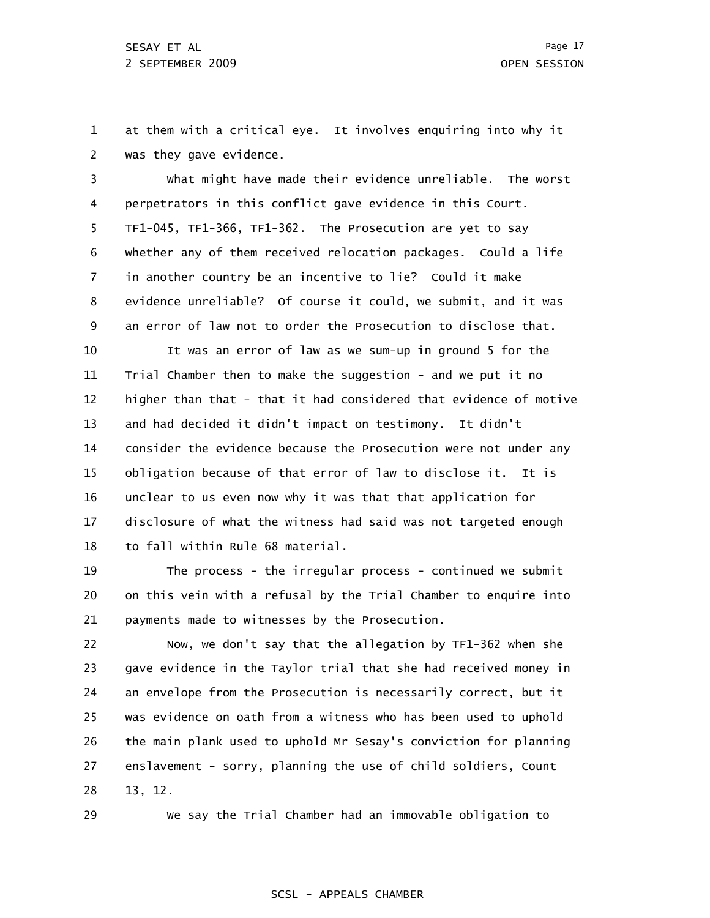at them with a critical eye. It involves enquiring into why it was they gave evidence.

What might have made their evidence unreliable. The worst perpetrators in this conflict gave evidence in this Court. TF1-045, TF1-366, TF1-362. The Prosecution are yet to say whether any of them received relocation packages. Could a life in another country be an incentive to lie? Could it make evidence unreliable? Of course it could, we submit, and it was an error of law not to order the Prosecution to disclose that.

It was an error of law as we sum-up in ground 5 for the Trial Chamber then to make the suggestion - and we put it no higher than that - that it had considered that evidence of motive and had decided it didn't impact on testimony. It didn't consider the evidence because the Prosecution were not under any obligation because of that error of law to disclose it. It is unclear to us even now why it was that that application for disclosure of what the witness had said was not targeted enough to fall within Rule 68 material.

The process - the irregular process - continued we submit on this vein with a refusal by the Trial Chamber to enquire into payments made to witnesses by the Prosecution.

Now, we don't say that the allegation by TF1-362 when she gave evidence in the Taylor trial that she had received money in an envelope from the Prosecution is necessarily correct, but it was evidence on oath from a witness who has been used to uphold the main plank used to uphold Mr Sesay's conviction for planning enslavement - sorry, planning the use of child soldiers, Count 13, 12.

We say the Trial Chamber had an immovable obligation to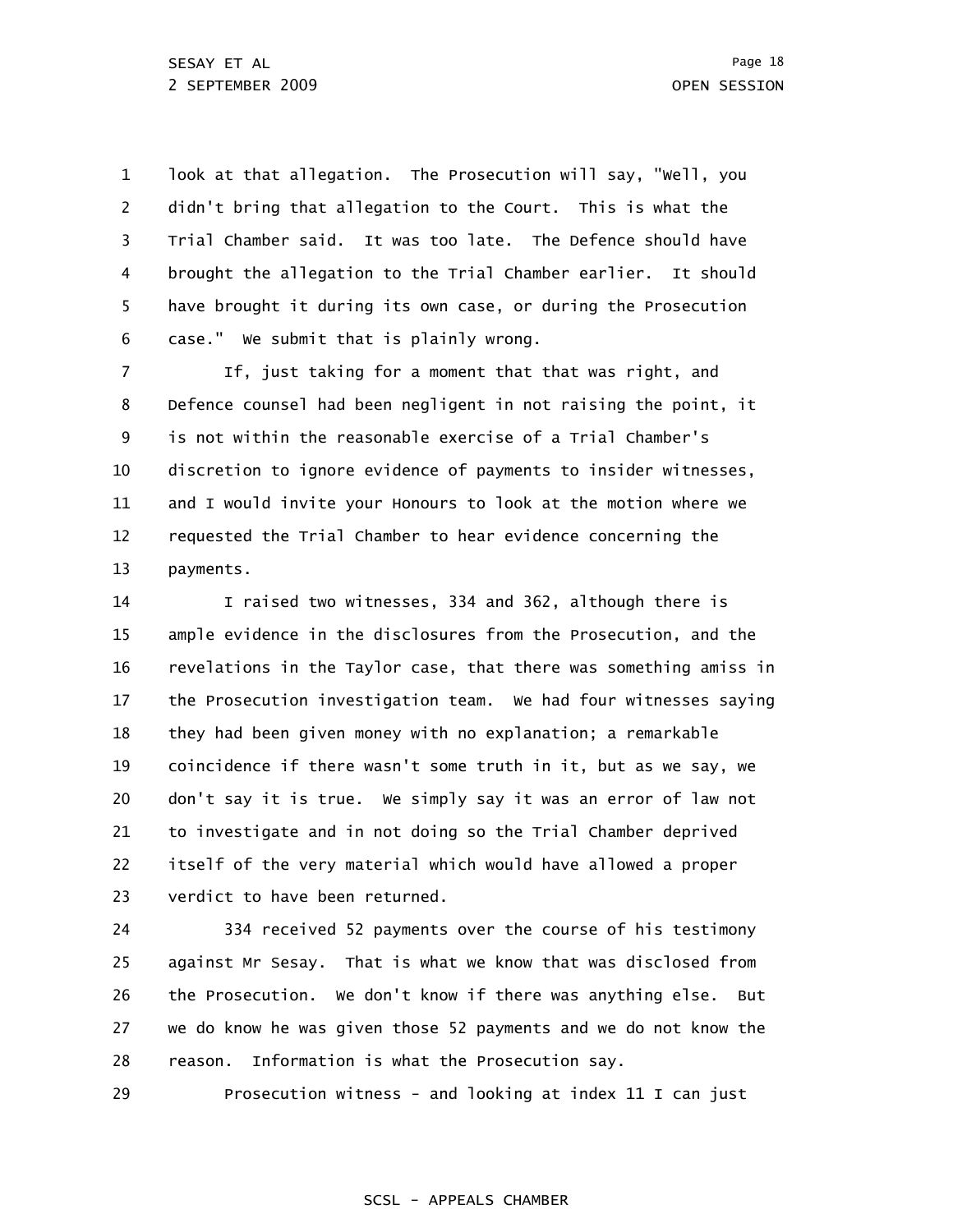look at that allegation. The Prosecution will say, "Well, you didn't bring that allegation to the Court. This is what the Trial Chamber said. It was too late. The Defence should have brought the allegation to the Trial Chamber earlier. It should have brought it during its own case, or during the Prosecution case." We submit that is plainly wrong.

If, just taking for a moment that that was right, and Defence counsel had been negligent in not raising the point, it is not within the reasonable exercise of a Trial Chamber's discretion to ignore evidence of payments to insider witnesses, and I would invite your Honours to look at the motion where we requested the Trial Chamber to hear evidence concerning the payments.

I raised two witnesses, 334 and 362, although there is ample evidence in the disclosures from the Prosecution, and the revelations in the Taylor case, that there was something amiss in the Prosecution investigation team. We had four witnesses saying they had been given money with no explanation; a remarkable coincidence if there wasn't some truth in it, but as we say, we don't say it is true. We simply say it was an error of law not to investigate and in not doing so the Trial Chamber deprived itself of the very material which would have allowed a proper verdict to have been returned.

334 received 52 payments over the course of his testimony against Mr Sesay. That is what we know that was disclosed from the Prosecution. We don't know if there was anything else. But we do know he was given those 52 payments and we do not know the reason. Information is what the Prosecution say.

Prosecution witness - and looking at index 11 I can just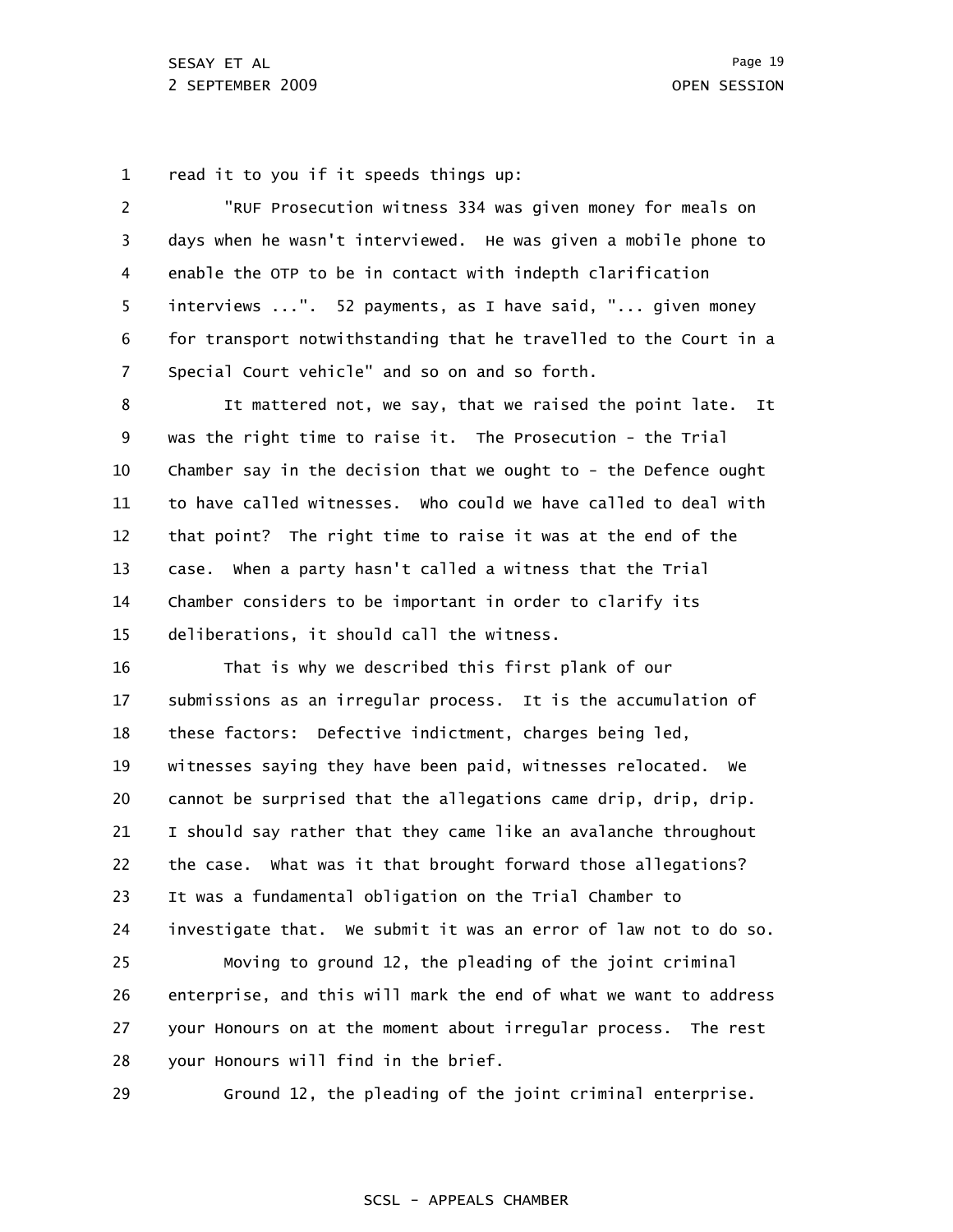read it to you if it speeds things up:

"RUF Prosecution witness 334 was given money for meals on days when he wasn't interviewed. He was given a mobile phone to enable the OTP to be in contact with indepth clarification interviews ...". 52 payments, as I have said, "... given money for transport notwithstanding that he travelled to the Court in a Special Court vehicle" and so on and so forth.

It mattered not, we say, that we raised the point late. It was the right time to raise it. The Prosecution - the Trial Chamber say in the decision that we ought to - the Defence ought to have called witnesses. Who could we have called to deal with that point? The right time to raise it was at the end of the case. When a party hasn't called a witness that the Trial Chamber considers to be important in order to clarify its deliberations, it should call the witness.

That is why we described this first plank of our submissions as an irregular process. It is the accumulation of these factors: Defective indictment, charges being led, witnesses saying they have been paid, witnesses relocated. We cannot be surprised that the allegations came drip, drip, drip. I should say rather that they came like an avalanche throughout the case. What was it that brought forward those allegations? It was a fundamental obligation on the Trial Chamber to investigate that. We submit it was an error of law not to do so.

Moving to ground 12, the pleading of the joint criminal enterprise, and this will mark the end of what we want to address your Honours on at the moment about irregular process. The rest your Honours will find in the brief.

Ground 12, the pleading of the joint criminal enterprise.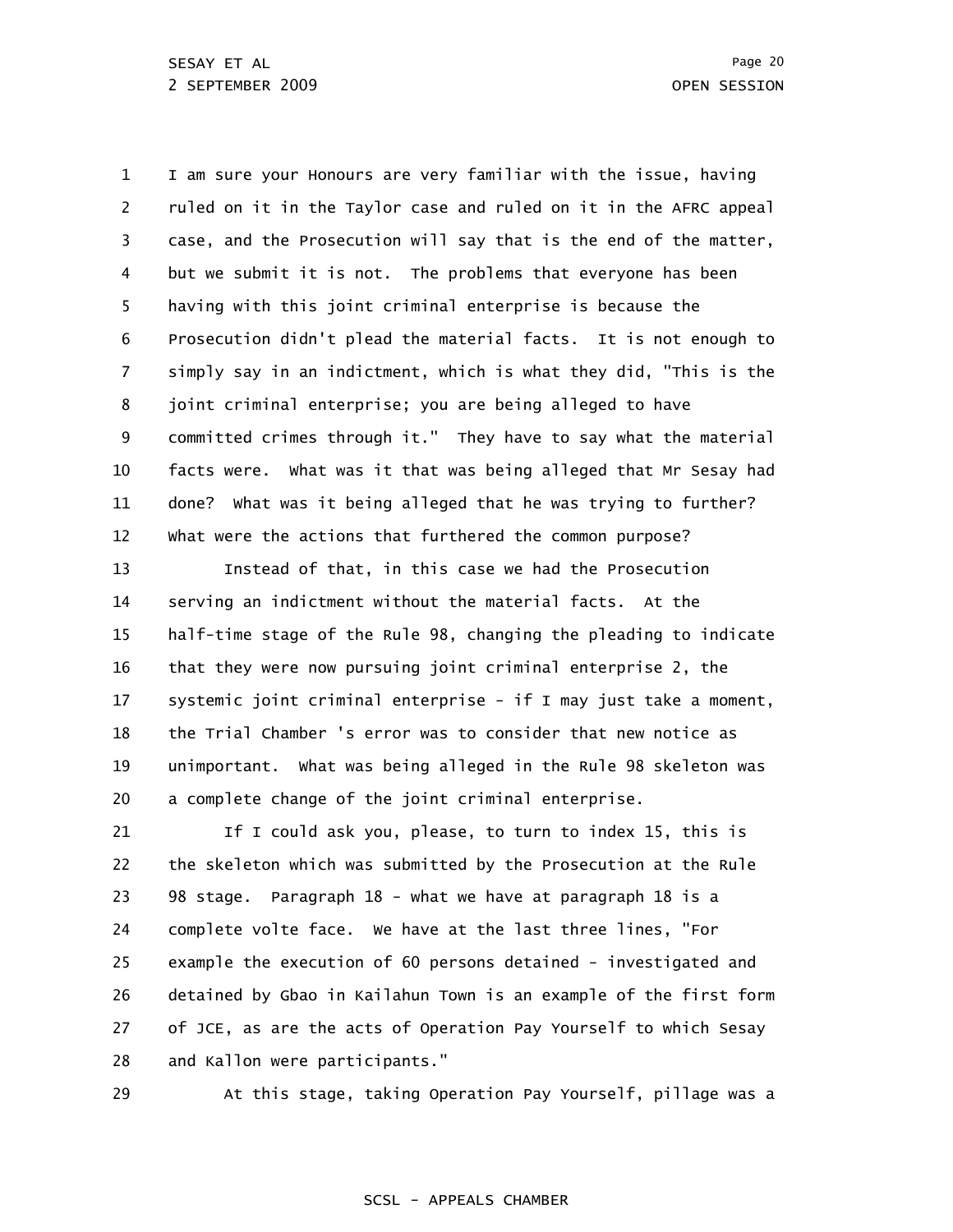I am sure your Honours are very familiar with the issue, having ruled on it in the Taylor case and ruled on it in the AFRC appeal case, and the Prosecution will say that is the end of the matter, but we submit it is not. The problems that everyone has been having with this joint criminal enterprise is because the Prosecution didn't plead the material facts. It is not enough to simply say in an indictment, which is what they did, "This is the joint criminal enterprise; you are being alleged to have committed crimes through it." They have to say what the material facts were. What was it that was being alleged that Mr Sesay had done? What was it being alleged that he was trying to further? What were the actions that furthered the common purpose?

Instead of that, in this case we had the Prosecution serving an indictment without the material facts. At the half-time stage of the Rule 98, changing the pleading to indicate that they were now pursuing joint criminal enterprise 2, the systemic joint criminal enterprise - if I may just take a moment, the Trial Chamber 's error was to consider that new notice as unimportant. What was being alleged in the Rule 98 skeleton was a complete change of the joint criminal enterprise.

If I could ask you, please, to turn to index 15, this is the skeleton which was submitted by the Prosecution at the Rule 98 stage. Paragraph 18 - what we have at paragraph 18 is a complete volte face. We have at the last three lines, "For example the execution of 60 persons detained - investigated and detained by Gbao in Kailahun Town is an example of the first form of JCE, as are the acts of Operation Pay Yourself to which Sesay and Kallon were participants."

At this stage, taking Operation Pay Yourself, pillage was a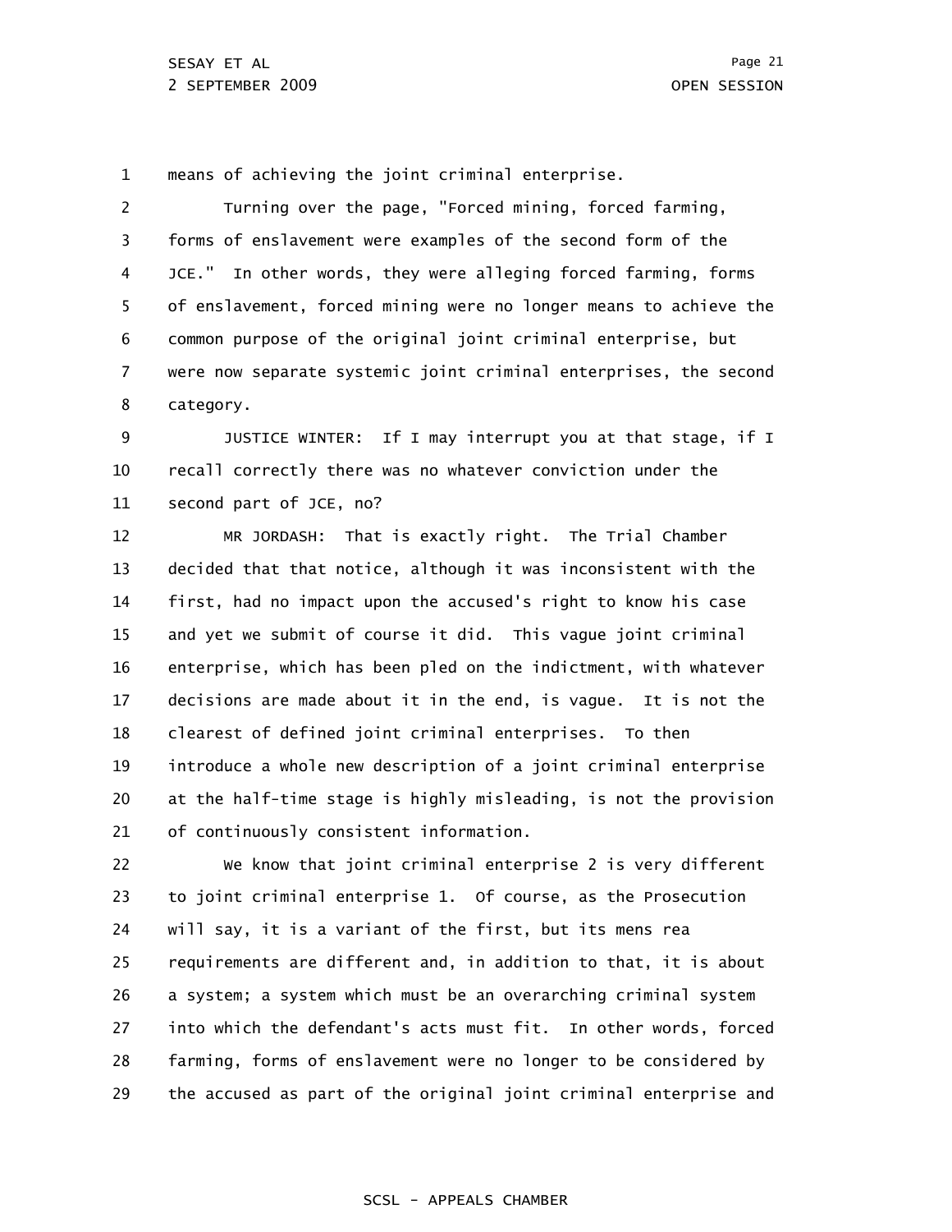means of achieving the joint criminal enterprise.

Turning over the page, "Forced mining, forced farming, forms of enslavement were examples of the second form of the JCE." In other words, they were alleging forced farming, forms of enslavement, forced mining were no longer means to achieve the common purpose of the original joint criminal enterprise, but were now separate systemic joint criminal enterprises, the second category.

JUSTICE WINTER: If I may interrupt you at that stage, if I recall correctly there was no whatever conviction under the second part of JCE, no?

MR JORDASH: That is exactly right. The Trial Chamber decided that that notice, although it was inconsistent with the first, had no impact upon the accused's right to know his case and yet we submit of course it did. This vague joint criminal enterprise, which has been pled on the indictment, with whatever decisions are made about it in the end, is vague. It is not the clearest of defined joint criminal enterprises. To then introduce a whole new description of a joint criminal enterprise at the half-time stage is highly misleading, is not the provision of continuously consistent information.

We know that joint criminal enterprise 2 is very different to joint criminal enterprise 1. Of course, as the Prosecution will say, it is a variant of the first, but its mens rea requirements are different and, in addition to that, it is about a system; a system which must be an overarching criminal system into which the defendant's acts must fit. In other words, forced farming, forms of enslavement were no longer to be considered by the accused as part of the original joint criminal enterprise and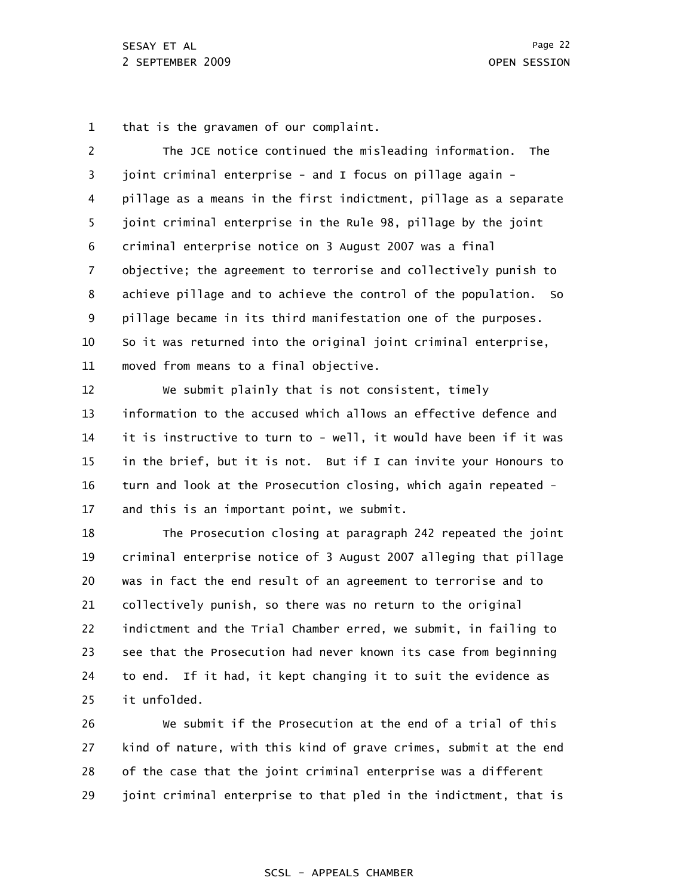that is the gravamen of our complaint.

The JCE notice continued the misleading information. The joint criminal enterprise - and I focus on pillage again - pillage as a means in the first indictment, pillage as a separate joint criminal enterprise in the Rule 98, pillage by the joint criminal enterprise notice on 3 August 2007 was a final objective; the agreement to terrorise and collectively punish to achieve pillage and to achieve the control of the population. So pillage became in its third manifestation one of the purposes. So it was returned into the original joint criminal enterprise, moved from means to a final objective.

We submit plainly that is not consistent, timely information to the accused which allows an effective defence and it is instructive to turn to - well, it would have been if it was in the brief, but it is not. But if I can invite your Honours to turn and look at the Prosecution closing, which again repeated - and this is an important point, we submit.

The Prosecution closing at paragraph 242 repeated the joint criminal enterprise notice of 3 August 2007 alleging that pillage was in fact the end result of an agreement to terrorise and to collectively punish, so there was no return to the original indictment and the Trial Chamber erred, we submit, in failing to see that the Prosecution had never known its case from beginning to end. If it had, it kept changing it to suit the evidence as it unfolded.

We submit if the Prosecution at the end of a trial of this kind of nature, with this kind of grave crimes, submit at the end of the case that the joint criminal enterprise was a different joint criminal enterprise to that pled in the indictment, that is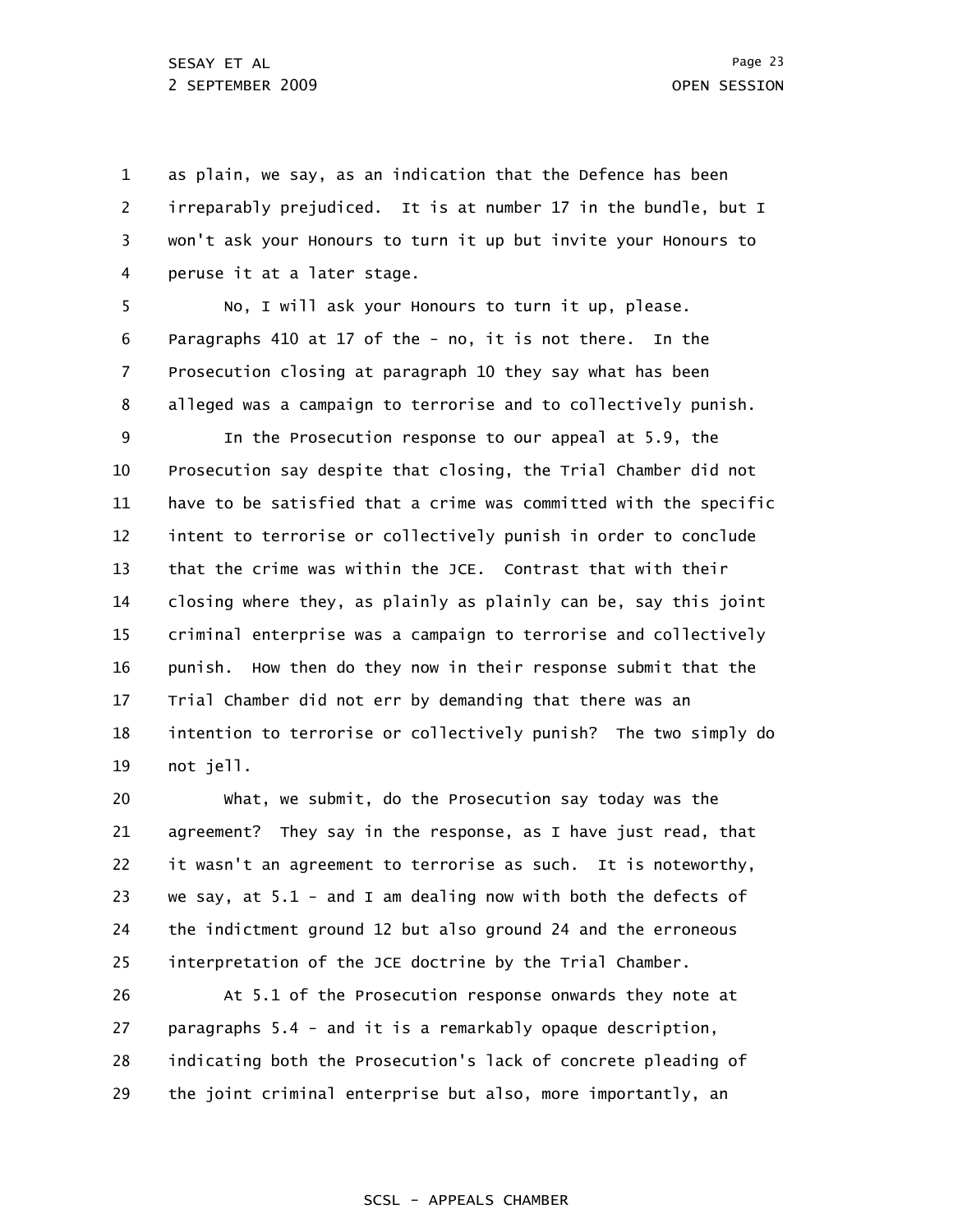as plain, we say, as an indication that the Defence has been irreparably prejudiced. It is at number 17 in the bundle, but I won't ask your Honours to turn it up but invite your Honours to peruse it at a later stage.

No, I will ask your Honours to turn it up, please. Paragraphs 410 at 17 of the - no, it is not there. In the Prosecution closing at paragraph 10 they say what has been alleged was a campaign to terrorise and to collectively punish.

In the Prosecution response to our appeal at 5.9, the Prosecution say despite that closing, the Trial Chamber did not have to be satisfied that a crime was committed with the specific intent to terrorise or collectively punish in order to conclude that the crime was within the JCE. Contrast that with their closing where they, as plainly as plainly can be, say this joint criminal enterprise was a campaign to terrorise and collectively punish. How then do they now in their response submit that the Trial Chamber did not err by demanding that there was an intention to terrorise or collectively punish? The two simply do not jell.

What, we submit, do the Prosecution say today was the agreement? They say in the response, as I have just read, that it wasn't an agreement to terrorise as such. It is noteworthy, we say, at 5.1 - and I am dealing now with both the defects of the indictment ground 12 but also ground 24 and the erroneous interpretation of the JCE doctrine by the Trial Chamber.

At 5.1 of the Prosecution response onwards they note at paragraphs 5.4 - and it is a remarkably opaque description, indicating both the Prosecution's lack of concrete pleading of the joint criminal enterprise but also, more importantly, an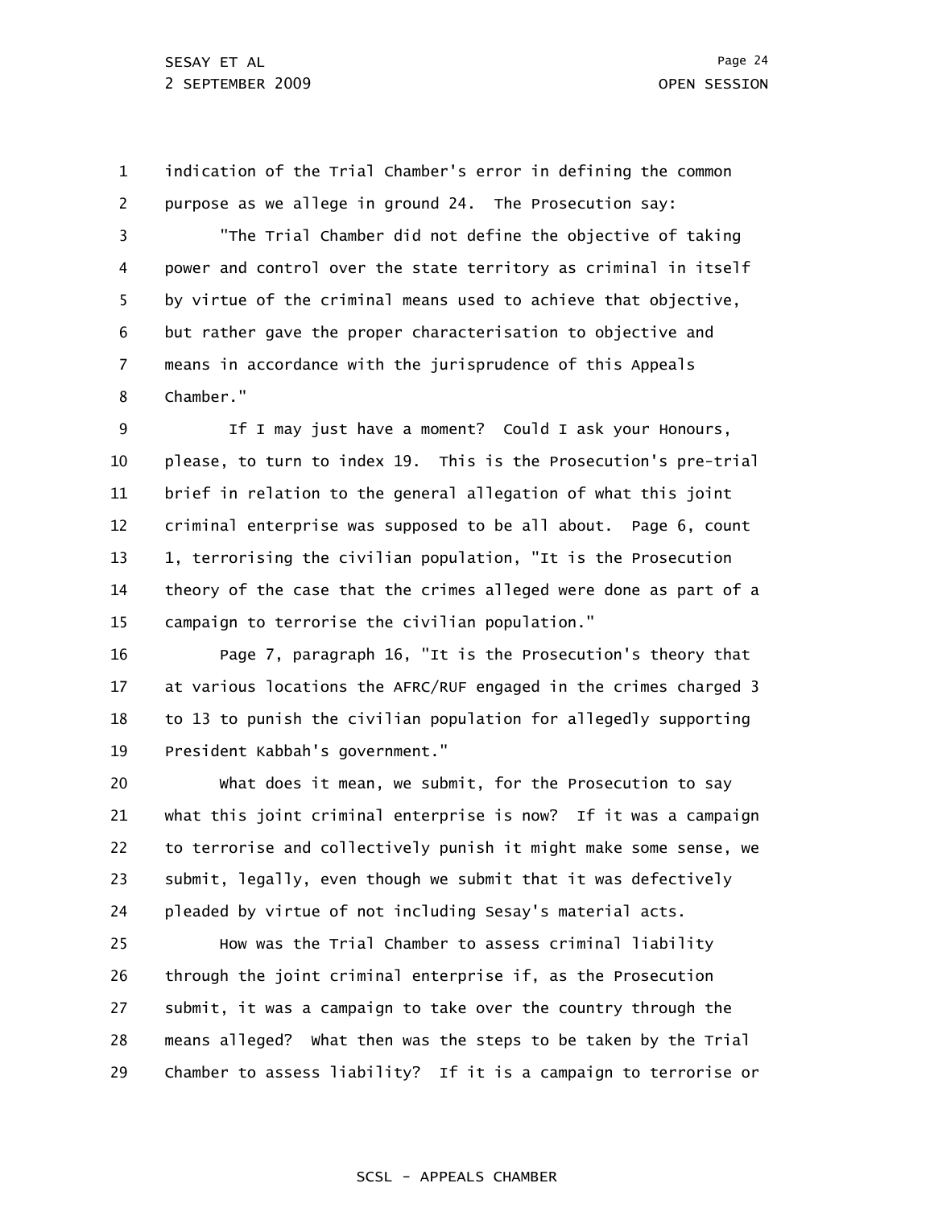indication of the Trial Chamber's error in defining the common purpose as we allege in ground 24. The Prosecution say:

"The Trial Chamber did not define the objective of taking power and control over the state territory as criminal in itself by virtue of the criminal means used to achieve that objective, but rather gave the proper characterisation to objective and means in accordance with the jurisprudence of this Appeals Chamber."

If I may just have a moment? Could I ask your Honours, please, to turn to index 19. This is the Prosecution's pre-trial brief in relation to the general allegation of what this joint criminal enterprise was supposed to be all about. Page 6, count 1, terrorising the civilian population, "It is the Prosecution theory of the case that the crimes alleged were done as part of a campaign to terrorise the civilian population."

Page 7, paragraph 16, "It is the Prosecution's theory that at various locations the AFRC/RUF engaged in the crimes charged 3 to 13 to punish the civilian population for allegedly supporting President Kabbah's government."

What does it mean, we submit, for the Prosecution to say what this joint criminal enterprise is now? If it was a campaign to terrorise and collectively punish it might make some sense, we submit, legally, even though we submit that it was defectively pleaded by virtue of not including Sesay's material acts.

How was the Trial Chamber to assess criminal liability through the joint criminal enterprise if, as the Prosecution submit, it was a campaign to take over the country through the means alleged? What then was the steps to be taken by the Trial Chamber to assess liability? If it is a campaign to terrorise or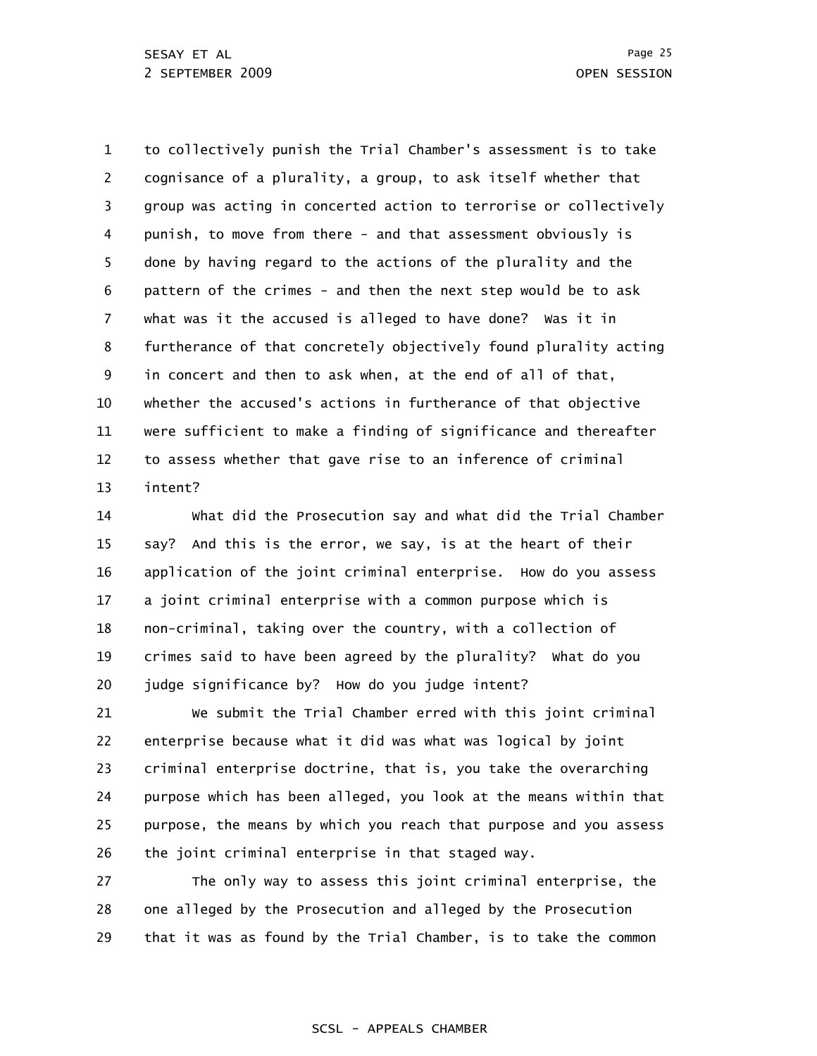to collectively punish the Trial Chamber's assessment is to take cognisance of a plurality, a group, to ask itself whether that group was acting in concerted action to terrorise or collectively punish, to move from there - and that assessment obviously is done by having regard to the actions of the plurality and the pattern of the crimes - and then the next step would be to ask what was it the accused is alleged to have done? Was it in furtherance of that concretely objectively found plurality acting in concert and then to ask when, at the end of all of that, whether the accused's actions in furtherance of that objective were sufficient to make a finding of significance and thereafter to assess whether that gave rise to an inference of criminal intent?

What did the Prosecution say and what did the Trial Chamber say? And this is the error, we say, is at the heart of their application of the joint criminal enterprise. How do you assess a joint criminal enterprise with a common purpose which is non-criminal, taking over the country, with a collection of crimes said to have been agreed by the plurality? What do you judge significance by? How do you judge intent?

We submit the Trial Chamber erred with this joint criminal enterprise because what it did was what was logical by joint criminal enterprise doctrine, that is, you take the overarching purpose which has been alleged, you look at the means within that purpose, the means by which you reach that purpose and you assess the joint criminal enterprise in that staged way.

The only way to assess this joint criminal enterprise, the one alleged by the Prosecution and alleged by the Prosecution that it was as found by the Trial Chamber, is to take the common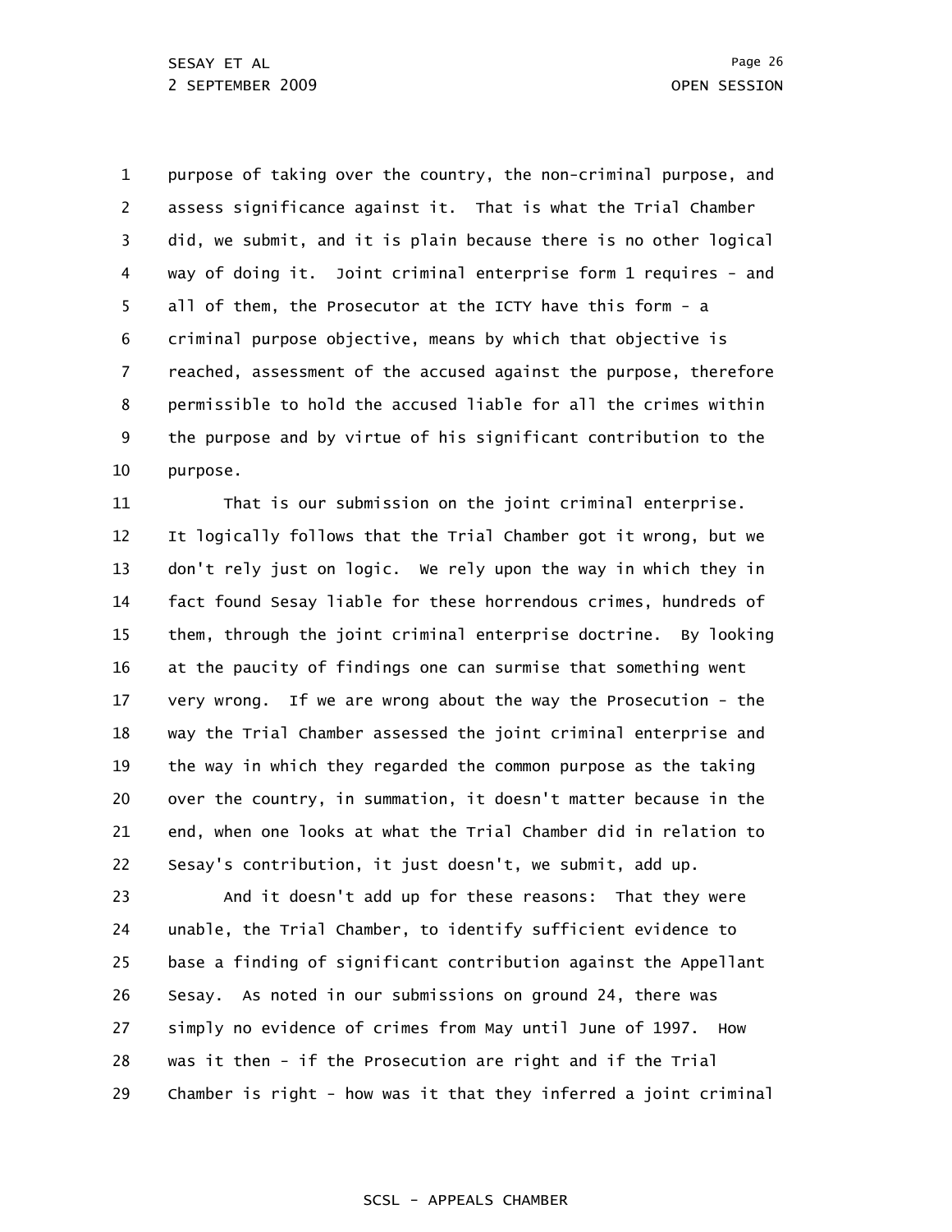purpose of taking over the country, the non-criminal purpose, and assess significance against it. That is what the Trial Chamber did, we submit, and it is plain because there is no other logical way of doing it. Joint criminal enterprise form 1 requires - and all of them, the Prosecutor at the ICTY have this form - a criminal purpose objective, means by which that objective is reached, assessment of the accused against the purpose, therefore permissible to hold the accused liable for all the crimes within the purpose and by virtue of his significant contribution to the purpose.

That is our submission on the joint criminal enterprise. It logically follows that the Trial Chamber got it wrong, but we don't rely just on logic. We rely upon the way in which they in fact found Sesay liable for these horrendous crimes, hundreds of them, through the joint criminal enterprise doctrine. By looking at the paucity of findings one can surmise that something went very wrong. If we are wrong about the way the Prosecution - the way the Trial Chamber assessed the joint criminal enterprise and the way in which they regarded the common purpose as the taking over the country, in summation, it doesn't matter because in the end, when one looks at what the Trial Chamber did in relation to Sesay's contribution, it just doesn't, we submit, add up.

And it doesn't add up for these reasons: That they were unable, the Trial Chamber, to identify sufficient evidence to base a finding of significant contribution against the Appellant Sesay. As noted in our submissions on ground 24, there was simply no evidence of crimes from May until June of 1997. How was it then - if the Prosecution are right and if the Trial Chamber is right - how was it that they inferred a joint criminal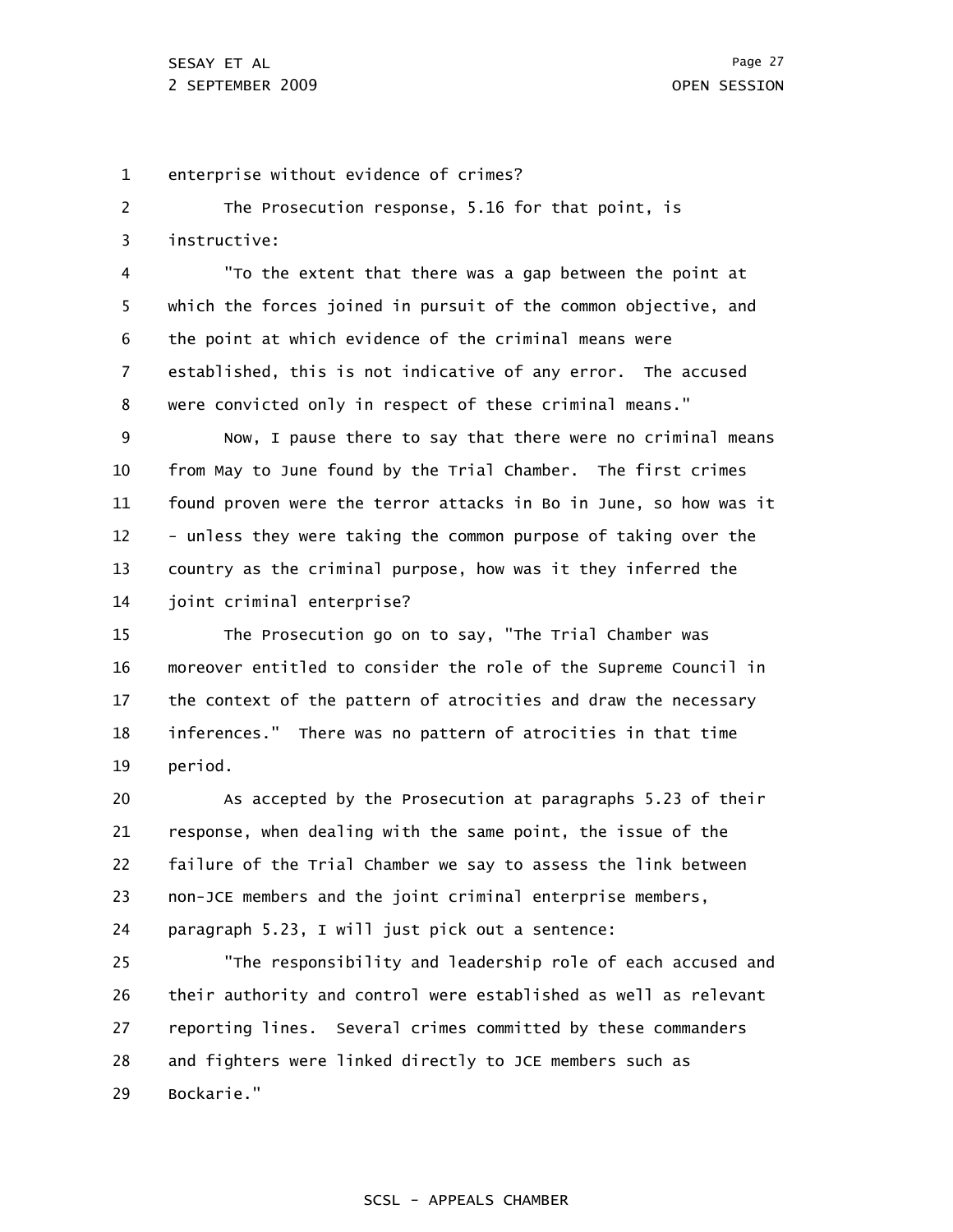enterprise without evidence of crimes?

The Prosecution response, 5.16 for that point, is instructive:

"To the extent that there was a gap between the point at which the forces joined in pursuit of the common objective, and the point at which evidence of the criminal means were established, this is not indicative of any error. The accused were convicted only in respect of these criminal means."

Now, I pause there to say that there were no criminal means from May to June found by the Trial Chamber. The first crimes found proven were the terror attacks in Bo in June, so how was it - unless they were taking the common purpose of taking over the country as the criminal purpose, how was it they inferred the joint criminal enterprise?

The Prosecution go on to say, "The Trial Chamber was moreover entitled to consider the role of the Supreme Council in the context of the pattern of atrocities and draw the necessary inferences." There was no pattern of atrocities in that time period.

As accepted by the Prosecution at paragraphs 5.23 of their response, when dealing with the same point, the issue of the failure of the Trial Chamber we say to assess the link between non-JCE members and the joint criminal enterprise members, paragraph 5.23, I will just pick out a sentence:

"The responsibility and leadership role of each accused and their authority and control were established as well as relevant reporting lines. Several crimes committed by these commanders and fighters were linked directly to JCE members such as Bockarie."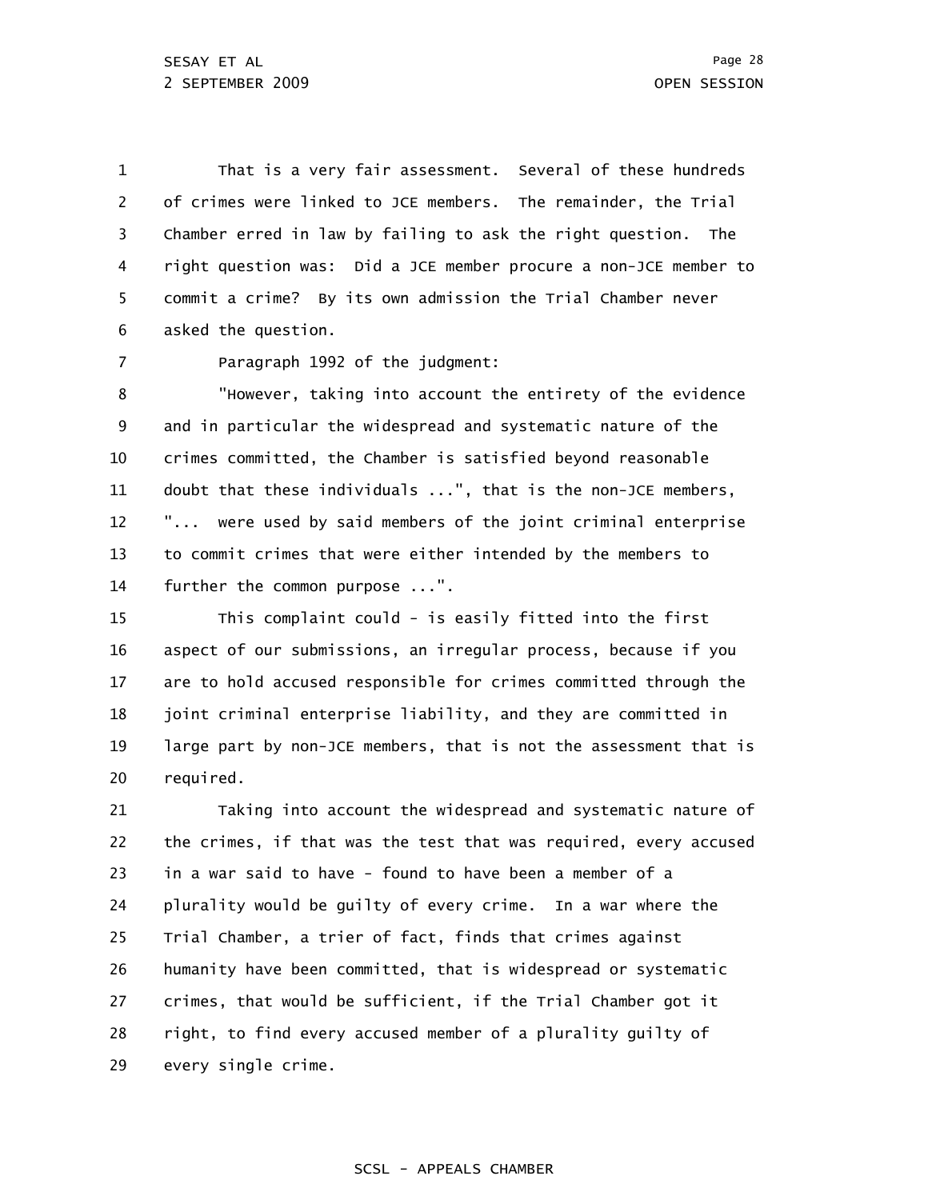That is a very fair assessment. Several of these hundreds of crimes were linked to JCE members. The remainder, the Trial Chamber erred in law by failing to ask the right question. The right question was: Did a JCE member procure a non-JCE member to commit a crime? By its own admission the Trial Chamber never asked the question.

Paragraph 1992 of the judgment:

"However, taking into account the entirety of the evidence and in particular the widespread and systematic nature of the crimes committed, the Chamber is satisfied beyond reasonable doubt that these individuals ...", that is the non-JCE members, "... were used by said members of the joint criminal enterprise to commit crimes that were either intended by the members to further the common purpose ...".

This complaint could - is easily fitted into the first aspect of our submissions, an irregular process, because if you are to hold accused responsible for crimes committed through the joint criminal enterprise liability, and they are committed in large part by non-JCE members, that is not the assessment that is required.

Taking into account the widespread and systematic nature of the crimes, if that was the test that was required, every accused in a war said to have - found to have been a member of a plurality would be guilty of every crime. In a war where the Trial Chamber, a trier of fact, finds that crimes against humanity have been committed, that is widespread or systematic crimes, that would be sufficient, if the Trial Chamber got it right, to find every accused member of a plurality guilty of every single crime.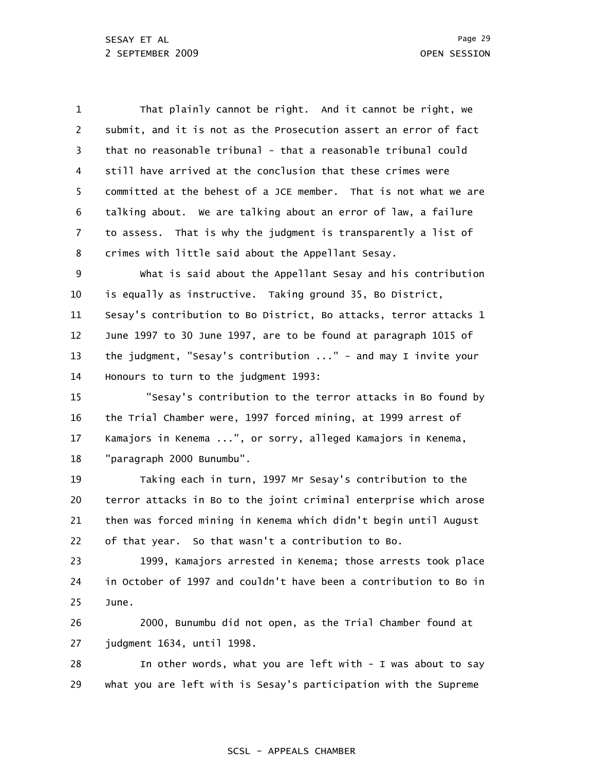That plainly cannot be right. And it cannot be right, we submit, and it is not as the Prosecution assert an error of fact that no reasonable tribunal - that a reasonable tribunal could still have arrived at the conclusion that these crimes were committed at the behest of a JCE member. That is not what we are talking about. We are talking about an error of law, a failure to assess. That is why the judgment is transparently a list of crimes with little said about the Appellant Sesay.

What is said about the Appellant Sesay and his contribution is equally as instructive. Taking ground 35, Bo District, Sesay's contribution to Bo District, Bo attacks, terror attacks 1 June 1997 to 30 June 1997, are to be found at paragraph 1015 of the judgment, "Sesay's contribution ..." - and may I invite your Honours to turn to the judgment 1993:

"Sesay's contribution to the terror attacks in Bo found by the Trial Chamber were, 1997 forced mining, at 1999 arrest of Kamajors in Kenema ...", or sorry, alleged Kamajors in Kenema, "paragraph 2000 Bunumbu".

Taking each in turn, 1997 Mr Sesay's contribution to the terror attacks in Bo to the joint criminal enterprise which arose then was forced mining in Kenema which didn't begin until August of that year. So that wasn't a contribution to Bo.

1999, Kamajors arrested in Kenema; those arrests took place in October of 1997 and couldn't have been a contribution to Bo in June.

2000, Bunumbu did not open, as the Trial Chamber found at judgment 1634, until 1998.

In other words, what you are left with - I was about to say what you are left with is Sesay's participation with the Supreme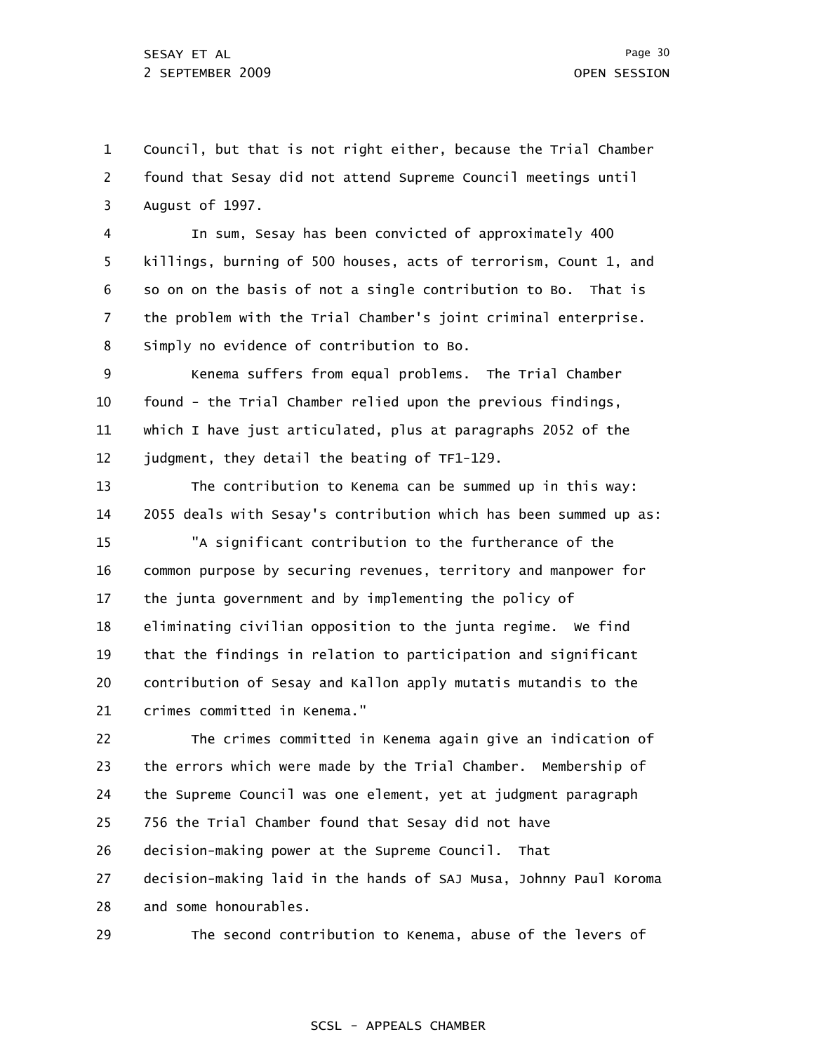Council, but that is not right either, because the Trial Chamber found that Sesay did not attend Supreme Council meetings until August of 1997.

In sum, Sesay has been convicted of approximately 400 killings, burning of 500 houses, acts of terrorism, Count 1, and so on on the basis of not a single contribution to Bo. That is the problem with the Trial Chamber's joint criminal enterprise. Simply no evidence of contribution to Bo.

Kenema suffers from equal problems. The Trial Chamber found - the Trial Chamber relied upon the previous findings, which I have just articulated, plus at paragraphs 2052 of the judgment, they detail the beating of TF1-129.

The contribution to Kenema can be summed up in this way: 2055 deals with Sesay's contribution which has been summed up as:

"A significant contribution to the furtherance of the common purpose by securing revenues, territory and manpower for the junta government and by implementing the policy of eliminating civilian opposition to the junta regime. We find that the findings in relation to participation and significant contribution of Sesay and Kallon apply mutatis mutandis to the crimes committed in Kenema."

The crimes committed in Kenema again give an indication of the errors which were made by the Trial Chamber. Membership of the Supreme Council was one element, yet at judgment paragraph 756 the Trial Chamber found that Sesay did not have decision-making power at the Supreme Council. That decision-making laid in the hands of SAJ Musa, Johnny Paul Koroma and some honourables.

The second contribution to Kenema, abuse of the levers of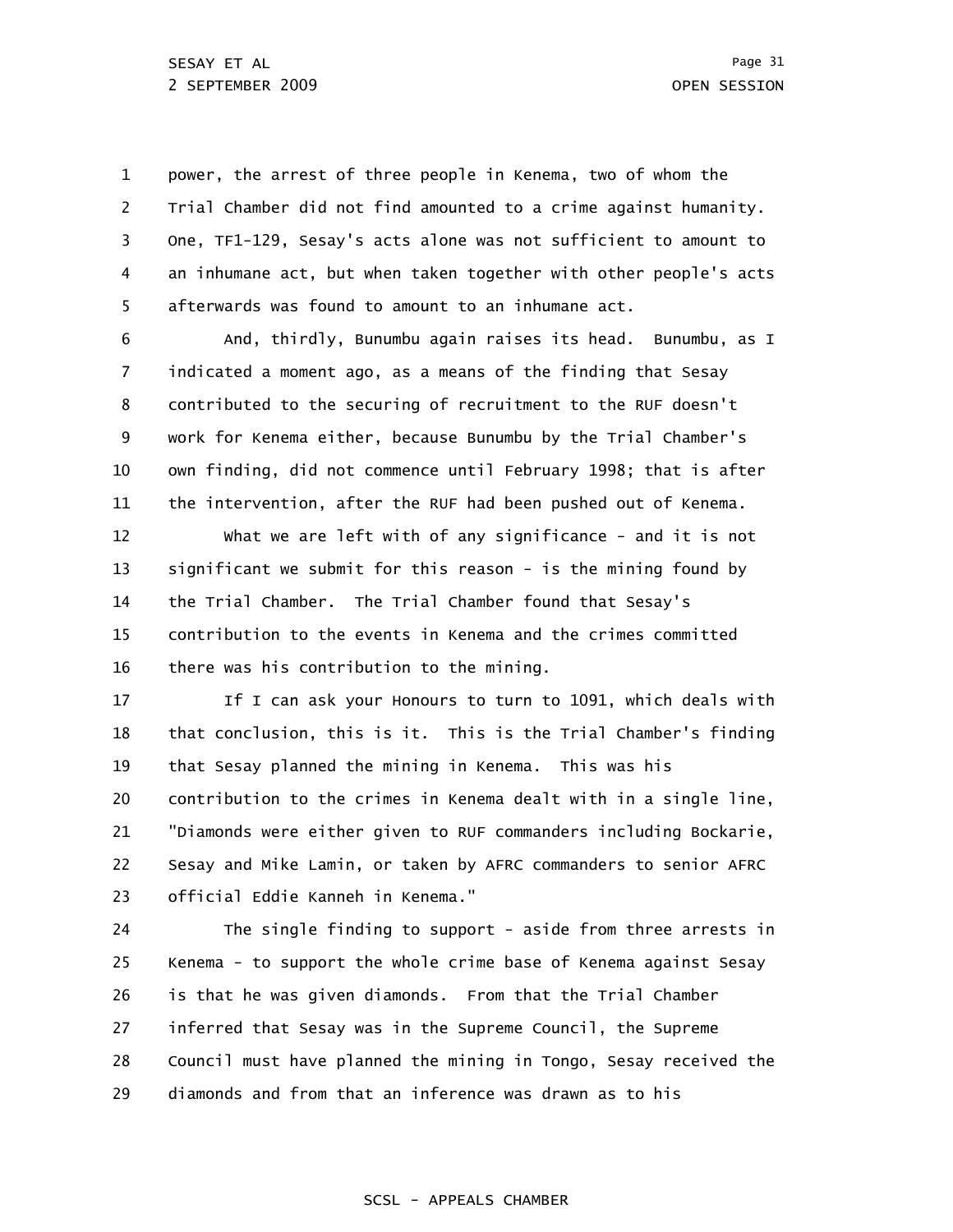power, the arrest of three people in Kenema, two of whom the Trial Chamber did not find amounted to a crime against humanity. One, TF1-129, Sesay's acts alone was not sufficient to amount to an inhumane act, but when taken together with other people's acts afterwards was found to amount to an inhumane act.

And, thirdly, Bunumbu again raises its head. Bunumbu, as I indicated a moment ago, as a means of the finding that Sesay contributed to the securing of recruitment to the RUF doesn't work for Kenema either, because Bunumbu by the Trial Chamber's own finding, did not commence until February 1998; that is after the intervention, after the RUF had been pushed out of Kenema.

What we are left with of any significance - and it is not significant we submit for this reason - is the mining found by the Trial Chamber. The Trial Chamber found that Sesay's contribution to the events in Kenema and the crimes committed there was his contribution to the mining.

If I can ask your Honours to turn to 1091, which deals with that conclusion, this is it. This is the Trial Chamber's finding that Sesay planned the mining in Kenema. This was his contribution to the crimes in Kenema dealt with in a single line, "Diamonds were either given to RUF commanders including Bockarie, Sesay and Mike Lamin, or taken by AFRC commanders to senior AFRC official Eddie Kanneh in Kenema."

The single finding to support - aside from three arrests in Kenema - to support the whole crime base of Kenema against Sesay is that he was given diamonds. From that the Trial Chamber inferred that Sesay was in the Supreme Council, the Supreme Council must have planned the mining in Tongo, Sesay received the diamonds and from that an inference was drawn as to his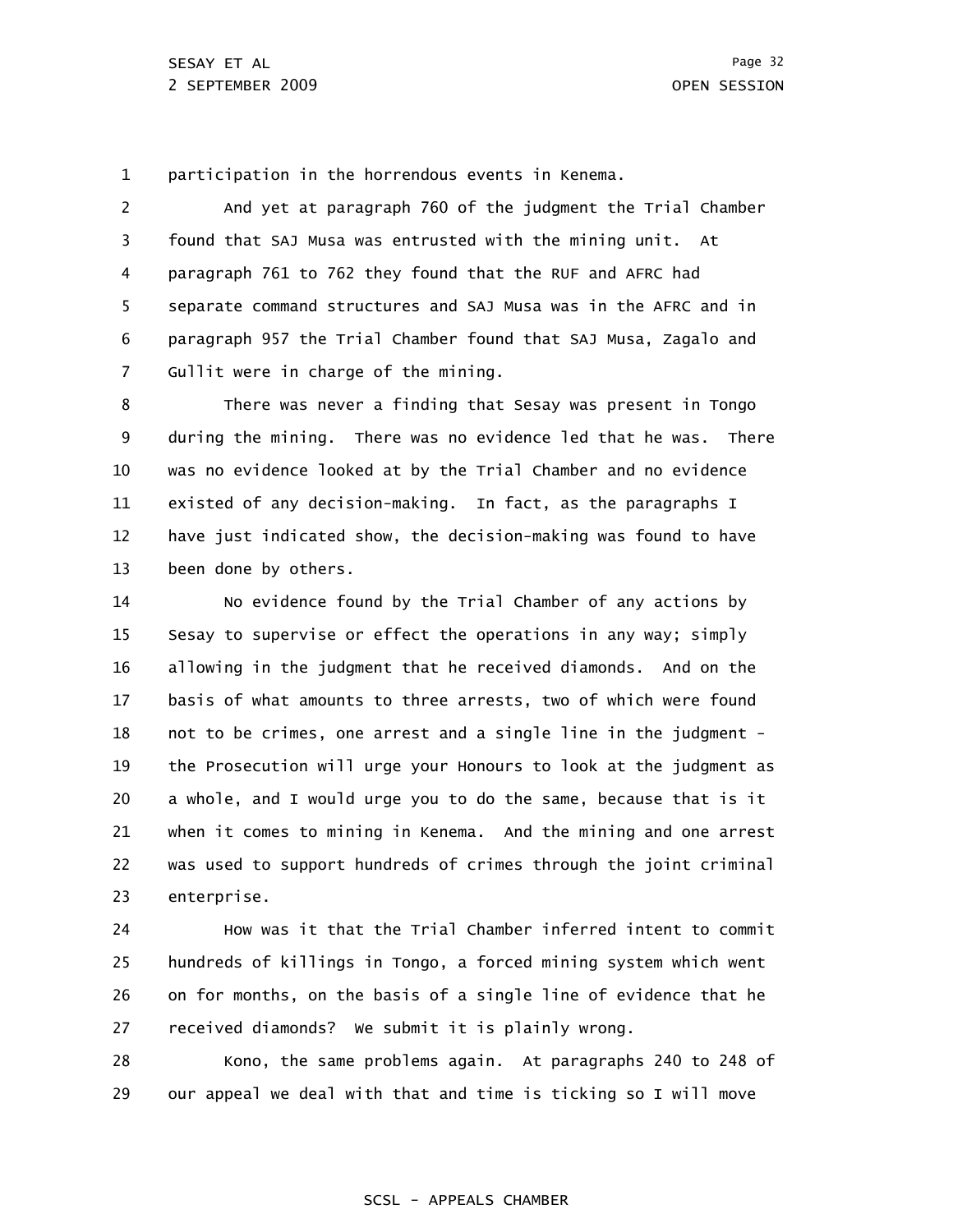participation in the horrendous events in Kenema.

And yet at paragraph 760 of the judgment the Trial Chamber found that SAJ Musa was entrusted with the mining unit. At paragraph 761 to 762 they found that the RUF and AFRC had separate command structures and SAJ Musa was in the AFRC and in paragraph 957 the Trial Chamber found that SAJ Musa, Zagalo and Gullit were in charge of the mining.

There was never a finding that Sesay was present in Tongo during the mining. There was no evidence led that he was. There was no evidence looked at by the Trial Chamber and no evidence existed of any decision-making. In fact, as the paragraphs I have just indicated show, the decision-making was found to have been done by others.

No evidence found by the Trial Chamber of any actions by Sesay to supervise or effect the operations in any way; simply allowing in the judgment that he received diamonds. And on the basis of what amounts to three arrests, two of which were found not to be crimes, one arrest and a single line in the judgment - the Prosecution will urge your Honours to look at the judgment as a whole, and I would urge you to do the same, because that is it when it comes to mining in Kenema. And the mining and one arrest was used to support hundreds of crimes through the joint criminal enterprise.

How was it that the Trial Chamber inferred intent to commit hundreds of killings in Tongo, a forced mining system which went on for months, on the basis of a single line of evidence that he received diamonds? We submit it is plainly wrong.

Kono, the same problems again. At paragraphs 240 to 248 of our appeal we deal with that and time is ticking so I will move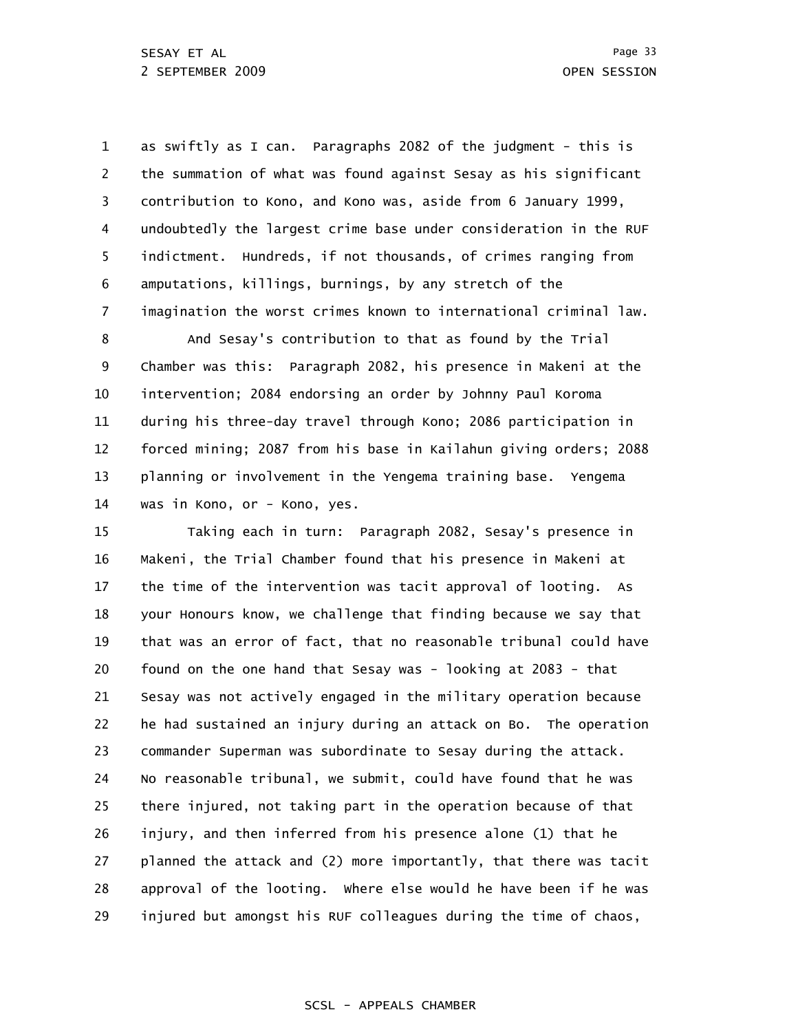as swiftly as I can. Paragraphs 2082 of the judgment - this is the summation of what was found against Sesay as his significant contribution to Kono, and Kono was, aside from 6 January 1999, undoubtedly the largest crime base under consideration in the RUF indictment. Hundreds, if not thousands, of crimes ranging from amputations, killings, burnings, by any stretch of the imagination the worst crimes known to international criminal law.

And Sesay's contribution to that as found by the Trial Chamber was this: Paragraph 2082, his presence in Makeni at the intervention; 2084 endorsing an order by Johnny Paul Koroma during his three-day travel through Kono; 2086 participation in forced mining; 2087 from his base in Kailahun giving orders; 2088 planning or involvement in the Yengema training base. Yengema was in Kono, or - Kono, yes.

Taking each in turn: Paragraph 2082, Sesay's presence in Makeni, the Trial Chamber found that his presence in Makeni at the time of the intervention was tacit approval of looting. As your Honours know, we challenge that finding because we say that that was an error of fact, that no reasonable tribunal could have found on the one hand that Sesay was - looking at 2083 - that Sesay was not actively engaged in the military operation because he had sustained an injury during an attack on Bo. The operation commander Superman was subordinate to Sesay during the attack. No reasonable tribunal, we submit, could have found that he was there injured, not taking part in the operation because of that injury, and then inferred from his presence alone (1) that he planned the attack and (2) more importantly, that there was tacit approval of the looting. Where else would he have been if he was injured but amongst his RUF colleagues during the time of chaos,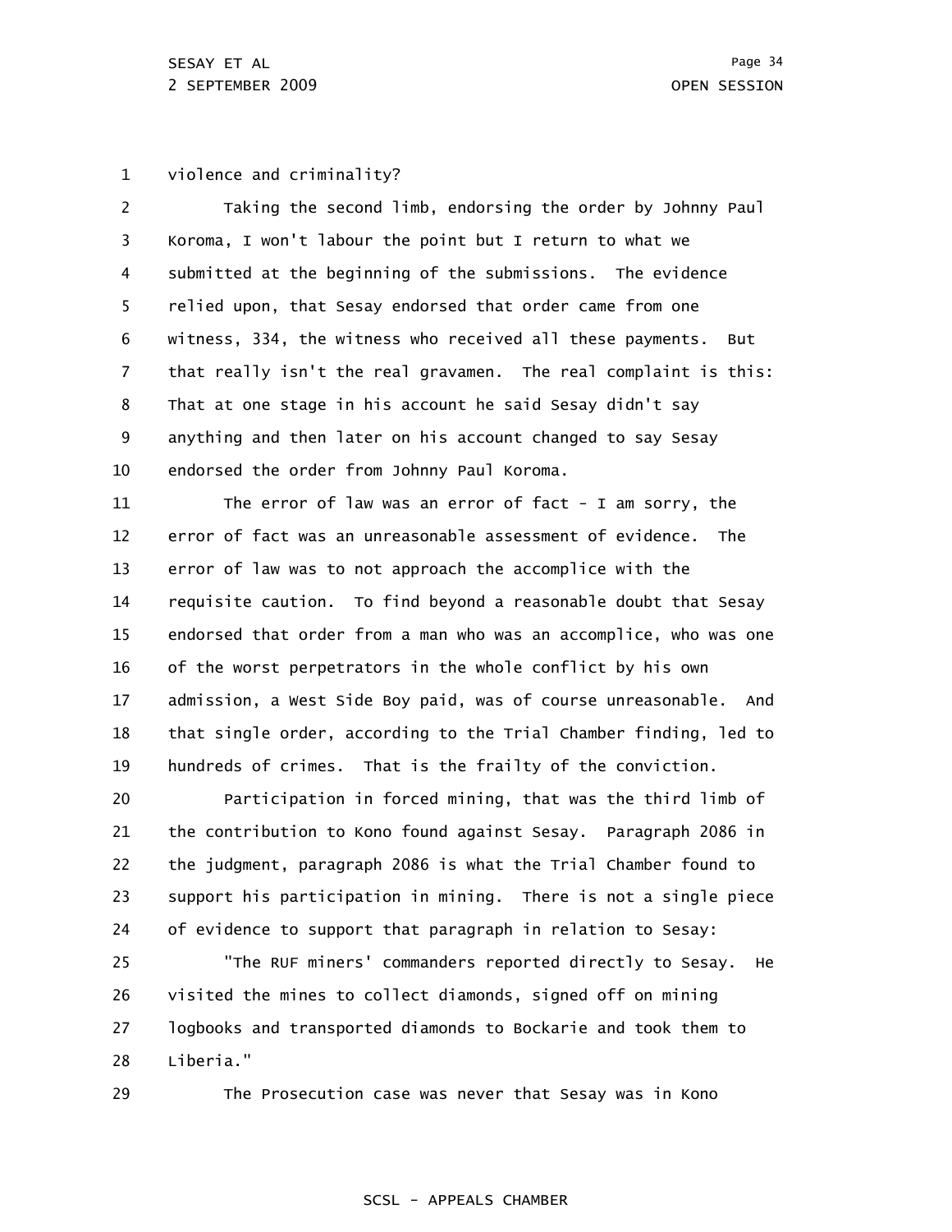violence and criminality?

Taking the second limb, endorsing the order by Johnny Paul Koroma, I won't labour the point but I return to what we submitted at the beginning of the submissions. The evidence relied upon, that Sesay endorsed that order came from one witness, 334, the witness who received all these payments. But that really isn't the real gravamen. The real complaint is this: That at one stage in his account he said Sesay didn't say anything and then later on his account changed to say Sesay endorsed the order from Johnny Paul Koroma.

The error of law was an error of fact - I am sorry, the error of fact was an unreasonable assessment of evidence. The error of law was to not approach the accomplice with the requisite caution. To find beyond a reasonable doubt that Sesay endorsed that order from a man who was an accomplice, who was one of the worst perpetrators in the whole conflict by his own admission, a West Side Boy paid, was of course unreasonable. And that single order, according to the Trial Chamber finding, led to hundreds of crimes. That is the frailty of the conviction.

Participation in forced mining, that was the third limb of the contribution to Kono found against Sesay. Paragraph 2086 in the judgment, paragraph 2086 is what the Trial Chamber found to support his participation in mining. There is not a single piece of evidence to support that paragraph in relation to Sesay:

"The RUF miners' commanders reported directly to Sesay. He visited the mines to collect diamonds, signed off on mining logbooks and transported diamonds to Bockarie and took them to Liberia."

The Prosecution case was never that Sesay was in Kono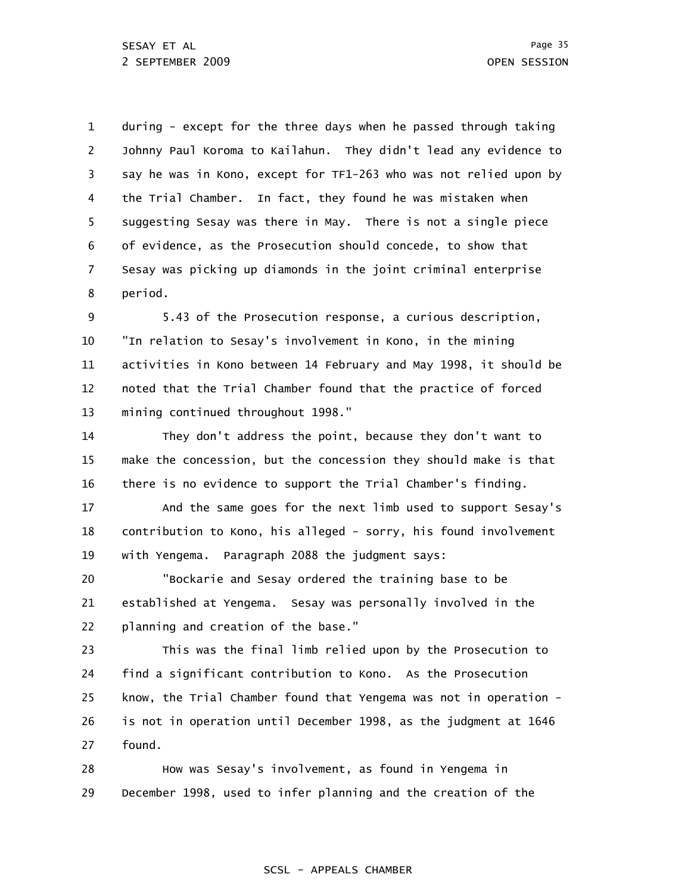during - except for the three days when he passed through taking Johnny Paul Koroma to Kailahun. They didn't lead any evidence to say he was in Kono, except for TF1-263 who was not relied upon by the Trial Chamber. In fact, they found he was mistaken when suggesting Sesay was there in May. There is not a single piece of evidence, as the Prosecution should concede, to show that Sesay was picking up diamonds in the joint criminal enterprise period.

5.43 of the Prosecution response, a curious description, "In relation to Sesay's involvement in Kono, in the mining activities in Kono between 14 February and May 1998, it should be noted that the Trial Chamber found that the practice of forced mining continued throughout 1998."

They don't address the point, because they don't want to make the concession, but the concession they should make is that there is no evidence to support the Trial Chamber's finding.

And the same goes for the next limb used to support Sesay's contribution to Kono, his alleged - sorry, his found involvement with Yengema. Paragraph 2088 the judgment says:

"Bockarie and Sesay ordered the training base to be established at Yengema. Sesay was personally involved in the planning and creation of the base."

This was the final limb relied upon by the Prosecution to find a significant contribution to Kono. As the Prosecution know, the Trial Chamber found that Yengema was not in operation - is not in operation until December 1998, as the judgment at 1646 found.

How was Sesay's involvement, as found in Yengema in December 1998, used to infer planning and the creation of the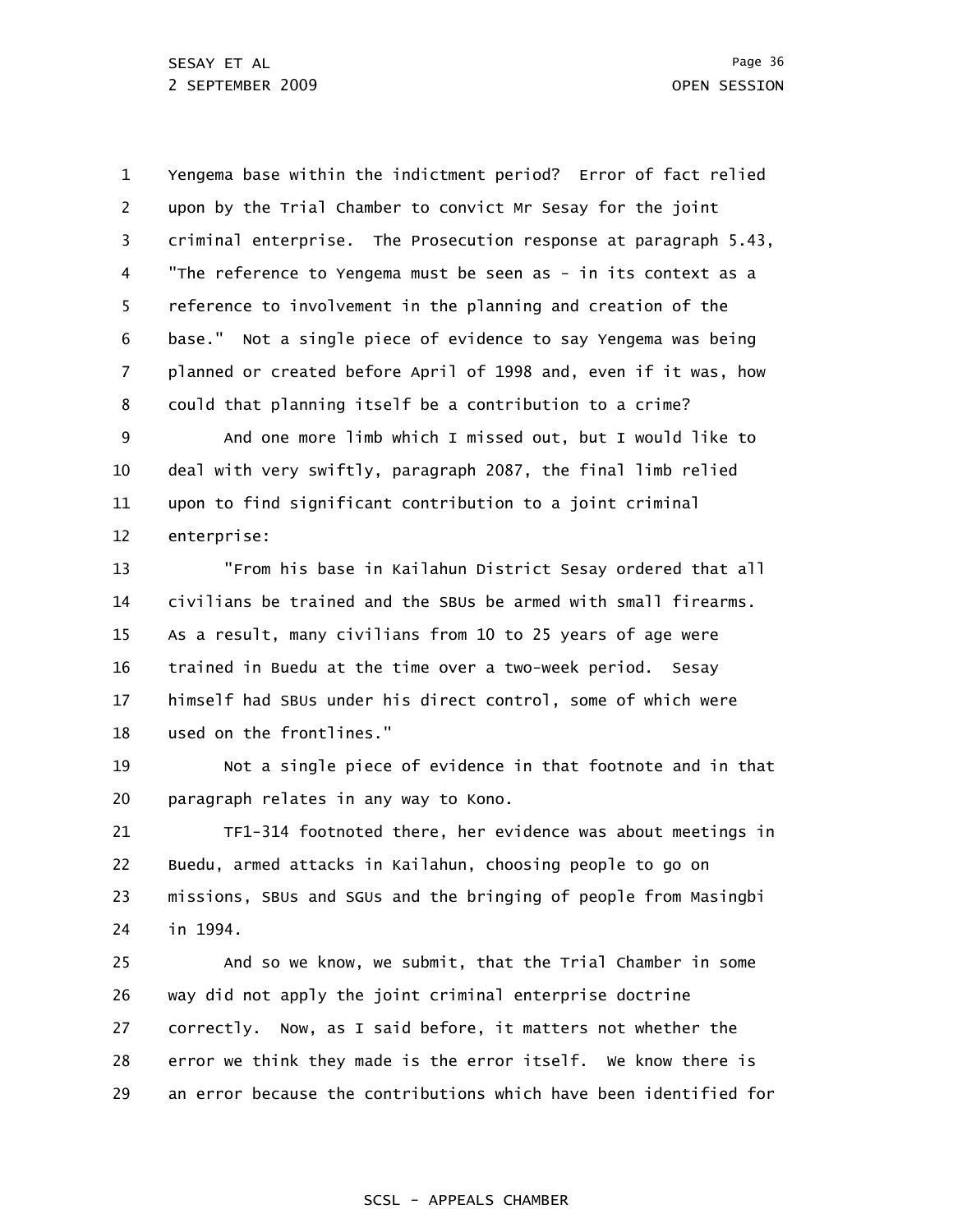Yengema base within the indictment period? Error of fact relied upon by the Trial Chamber to convict Mr Sesay for the joint criminal enterprise. The Prosecution response at paragraph 5.43, "The reference to Yengema must be seen as - in its context as a reference to involvement in the planning and creation of the base." Not a single piece of evidence to say Yengema was being planned or created before April of 1998 and, even if it was, how could that planning itself be a contribution to a crime?

And one more limb which I missed out, but I would like to deal with very swiftly, paragraph 2087, the final limb relied upon to find significant contribution to a joint criminal enterprise:

"From his base in Kailahun District Sesay ordered that all civilians be trained and the SBUs be armed with small firearms. As a result, many civilians from 10 to 25 years of age were trained in Buedu at the time over a two-week period. Sesay himself had SBUs under his direct control, some of which were used on the frontlines."

Not a single piece of evidence in that footnote and in that paragraph relates in any way to Kono.

TF1-314 footnoted there, her evidence was about meetings in Buedu, armed attacks in Kailahun, choosing people to go on missions, SBUs and SGUs and the bringing of people from Masingbi in 1994.

And so we know, we submit, that the Trial Chamber in some way did not apply the joint criminal enterprise doctrine correctly. Now, as I said before, it matters not whether the error we think they made is the error itself. We know there is an error because the contributions which have been identified for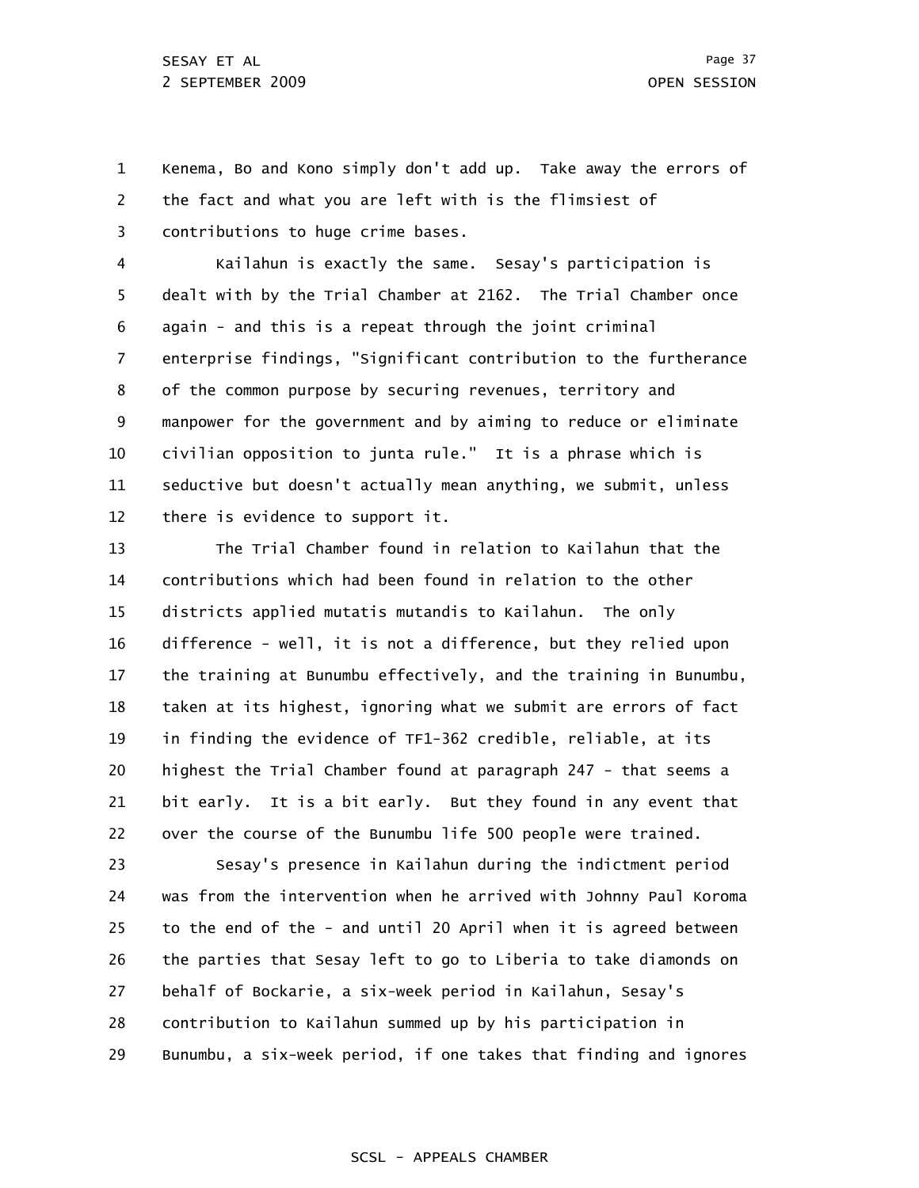Kenema, Bo and Kono simply don't add up. Take away the errors of the fact and what you are left with is the flimsiest of contributions to huge crime bases.

Kailahun is exactly the same. Sesay's participation is dealt with by the Trial Chamber at 2162. The Trial Chamber once again - and this is a repeat through the joint criminal enterprise findings, "Significant contribution to the furtherance of the common purpose by securing revenues, territory and manpower for the government and by aiming to reduce or eliminate civilian opposition to junta rule." It is a phrase which is seductive but doesn't actually mean anything, we submit, unless there is evidence to support it.

The Trial Chamber found in relation to Kailahun that the contributions which had been found in relation to the other districts applied mutatis mutandis to Kailahun. The only difference - well, it is not a difference, but they relied upon the training at Bunumbu effectively, and the training in Bunumbu, taken at its highest, ignoring what we submit are errors of fact in finding the evidence of TF1-362 credible, reliable, at its highest the Trial Chamber found at paragraph 247 - that seems a bit early. It is a bit early. But they found in any event that over the course of the Bunumbu life 500 people were trained.

Sesay's presence in Kailahun during the indictment period was from the intervention when he arrived with Johnny Paul Koroma to the end of the - and until 20 April when it is agreed between the parties that Sesay left to go to Liberia to take diamonds on behalf of Bockarie, a six-week period in Kailahun, Sesay's contribution to Kailahun summed up by his participation in Bunumbu, a six-week period, if one takes that finding and ignores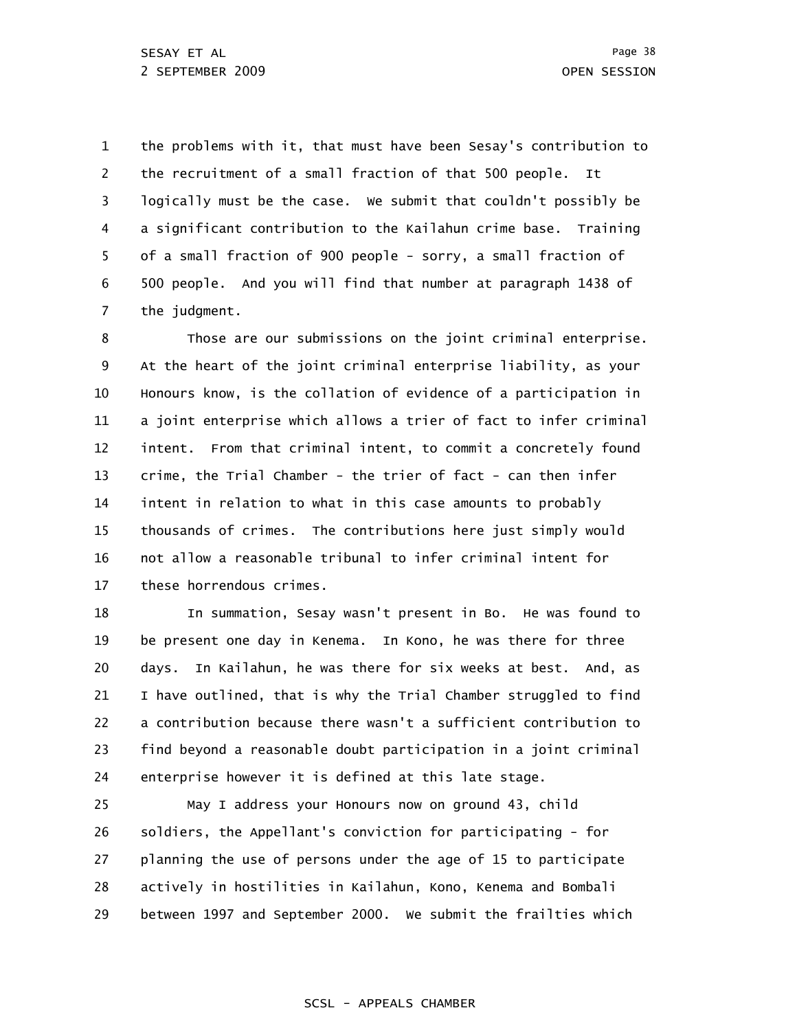the problems with it, that must have been Sesay's contribution to the recruitment of a small fraction of that 500 people. It logically must be the case. We submit that couldn't possibly be a significant contribution to the Kailahun crime base. Training of a small fraction of 900 people - sorry, a small fraction of 500 people. And you will find that number at paragraph 1438 of the judgment.

Those are our submissions on the joint criminal enterprise. At the heart of the joint criminal enterprise liability, as your Honours know, is the collation of evidence of a participation in a joint enterprise which allows a trier of fact to infer criminal intent. From that criminal intent, to commit a concretely found crime, the Trial Chamber - the trier of fact - can then infer intent in relation to what in this case amounts to probably thousands of crimes. The contributions here just simply would not allow a reasonable tribunal to infer criminal intent for these horrendous crimes.

In summation, Sesay wasn't present in Bo. He was found to be present one day in Kenema. In Kono, he was there for three days. In Kailahun, he was there for six weeks at best. And, as I have outlined, that is why the Trial Chamber struggled to find a contribution because there wasn't a sufficient contribution to find beyond a reasonable doubt participation in a joint criminal enterprise however it is defined at this late stage.

May I address your Honours now on ground 43, child soldiers, the Appellant's conviction for participating - for planning the use of persons under the age of 15 to participate actively in hostilities in Kailahun, Kono, Kenema and Bombali between 1997 and September 2000. We submit the frailties which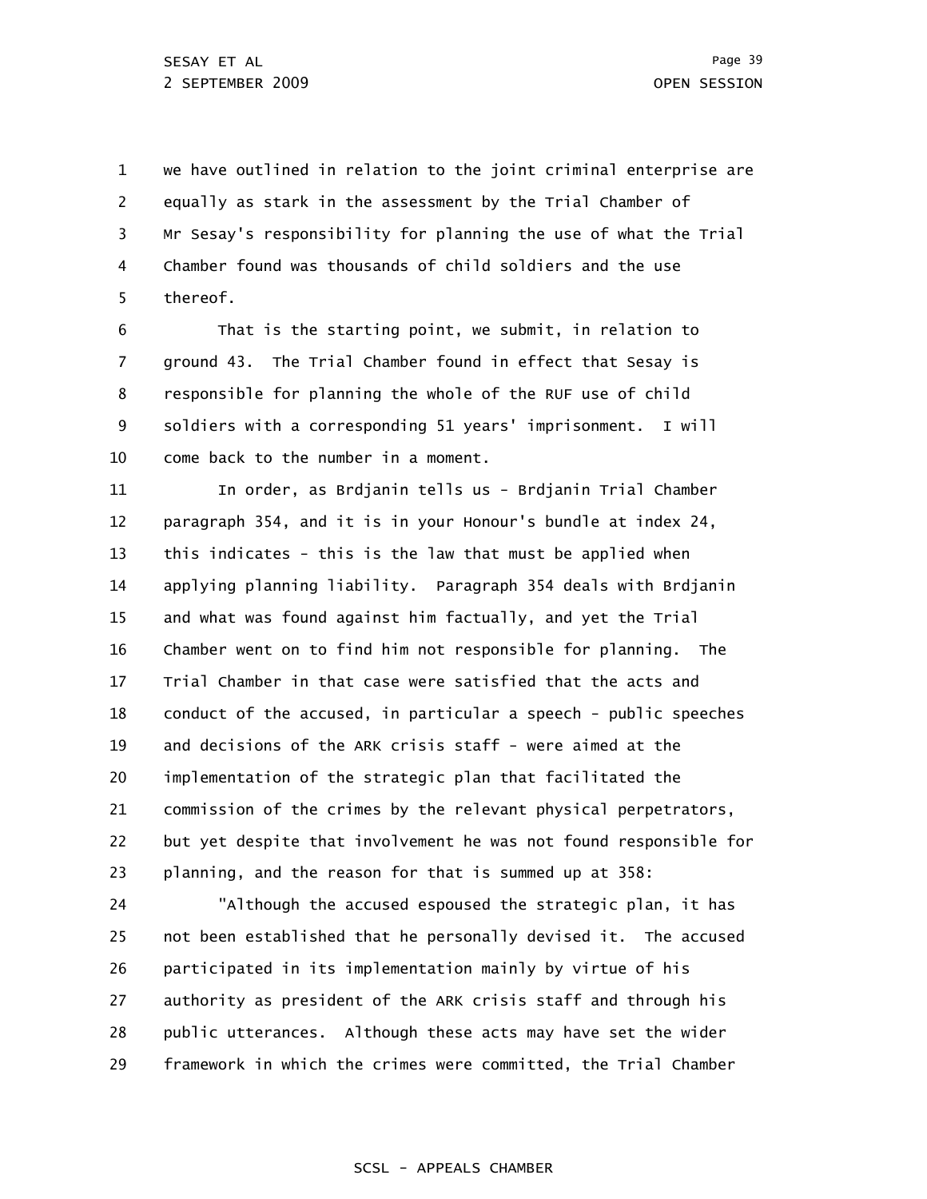we have outlined in relation to the joint criminal enterprise are equally as stark in the assessment by the Trial Chamber of Mr Sesay's responsibility for planning the use of what the Trial Chamber found was thousands of child soldiers and the use thereof.

That is the starting point, we submit, in relation to ground 43. The Trial Chamber found in effect that Sesay is responsible for planning the whole of the RUF use of child soldiers with a corresponding 51 years' imprisonment. I will come back to the number in a moment.

In order, as Brdjanin tells us - Brdjanin Trial Chamber paragraph 354, and it is in your Honour's bundle at index 24, this indicates - this is the law that must be applied when applying planning liability. Paragraph 354 deals with Brdjanin and what was found against him factually, and yet the Trial Chamber went on to find him not responsible for planning. The Trial Chamber in that case were satisfied that the acts and conduct of the accused, in particular a speech - public speeches and decisions of the ARK crisis staff - were aimed at the implementation of the strategic plan that facilitated the commission of the crimes by the relevant physical perpetrators, but yet despite that involvement he was not found responsible for planning, and the reason for that is summed up at 358:

"Although the accused espoused the strategic plan, it has not been established that he personally devised it. The accused participated in its implementation mainly by virtue of his authority as president of the ARK crisis staff and through his public utterances. Although these acts may have set the wider framework in which the crimes were committed, the Trial Chamber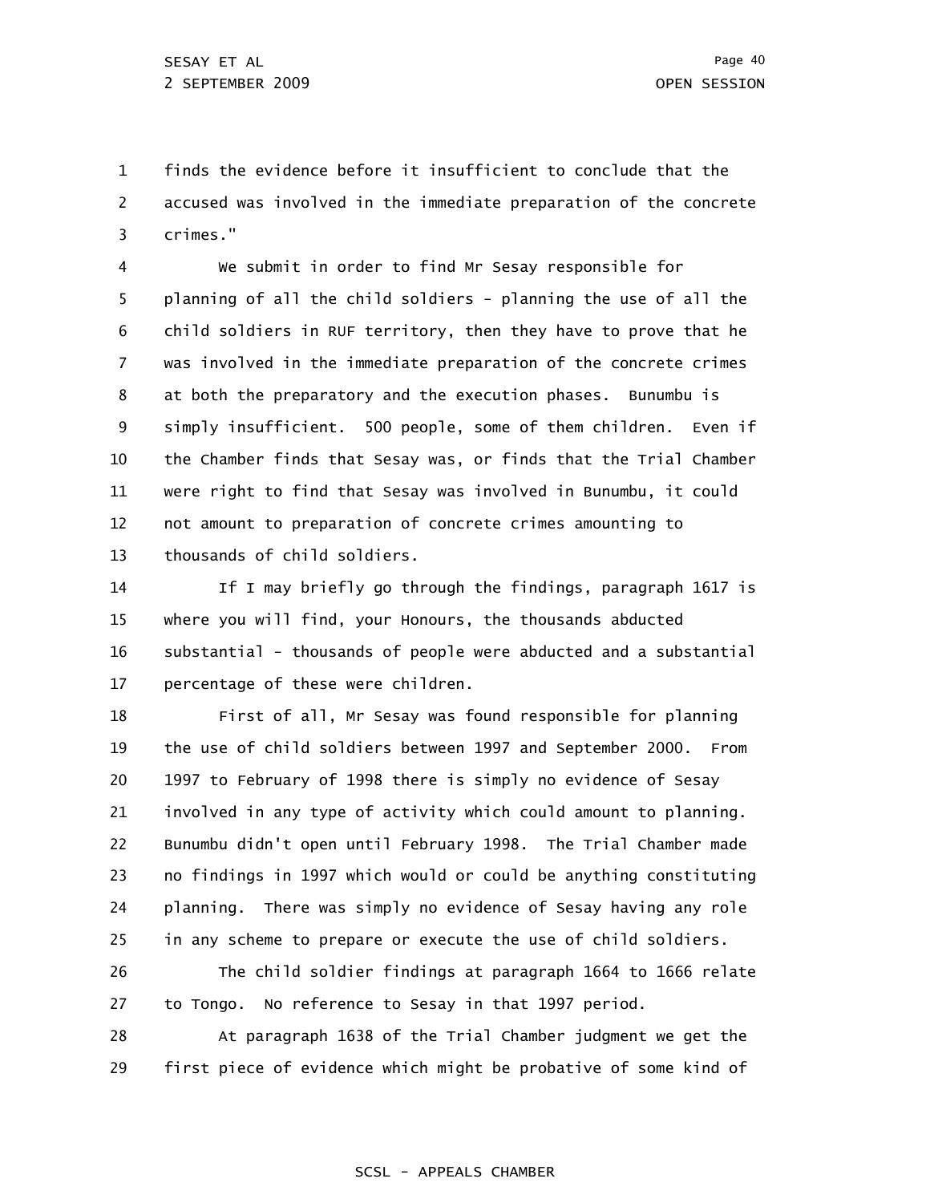finds the evidence before it insufficient to conclude that the accused was involved in the immediate preparation of the concrete crimes."

We submit in order to find Mr Sesay responsible for planning of all the child soldiers - planning the use of all the child soldiers in RUF territory, then they have to prove that he was involved in the immediate preparation of the concrete crimes at both the preparatory and the execution phases. Bunumbu is simply insufficient. 500 people, some of them children. Even if the Chamber finds that Sesay was, or finds that the Trial Chamber were right to find that Sesay was involved in Bunumbu, it could not amount to preparation of concrete crimes amounting to thousands of child soldiers.

If I may briefly go through the findings, paragraph 1617 is where you will find, your Honours, the thousands abducted substantial - thousands of people were abducted and a substantial percentage of these were children.

First of all, Mr Sesay was found responsible for planning the use of child soldiers between 1997 and September 2000. From 1997 to February of 1998 there is simply no evidence of Sesay involved in any type of activity which could amount to planning. Bunumbu didn't open until February 1998. The Trial Chamber made no findings in 1997 which would or could be anything constituting planning. There was simply no evidence of Sesay having any role in any scheme to prepare or execute the use of child soldiers.

The child soldier findings at paragraph 1664 to 1666 relate to Tongo. No reference to Sesay in that 1997 period.

At paragraph 1638 of the Trial Chamber judgment we get the first piece of evidence which might be probative of some kind of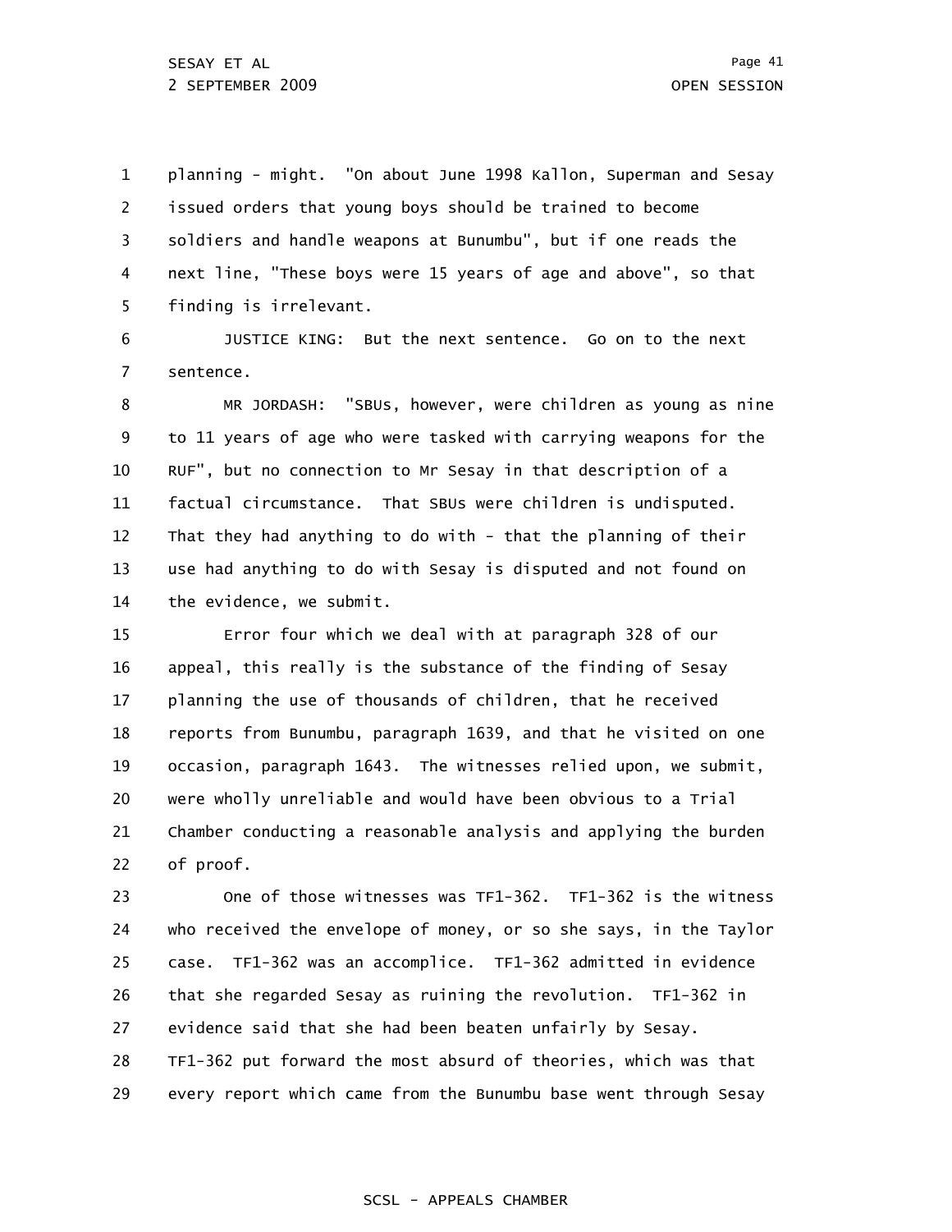planning - might. "On about June 1998 Kallon, Superman and Sesay issued orders that young boys should be trained to become soldiers and handle weapons at Bunumbu", but if one reads the next line, "These boys were 15 years of age and above", so that finding is irrelevant.

JUSTICE KING: But the next sentence. Go on to the next sentence.

MR JORDASH: "SBUs, however, were children as young as nine to 11 years of age who were tasked with carrying weapons for the RUF", but no connection to Mr Sesay in that description of a factual circumstance. That SBUs were children is undisputed. That they had anything to do with - that the planning of their use had anything to do with Sesay is disputed and not found on the evidence, we submit.

Error four which we deal with at paragraph 328 of our appeal, this really is the substance of the finding of Sesay planning the use of thousands of children, that he received reports from Bunumbu, paragraph 1639, and that he visited on one occasion, paragraph 1643. The witnesses relied upon, we submit, were wholly unreliable and would have been obvious to a Trial Chamber conducting a reasonable analysis and applying the burden of proof.

One of those witnesses was TF1-362. TF1-362 is the witness who received the envelope of money, or so she says, in the Taylor case. TF1-362 was an accomplice. TF1-362 admitted in evidence that she regarded Sesay as ruining the revolution. TF1-362 in evidence said that she had been beaten unfairly by Sesay. TF1-362 put forward the most absurd of theories, which was that every report which came from the Bunumbu base went through Sesay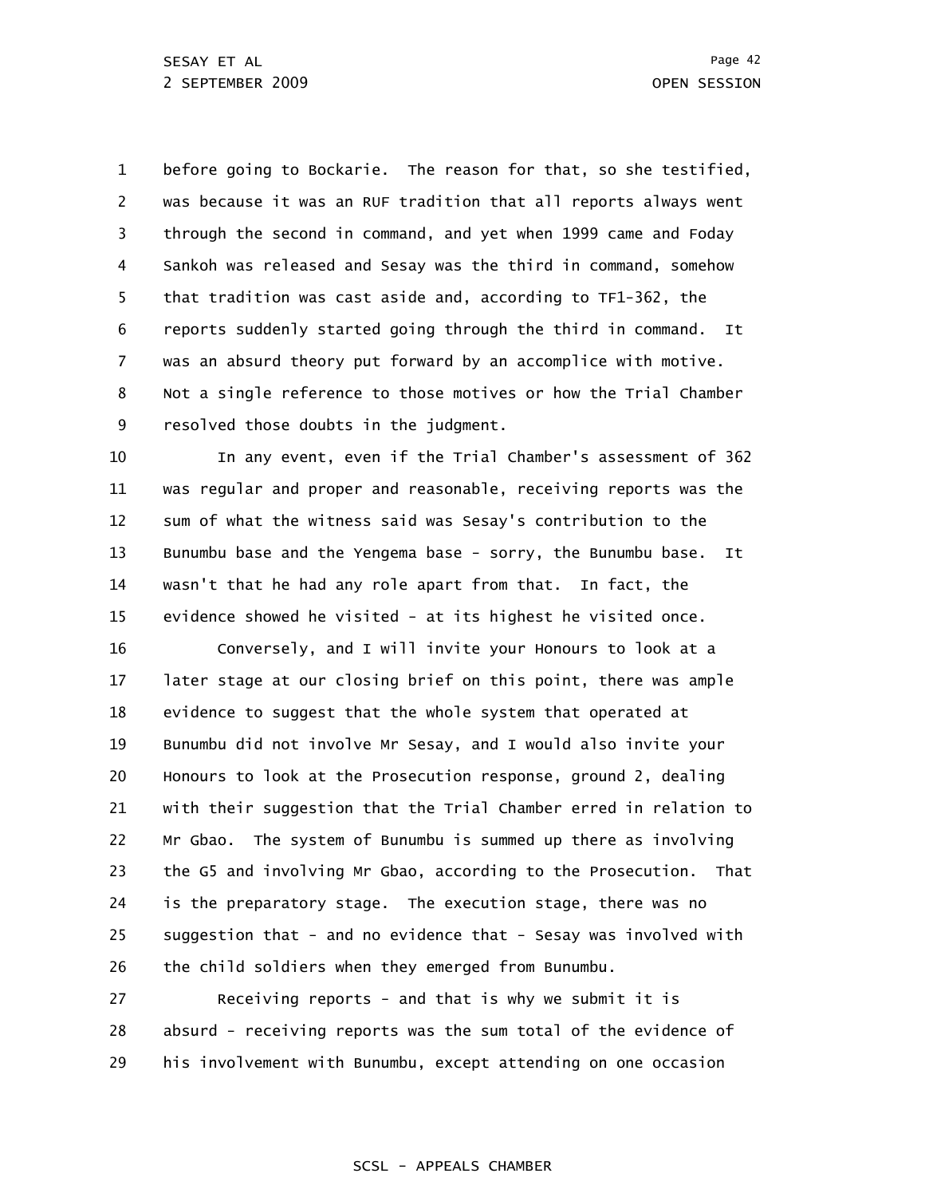before going to Bockarie. The reason for that, so she testified, was because it was an RUF tradition that all reports always went through the second in command, and yet when 1999 came and Foday Sankoh was released and Sesay was the third in command, somehow that tradition was cast aside and, according to TF1-362, the reports suddenly started going through the third in command. It was an absurd theory put forward by an accomplice with motive. Not a single reference to those motives or how the Trial Chamber resolved those doubts in the judgment.

In any event, even if the Trial Chamber's assessment of 362 was regular and proper and reasonable, receiving reports was the sum of what the witness said was Sesay's contribution to the Bunumbu base and the Yengema base - sorry, the Bunumbu base. It wasn't that he had any role apart from that. In fact, the evidence showed he visited - at its highest he visited once.

Conversely, and I will invite your Honours to look at a later stage at our closing brief on this point, there was ample evidence to suggest that the whole system that operated at Bunumbu did not involve Mr Sesay, and I would also invite your Honours to look at the Prosecution response, ground 2, dealing with their suggestion that the Trial Chamber erred in relation to Mr Gbao. The system of Bunumbu is summed up there as involving the G5 and involving Mr Gbao, according to the Prosecution. That is the preparatory stage. The execution stage, there was no suggestion that - and no evidence that - Sesay was involved with the child soldiers when they emerged from Bunumbu.

Receiving reports - and that is why we submit it is absurd - receiving reports was the sum total of the evidence of his involvement with Bunumbu, except attending on one occasion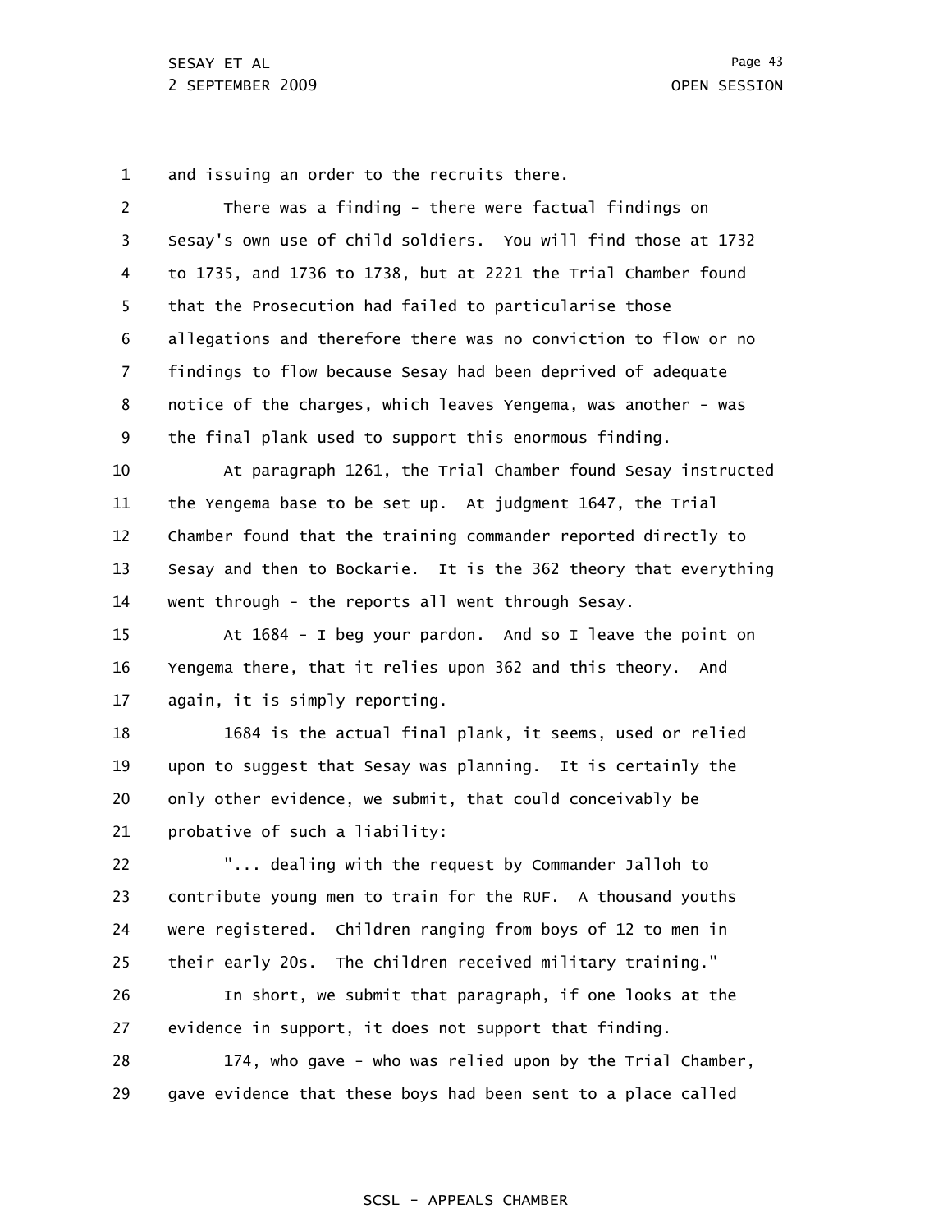and issuing an order to the recruits there.

There was a finding - there were factual findings on Sesay's own use of child soldiers. You will find those at 1732 to 1735, and 1736 to 1738, but at 2221 the Trial Chamber found that the Prosecution had failed to particularise those allegations and therefore there was no conviction to flow or no findings to flow because Sesay had been deprived of adequate notice of the charges, which leaves Yengema, was another - was the final plank used to support this enormous finding.

At paragraph 1261, the Trial Chamber found Sesay instructed the Yengema base to be set up. At judgment 1647, the Trial Chamber found that the training commander reported directly to Sesay and then to Bockarie. It is the 362 theory that everything went through - the reports all went through Sesay.

At 1684 - I beg your pardon. And so I leave the point on Yengema there, that it relies upon 362 and this theory. And again, it is simply reporting.

1684 is the actual final plank, it seems, used or relied upon to suggest that Sesay was planning. It is certainly the only other evidence, we submit, that could conceivably be probative of such a liability:

"... dealing with the request by Commander Jalloh to contribute young men to train for the RUF. A thousand youths were registered. Children ranging from boys of 12 to men in their early 20s. The children received military training."

In short, we submit that paragraph, if one looks at the evidence in support, it does not support that finding.

174, who gave - who was relied upon by the Trial Chamber, gave evidence that these boys had been sent to a place called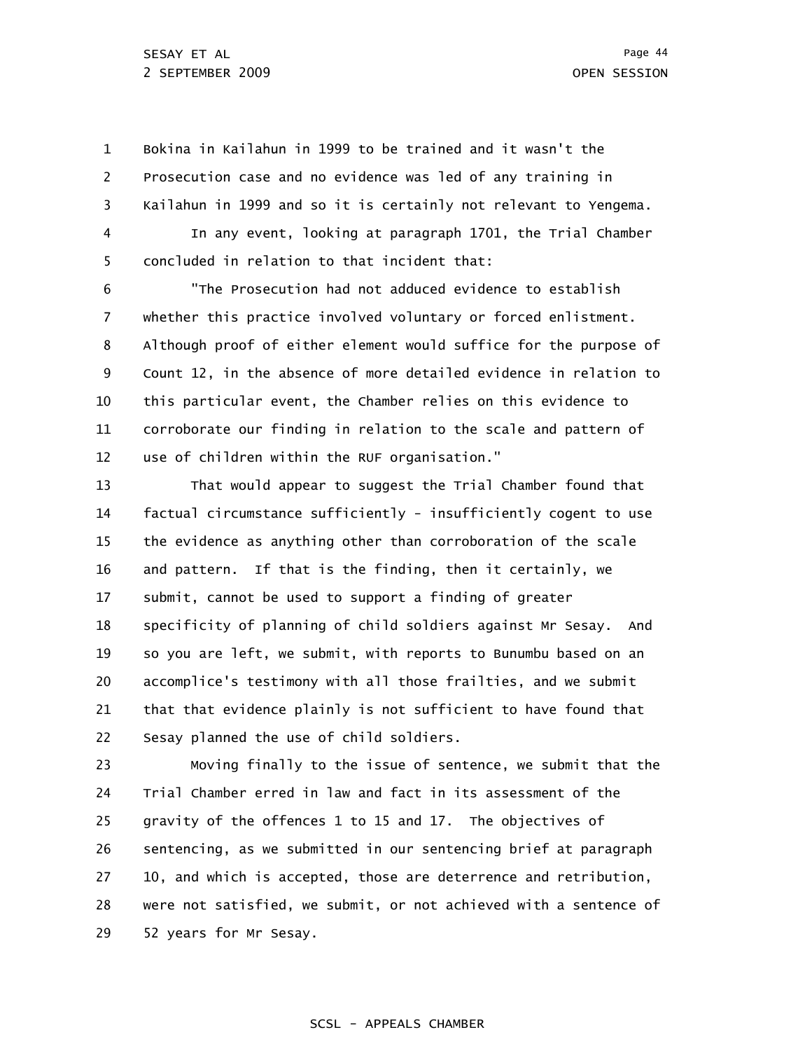Bokina in Kailahun in 1999 to be trained and it wasn't the Prosecution case and no evidence was led of any training in Kailahun in 1999 and so it is certainly not relevant to Yengema.

In any event, looking at paragraph 1701, the Trial Chamber concluded in relation to that incident that:

"The Prosecution had not adduced evidence to establish whether this practice involved voluntary or forced enlistment. Although proof of either element would suffice for the purpose of Count 12, in the absence of more detailed evidence in relation to this particular event, the Chamber relies on this evidence to corroborate our finding in relation to the scale and pattern of use of children within the RUF organisation."

That would appear to suggest the Trial Chamber found that factual circumstance sufficiently - insufficiently cogent to use the evidence as anything other than corroboration of the scale and pattern. If that is the finding, then it certainly, we submit, cannot be used to support a finding of greater specificity of planning of child soldiers against Mr Sesay. And so you are left, we submit, with reports to Bunumbu based on an accomplice's testimony with all those frailties, and we submit that that evidence plainly is not sufficient to have found that Sesay planned the use of child soldiers.

Moving finally to the issue of sentence, we submit that the Trial Chamber erred in law and fact in its assessment of the gravity of the offences 1 to 15 and 17. The objectives of sentencing, as we submitted in our sentencing brief at paragraph 10, and which is accepted, those are deterrence and retribution, were not satisfied, we submit, or not achieved with a sentence of 52 years for Mr Sesay.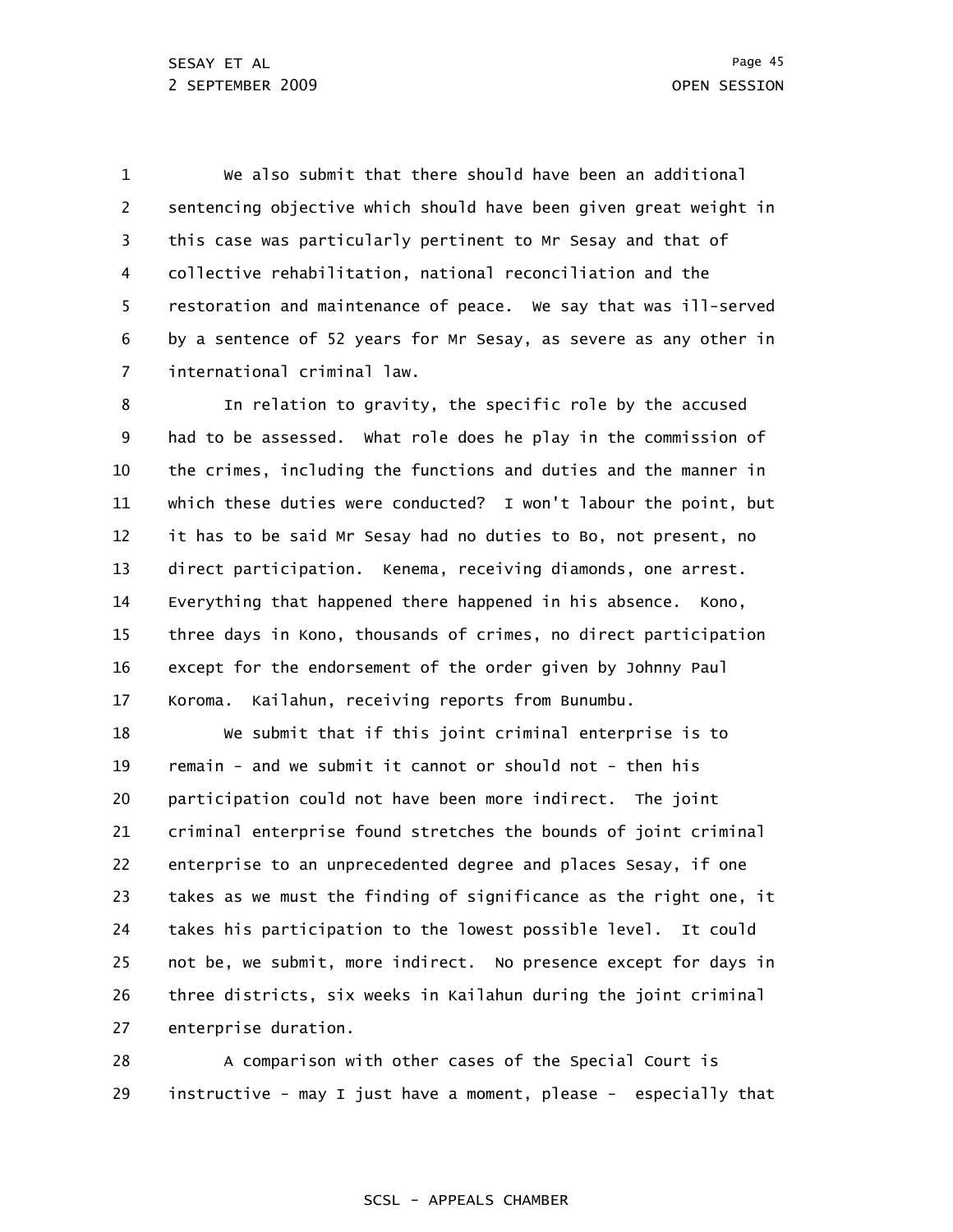We also submit that there should have been an additional sentencing objective which should have been given great weight in this case was particularly pertinent to Mr Sesay and that of collective rehabilitation, national reconciliation and the restoration and maintenance of peace. We say that was ill-served by a sentence of 52 years for Mr Sesay, as severe as any other in international criminal law.

In relation to gravity, the specific role by the accused had to be assessed. What role does he play in the commission of the crimes, including the functions and duties and the manner in which these duties were conducted? I won't labour the point, but it has to be said Mr Sesay had no duties to Bo, not present, no direct participation. Kenema, receiving diamonds, one arrest. Everything that happened there happened in his absence. Kono, three days in Kono, thousands of crimes, no direct participation except for the endorsement of the order given by Johnny Paul Koroma. Kailahun, receiving reports from Bunumbu.

We submit that if this joint criminal enterprise is to remain - and we submit it cannot or should not - then his participation could not have been more indirect. The joint criminal enterprise found stretches the bounds of joint criminal enterprise to an unprecedented degree and places Sesay, if one takes as we must the finding of significance as the right one, it takes his participation to the lowest possible level. It could not be, we submit, more indirect. No presence except for days in three districts, six weeks in Kailahun during the joint criminal enterprise duration.

A comparison with other cases of the Special Court is instructive - may I just have a moment, please - especially that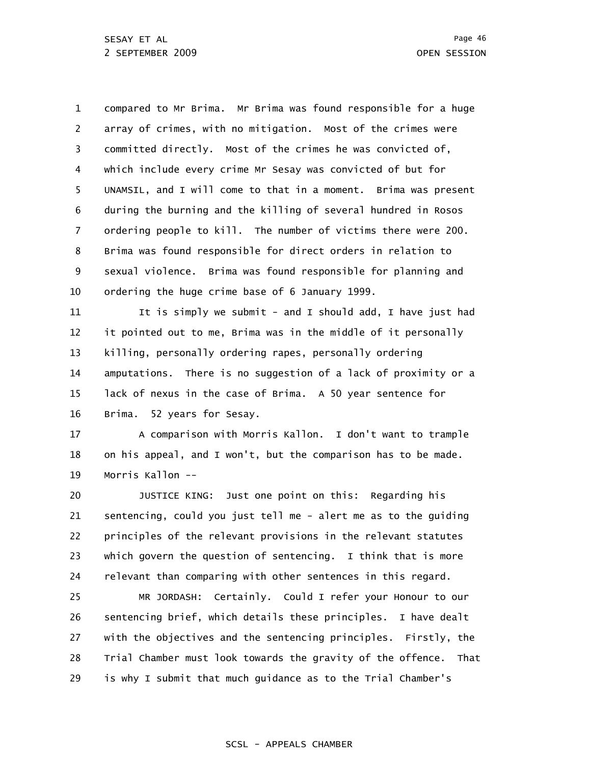compared to Mr Brima. Mr Brima was found responsible for a huge array of crimes, with no mitigation. Most of the crimes were committed directly. Most of the crimes he was convicted of, which include every crime Mr Sesay was convicted of but for UNAMSIL, and I will come to that in a moment. Brima was present during the burning and the killing of several hundred in Rosos ordering people to kill. The number of victims there were 200. Brima was found responsible for direct orders in relation to sexual violence. Brima was found responsible for planning and ordering the huge crime base of 6 January 1999.

It is simply we submit - and I should add, I have just had it pointed out to me, Brima was in the middle of it personally killing, personally ordering rapes, personally ordering amputations. There is no suggestion of a lack of proximity or a lack of nexus in the case of Brima. A 50 year sentence for Brima. 52 years for Sesay.

A comparison with Morris Kallon. I don't want to trample on his appeal, and I won't, but the comparison has to be made. Morris Kallon --

JUSTICE KING: Just one point on this: Regarding his sentencing, could you just tell me - alert me as to the guiding principles of the relevant provisions in the relevant statutes which govern the question of sentencing. I think that is more relevant than comparing with other sentences in this regard.

MR JORDASH: Certainly. Could I refer your Honour to our sentencing brief, which details these principles. I have dealt with the objectives and the sentencing principles. Firstly, the Trial Chamber must look towards the gravity of the offence. That is why I submit that much guidance as to the Trial Chamber's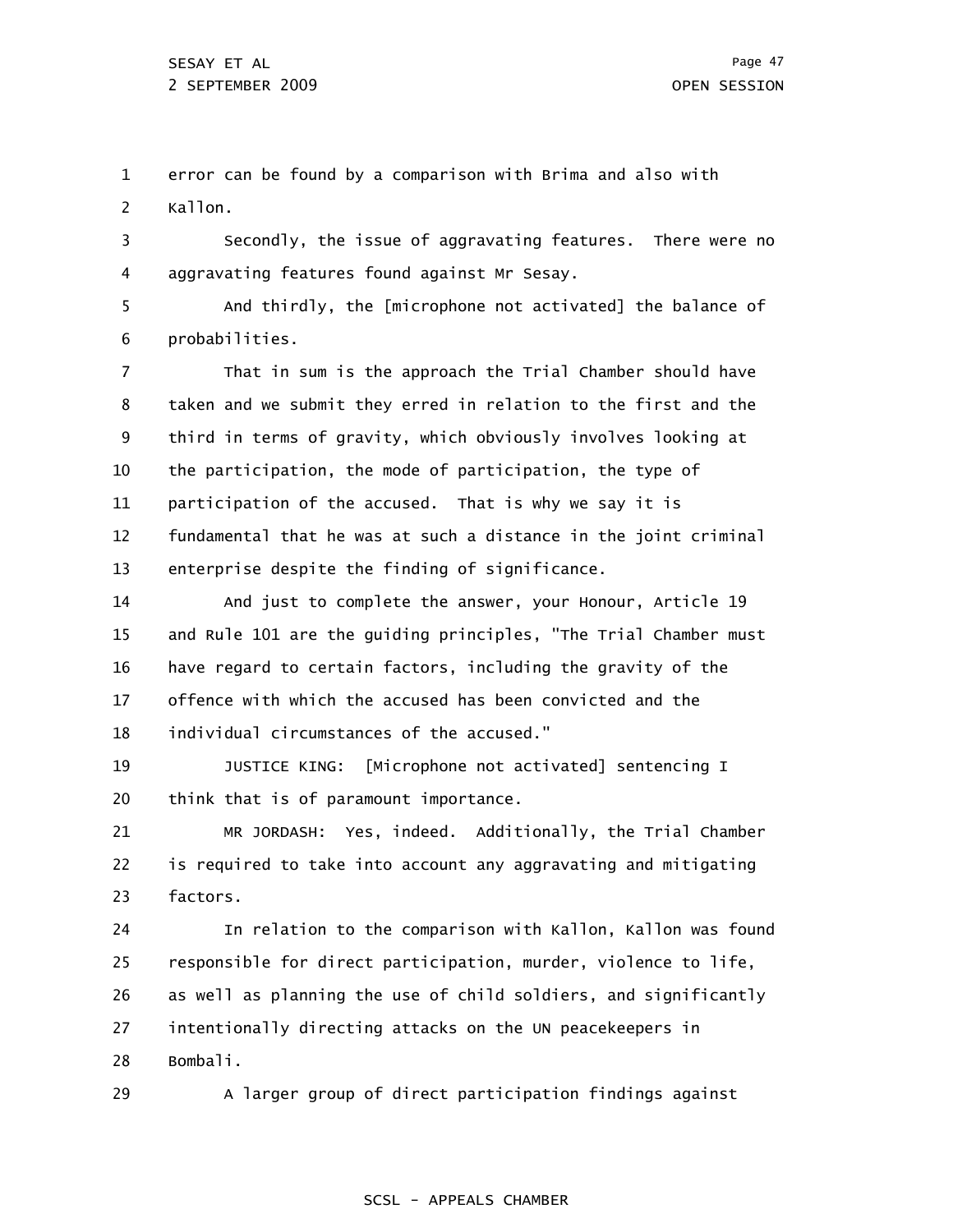error can be found by a comparison with Brima and also with Kallon.

Secondly, the issue of aggravating features. There were no aggravating features found against Mr Sesay.

And thirdly, the [microphone not activated] the balance of probabilities.

That in sum is the approach the Trial Chamber should have taken and we submit they erred in relation to the first and the third in terms of gravity, which obviously involves looking at the participation, the mode of participation, the type of participation of the accused. That is why we say it is fundamental that he was at such a distance in the joint criminal enterprise despite the finding of significance.

And just to complete the answer, your Honour, Article 19 and Rule 101 are the guiding principles, "The Trial Chamber must have regard to certain factors, including the gravity of the offence with which the accused has been convicted and the individual circumstances of the accused."

JUSTICE KING: [Microphone not activated] sentencing I think that is of paramount importance.

MR JORDASH: Yes, indeed. Additionally, the Trial Chamber is required to take into account any aggravating and mitigating factors.

In relation to the comparison with Kallon, Kallon was found responsible for direct participation, murder, violence to life, as well as planning the use of child soldiers, and significantly intentionally directing attacks on the UN peacekeepers in Bombali.

A larger group of direct participation findings against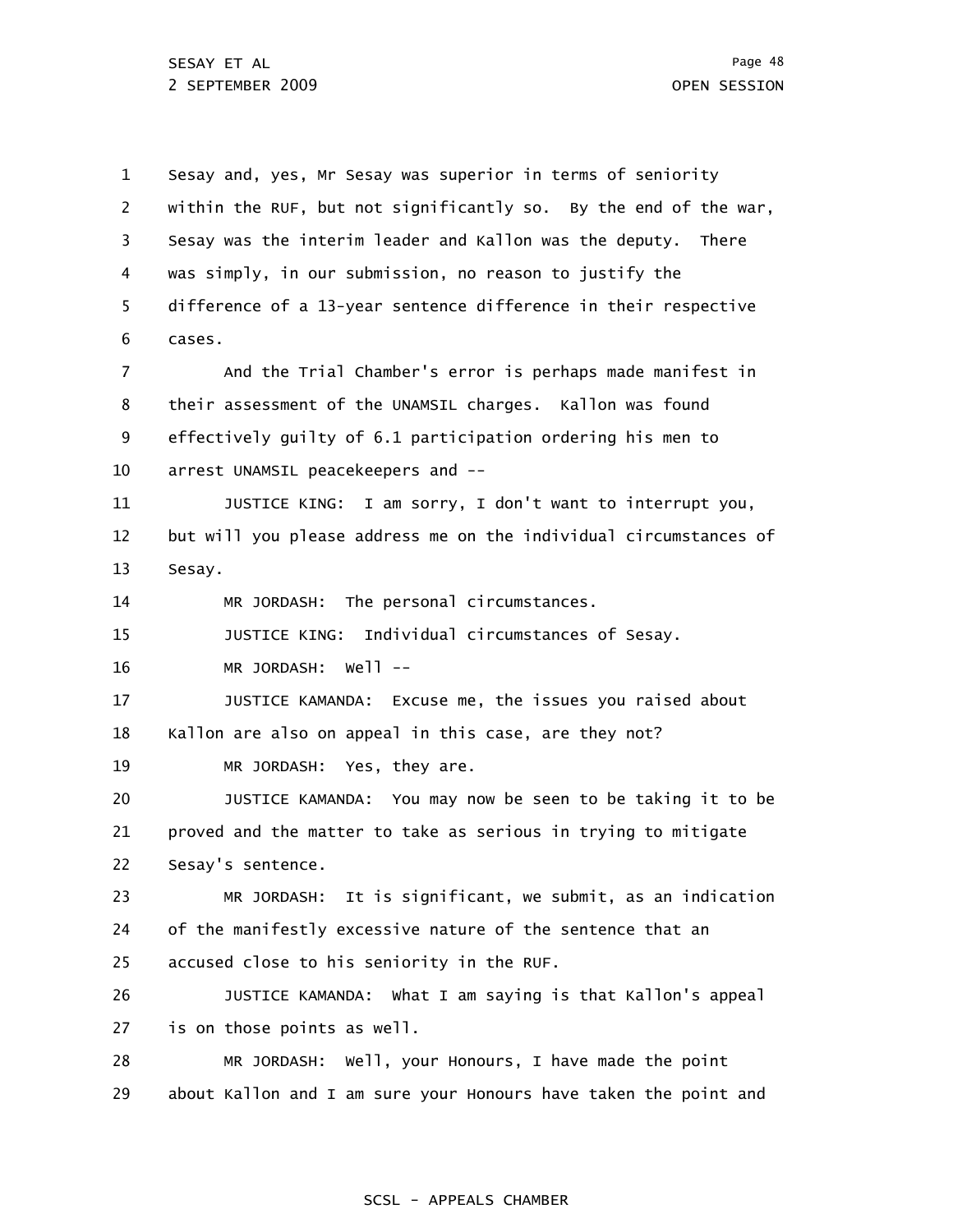1 Sesay and, yes, Mr Sesay was superior in terms of seniority
2 within the RUF, but not significantly so. By the end of the war,
3 Sesay was the interim leader and Kallon was the deputy. There
4 was simply, in our submission, no reason to justify the
5 difference of a 13-year sentence difference in their respective
6 cases.
7 And the Trial Chamber's error is perhaps made manifest in
8 their assessment of the UNAMSIL charges. Kallon was found
9 effectively guilty of 6.1 participation ordering his men to
10 arrest UNAMSIL peacekeepers and --
11 JUSTICE KING: I am sorry, I don't want to interrupt you,
12 but will you please address me on the individual circumstances of
13 Sesay.
14 MR JORDASH: The personal circumstances.
15 JUSTICE KING: Individual circumstances of Sesay.
16 MR JORDASH: Well --
17 JUSTICE KAMANDA: Excuse me, the issues you raised about
18 Kallon are also on appeal in this case, are they not?
19 MR JORDASH: Yes, they are.
20 JUSTICE KAMANDA: You may now be seen to be taking it to be
21 proved and the matter to take as serious in trying to mitigate
22 Sesay's sentence.
23 MR JORDASH: It is significant, we submit, as an indication
24 of the manifestly excessive nature of the sentence that an
25 accused close to his seniority in the RUF.
26 JUSTICE KAMANDA: What I am saying is that Kallon's appeal
27 is on those points as well.
28 MR JORDASH: Well, your Honours, I have made the point
29 about Kallon and I am sure your Honours have taken the point and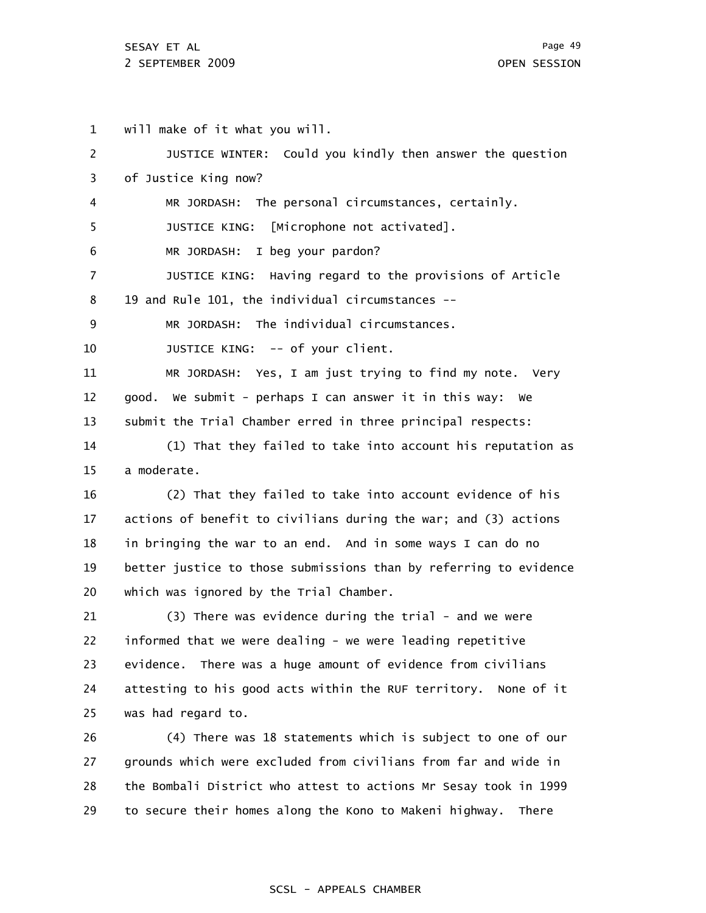will make of it what you will.

JUSTICE WINTER: Could you kindly then answer the question of Justice King now?

MR JORDASH: The personal circumstances, certainly.

JUSTICE KING: [Microphone not activated].

MR JORDASH: I beg your pardon?

JUSTICE KING: Having regard to the provisions of Article 19 and Rule 101, the individual circumstances --

MR JORDASH: The individual circumstances.

JUSTICE KING: -- of your client.

MR JORDASH: Yes, I am just trying to find my note. Very good. We submit - perhaps I can answer it in this way: We submit the Trial Chamber erred in three principal respects:

(1) That they failed to take into account his reputation as a moderate.

(2) That they failed to take into account evidence of his actions of benefit to civilians during the war; and (3) actions in bringing the war to an end. And in some ways I can do no better justice to those submissions than by referring to evidence which was ignored by the Trial Chamber.

(3) There was evidence during the trial - and we were informed that we were dealing - we were leading repetitive evidence. There was a huge amount of evidence from civilians attesting to his good acts within the RUF territory. None of it was had regard to.

(4) There was 18 statements which is subject to one of our grounds which were excluded from civilians from far and wide in the Bombali District who attest to actions Mr Sesay took in 1999 to secure their homes along the Kono to Makeni highway. There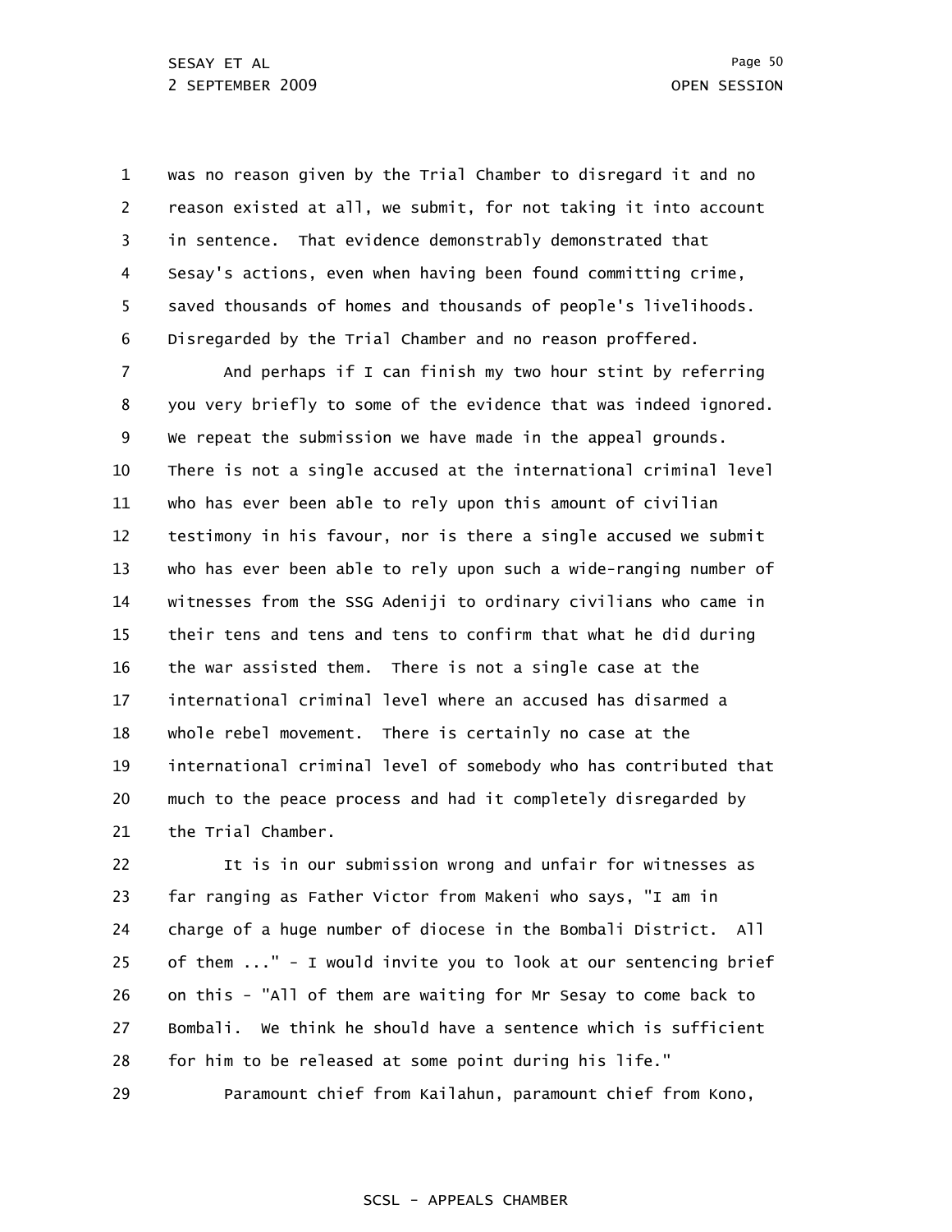was no reason given by the Trial Chamber to disregard it and no reason existed at all, we submit, for not taking it into account in sentence. That evidence demonstrably demonstrated that Sesay's actions, even when having been found committing crime, saved thousands of homes and thousands of people's livelihoods. Disregarded by the Trial Chamber and no reason proffered.

And perhaps if I can finish my two hour stint by referring you very briefly to some of the evidence that was indeed ignored. We repeat the submission we have made in the appeal grounds. There is not a single accused at the international criminal level who has ever been able to rely upon this amount of civilian testimony in his favour, nor is there a single accused we submit who has ever been able to rely upon such a wide-ranging number of witnesses from the SSG Adeniji to ordinary civilians who came in their tens and tens and tens to confirm that what he did during the war assisted them. There is not a single case at the international criminal level where an accused has disarmed a whole rebel movement. There is certainly no case at the international criminal level of somebody who has contributed that much to the peace process and had it completely disregarded by the Trial Chamber.

It is in our submission wrong and unfair for witnesses as far ranging as Father Victor from Makeni who says, "I am in charge of a huge number of diocese in the Bombali District. All of them ..." - I would invite you to look at our sentencing brief on this - "All of them are waiting for Mr Sesay to come back to Bombali. We think he should have a sentence which is sufficient for him to be released at some point during his life."

Paramount chief from Kailahun, paramount chief from Kono,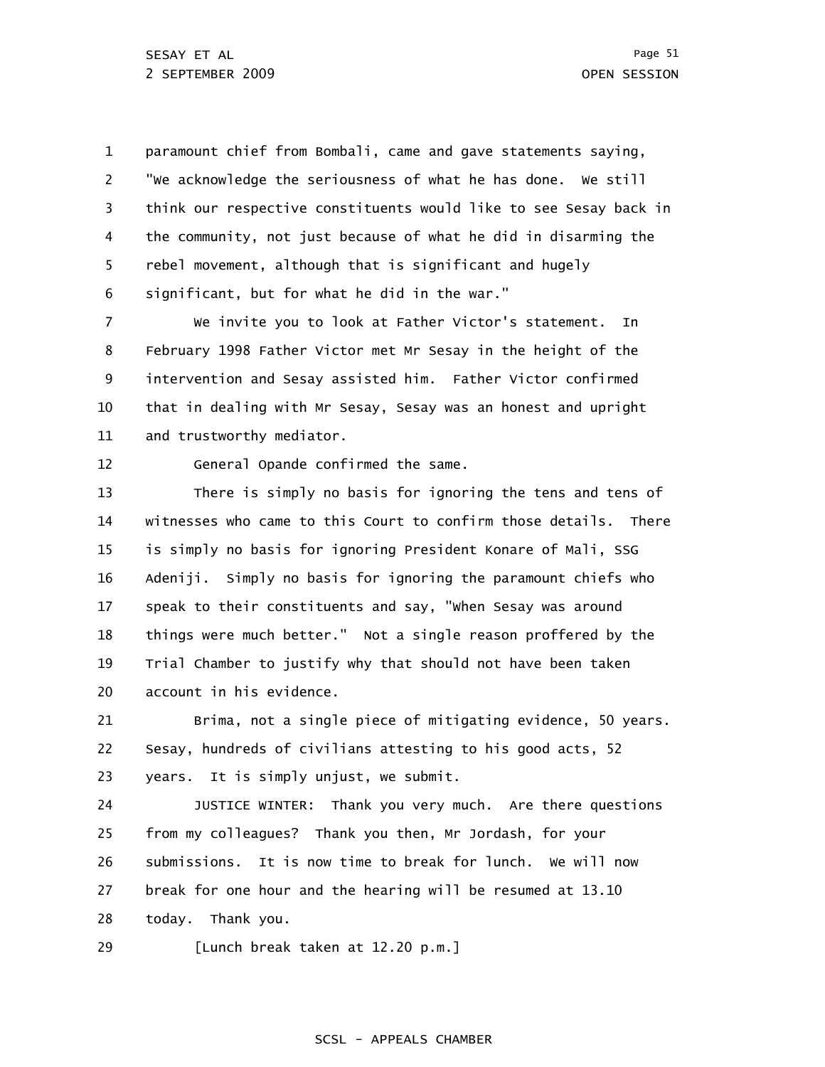paramount chief from Bombali, came and gave statements saying, "We acknowledge the seriousness of what he has done. We still think our respective constituents would like to see Sesay back in the community, not just because of what he did in disarming the rebel movement, although that is significant and hugely significant, but for what he did in the war."

We invite you to look at Father Victor's statement. In February 1998 Father Victor met Mr Sesay in the height of the intervention and Sesay assisted him. Father Victor confirmed that in dealing with Mr Sesay, Sesay was an honest and upright and trustworthy mediator.

General Opande confirmed the same.

There is simply no basis for ignoring the tens and tens of witnesses who came to this Court to confirm those details. There is simply no basis for ignoring President Konare of Mali, SSG Adeniji. Simply no basis for ignoring the paramount chiefs who speak to their constituents and say, "When Sesay was around things were much better." Not a single reason proffered by the Trial Chamber to justify why that should not have been taken account in his evidence.

Brima, not a single piece of mitigating evidence, 50 years. Sesay, hundreds of civilians attesting to his good acts, 52 years. It is simply unjust, we submit.

JUSTICE WINTER: Thank you very much. Are there questions from my colleagues? Thank you then, Mr Jordash, for your submissions. It is now time to break for lunch. We will now break for one hour and the hearing will be resumed at 13.10 today. Thank you.

[Lunch break taken at 12.20 p.m.]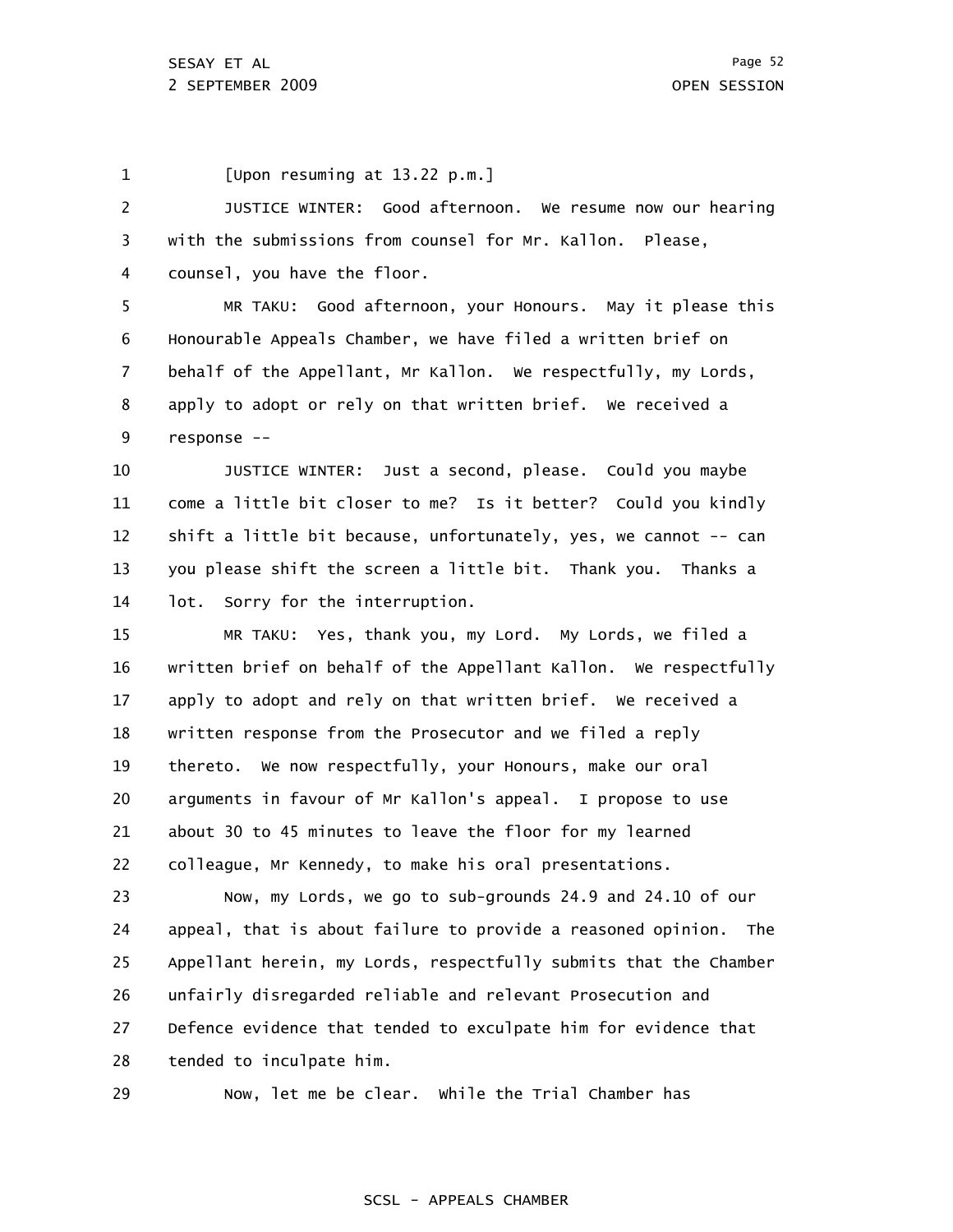[Upon resuming at 13.22 p.m.]

JUSTICE WINTER: Good afternoon. We resume now our hearing with the submissions from counsel for Mr. Kallon. Please, counsel, you have the floor.

MR TAKU: Good afternoon, your Honours. May it please this Honourable Appeals Chamber, we have filed a written brief on behalf of the Appellant, Mr Kallon. We respectfully, my Lords, apply to adopt or rely on that written brief. We received a response --

JUSTICE WINTER: Just a second, please. Could you maybe come a little bit closer to me? Is it better? Could you kindly shift a little bit because, unfortunately, yes, we cannot -- can you please shift the screen a little bit. Thank you. Thanks a lot. Sorry for the interruption.

MR TAKU: Yes, thank you, my Lord. My Lords, we filed a written brief on behalf of the Appellant Kallon. We respectfully apply to adopt and rely on that written brief. We received a written response from the Prosecutor and we filed a reply thereto. We now respectfully, your Honours, make our oral arguments in favour of Mr Kallon's appeal. I propose to use about 30 to 45 minutes to leave the floor for my learned colleague, Mr Kennedy, to make his oral presentations.

Now, my Lords, we go to sub-grounds 24.9 and 24.10 of our appeal, that is about failure to provide a reasoned opinion. The Appellant herein, my Lords, respectfully submits that the Chamber unfairly disregarded reliable and relevant Prosecution and Defence evidence that tended to exculpate him for evidence that tended to inculpate him.

Now, let me be clear. While the Trial Chamber has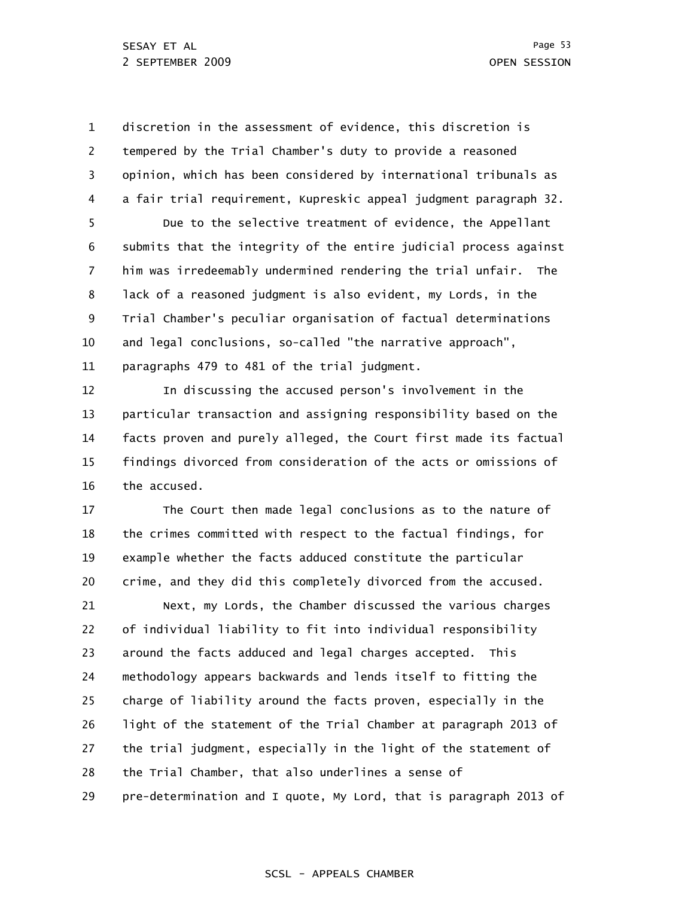discretion in the assessment of evidence, this discretion is tempered by the Trial Chamber's duty to provide a reasoned opinion, which has been considered by international tribunals as a fair trial requirement, Kupreskic appeal judgment paragraph 32.

Due to the selective treatment of evidence, the Appellant submits that the integrity of the entire judicial process against him was irredeemably undermined rendering the trial unfair. The lack of a reasoned judgment is also evident, my Lords, in the Trial Chamber's peculiar organisation of factual determinations and legal conclusions, so-called "the narrative approach", paragraphs 479 to 481 of the trial judgment.

In discussing the accused person's involvement in the particular transaction and assigning responsibility based on the facts proven and purely alleged, the Court first made its factual findings divorced from consideration of the acts or omissions of the accused.

The Court then made legal conclusions as to the nature of the crimes committed with respect to the factual findings, for example whether the facts adduced constitute the particular crime, and they did this completely divorced from the accused.

Next, my Lords, the Chamber discussed the various charges of individual liability to fit into individual responsibility around the facts adduced and legal charges accepted. This methodology appears backwards and lends itself to fitting the charge of liability around the facts proven, especially in the light of the statement of the Trial Chamber at paragraph 2013 of the trial judgment, especially in the light of the statement of the Trial Chamber, that also underlines a sense of pre-determination and I quote, My Lord, that is paragraph 2013 of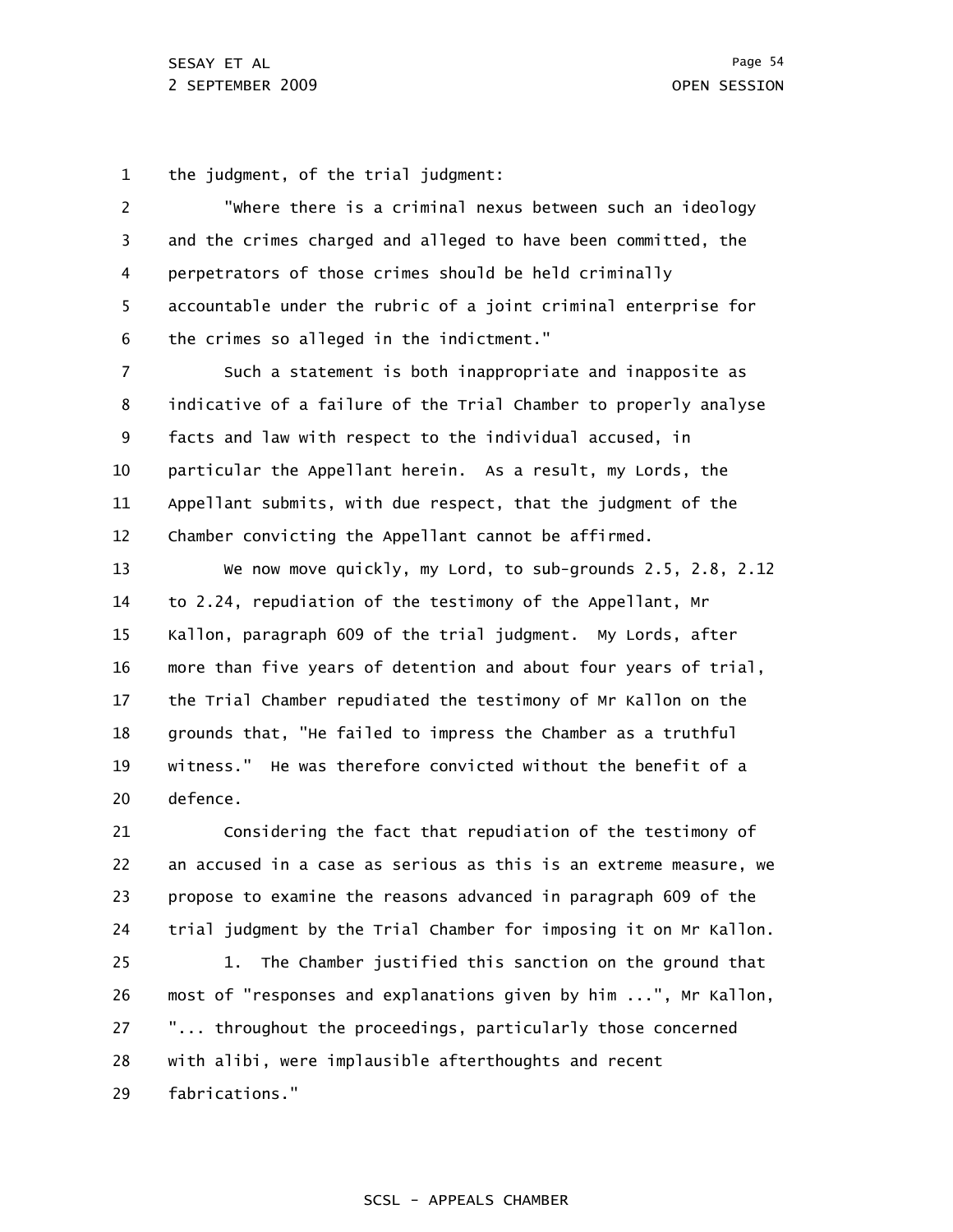the judgment, of the trial judgment:

"Where there is a criminal nexus between such an ideology and the crimes charged and alleged to have been committed, the perpetrators of those crimes should be held criminally accountable under the rubric of a joint criminal enterprise for the crimes so alleged in the indictment."

Such a statement is both inappropriate and inapposite as indicative of a failure of the Trial Chamber to properly analyse facts and law with respect to the individual accused, in particular the Appellant herein. As a result, my Lords, the Appellant submits, with due respect, that the judgment of the Chamber convicting the Appellant cannot be affirmed.

We now move quickly, my Lord, to sub-grounds 2.5, 2.8, 2.12 to 2.24, repudiation of the testimony of the Appellant, Mr Kallon, paragraph 609 of the trial judgment. My Lords, after more than five years of detention and about four years of trial, the Trial Chamber repudiated the testimony of Mr Kallon on the grounds that, "He failed to impress the Chamber as a truthful witness." He was therefore convicted without the benefit of a defence.

Considering the fact that repudiation of the testimony of an accused in a case as serious as this is an extreme measure, we propose to examine the reasons advanced in paragraph 609 of the trial judgment by the Trial Chamber for imposing it on Mr Kallon.

1. The Chamber justified this sanction on the ground that most of "responses and explanations given by him ...", Mr Kallon, "... throughout the proceedings, particularly those concerned with alibi, were implausible afterthoughts and recent fabrications."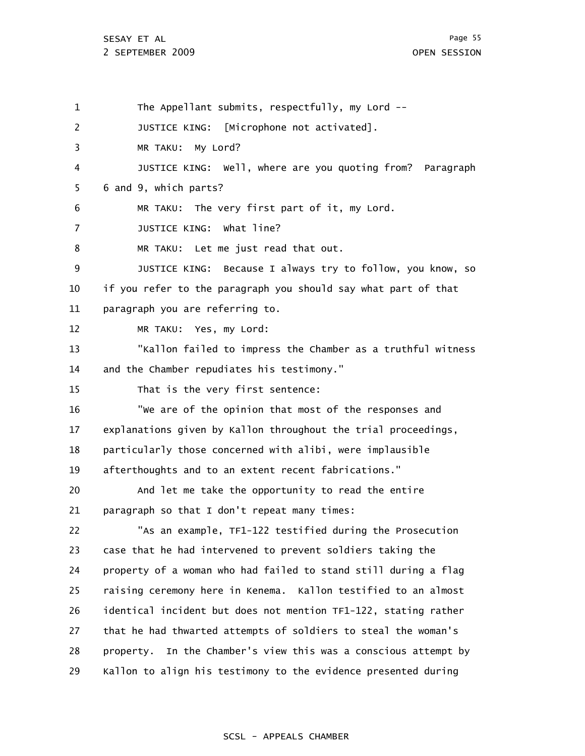1 The Appellant submits, respectfully, my Lord --

2 JUSTICE KING: [Microphone not activated].

3 MR TAKU: My Lord?

4 JUSTICE KING: Well, where are you quoting from? Paragraph

5 6 and 9, which parts?

6 MR TAKU: The very first part of it, my Lord.

7 JUSTICE KING: What line?

8 MR TAKU: Let me just read that out.

9 JUSTICE KING: Because I always try to follow, you know, so

10 if you refer to the paragraph you should say what part of that

11 paragraph you are referring to.

12 MR TAKU: Yes, my Lord:

13 "Kallon failed to impress the Chamber as a truthful witness

14 and the Chamber repudiates his testimony."

15 That is the very first sentence:

16 "We are of the opinion that most of the responses and

17 explanations given by Kallon throughout the trial proceedings,

18 particularly those concerned with alibi, were implausible

19 afterthoughts and to an extent recent fabrications."

20 And let me take the opportunity to read the entire

21 paragraph so that I don't repeat many times:

22 "As an example, TF1-122 testified during the Prosecution

23 case that he had intervened to prevent soldiers taking the

24 property of a woman who had failed to stand still during a flag

25 raising ceremony here in Kenema. Kallon testified to an almost

26 identical incident but does not mention TF1-122, stating rather

27 that he had thwarted attempts of soldiers to steal the woman's

28 property. In the Chamber's view this was a conscious attempt by

29 Kallon to align his testimony to the evidence presented during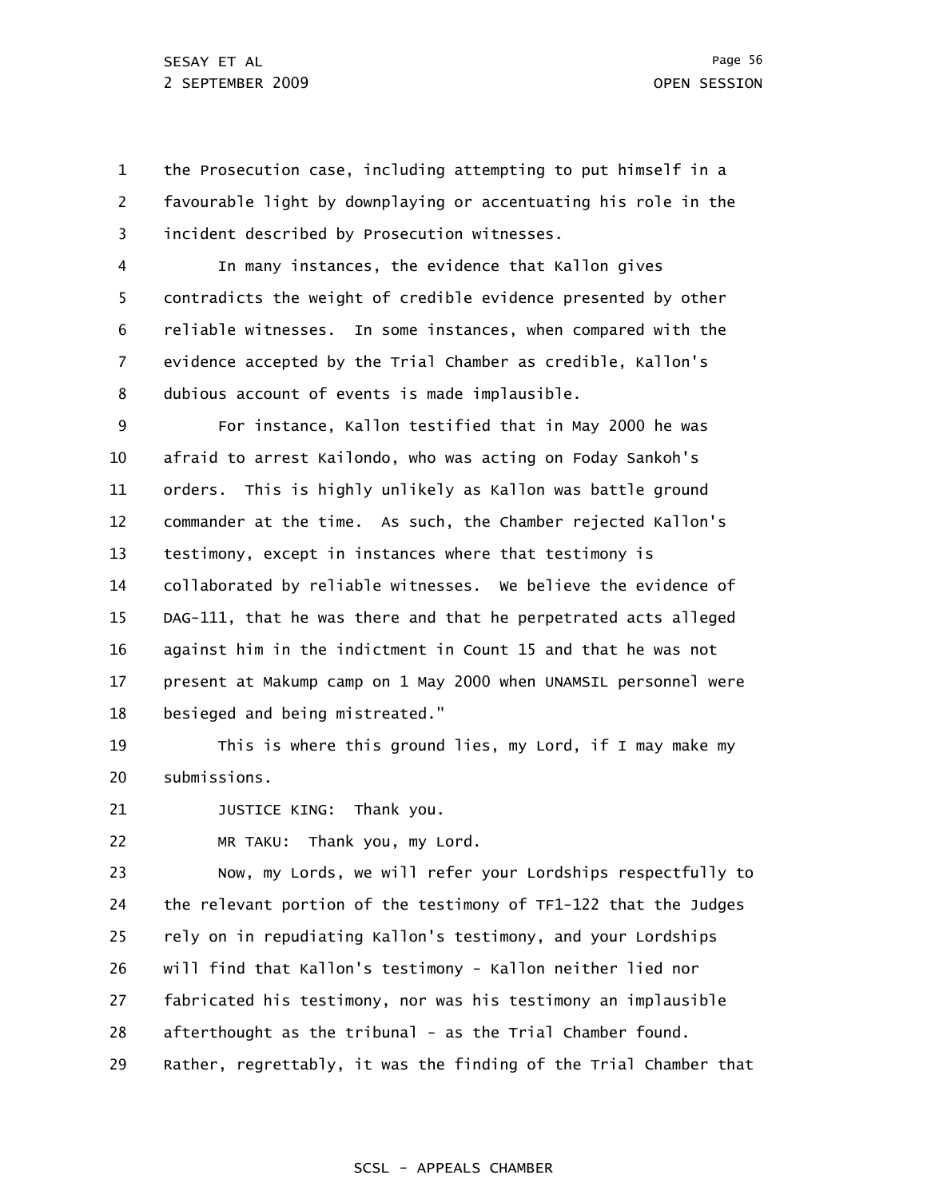the Prosecution case, including attempting to put himself in a favourable light by downplaying or accentuating his role in the incident described by Prosecution witnesses.

In many instances, the evidence that Kallon gives contradicts the weight of credible evidence presented by other reliable witnesses. In some instances, when compared with the evidence accepted by the Trial Chamber as credible, Kallon's dubious account of events is made implausible.

For instance, Kallon testified that in May 2000 he was afraid to arrest Kailondo, who was acting on Foday Sankoh's orders. This is highly unlikely as Kallon was battle ground commander at the time. As such, the Chamber rejected Kallon's testimony, except in instances where that testimony is collaborated by reliable witnesses. We believe the evidence of DAG-111, that he was there and that he perpetrated acts alleged against him in the indictment in Count 15 and that he was not present at Makump camp on 1 May 2000 when UNAMSIL personnel were besieged and being mistreated."

This is where this ground lies, my Lord, if I may make my submissions.

JUSTICE KING: Thank you.

MR TAKU: Thank you, my Lord.

Now, my Lords, we will refer your Lordships respectfully to the relevant portion of the testimony of TF1-122 that the Judges rely on in repudiating Kallon's testimony, and your Lordships will find that Kallon's testimony - Kallon neither lied nor fabricated his testimony, nor was his testimony an implausible afterthought as the tribunal - as the Trial Chamber found. Rather, regrettably, it was the finding of the Trial Chamber that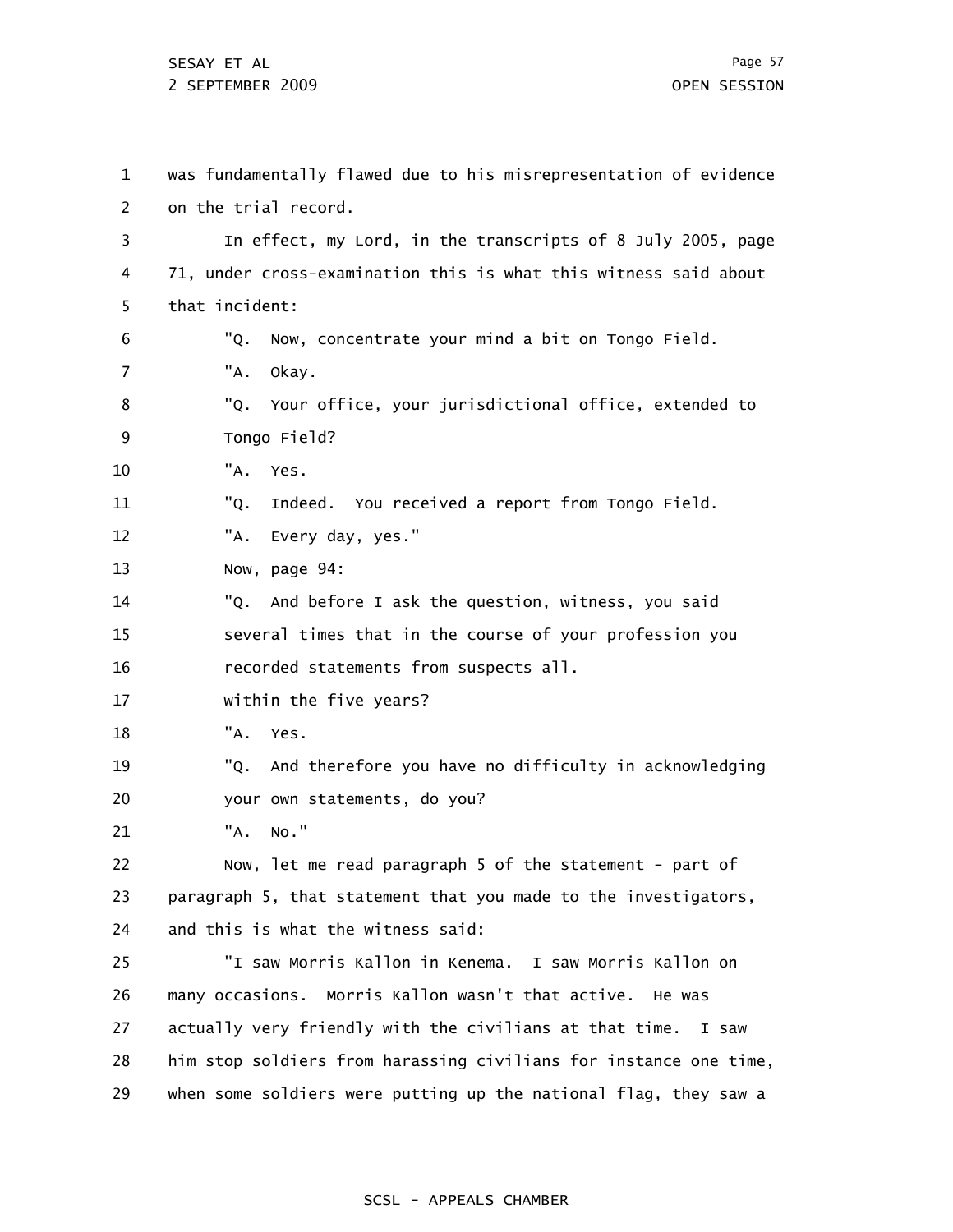was fundamentally flawed due to his misrepresentation of evidence on the trial record.

In effect, my Lord, in the transcripts of 8 July 2005, page 71, under cross-examination this is what this witness said about that incident:

"Q. Now, concentrate your mind a bit on Tongo Field.

"A. Okay.

"Q. Your office, your jurisdictional office, extended to Tongo Field?

"A. Yes.

"Q. Indeed. You received a report from Tongo Field.

"A. Every day, yes."

Now, page 94:

"Q. And before I ask the question, witness, you said several times that in the course of your profession you recorded statements from suspects all.

within the five years?

"A. Yes.

"Q. And therefore you have no difficulty in acknowledging your own statements, do you?

"A. No."

Now, let me read paragraph 5 of the statement - part of paragraph 5, that statement that you made to the investigators, and this is what the witness said:

"I saw Morris Kallon in Kenema. I saw Morris Kallon on many occasions. Morris Kallon wasn't that active. He was actually very friendly with the civilians at that time. I saw him stop soldiers from harassing civilians for instance one time, when some soldiers were putting up the national flag, they saw a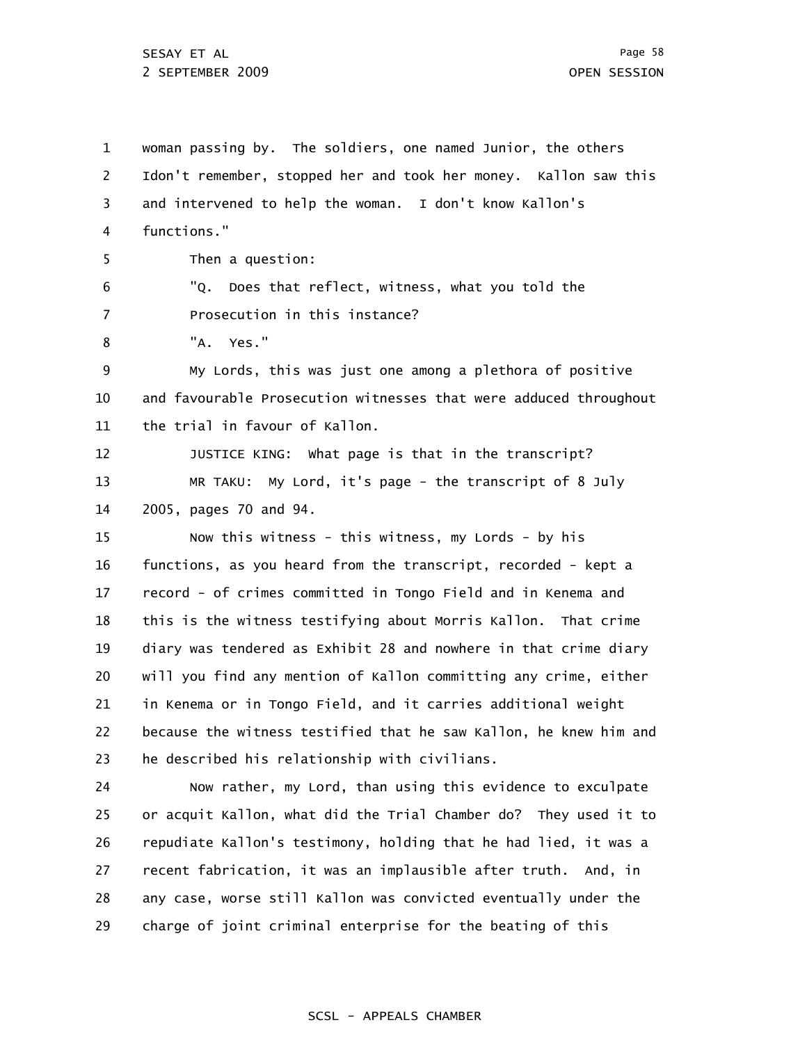woman passing by. The soldiers, one named Junior, the others Idon't remember, stopped her and took her money. Kallon saw this and intervened to help the woman. I don't know Kallon's functions."

Then a question:

"Q. Does that reflect, witness, what you told the Prosecution in this instance?

"A. Yes."

My Lords, this was just one among a plethora of positive and favourable Prosecution witnesses that were adduced throughout the trial in favour of Kallon.

JUSTICE KING: What page is that in the transcript?

MR TAKU: My Lord, it's page - the transcript of 8 July 2005, pages 70 and 94.

Now this witness - this witness, my Lords - by his functions, as you heard from the transcript, recorded - kept a record - of crimes committed in Tongo Field and in Kenema and this is the witness testifying about Morris Kallon. That crime diary was tendered as Exhibit 28 and nowhere in that crime diary will you find any mention of Kallon committing any crime, either in Kenema or in Tongo Field, and it carries additional weight because the witness testified that he saw Kallon, he knew him and he described his relationship with civilians.

Now rather, my Lord, than using this evidence to exculpate or acquit Kallon, what did the Trial Chamber do? They used it to repudiate Kallon's testimony, holding that he had lied, it was a recent fabrication, it was an implausible after truth. And, in any case, worse still Kallon was convicted eventually under the charge of joint criminal enterprise for the beating of this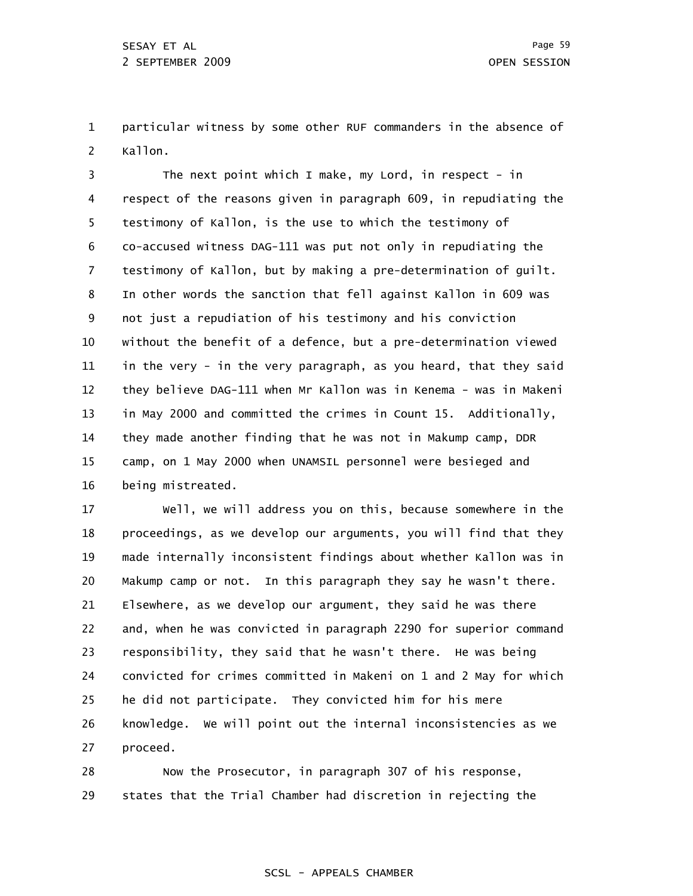particular witness by some other RUF commanders in the absence of Kallon.

The next point which I make, my Lord, in respect - in respect of the reasons given in paragraph 609, in repudiating the testimony of Kallon, is the use to which the testimony of co-accused witness DAG-111 was put not only in repudiating the testimony of Kallon, but by making a pre-determination of guilt. In other words the sanction that fell against Kallon in 609 was not just a repudiation of his testimony and his conviction without the benefit of a defence, but a pre-determination viewed in the very - in the very paragraph, as you heard, that they said they believe DAG-111 when Mr Kallon was in Kenema - was in Makeni in May 2000 and committed the crimes in Count 15. Additionally, they made another finding that he was not in Makump camp, DDR camp, on 1 May 2000 when UNAMSIL personnel were besieged and being mistreated.

Well, we will address you on this, because somewhere in the proceedings, as we develop our arguments, you will find that they made internally inconsistent findings about whether Kallon was in Makump camp or not. In this paragraph they say he wasn't there. Elsewhere, as we develop our argument, they said he was there and, when he was convicted in paragraph 2290 for superior command responsibility, they said that he wasn't there. He was being convicted for crimes committed in Makeni on 1 and 2 May for which he did not participate. They convicted him for his mere knowledge. We will point out the internal inconsistencies as we proceed.

Now the Prosecutor, in paragraph 307 of his response, states that the Trial Chamber had discretion in rejecting the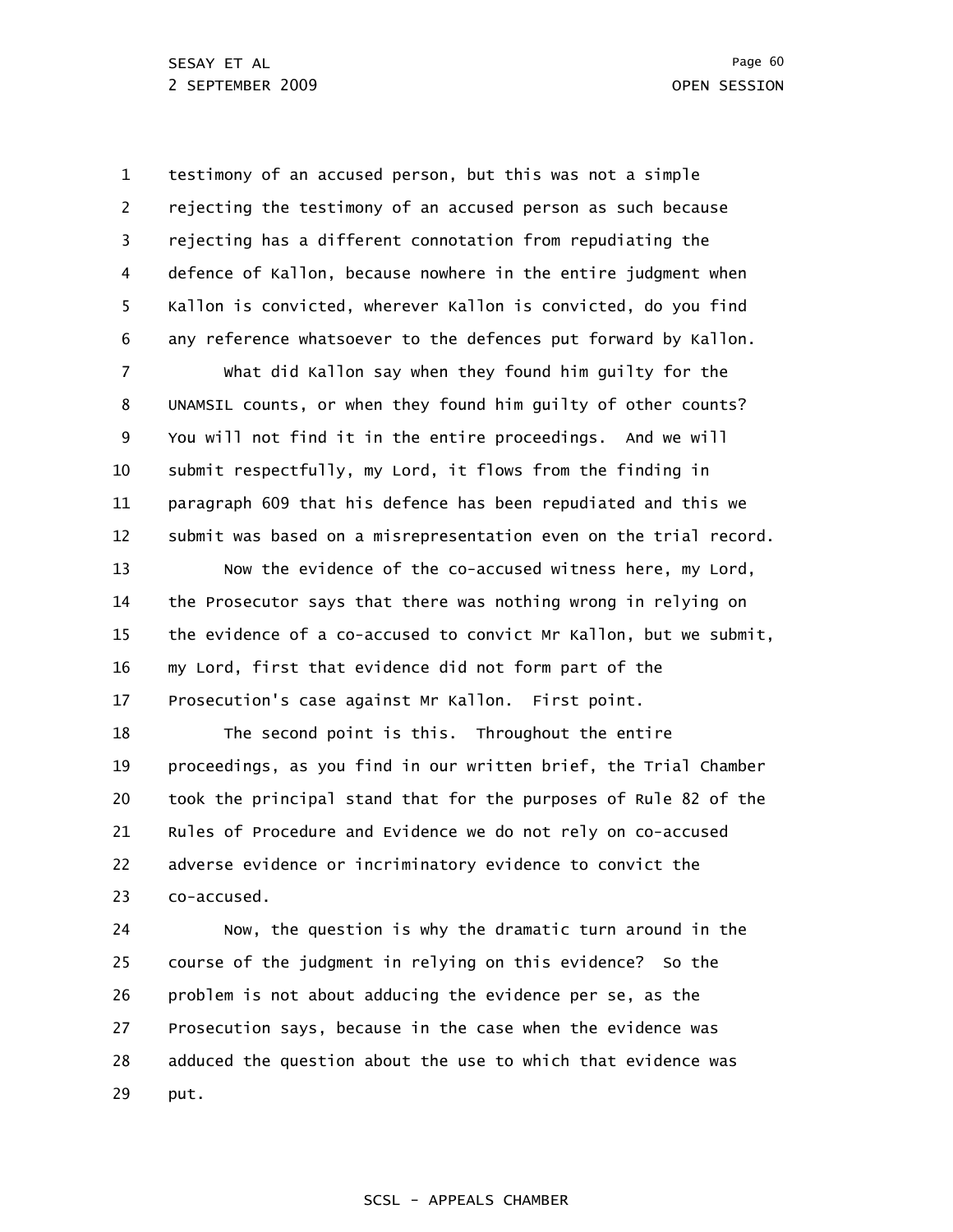testimony of an accused person, but this was not a simple rejecting the testimony of an accused person as such because rejecting has a different connotation from repudiating the defence of Kallon, because nowhere in the entire judgment when Kallon is convicted, wherever Kallon is convicted, do you find any reference whatsoever to the defences put forward by Kallon.

What did Kallon say when they found him guilty for the UNAMSIL counts, or when they found him guilty of other counts? You will not find it in the entire proceedings. And we will submit respectfully, my Lord, it flows from the finding in paragraph 609 that his defence has been repudiated and this we submit was based on a misrepresentation even on the trial record.

Now the evidence of the co-accused witness here, my Lord, the Prosecutor says that there was nothing wrong in relying on the evidence of a co-accused to convict Mr Kallon, but we submit, my Lord, first that evidence did not form part of the Prosecution's case against Mr Kallon. First point.

The second point is this. Throughout the entire proceedings, as you find in our written brief, the Trial Chamber took the principal stand that for the purposes of Rule 82 of the Rules of Procedure and Evidence we do not rely on co-accused adverse evidence or incriminatory evidence to convict the co-accused.

Now, the question is why the dramatic turn around in the course of the judgment in relying on this evidence? So the problem is not about adducing the evidence per se, as the Prosecution says, because in the case when the evidence was adduced the question about the use to which that evidence was put.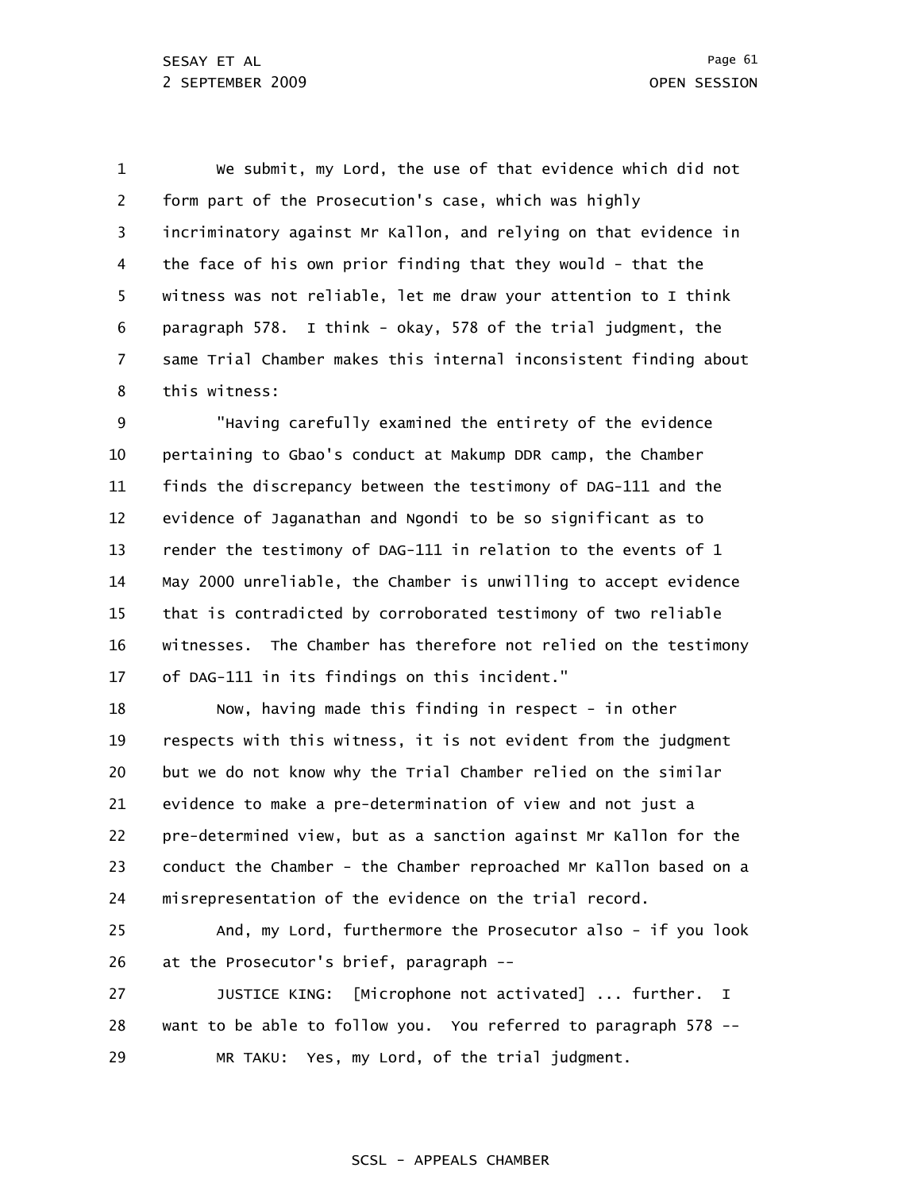We submit, my Lord, the use of that evidence which did not form part of the Prosecution's case, which was highly incriminatory against Mr Kallon, and relying on that evidence in the face of his own prior finding that they would - that the witness was not reliable, let me draw your attention to I think paragraph 578. I think - okay, 578 of the trial judgment, the same Trial Chamber makes this internal inconsistent finding about this witness:

"Having carefully examined the entirety of the evidence pertaining to Gbao's conduct at Makump DDR camp, the Chamber finds the discrepancy between the testimony of DAG-111 and the evidence of Jaganathan and Ngondi to be so significant as to render the testimony of DAG-111 in relation to the events of 1 May 2000 unreliable, the Chamber is unwilling to accept evidence that is contradicted by corroborated testimony of two reliable witnesses. The Chamber has therefore not relied on the testimony of DAG-111 in its findings on this incident."

Now, having made this finding in respect - in other respects with this witness, it is not evident from the judgment but we do not know why the Trial Chamber relied on the similar evidence to make a pre-determination of view and not just a pre-determined view, but as a sanction against Mr Kallon for the conduct the Chamber - the Chamber reproached Mr Kallon based on a misrepresentation of the evidence on the trial record.

And, my Lord, furthermore the Prosecutor also - if you look at the Prosecutor's brief, paragraph --

JUSTICE KING: [Microphone not activated] ... further. I want to be able to follow you. You referred to paragraph 578 --

MR TAKU: Yes, my Lord, of the trial judgment.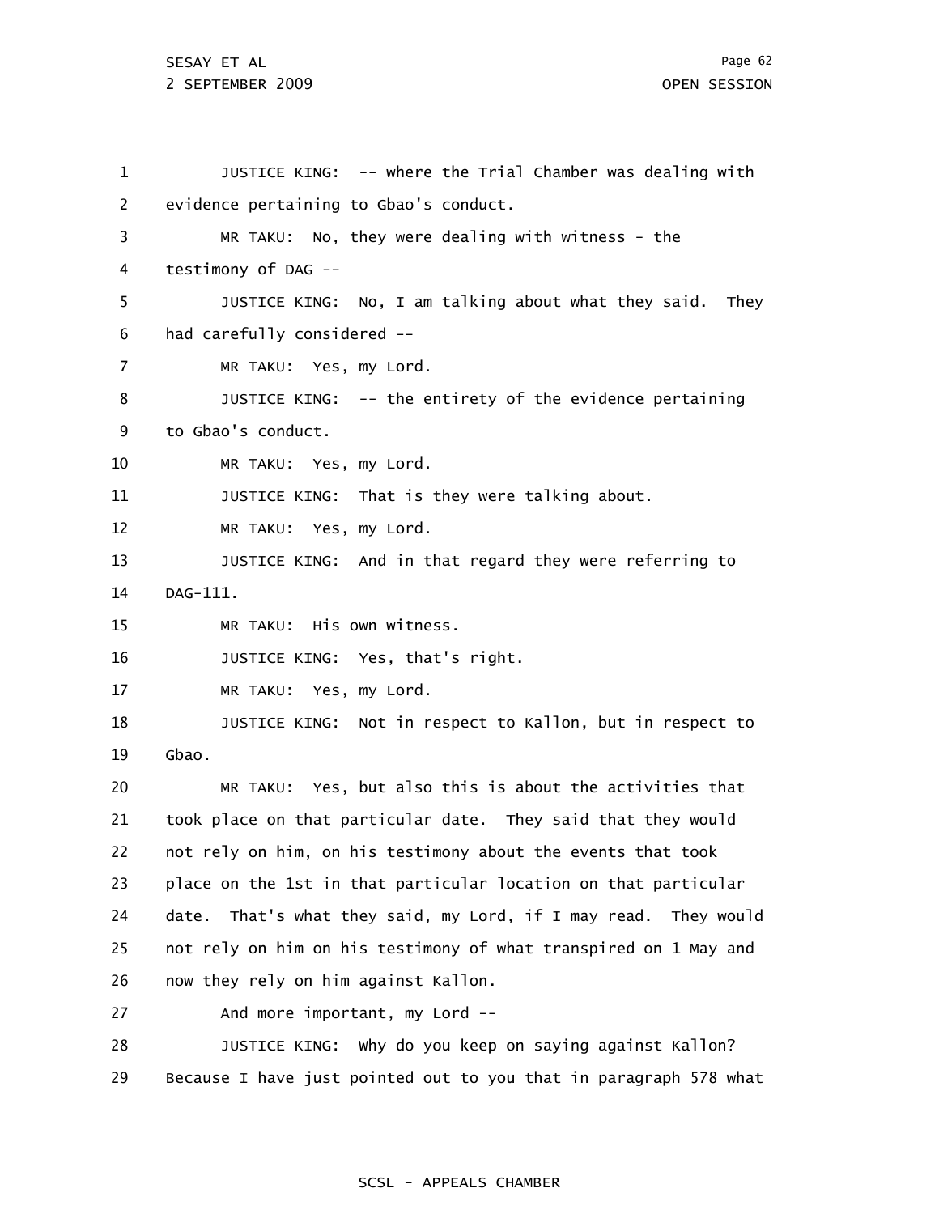1 JUSTICE KING: -- where the Trial Chamber was dealing with
2 evidence pertaining to Gbao's conduct.
3 MR TAKU: No, they were dealing with witness - the
4 testimony of DAG --
5 JUSTICE KING: No, I am talking about what they said. They
6 had carefully considered --
7 MR TAKU: Yes, my Lord.
8 JUSTICE KING: -- the entirety of the evidence pertaining
9 to Gbao's conduct.
10 MR TAKU: Yes, my Lord.
11 JUSTICE KING: That is they were talking about.
12 MR TAKU: Yes, my Lord.
13 JUSTICE KING: And in that regard they were referring to
14 DAG-111.
15 MR TAKU: His own witness.
16 JUSTICE KING: Yes, that's right.
17 MR TAKU: Yes, my Lord.
18 JUSTICE KING: Not in respect to Kallon, but in respect to
19 Gbao.
20 MR TAKU: Yes, but also this is about the activities that
21 took place on that particular date. They said that they would
22 not rely on him, on his testimony about the events that took
23 place on the 1st in that particular location on that particular
24 date. That's what they said, my Lord, if I may read. They would
25 not rely on him on his testimony of what transpired on 1 May and
26 now they rely on him against Kallon.
27 And more important, my Lord --
28 JUSTICE KING: Why do you keep on saying against Kallon?
29 Because I have just pointed out to you that in paragraph 578 what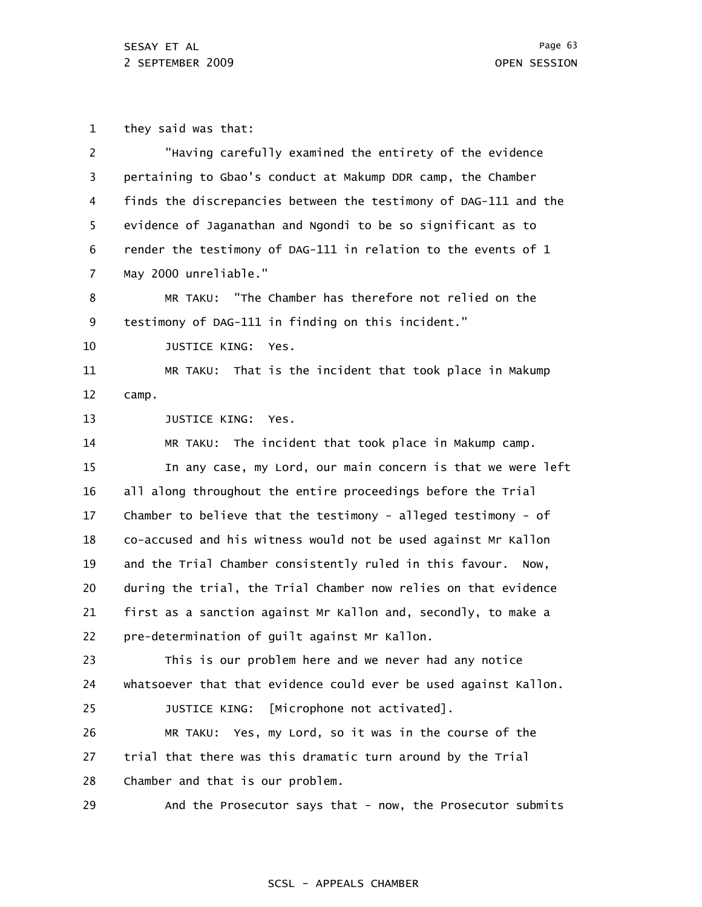1 they said was that:

2 "Having carefully examined the entirety of the evidence
3 pertaining to Gbao's conduct at Makump DDR camp, the Chamber
4 finds the discrepancies between the testimony of DAG-111 and the
5 evidence of Jaganathan and Ngondi to be so significant as to
6 render the testimony of DAG-111 in relation to the events of 1
7 May 2000 unreliable."

8 MR TAKU: "The Chamber has therefore not relied on the
9 testimony of DAG-111 in finding on this incident."

10 JUSTICE KING: Yes.

11 MR TAKU: That is the incident that took place in Makump
12 camp.

13 JUSTICE KING: Yes.

14 MR TAKU: The incident that took place in Makump camp.

15 In any case, my Lord, our main concern is that we were left
16 all along throughout the entire proceedings before the Trial
17 Chamber to believe that the testimony - alleged testimony - of
18 co-accused and his witness would not be used against Mr Kallon
19 and the Trial Chamber consistently ruled in this favour. Now,
20 during the trial, the Trial Chamber now relies on that evidence
21 first as a sanction against Mr Kallon and, secondly, to make a
22 pre-determination of guilt against Mr Kallon.

23 This is our problem here and we never had any notice
24 whatsoever that that evidence could ever be used against Kallon.

25 JUSTICE KING: [Microphone not activated].

26 MR TAKU: Yes, my Lord, so it was in the course of the
27 trial that there was this dramatic turn around by the Trial
28 Chamber and that is our problem.

29 And the Prosecutor says that - now, the Prosecutor submits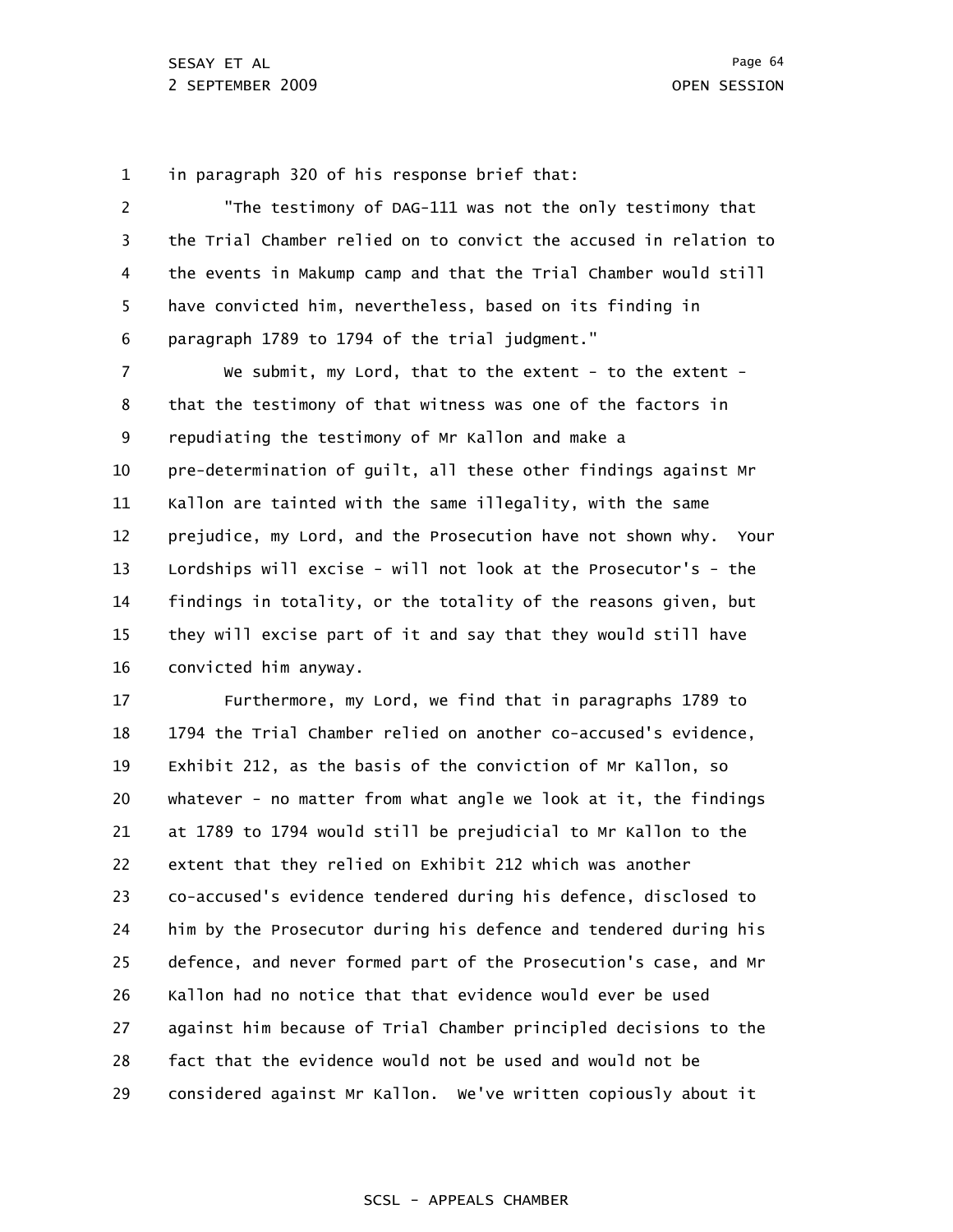in paragraph 320 of his response brief that:

"The testimony of DAG-111 was not the only testimony that the Trial Chamber relied on to convict the accused in relation to the events in Makump camp and that the Trial Chamber would still have convicted him, nevertheless, based on its finding in paragraph 1789 to 1794 of the trial judgment."

We submit, my Lord, that to the extent - to the extent - that the testimony of that witness was one of the factors in repudiating the testimony of Mr Kallon and make a pre-determination of guilt, all these other findings against Mr Kallon are tainted with the same illegality, with the same prejudice, my Lord, and the Prosecution have not shown why. Your Lordships will excise - will not look at the Prosecutor's - the findings in totality, or the totality of the reasons given, but they will excise part of it and say that they would still have convicted him anyway.

Furthermore, my Lord, we find that in paragraphs 1789 to 1794 the Trial Chamber relied on another co-accused's evidence, Exhibit 212, as the basis of the conviction of Mr Kallon, so whatever - no matter from what angle we look at it, the findings at 1789 to 1794 would still be prejudicial to Mr Kallon to the extent that they relied on Exhibit 212 which was another co-accused's evidence tendered during his defence, disclosed to him by the Prosecutor during his defence and tendered during his defence, and never formed part of the Prosecution's case, and Mr Kallon had no notice that that evidence would ever be used against him because of Trial Chamber principled decisions to the fact that the evidence would not be used and would not be considered against Mr Kallon. We've written copiously about it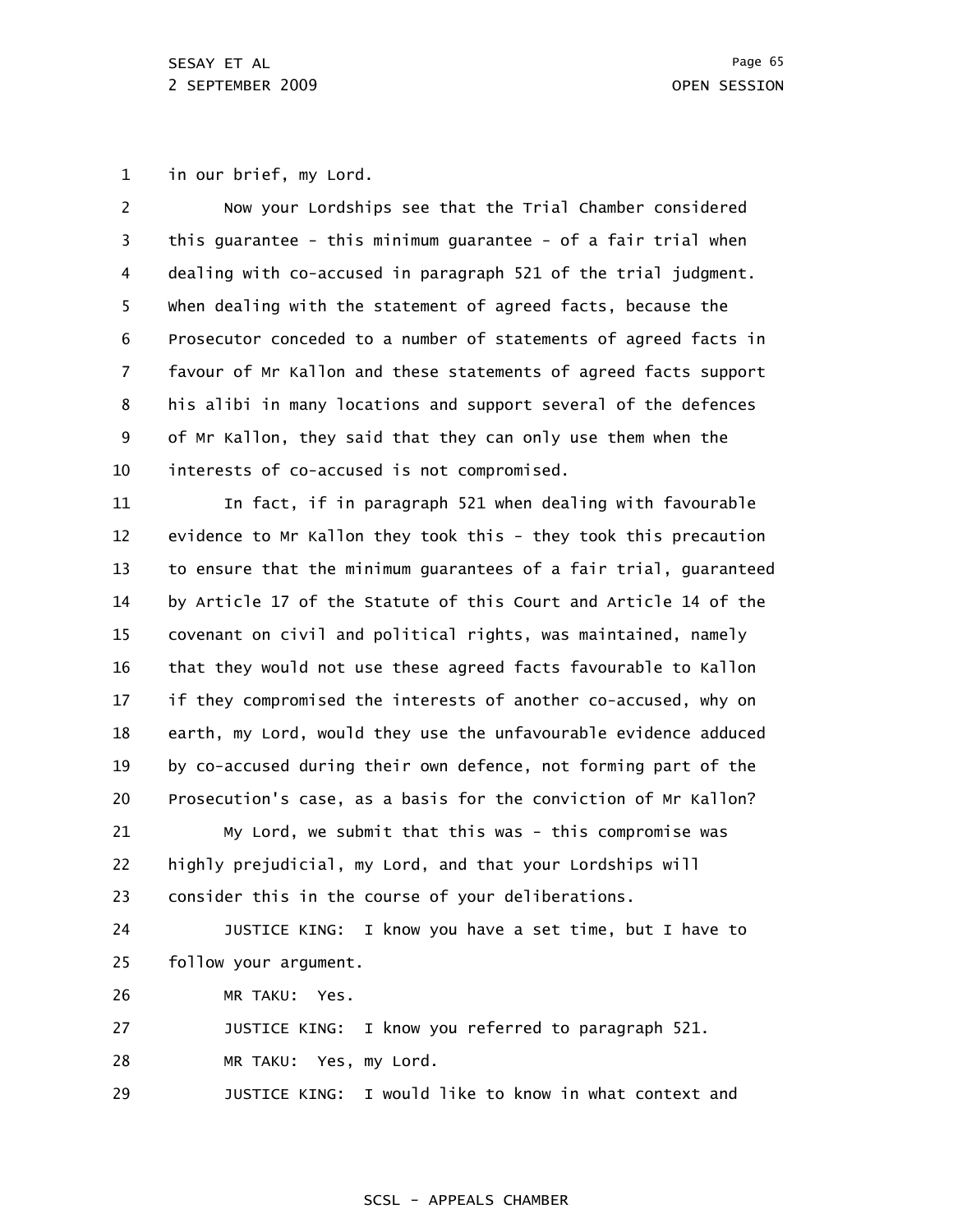in our brief, my Lord.

Now your Lordships see that the Trial Chamber considered this guarantee - this minimum guarantee - of a fair trial when dealing with co-accused in paragraph 521 of the trial judgment. When dealing with the statement of agreed facts, because the Prosecutor conceded to a number of statements of agreed facts in favour of Mr Kallon and these statements of agreed facts support his alibi in many locations and support several of the defences of Mr Kallon, they said that they can only use them when the interests of co-accused is not compromised.

In fact, if in paragraph 521 when dealing with favourable evidence to Mr Kallon they took this - they took this precaution to ensure that the minimum guarantees of a fair trial, guaranteed by Article 17 of the Statute of this Court and Article 14 of the covenant on civil and political rights, was maintained, namely that they would not use these agreed facts favourable to Kallon if they compromised the interests of another co-accused, why on earth, my Lord, would they use the unfavourable evidence adduced by co-accused during their own defence, not forming part of the Prosecution's case, as a basis for the conviction of Mr Kallon?

My Lord, we submit that this was - this compromise was highly prejudicial, my Lord, and that your Lordships will consider this in the course of your deliberations.

JUSTICE KING: I know you have a set time, but I have to follow your argument.

MR TAKU: Yes.

JUSTICE KING: I know you referred to paragraph 521.

MR TAKU: Yes, my Lord.

JUSTICE KING: I would like to know in what context and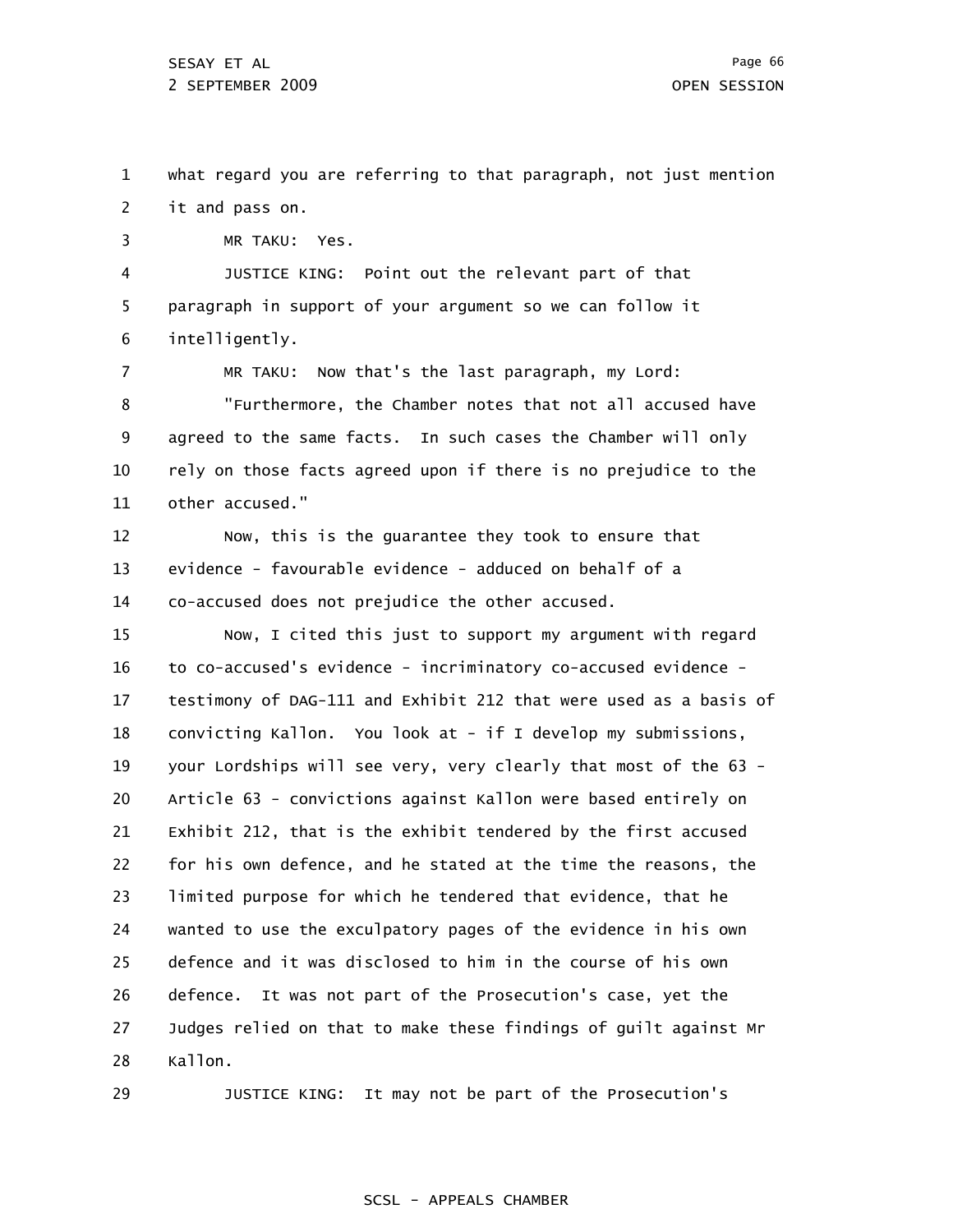what regard you are referring to that paragraph, not just mention it and pass on.

MR TAKU: Yes.

JUSTICE KING: Point out the relevant part of that paragraph in support of your argument so we can follow it intelligently.

MR TAKU: Now that's the last paragraph, my Lord:

"Furthermore, the Chamber notes that not all accused have agreed to the same facts. In such cases the Chamber will only rely on those facts agreed upon if there is no prejudice to the other accused."

Now, this is the guarantee they took to ensure that evidence - favourable evidence - adduced on behalf of a co-accused does not prejudice the other accused.

Now, I cited this just to support my argument with regard to co-accused's evidence - incriminatory co-accused evidence - testimony of DAG-111 and Exhibit 212 that were used as a basis of convicting Kallon. You look at - if I develop my submissions, your Lordships will see very, very clearly that most of the 63 - Article 63 - convictions against Kallon were based entirely on Exhibit 212, that is the exhibit tendered by the first accused for his own defence, and he stated at the time the reasons, the limited purpose for which he tendered that evidence, that he wanted to use the exculpatory pages of the evidence in his own defence and it was disclosed to him in the course of his own defence. It was not part of the Prosecution's case, yet the Judges relied on that to make these findings of guilt against Mr Kallon.

JUSTICE KING: It may not be part of the Prosecution's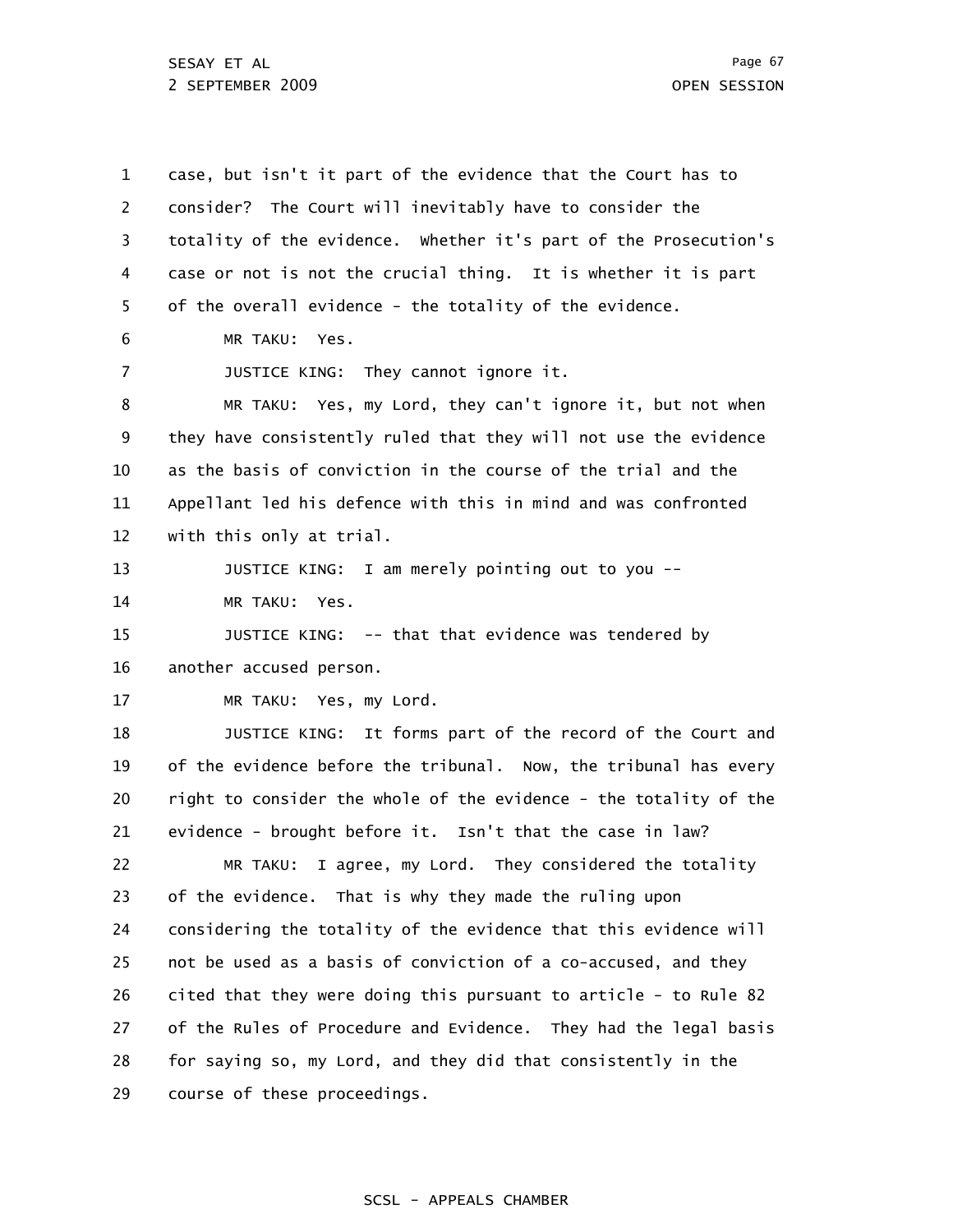case, but isn't it part of the evidence that the Court has to consider? The Court will inevitably have to consider the totality of the evidence. Whether it's part of the Prosecution's case or not is not the crucial thing. It is whether it is part of the overall evidence - the totality of the evidence.

MR TAKU: Yes.

JUSTICE KING: They cannot ignore it.

MR TAKU: Yes, my Lord, they can't ignore it, but not when they have consistently ruled that they will not use the evidence as the basis of conviction in the course of the trial and the Appellant led his defence with this in mind and was confronted with this only at trial.

JUSTICE KING: I am merely pointing out to you --

MR TAKU: Yes.

JUSTICE KING: -- that that evidence was tendered by another accused person.

MR TAKU: Yes, my Lord.

JUSTICE KING: It forms part of the record of the Court and of the evidence before the tribunal. Now, the tribunal has every right to consider the whole of the evidence - the totality of the evidence - brought before it. Isn't that the case in law?

MR TAKU: I agree, my Lord. They considered the totality of the evidence. That is why they made the ruling upon considering the totality of the evidence that this evidence will not be used as a basis of conviction of a co-accused, and they cited that they were doing this pursuant to article - to Rule 82 of the Rules of Procedure and Evidence. They had the legal basis for saying so, my Lord, and they did that consistently in the course of these proceedings.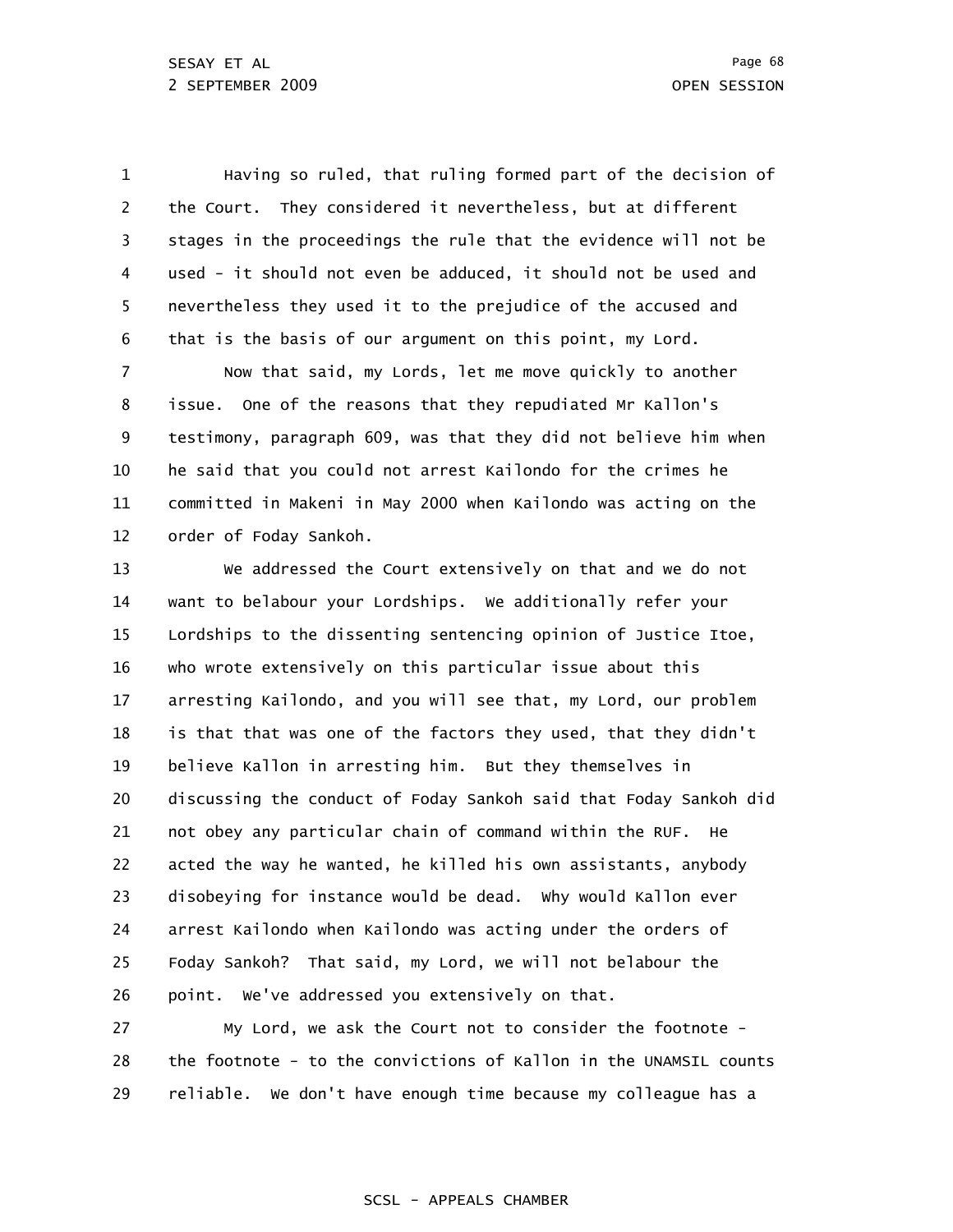Having so ruled, that ruling formed part of the decision of the Court. They considered it nevertheless, but at different stages in the proceedings the rule that the evidence will not be used - it should not even be adduced, it should not be used and nevertheless they used it to the prejudice of the accused and that is the basis of our argument on this point, my Lord.

Now that said, my Lords, let me move quickly to another issue. One of the reasons that they repudiated Mr Kallon's testimony, paragraph 609, was that they did not believe him when he said that you could not arrest Kailondo for the crimes he committed in Makeni in May 2000 when Kailondo was acting on the order of Foday Sankoh.

We addressed the Court extensively on that and we do not want to belabour your Lordships. We additionally refer your Lordships to the dissenting sentencing opinion of Justice Itoe, who wrote extensively on this particular issue about this arresting Kailondo, and you will see that, my Lord, our problem is that that was one of the factors they used, that they didn't believe Kallon in arresting him. But they themselves in discussing the conduct of Foday Sankoh said that Foday Sankoh did not obey any particular chain of command within the RUF. He acted the way he wanted, he killed his own assistants, anybody disobeying for instance would be dead. Why would Kallon ever arrest Kailondo when Kailondo was acting under the orders of Foday Sankoh? That said, my Lord, we will not belabour the point. We've addressed you extensively on that.

My Lord, we ask the Court not to consider the footnote - the footnote - to the convictions of Kallon in the UNAMSIL counts reliable. We don't have enough time because my colleague has a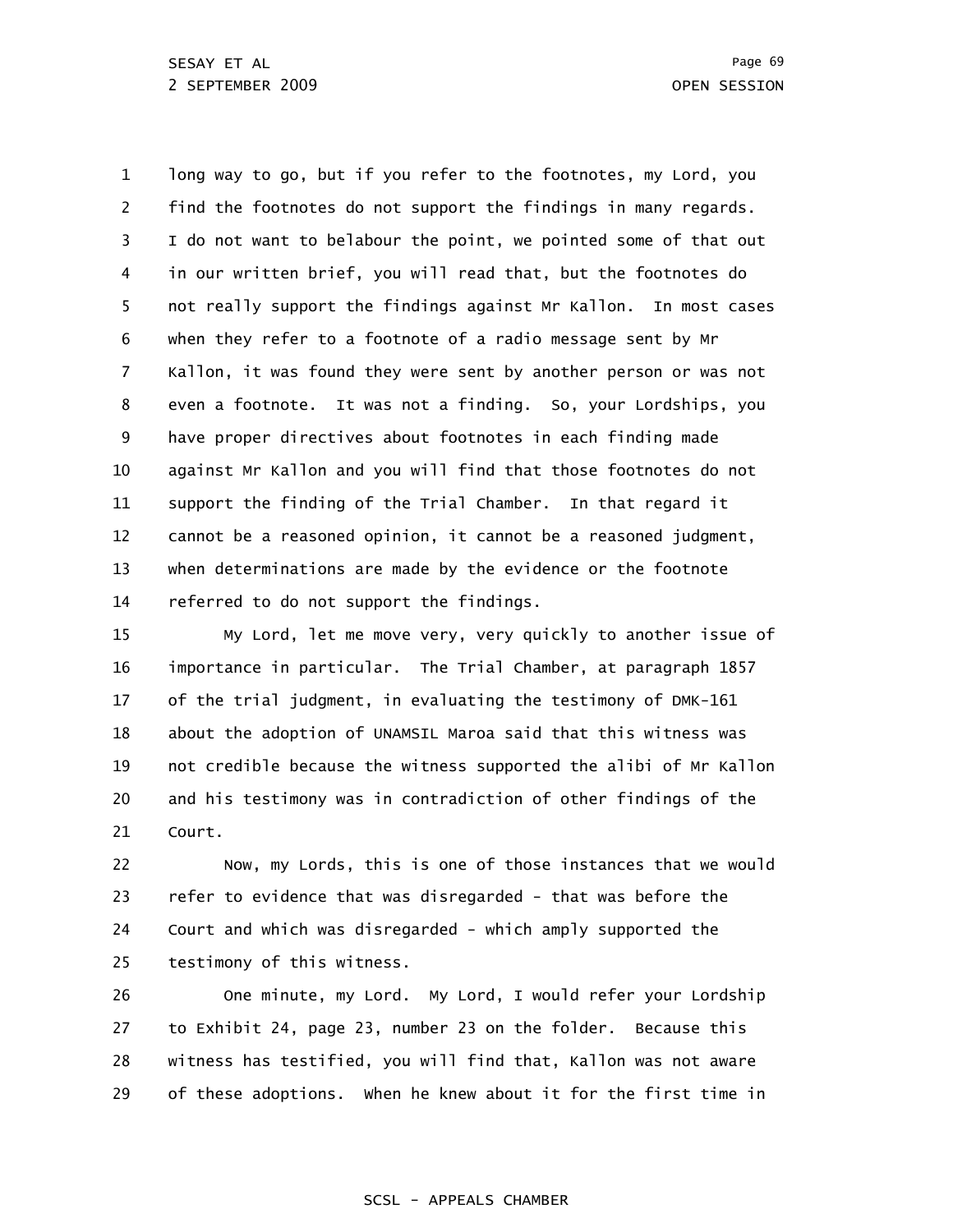long way to go, but if you refer to the footnotes, my Lord, you find the footnotes do not support the findings in many regards. I do not want to belabour the point, we pointed some of that out in our written brief, you will read that, but the footnotes do not really support the findings against Mr Kallon. In most cases when they refer to a footnote of a radio message sent by Mr Kallon, it was found they were sent by another person or was not even a footnote. It was not a finding. So, your Lordships, you have proper directives about footnotes in each finding made against Mr Kallon and you will find that those footnotes do not support the finding of the Trial Chamber. In that regard it cannot be a reasoned opinion, it cannot be a reasoned judgment, when determinations are made by the evidence or the footnote referred to do not support the findings.

My Lord, let me move very, very quickly to another issue of importance in particular. The Trial Chamber, at paragraph 1857 of the trial judgment, in evaluating the testimony of DMK-161 about the adoption of UNAMSIL Maroa said that this witness was not credible because the witness supported the alibi of Mr Kallon and his testimony was in contradiction of other findings of the Court.

Now, my Lords, this is one of those instances that we would refer to evidence that was disregarded - that was before the Court and which was disregarded - which amply supported the testimony of this witness.

One minute, my Lord. My Lord, I would refer your Lordship to Exhibit 24, page 23, number 23 on the folder. Because this witness has testified, you will find that, Kallon was not aware of these adoptions. When he knew about it for the first time in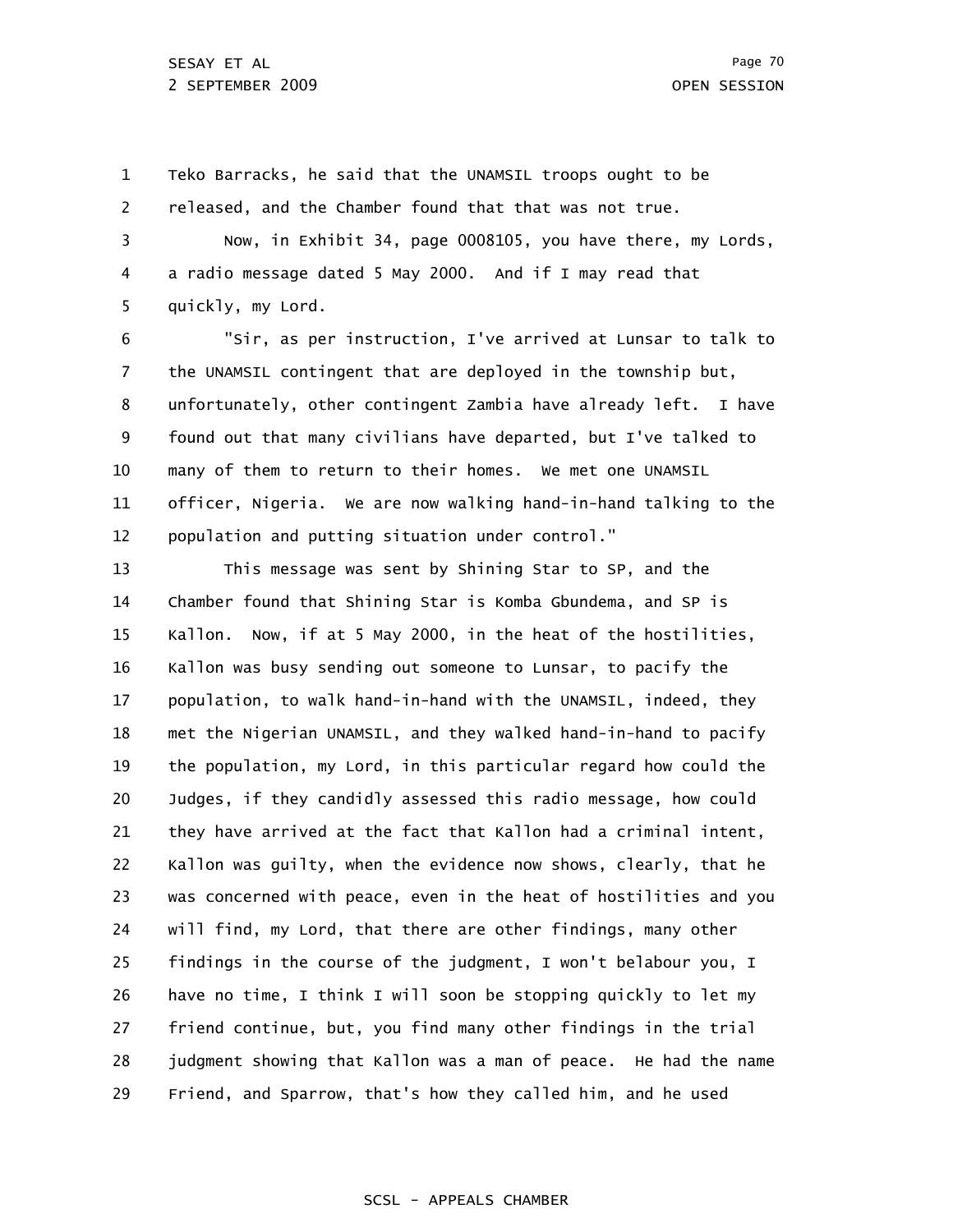Teko Barracks, he said that the UNAMSIL troops ought to be released, and the Chamber found that that was not true.

Now, in Exhibit 34, page 0008105, you have there, my Lords, a radio message dated 5 May 2000. And if I may read that quickly, my Lord.

"Sir, as per instruction, I've arrived at Lunsar to talk to the UNAMSIL contingent that are deployed in the township but, unfortunately, other contingent Zambia have already left. I have found out that many civilians have departed, but I've talked to many of them to return to their homes. We met one UNAMSIL officer, Nigeria. We are now walking hand-in-hand talking to the population and putting situation under control."

This message was sent by Shining Star to SP, and the Chamber found that Shining Star is Komba Gbundema, and SP is Kallon. Now, if at 5 May 2000, in the heat of the hostilities, Kallon was busy sending out someone to Lunsar, to pacify the population, to walk hand-in-hand with the UNAMSIL, indeed, they met the Nigerian UNAMSIL, and they walked hand-in-hand to pacify the population, my Lord, in this particular regard how could the Judges, if they candidly assessed this radio message, how could they have arrived at the fact that Kallon had a criminal intent, Kallon was guilty, when the evidence now shows, clearly, that he was concerned with peace, even in the heat of hostilities and you will find, my Lord, that there are other findings, many other findings in the course of the judgment, I won't belabour you, I have no time, I think I will soon be stopping quickly to let my friend continue, but, you find many other findings in the trial judgment showing that Kallon was a man of peace. He had the name Friend, and Sparrow, that's how they called him, and he used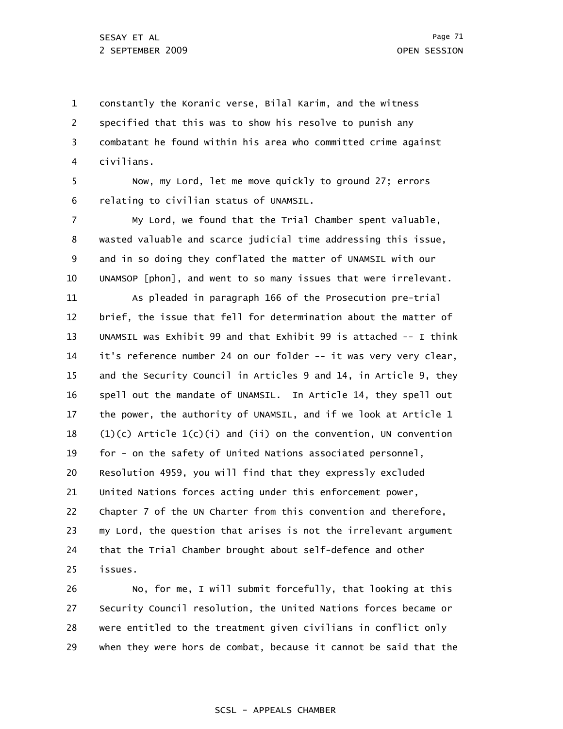constantly the Koranic verse, Bilal Karim, and the witness specified that this was to show his resolve to punish any combatant he found within his area who committed crime against civilians.

Now, my Lord, let me move quickly to ground 27; errors relating to civilian status of UNAMSIL.

My Lord, we found that the Trial Chamber spent valuable, wasted valuable and scarce judicial time addressing this issue, and in so doing they conflated the matter of UNAMSIL with our UNAMSOP [phon], and went to so many issues that were irrelevant.

As pleaded in paragraph 166 of the Prosecution pre-trial brief, the issue that fell for determination about the matter of UNAMSIL was Exhibit 99 and that Exhibit 99 is attached -- I think it's reference number 24 on our folder -- it was very very clear, and the Security Council in Articles 9 and 14, in Article 9, they spell out the mandate of UNAMSIL. In Article 14, they spell out the power, the authority of UNAMSIL, and if we look at Article 1 (1)(c) Article 1(c)(i) and (ii) on the convention, UN convention for - on the safety of United Nations associated personnel, Resolution 4959, you will find that they expressly excluded United Nations forces acting under this enforcement power, Chapter 7 of the UN Charter from this convention and therefore, my Lord, the question that arises is not the irrelevant argument that the Trial Chamber brought about self-defence and other issues.

No, for me, I will submit forcefully, that looking at this Security Council resolution, the United Nations forces became or were entitled to the treatment given civilians in conflict only when they were hors de combat, because it cannot be said that the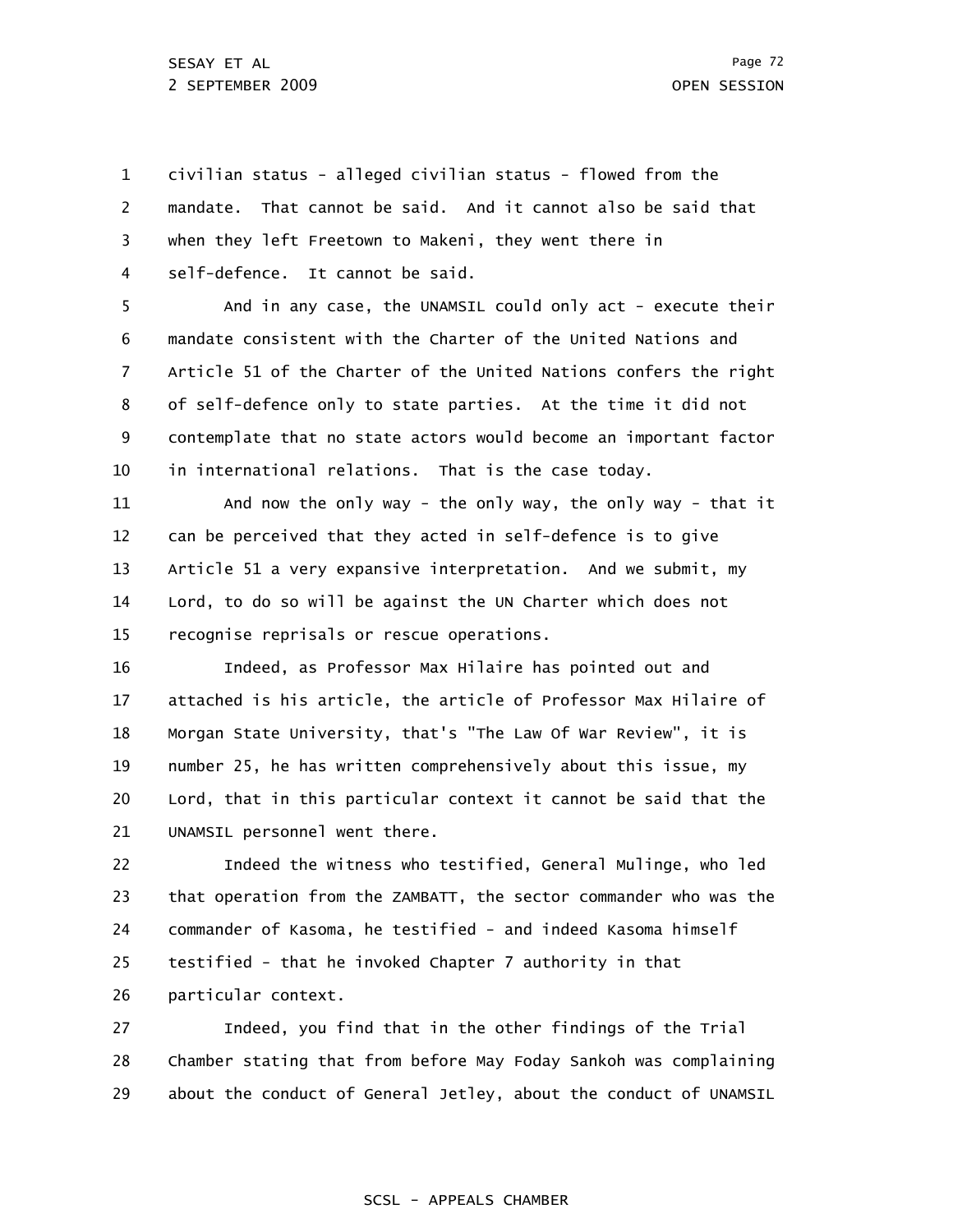civilian status - alleged civilian status - flowed from the mandate. That cannot be said. And it cannot also be said that when they left Freetown to Makeni, they went there in self-defence. It cannot be said.

And in any case, the UNAMSIL could only act - execute their mandate consistent with the Charter of the United Nations and Article 51 of the Charter of the United Nations confers the right of self-defence only to state parties. At the time it did not contemplate that no state actors would become an important factor in international relations. That is the case today.

And now the only way - the only way, the only way - that it can be perceived that they acted in self-defence is to give Article 51 a very expansive interpretation. And we submit, my Lord, to do so will be against the UN Charter which does not recognise reprisals or rescue operations.

Indeed, as Professor Max Hilaire has pointed out and attached is his article, the article of Professor Max Hilaire of Morgan State University, that's "The Law Of War Review", it is number 25, he has written comprehensively about this issue, my Lord, that in this particular context it cannot be said that the UNAMSIL personnel went there.

Indeed the witness who testified, General Mulinge, who led that operation from the ZAMBATT, the sector commander who was the commander of Kasoma, he testified - and indeed Kasoma himself testified - that he invoked Chapter 7 authority in that particular context.

Indeed, you find that in the other findings of the Trial Chamber stating that from before May Foday Sankoh was complaining about the conduct of General Jetley, about the conduct of UNAMSIL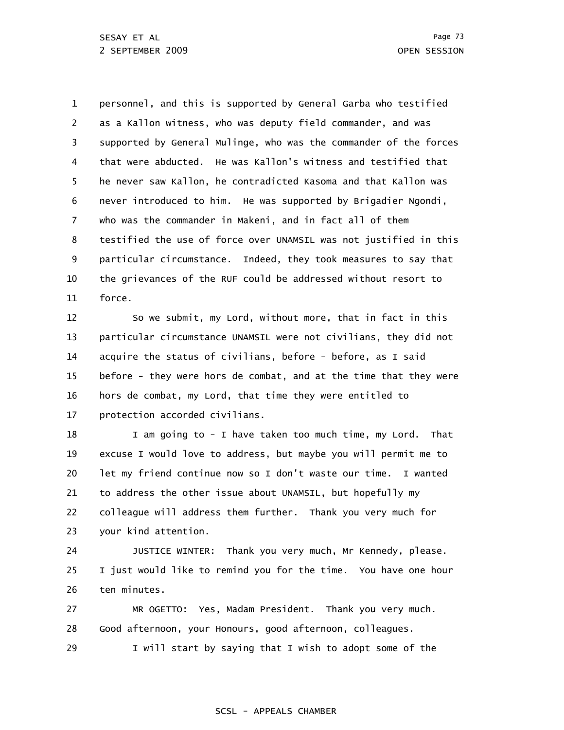personnel, and this is supported by General Garba who testified as a Kallon witness, who was deputy field commander, and was supported by General Mulinge, who was the commander of the forces that were abducted. He was Kallon's witness and testified that he never saw Kallon, he contradicted Kasoma and that Kallon was never introduced to him. He was supported by Brigadier Ngondi, who was the commander in Makeni, and in fact all of them testified the use of force over UNAMSIL was not justified in this particular circumstance. Indeed, they took measures to say that the grievances of the RUF could be addressed without resort to force.

So we submit, my Lord, without more, that in fact in this particular circumstance UNAMSIL were not civilians, they did not acquire the status of civilians, before - before, as I said before - they were hors de combat, and at the time that they were hors de combat, my Lord, that time they were entitled to protection accorded civilians.

I am going to - I have taken too much time, my Lord. That excuse I would love to address, but maybe you will permit me to let my friend continue now so I don't waste our time. I wanted to address the other issue about UNAMSIL, but hopefully my colleague will address them further. Thank you very much for your kind attention.

JUSTICE WINTER: Thank you very much, Mr Kennedy, please. I just would like to remind you for the time. You have one hour ten minutes.

MR OGETTO: Yes, Madam President. Thank you very much. Good afternoon, your Honours, good afternoon, colleagues.

I will start by saying that I wish to adopt some of the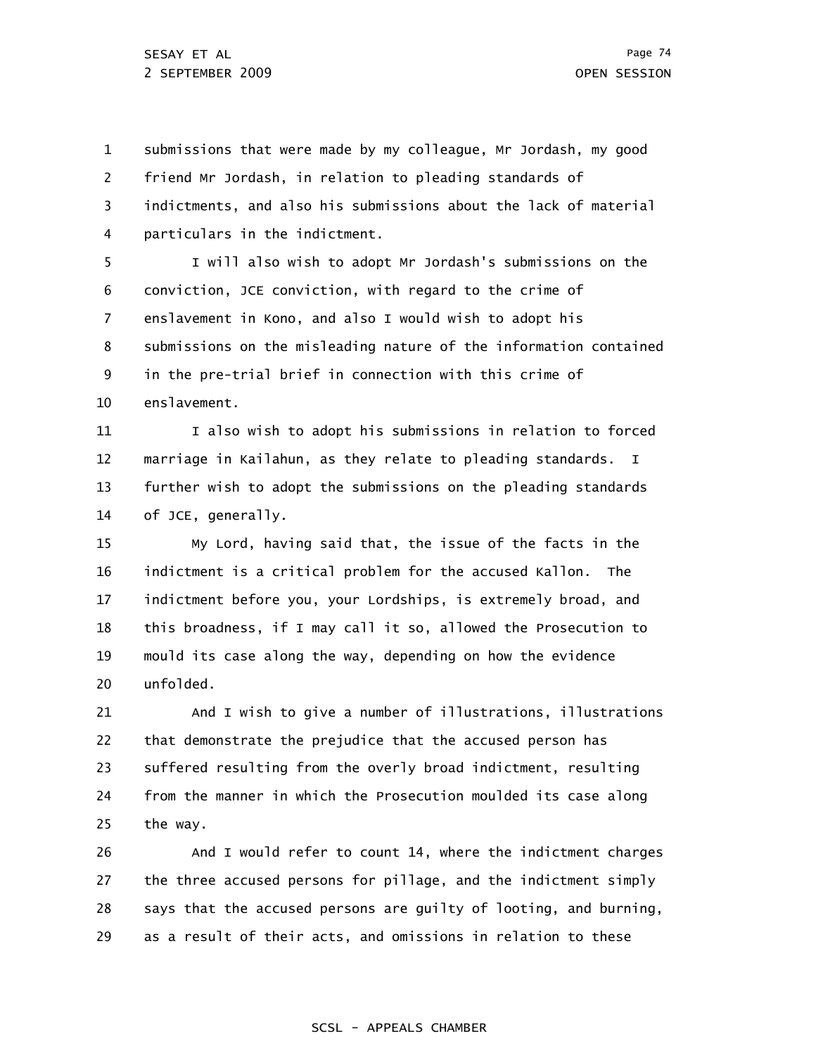submissions that were made by my colleague, Mr Jordash, my good friend Mr Jordash, in relation to pleading standards of indictments, and also his submissions about the lack of material particulars in the indictment.

I will also wish to adopt Mr Jordash's submissions on the conviction, JCE conviction, with regard to the crime of enslavement in Kono, and also I would wish to adopt his submissions on the misleading nature of the information contained in the pre-trial brief in connection with this crime of enslavement.

I also wish to adopt his submissions in relation to forced marriage in Kailahun, as they relate to pleading standards. I further wish to adopt the submissions on the pleading standards of JCE, generally.

My Lord, having said that, the issue of the facts in the indictment is a critical problem for the accused Kallon. The indictment before you, your Lordships, is extremely broad, and this broadness, if I may call it so, allowed the Prosecution to mould its case along the way, depending on how the evidence unfolded.

And I wish to give a number of illustrations, illustrations that demonstrate the prejudice that the accused person has suffered resulting from the overly broad indictment, resulting from the manner in which the Prosecution moulded its case along the way.

And I would refer to count 14, where the indictment charges the three accused persons for pillage, and the indictment simply says that the accused persons are guilty of looting, and burning, as a result of their acts, and omissions in relation to these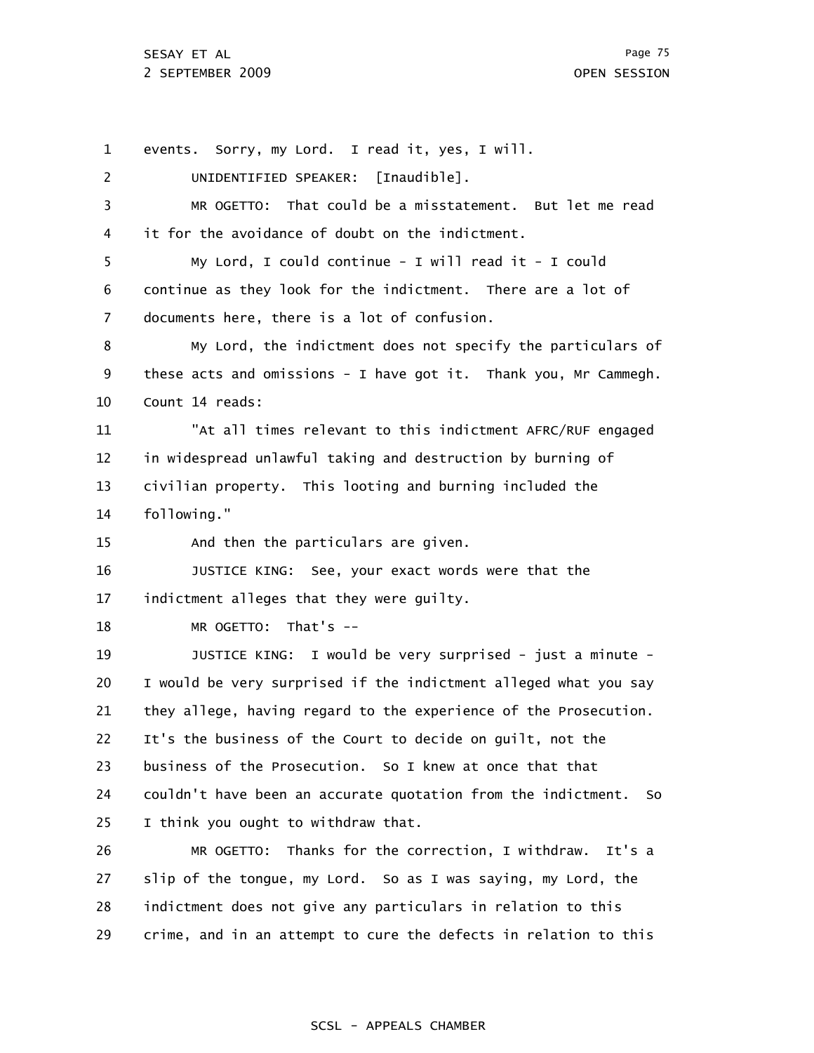events. Sorry, my Lord. I read it, yes, I will.

UNIDENTIFIED SPEAKER: [Inaudible].

MR OGETTO: That could be a misstatement. But let me read it for the avoidance of doubt on the indictment.

My Lord, I could continue - I will read it - I could continue as they look for the indictment. There are a lot of documents here, there is a lot of confusion.

My Lord, the indictment does not specify the particulars of these acts and omissions - I have got it. Thank you, Mr Cammegh. Count 14 reads:

"At all times relevant to this indictment AFRC/RUF engaged in widespread unlawful taking and destruction by burning of civilian property. This looting and burning included the following."

And then the particulars are given.

JUSTICE KING: See, your exact words were that the indictment alleges that they were guilty.

MR OGETTO: That's --

JUSTICE KING: I would be very surprised - just a minute - I would be very surprised if the indictment alleged what you say they allege, having regard to the experience of the Prosecution. It's the business of the Court to decide on guilt, not the business of the Prosecution. So I knew at once that that couldn't have been an accurate quotation from the indictment. So I think you ought to withdraw that.

MR OGETTO: Thanks for the correction, I withdraw. It's a slip of the tongue, my Lord. So as I was saying, my Lord, the indictment does not give any particulars in relation to this crime, and in an attempt to cure the defects in relation to this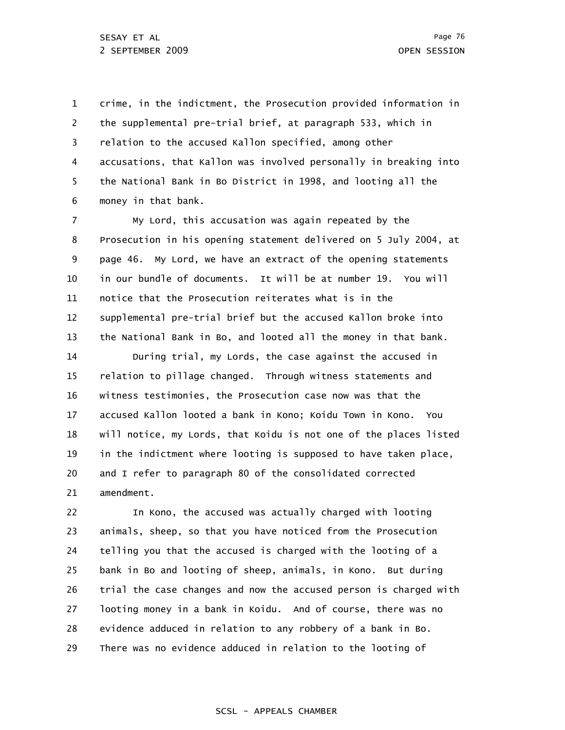crime, in the indictment, the Prosecution provided information in the supplemental pre-trial brief, at paragraph 533, which in relation to the accused Kallon specified, among other accusations, that Kallon was involved personally in breaking into the National Bank in Bo District in 1998, and looting all the money in that bank.

My Lord, this accusation was again repeated by the Prosecution in his opening statement delivered on 5 July 2004, at page 46. My Lord, we have an extract of the opening statements in our bundle of documents. It will be at number 19. You will notice that the Prosecution reiterates what is in the supplemental pre-trial brief but the accused Kallon broke into the National Bank in Bo, and looted all the money in that bank.

During trial, my Lords, the case against the accused in relation to pillage changed. Through witness statements and witness testimonies, the Prosecution case now was that the accused Kallon looted a bank in Kono; Koidu Town in Kono. You will notice, my Lords, that Koidu is not one of the places listed in the indictment where looting is supposed to have taken place, and I refer to paragraph 80 of the consolidated corrected amendment.

In Kono, the accused was actually charged with looting animals, sheep, so that you have noticed from the Prosecution telling you that the accused is charged with the looting of a bank in Bo and looting of sheep, animals, in Kono. But during trial the case changes and now the accused person is charged with looting money in a bank in Koidu. And of course, there was no evidence adduced in relation to any robbery of a bank in Bo. There was no evidence adduced in relation to the looting of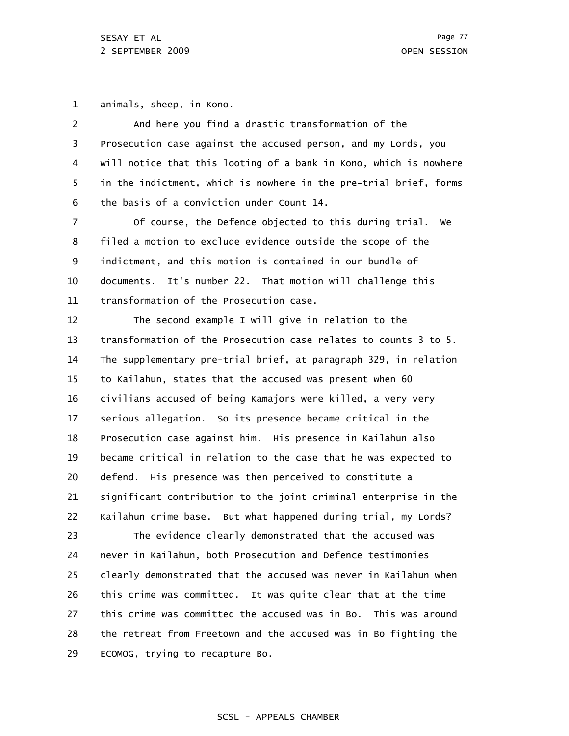animals, sheep, in Kono.

And here you find a drastic transformation of the Prosecution case against the accused person, and my Lords, you will notice that this looting of a bank in Kono, which is nowhere in the indictment, which is nowhere in the pre-trial brief, forms the basis of a conviction under Count 14.

Of course, the Defence objected to this during trial. We filed a motion to exclude evidence outside the scope of the indictment, and this motion is contained in our bundle of documents. It's number 22. That motion will challenge this transformation of the Prosecution case.

The second example I will give in relation to the transformation of the Prosecution case relates to counts 3 to 5. The supplementary pre-trial brief, at paragraph 329, in relation to Kailahun, states that the accused was present when 60 civilians accused of being Kamajors were killed, a very very serious allegation. So its presence became critical in the Prosecution case against him. His presence in Kailahun also became critical in relation to the case that he was expected to defend. His presence was then perceived to constitute a significant contribution to the joint criminal enterprise in the Kailahun crime base. But what happened during trial, my Lords?

The evidence clearly demonstrated that the accused was never in Kailahun, both Prosecution and Defence testimonies clearly demonstrated that the accused was never in Kailahun when this crime was committed. It was quite clear that at the time this crime was committed the accused was in Bo. This was around the retreat from Freetown and the accused was in Bo fighting the ECOMOG, trying to recapture Bo.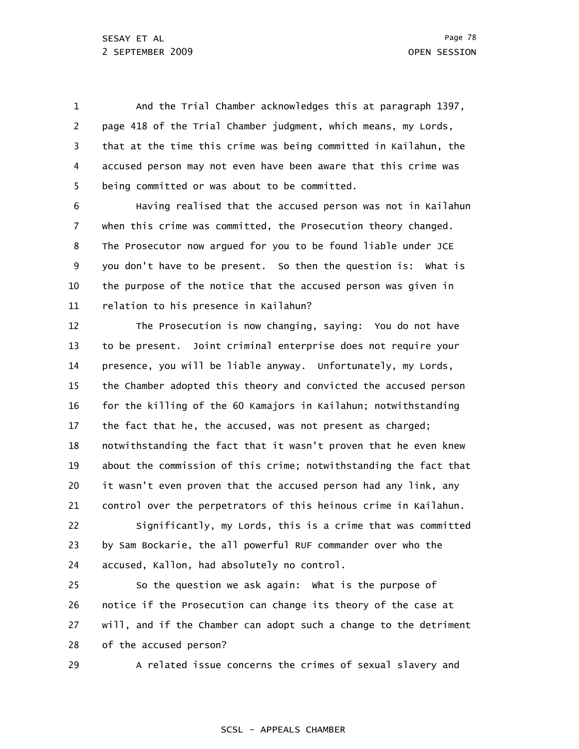And the Trial Chamber acknowledges this at paragraph 1397, page 418 of the Trial Chamber judgment, which means, my Lords, that at the time this crime was being committed in Kailahun, the accused person may not even have been aware that this crime was being committed or was about to be committed.

Having realised that the accused person was not in Kailahun when this crime was committed, the Prosecution theory changed. The Prosecutor now argued for you to be found liable under JCE you don't have to be present. So then the question is: What is the purpose of the notice that the accused person was given in relation to his presence in Kailahun?

The Prosecution is now changing, saying: You do not have to be present. Joint criminal enterprise does not require your presence, you will be liable anyway. Unfortunately, my Lords, the Chamber adopted this theory and convicted the accused person for the killing of the 60 Kamajors in Kailahun; notwithstanding the fact that he, the accused, was not present as charged; notwithstanding the fact that it wasn't proven that he even knew about the commission of this crime; notwithstanding the fact that it wasn't even proven that the accused person had any link, any control over the perpetrators of this heinous crime in Kailahun.

Significantly, my Lords, this is a crime that was committed by Sam Bockarie, the all powerful RUF commander over who the accused, Kallon, had absolutely no control.

So the question we ask again: What is the purpose of notice if the Prosecution can change its theory of the case at will, and if the Chamber can adopt such a change to the detriment of the accused person?

A related issue concerns the crimes of sexual slavery and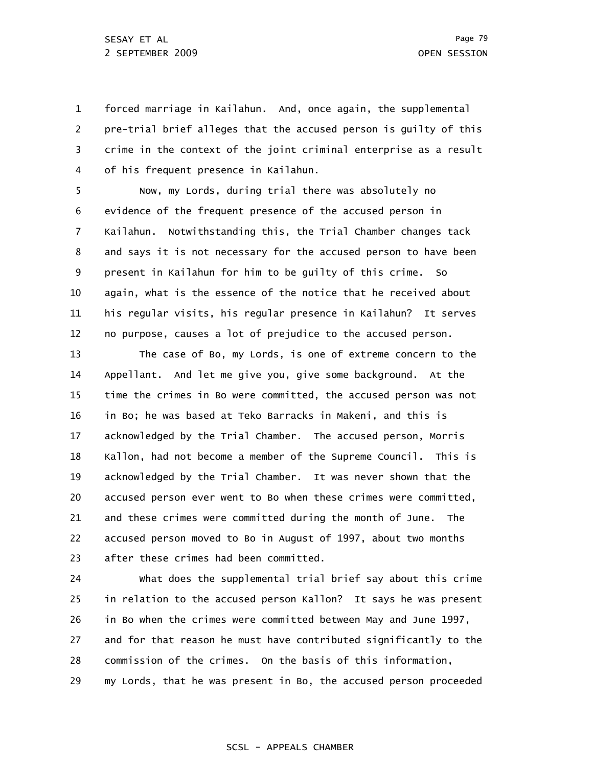forced marriage in Kailahun. And, once again, the supplemental pre-trial brief alleges that the accused person is guilty of this crime in the context of the joint criminal enterprise as a result of his frequent presence in Kailahun.

Now, my Lords, during trial there was absolutely no evidence of the frequent presence of the accused person in Kailahun. Notwithstanding this, the Trial Chamber changes tack and says it is not necessary for the accused person to have been present in Kailahun for him to be guilty of this crime. So again, what is the essence of the notice that he received about his regular visits, his regular presence in Kailahun? It serves no purpose, causes a lot of prejudice to the accused person.

The case of Bo, my Lords, is one of extreme concern to the Appellant. And let me give you, give some background. At the time the crimes in Bo were committed, the accused person was not in Bo; he was based at Teko Barracks in Makeni, and this is acknowledged by the Trial Chamber. The accused person, Morris Kallon, had not become a member of the Supreme Council. This is acknowledged by the Trial Chamber. It was never shown that the accused person ever went to Bo when these crimes were committed, and these crimes were committed during the month of June. The accused person moved to Bo in August of 1997, about two months after these crimes had been committed.

What does the supplemental trial brief say about this crime in relation to the accused person Kallon? It says he was present in Bo when the crimes were committed between May and June 1997, and for that reason he must have contributed significantly to the commission of the crimes. On the basis of this information, my Lords, that he was present in Bo, the accused person proceeded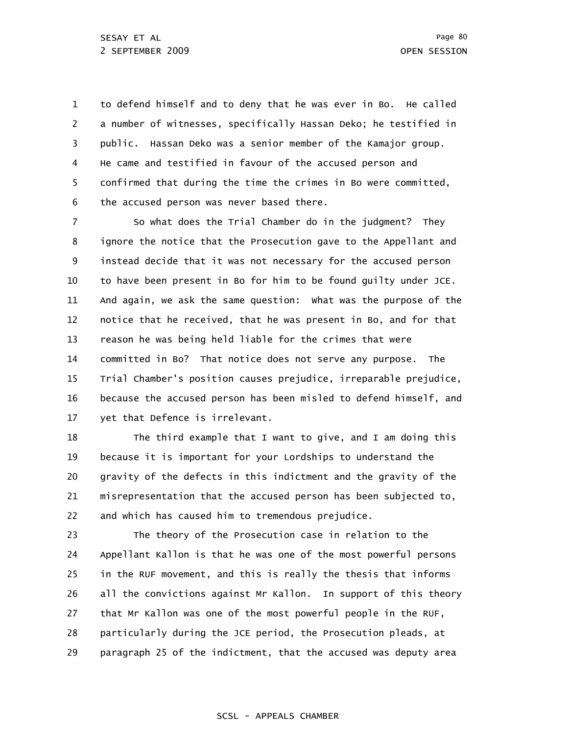to defend himself and to deny that he was ever in Bo. He called a number of witnesses, specifically Hassan Deko; he testified in public. Hassan Deko was a senior member of the Kamajor group. He came and testified in favour of the accused person and confirmed that during the time the crimes in Bo were committed, the accused person was never based there.

So what does the Trial Chamber do in the judgment? They ignore the notice that the Prosecution gave to the Appellant and instead decide that it was not necessary for the accused person to have been present in Bo for him to be found guilty under JCE. And again, we ask the same question: What was the purpose of the notice that he received, that he was present in Bo, and for that reason he was being held liable for the crimes that were committed in Bo? That notice does not serve any purpose. The Trial Chamber's position causes prejudice, irreparable prejudice, because the accused person has been misled to defend himself, and yet that Defence is irrelevant.

The third example that I want to give, and I am doing this because it is important for your Lordships to understand the gravity of the defects in this indictment and the gravity of the misrepresentation that the accused person has been subjected to, and which has caused him to tremendous prejudice.

The theory of the Prosecution case in relation to the Appellant Kallon is that he was one of the most powerful persons in the RUF movement, and this is really the thesis that informs all the convictions against Mr Kallon. In support of this theory that Mr Kallon was one of the most powerful people in the RUF, particularly during the JCE period, the Prosecution pleads, at paragraph 25 of the indictment, that the accused was deputy area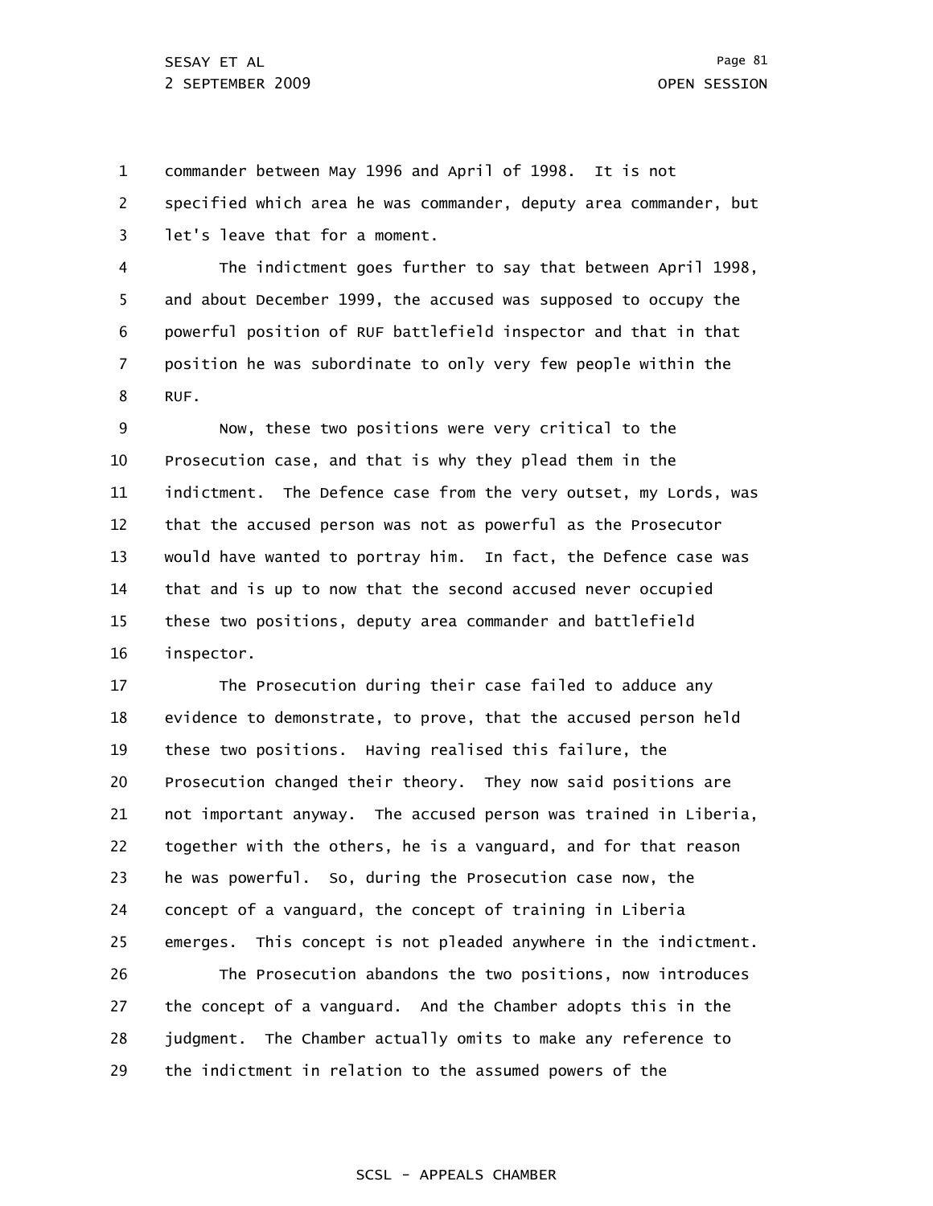commander between May 1996 and April of 1998. It is not specified which area he was commander, deputy area commander, but let's leave that for a moment.

The indictment goes further to say that between April 1998, and about December 1999, the accused was supposed to occupy the powerful position of RUF battlefield inspector and that in that position he was subordinate to only very few people within the RUF.

Now, these two positions were very critical to the Prosecution case, and that is why they plead them in the indictment. The Defence case from the very outset, my Lords, was that the accused person was not as powerful as the Prosecutor would have wanted to portray him. In fact, the Defence case was that and is up to now that the second accused never occupied these two positions, deputy area commander and battlefield inspector.

The Prosecution during their case failed to adduce any evidence to demonstrate, to prove, that the accused person held these two positions. Having realised this failure, the Prosecution changed their theory. They now said positions are not important anyway. The accused person was trained in Liberia, together with the others, he is a vanguard, and for that reason he was powerful. So, during the Prosecution case now, the concept of a vanguard, the concept of training in Liberia emerges. This concept is not pleaded anywhere in the indictment.

The Prosecution abandons the two positions, now introduces the concept of a vanguard. And the Chamber adopts this in the judgment. The Chamber actually omits to make any reference to the indictment in relation to the assumed powers of the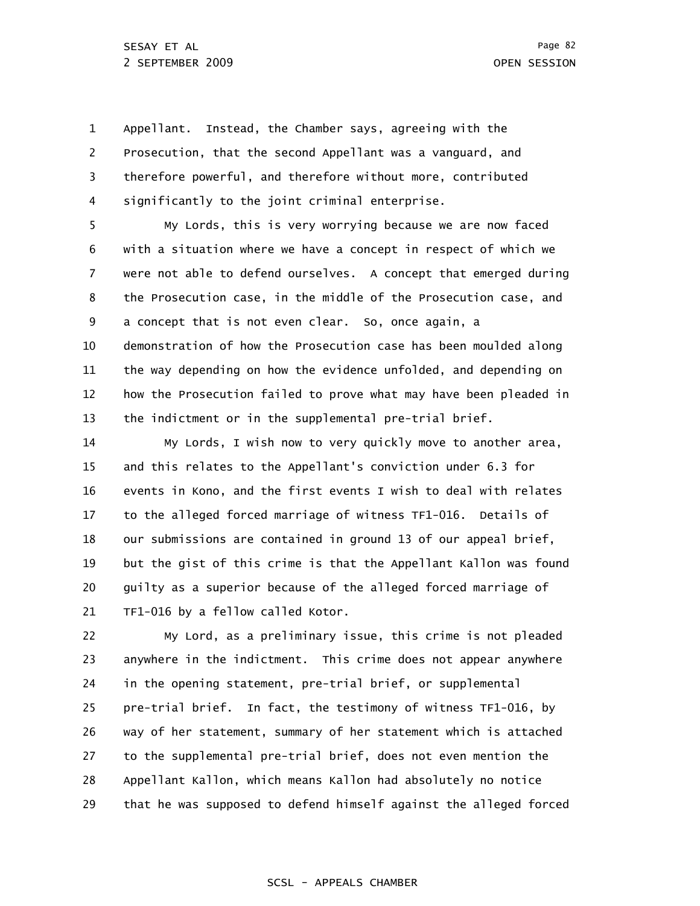Appellant. Instead, the Chamber says, agreeing with the Prosecution, that the second Appellant was a vanguard, and therefore powerful, and therefore without more, contributed significantly to the joint criminal enterprise.

My Lords, this is very worrying because we are now faced with a situation where we have a concept in respect of which we were not able to defend ourselves. A concept that emerged during the Prosecution case, in the middle of the Prosecution case, and a concept that is not even clear. So, once again, a demonstration of how the Prosecution case has been moulded along the way depending on how the evidence unfolded, and depending on how the Prosecution failed to prove what may have been pleaded in the indictment or in the supplemental pre-trial brief.

My Lords, I wish now to very quickly move to another area, and this relates to the Appellant's conviction under 6.3 for events in Kono, and the first events I wish to deal with relates to the alleged forced marriage of witness TF1-016. Details of our submissions are contained in ground 13 of our appeal brief, but the gist of this crime is that the Appellant Kallon was found guilty as a superior because of the alleged forced marriage of TF1-016 by a fellow called Kotor.

My Lord, as a preliminary issue, this crime is not pleaded anywhere in the indictment. This crime does not appear anywhere in the opening statement, pre-trial brief, or supplemental pre-trial brief. In fact, the testimony of witness TF1-016, by way of her statement, summary of her statement which is attached to the supplemental pre-trial brief, does not even mention the Appellant Kallon, which means Kallon had absolutely no notice that he was supposed to defend himself against the alleged forced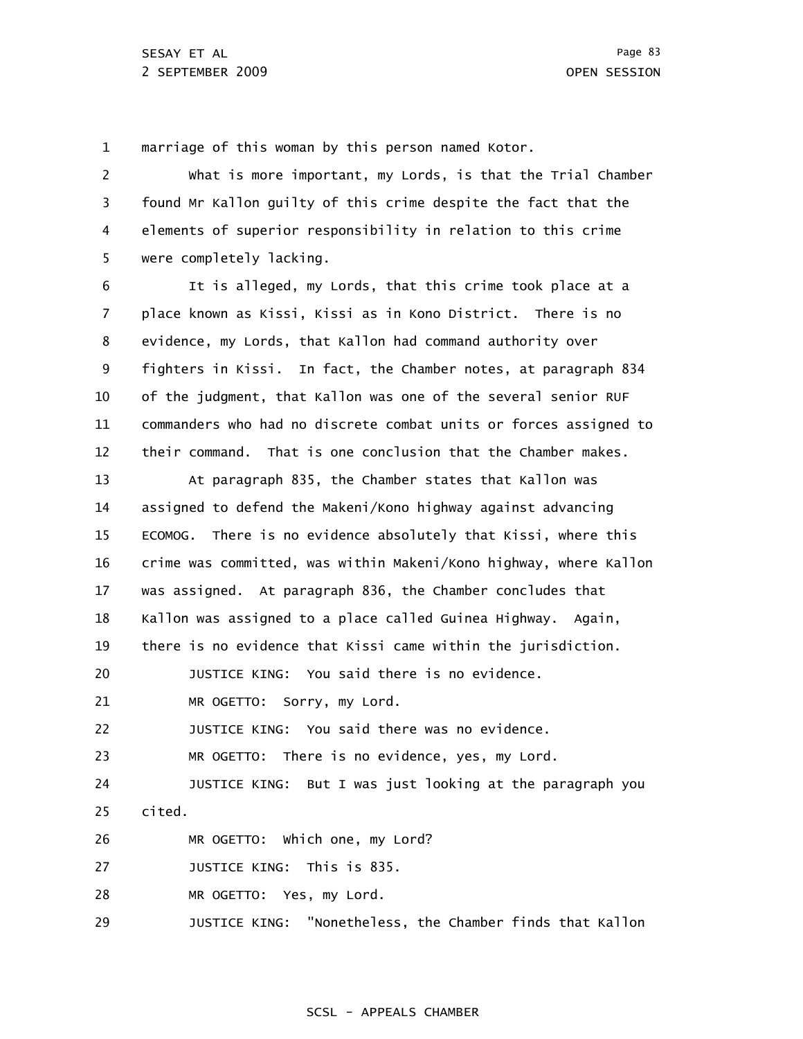marriage of this woman by this person named Kotor.

What is more important, my Lords, is that the Trial Chamber found Mr Kallon guilty of this crime despite the fact that the elements of superior responsibility in relation to this crime were completely lacking.

It is alleged, my Lords, that this crime took place at a place known as Kissi, Kissi as in Kono District. There is no evidence, my Lords, that Kallon had command authority over fighters in Kissi. In fact, the Chamber notes, at paragraph 834 of the judgment, that Kallon was one of the several senior RUF commanders who had no discrete combat units or forces assigned to their command. That is one conclusion that the Chamber makes.

At paragraph 835, the Chamber states that Kallon was assigned to defend the Makeni/Kono highway against advancing ECOMOG. There is no evidence absolutely that Kissi, where this crime was committed, was within Makeni/Kono highway, where Kallon was assigned. At paragraph 836, the Chamber concludes that Kallon was assigned to a place called Guinea Highway. Again, there is no evidence that Kissi came within the jurisdiction.

JUSTICE KING: You said there is no evidence.

MR OGETTO: Sorry, my Lord.

JUSTICE KING: You said there was no evidence.

MR OGETTO: There is no evidence, yes, my Lord.

JUSTICE KING: But I was just looking at the paragraph you cited.

MR OGETTO: Which one, my Lord?

JUSTICE KING: This is 835.

MR OGETTO: Yes, my Lord.

JUSTICE KING: "Nonetheless, the Chamber finds that Kallon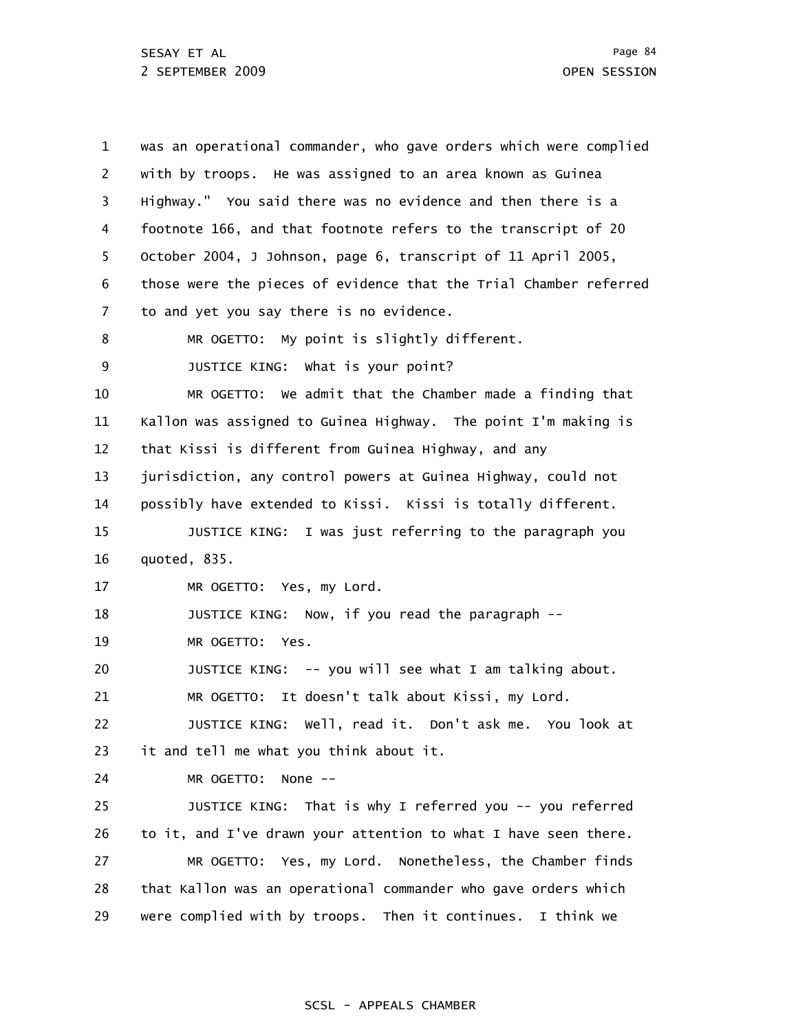was an operational commander, who gave orders which were complied with by troops. He was assigned to an area known as Guinea Highway." You said there was no evidence and then there is a footnote 166, and that footnote refers to the transcript of 20 October 2004, J Johnson, page 6, transcript of 11 April 2005, those were the pieces of evidence that the Trial Chamber referred to and yet you say there is no evidence.

MR OGETTO: My point is slightly different.

JUSTICE KING: What is your point?

MR OGETTO: We admit that the Chamber made a finding that Kallon was assigned to Guinea Highway. The point I'm making is that Kissi is different from Guinea Highway, and any jurisdiction, any control powers at Guinea Highway, could not possibly have extended to Kissi. Kissi is totally different.

JUSTICE KING: I was just referring to the paragraph you quoted, 835.

MR OGETTO: Yes, my Lord.

JUSTICE KING: Now, if you read the paragraph --

MR OGETTO: Yes.

JUSTICE KING: -- you will see what I am talking about.

MR OGETTO: It doesn't talk about Kissi, my Lord.

JUSTICE KING: Well, read it. Don't ask me. You look at it and tell me what you think about it.

MR OGETTO: None --

JUSTICE KING: That is why I referred you -- you referred to it, and I've drawn your attention to what I have seen there.

MR OGETTO: Yes, my Lord. Nonetheless, the Chamber finds that Kallon was an operational commander who gave orders which were complied with by troops. Then it continues. I think we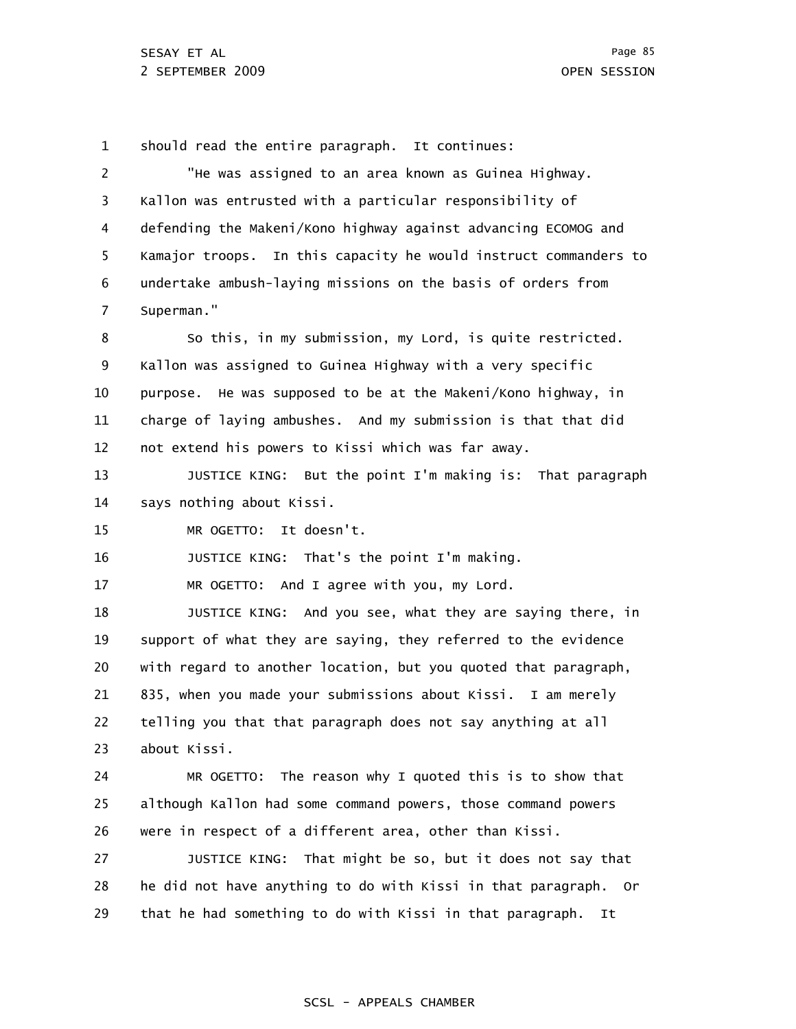should read the entire paragraph. It continues:

"He was assigned to an area known as Guinea Highway. Kallon was entrusted with a particular responsibility of defending the Makeni/Kono highway against advancing ECOMOG and Kamajor troops. In this capacity he would instruct commanders to undertake ambush-laying missions on the basis of orders from Superman."

So this, in my submission, my Lord, is quite restricted. Kallon was assigned to Guinea Highway with a very specific purpose. He was supposed to be at the Makeni/Kono highway, in charge of laying ambushes. And my submission is that that did not extend his powers to Kissi which was far away.

JUSTICE KING: But the point I'm making is: That paragraph says nothing about Kissi.

MR OGETTO: It doesn't.

JUSTICE KING: That's the point I'm making.

MR OGETTO: And I agree with you, my Lord.

JUSTICE KING: And you see, what they are saying there, in support of what they are saying, they referred to the evidence with regard to another location, but you quoted that paragraph, 835, when you made your submissions about Kissi. I am merely telling you that that paragraph does not say anything at all about Kissi.

MR OGETTO: The reason why I quoted this is to show that although Kallon had some command powers, those command powers were in respect of a different area, other than Kissi.

JUSTICE KING: That might be so, but it does not say that he did not have anything to do with Kissi in that paragraph. Or that he had something to do with Kissi in that paragraph. It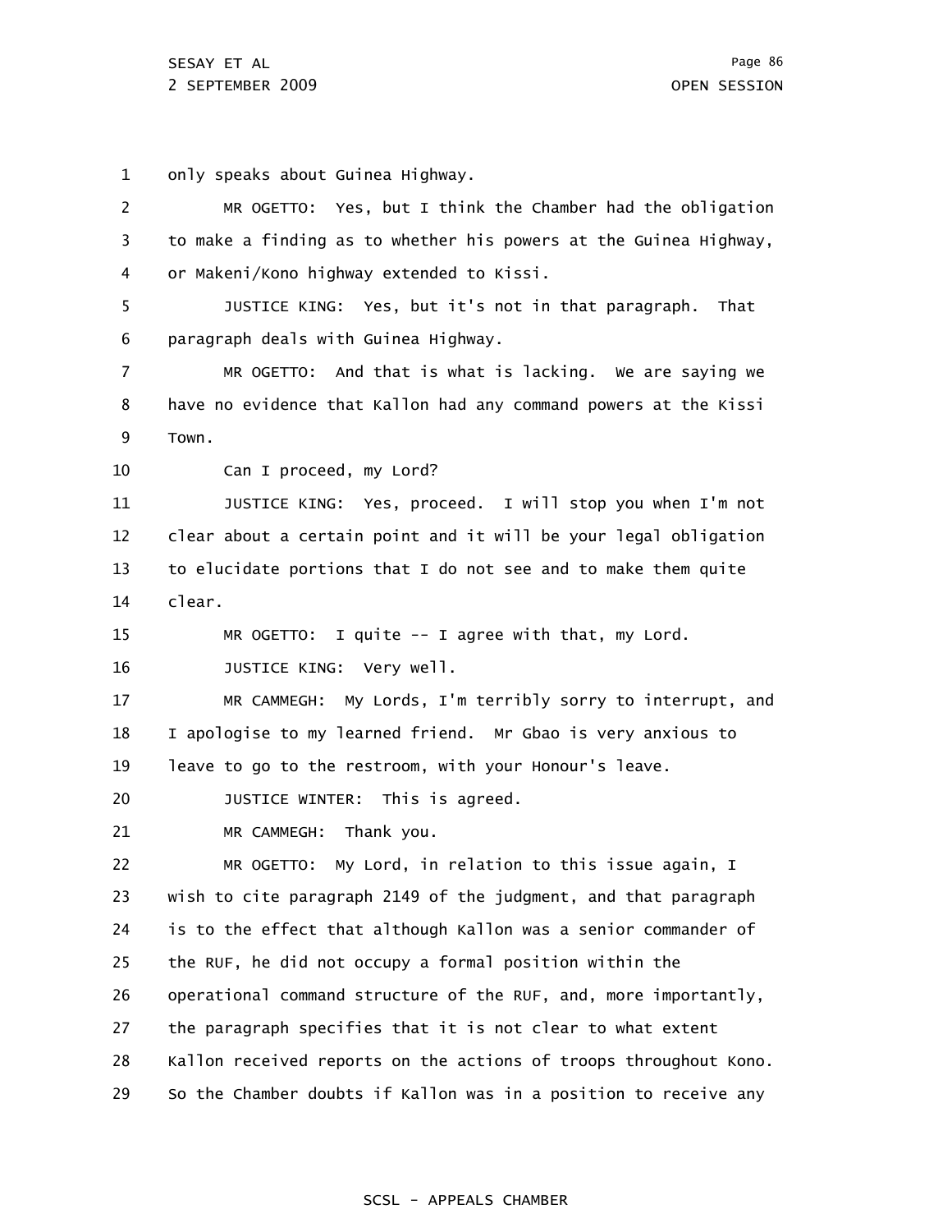only speaks about Guinea Highway.

MR OGETTO: Yes, but I think the Chamber had the obligation to make a finding as to whether his powers at the Guinea Highway, or Makeni/Kono highway extended to Kissi.

JUSTICE KING: Yes, but it's not in that paragraph. That paragraph deals with Guinea Highway.

MR OGETTO: And that is what is lacking. We are saying we have no evidence that Kallon had any command powers at the Kissi Town.

Can I proceed, my Lord?

JUSTICE KING: Yes, proceed. I will stop you when I'm not clear about a certain point and it will be your legal obligation to elucidate portions that I do not see and to make them quite clear.

MR OGETTO: I quite -- I agree with that, my Lord.

JUSTICE KING: Very well.

MR CAMMEGH: My Lords, I'm terribly sorry to interrupt, and I apologise to my learned friend. Mr Gbao is very anxious to leave to go to the restroom, with your Honour's leave.

JUSTICE WINTER: This is agreed.

MR CAMMEGH: Thank you.

MR OGETTO: My Lord, in relation to this issue again, I wish to cite paragraph 2149 of the judgment, and that paragraph is to the effect that although Kallon was a senior commander of the RUF, he did not occupy a formal position within the operational command structure of the RUF, and, more importantly, the paragraph specifies that it is not clear to what extent Kallon received reports on the actions of troops throughout Kono. So the Chamber doubts if Kallon was in a position to receive any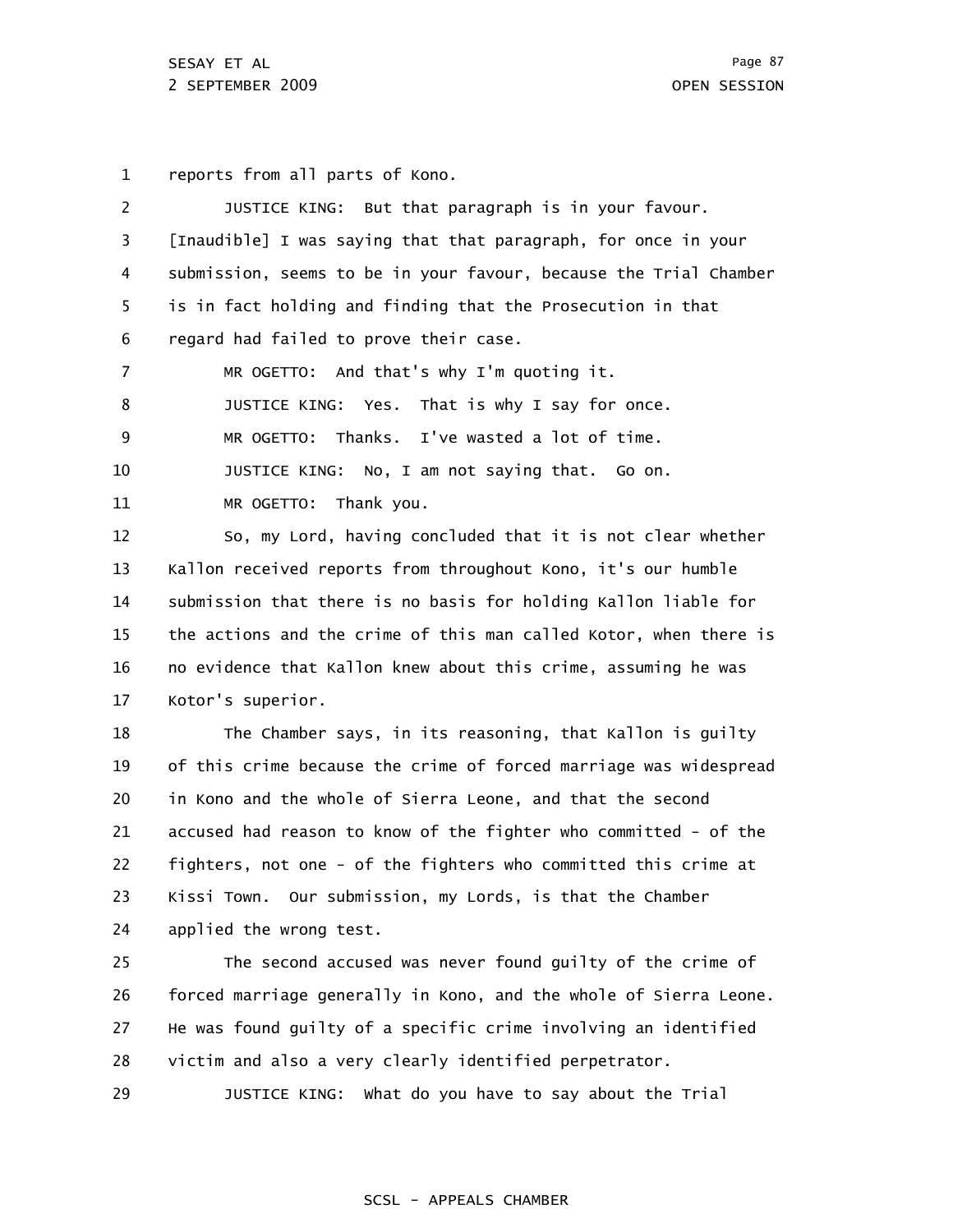reports from all parts of Kono.

JUSTICE KING: But that paragraph is in your favour. [Inaudible] I was saying that that paragraph, for once in your submission, seems to be in your favour, because the Trial Chamber is in fact holding and finding that the Prosecution in that regard had failed to prove their case.

MR OGETTO: And that's why I'm quoting it.

JUSTICE KING: Yes. That is why I say for once.

MR OGETTO: Thanks. I've wasted a lot of time.

JUSTICE KING: No, I am not saying that. Go on.

MR OGETTO: Thank you.

So, my Lord, having concluded that it is not clear whether Kallon received reports from throughout Kono, it's our humble submission that there is no basis for holding Kallon liable for the actions and the crime of this man called Kotor, when there is no evidence that Kallon knew about this crime, assuming he was Kotor's superior.

The Chamber says, in its reasoning, that Kallon is guilty of this crime because the crime of forced marriage was widespread in Kono and the whole of Sierra Leone, and that the second accused had reason to know of the fighter who committed - of the fighters, not one - of the fighters who committed this crime at Kissi Town. Our submission, my Lords, is that the Chamber applied the wrong test.

The second accused was never found guilty of the crime of forced marriage generally in Kono, and the whole of Sierra Leone. He was found guilty of a specific crime involving an identified victim and also a very clearly identified perpetrator.

JUSTICE KING: What do you have to say about the Trial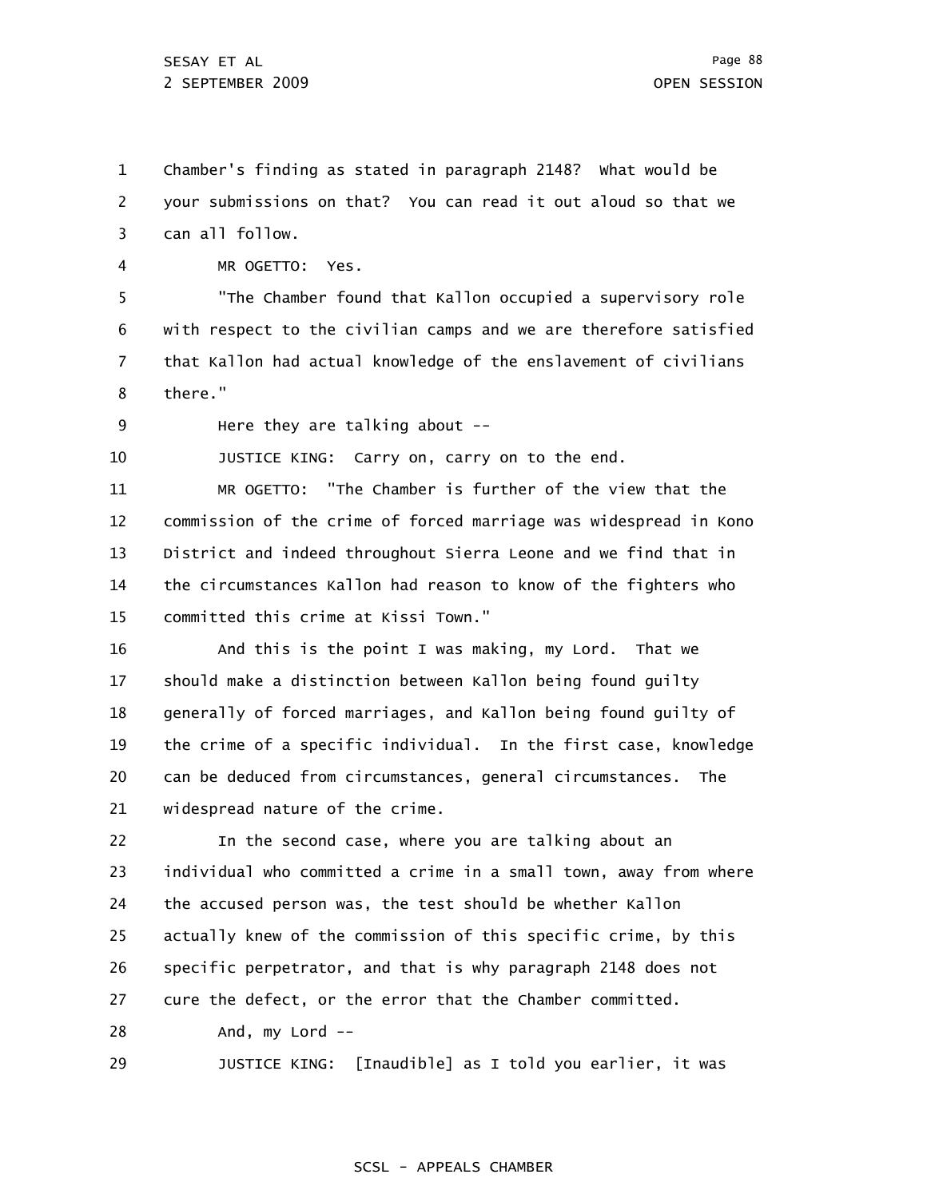Chamber's finding as stated in paragraph 2148? What would be your submissions on that? You can read it out aloud so that we can all follow.

MR OGETTO: Yes.

"The Chamber found that Kallon occupied a supervisory role with respect to the civilian camps and we are therefore satisfied that Kallon had actual knowledge of the enslavement of civilians there."

Here they are talking about --

JUSTICE KING: Carry on, carry on to the end.

MR OGETTO: "The Chamber is further of the view that the commission of the crime of forced marriage was widespread in Kono District and indeed throughout Sierra Leone and we find that in the circumstances Kallon had reason to know of the fighters who committed this crime at Kissi Town."

And this is the point I was making, my Lord. That we should make a distinction between Kallon being found guilty generally of forced marriages, and Kallon being found guilty of the crime of a specific individual. In the first case, knowledge can be deduced from circumstances, general circumstances. The widespread nature of the crime.

In the second case, where you are talking about an individual who committed a crime in a small town, away from where the accused person was, the test should be whether Kallon actually knew of the commission of this specific crime, by this specific perpetrator, and that is why paragraph 2148 does not cure the defect, or the error that the Chamber committed.

And, my Lord --

JUSTICE KING: [Inaudible] as I told you earlier, it was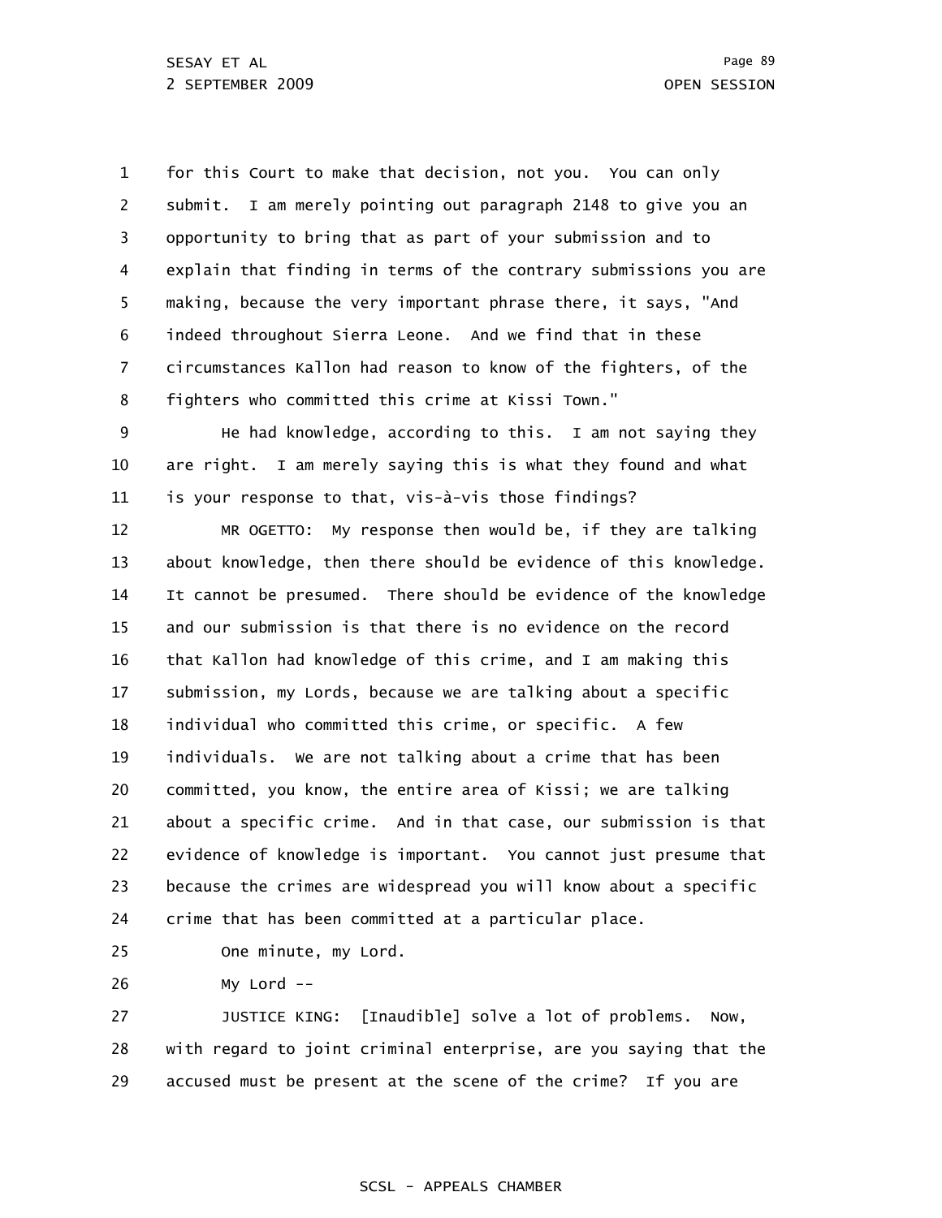for this Court to make that decision, not you. You can only submit. I am merely pointing out paragraph 2148 to give you an opportunity to bring that as part of your submission and to explain that finding in terms of the contrary submissions you are making, because the very important phrase there, it says, "And indeed throughout Sierra Leone. And we find that in these circumstances Kallon had reason to know of the fighters, of the fighters who committed this crime at Kissi Town."

He had knowledge, according to this. I am not saying they are right. I am merely saying this is what they found and what is your response to that, vis-à-vis those findings?

MR OGETTO: My response then would be, if they are talking about knowledge, then there should be evidence of this knowledge. It cannot be presumed. There should be evidence of the knowledge and our submission is that there is no evidence on the record that Kallon had knowledge of this crime, and I am making this submission, my Lords, because we are talking about a specific individual who committed this crime, or specific. A few individuals. We are not talking about a crime that has been committed, you know, the entire area of Kissi; we are talking about a specific crime. And in that case, our submission is that evidence of knowledge is important. You cannot just presume that because the crimes are widespread you will know about a specific crime that has been committed at a particular place.

One minute, my Lord.

My Lord --

JUSTICE KING: [Inaudible] solve a lot of problems. Now, with regard to joint criminal enterprise, are you saying that the accused must be present at the scene of the crime? If you are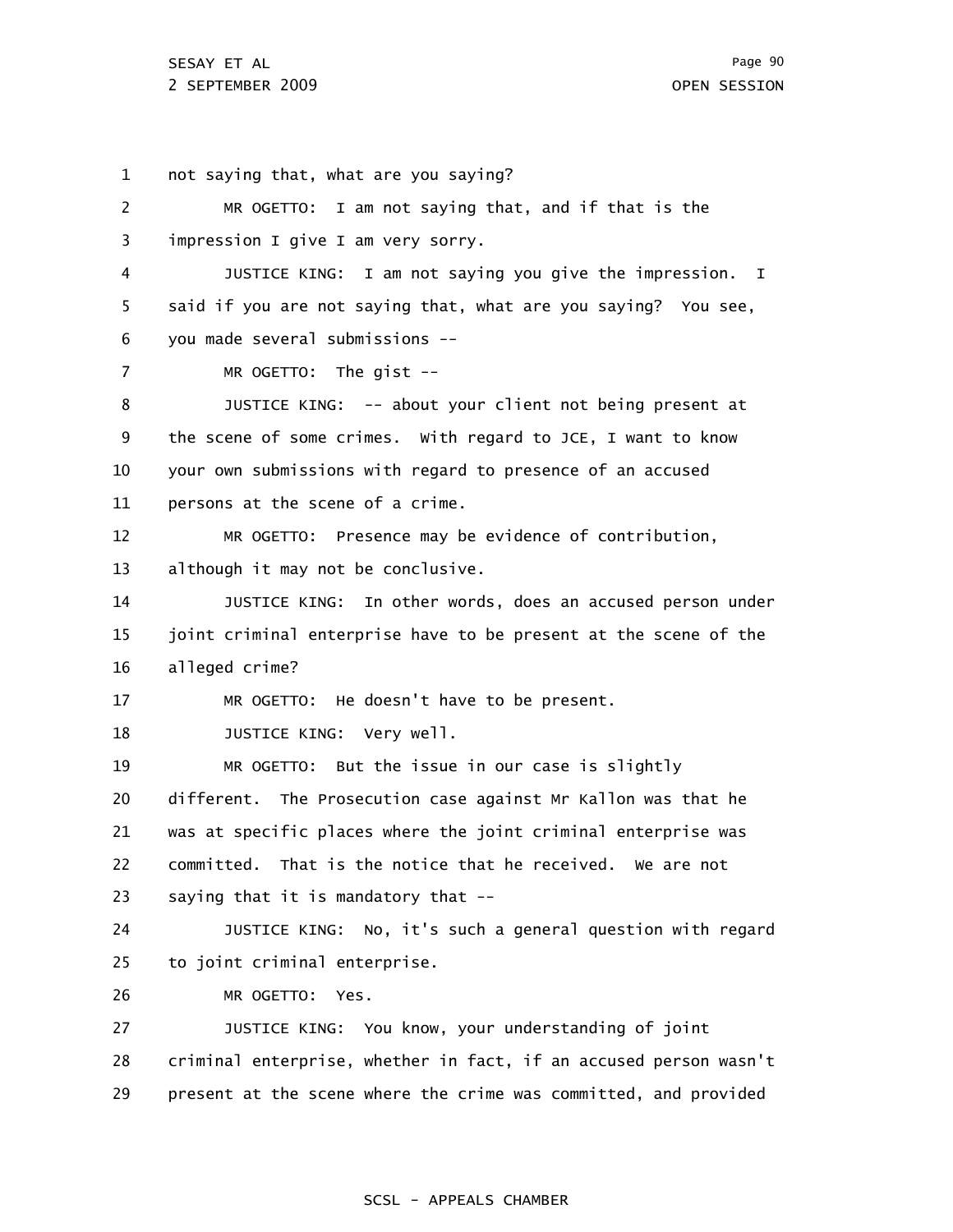1 not saying that, what are you saying?

2 MR OGETTO: I am not saying that, and if that is the

3 impression I give I am very sorry.

4 JUSTICE KING: I am not saying you give the impression. I

5 said if you are not saying that, what are you saying? You see,

6 you made several submissions --

7 MR OGETTO: The gist --

8 JUSTICE KING: -- about your client not being present at

9 the scene of some crimes. With regard to JCE, I want to know

10 your own submissions with regard to presence of an accused

11 persons at the scene of a crime.

12 MR OGETTO: Presence may be evidence of contribution,

13 although it may not be conclusive.

14 JUSTICE KING: In other words, does an accused person under

15 joint criminal enterprise have to be present at the scene of the

16 alleged crime?

17 MR OGETTO: He doesn't have to be present.

18 JUSTICE KING: Very well.

19 MR OGETTO: But the issue in our case is slightly

20 different. The Prosecution case against Mr Kallon was that he

21 was at specific places where the joint criminal enterprise was

22 committed. That is the notice that he received. We are not

23 saying that it is mandatory that --

24 JUSTICE KING: No, it's such a general question with regard

25 to joint criminal enterprise.

26 MR OGETTO: Yes.

27 JUSTICE KING: You know, your understanding of joint

28 criminal enterprise, whether in fact, if an accused person wasn't

29 present at the scene where the crime was committed, and provided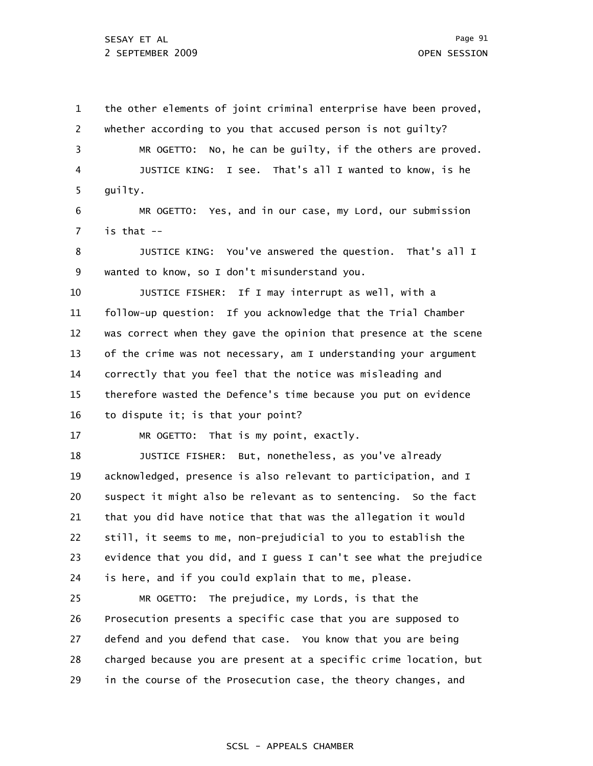the other elements of joint criminal enterprise have been proved, whether according to you that accused person is not guilty?

MR OGETTO: No, he can be guilty, if the others are proved.

JUSTICE KING: I see. That's all I wanted to know, is he guilty.

MR OGETTO: Yes, and in our case, my Lord, our submission is that --

JUSTICE KING: You've answered the question. That's all I wanted to know, so I don't misunderstand you.

JUSTICE FISHER: If I may interrupt as well, with a follow-up question: If you acknowledge that the Trial Chamber was correct when they gave the opinion that presence at the scene of the crime was not necessary, am I understanding your argument correctly that you feel that the notice was misleading and therefore wasted the Defence's time because you put on evidence to dispute it; is that your point?

MR OGETTO: That is my point, exactly.

JUSTICE FISHER: But, nonetheless, as you've already acknowledged, presence is also relevant to participation, and I suspect it might also be relevant as to sentencing. So the fact that you did have notice that that was the allegation it would still, it seems to me, non-prejudicial to you to establish the evidence that you did, and I guess I can't see what the prejudice is here, and if you could explain that to me, please.

MR OGETTO: The prejudice, my Lords, is that the Prosecution presents a specific case that you are supposed to defend and you defend that case. You know that you are being charged because you are present at a specific crime location, but in the course of the Prosecution case, the theory changes, and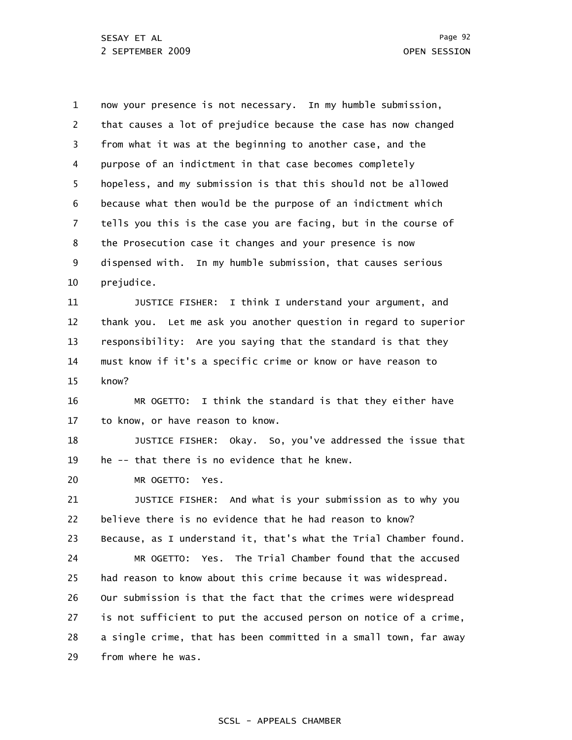1 now your presence is not necessary. In my humble submission,
2 that causes a lot of prejudice because the case has now changed
3 from what it was at the beginning to another case, and the
4 purpose of an indictment in that case becomes completely
5 hopeless, and my submission is that this should not be allowed
6 because what then would be the purpose of an indictment which
7 tells you this is the case you are facing, but in the course of
8 the Prosecution case it changes and your presence is now
9 dispensed with. In my humble submission, that causes serious
10 prejudice.

11 JUSTICE FISHER: I think I understand your argument, and
12 thank you. Let me ask you another question in regard to superior
13 responsibility: Are you saying that the standard is that they
14 must know if it's a specific crime or know or have reason to
15 know?

16 MR OGETTO: I think the standard is that they either have
17 to know, or have reason to know.

18 JUSTICE FISHER: Okay. So, you've addressed the issue that
19 he -- that there is no evidence that he knew.

20 MR OGETTO: Yes.

21 JUSTICE FISHER: And what is your submission as to why you
22 believe there is no evidence that he had reason to know?
23 Because, as I understand it, that's what the Trial Chamber found.

24 MR OGETTO: Yes. The Trial Chamber found that the accused
25 had reason to know about this crime because it was widespread.
26 Our submission is that the fact that the crimes were widespread
27 is not sufficient to put the accused person on notice of a crime,
28 a single crime, that has been committed in a small town, far away
29 from where he was.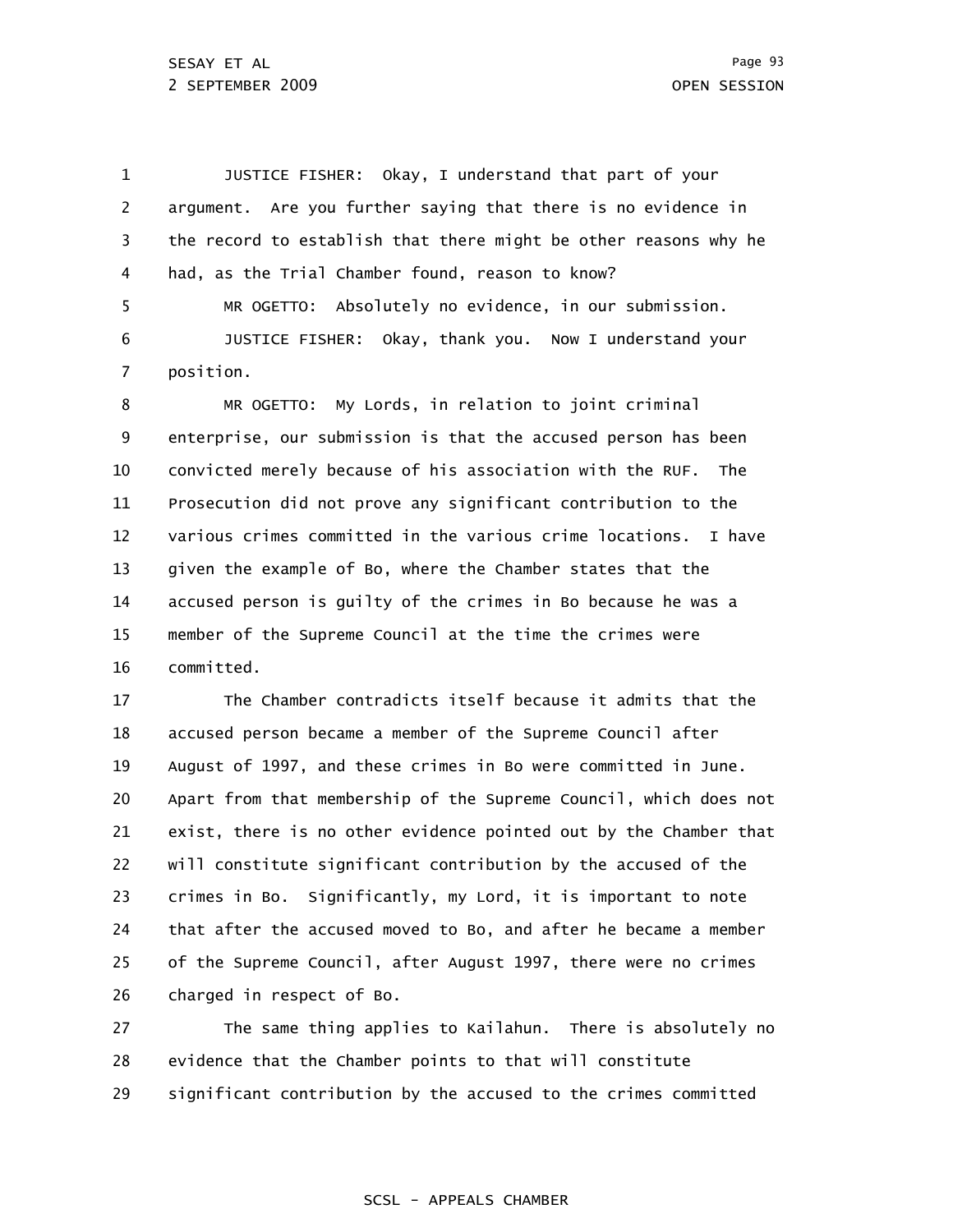JUSTICE FISHER: Okay, I understand that part of your argument. Are you further saying that there is no evidence in the record to establish that there might be other reasons why he had, as the Trial Chamber found, reason to know?

MR OGETTO: Absolutely no evidence, in our submission.

JUSTICE FISHER: Okay, thank you. Now I understand your position.

MR OGETTO: My Lords, in relation to joint criminal enterprise, our submission is that the accused person has been convicted merely because of his association with the RUF. The Prosecution did not prove any significant contribution to the various crimes committed in the various crime locations. I have given the example of Bo, where the Chamber states that the accused person is guilty of the crimes in Bo because he was a member of the Supreme Council at the time the crimes were committed.

The Chamber contradicts itself because it admits that the accused person became a member of the Supreme Council after August of 1997, and these crimes in Bo were committed in June. Apart from that membership of the Supreme Council, which does not exist, there is no other evidence pointed out by the Chamber that will constitute significant contribution by the accused of the crimes in Bo. Significantly, my Lord, it is important to note that after the accused moved to Bo, and after he became a member of the Supreme Council, after August 1997, there were no crimes charged in respect of Bo.

The same thing applies to Kailahun. There is absolutely no evidence that the Chamber points to that will constitute significant contribution by the accused to the crimes committed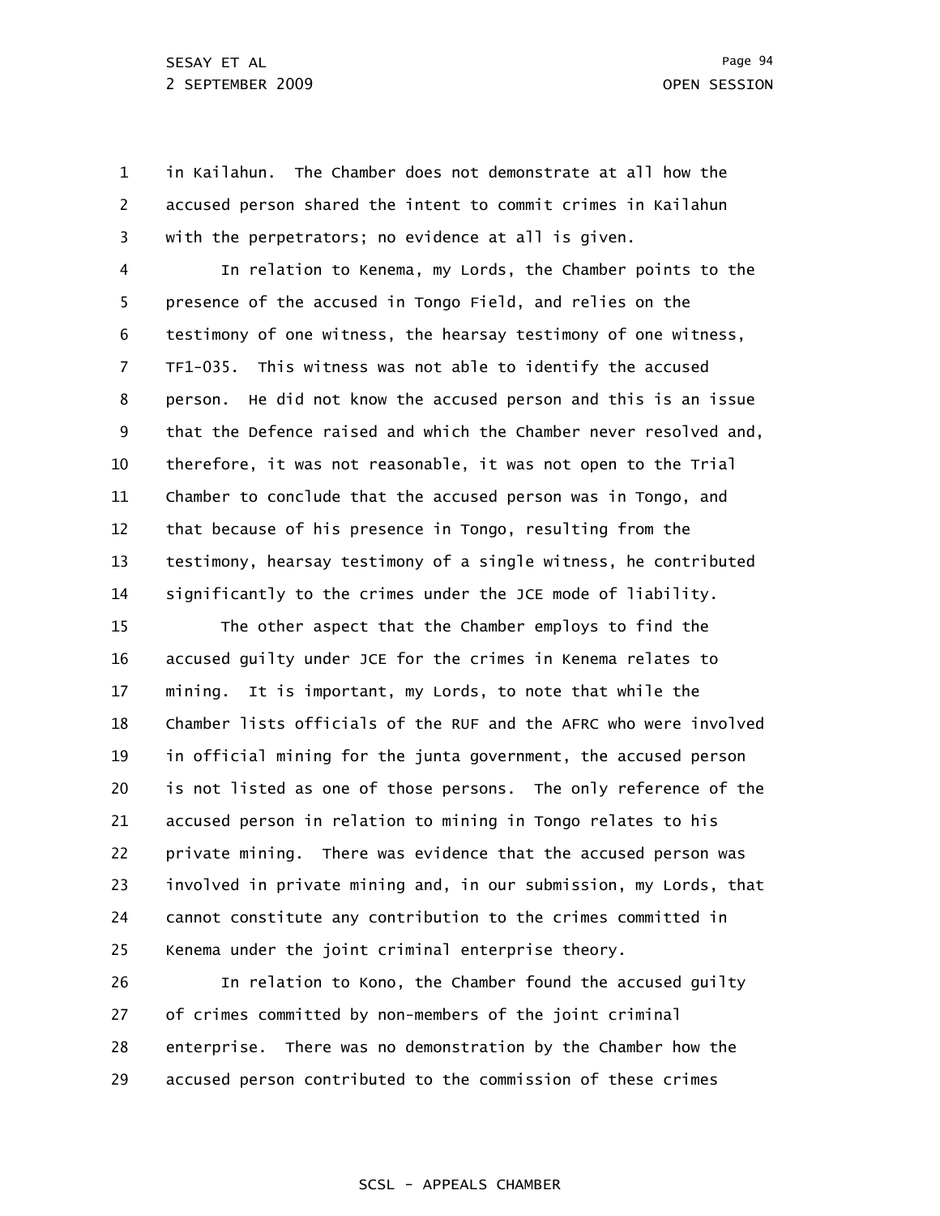in Kailahun. The Chamber does not demonstrate at all how the accused person shared the intent to commit crimes in Kailahun with the perpetrators; no evidence at all is given.

In relation to Kenema, my Lords, the Chamber points to the presence of the accused in Tongo Field, and relies on the testimony of one witness, the hearsay testimony of one witness, TF1-035. This witness was not able to identify the accused person. He did not know the accused person and this is an issue that the Defence raised and which the Chamber never resolved and, therefore, it was not reasonable, it was not open to the Trial Chamber to conclude that the accused person was in Tongo, and that because of his presence in Tongo, resulting from the testimony, hearsay testimony of a single witness, he contributed significantly to the crimes under the JCE mode of liability.

The other aspect that the Chamber employs to find the accused guilty under JCE for the crimes in Kenema relates to mining. It is important, my Lords, to note that while the Chamber lists officials of the RUF and the AFRC who were involved in official mining for the junta government, the accused person is not listed as one of those persons. The only reference of the accused person in relation to mining in Tongo relates to his private mining. There was evidence that the accused person was involved in private mining and, in our submission, my Lords, that cannot constitute any contribution to the crimes committed in Kenema under the joint criminal enterprise theory.

In relation to Kono, the Chamber found the accused guilty of crimes committed by non-members of the joint criminal enterprise. There was no demonstration by the Chamber how the accused person contributed to the commission of these crimes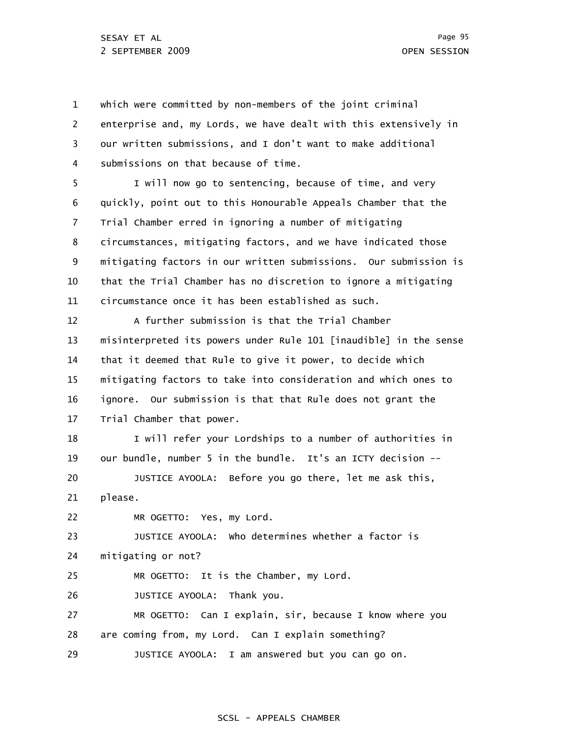1 which were committed by non-members of the joint criminal
2 enterprise and, my Lords, we have dealt with this extensively in
3 our written submissions, and I don't want to make additional
4 submissions on that because of time.
5 I will now go to sentencing, because of time, and very
6 quickly, point out to this Honourable Appeals Chamber that the
7 Trial Chamber erred in ignoring a number of mitigating
8 circumstances, mitigating factors, and we have indicated those
9 mitigating factors in our written submissions. Our submission is
10 that the Trial Chamber has no discretion to ignore a mitigating
11 circumstance once it has been established as such.
12 A further submission is that the Trial Chamber
13 misinterpreted its powers under Rule 101 [inaudible] in the sense
14 that it deemed that Rule to give it power, to decide which
15 mitigating factors to take into consideration and which ones to
16 ignore. Our submission is that that Rule does not grant the
17 Trial Chamber that power.
18 I will refer your Lordships to a number of authorities in
19 our bundle, number 5 in the bundle. It's an ICTY decision --
20 JUSTICE AYOOLA: Before you go there, let me ask this,
21 please.
22 MR OGETTO: Yes, my Lord.
23 JUSTICE AYOOLA: Who determines whether a factor is
24 mitigating or not?
25 MR OGETTO: It is the Chamber, my Lord.
26 JUSTICE AYOOLA: Thank you.
27 MR OGETTO: Can I explain, sir, because I know where you
28 are coming from, my Lord. Can I explain something?
29 JUSTICE AYOOLA: I am answered but you can go on.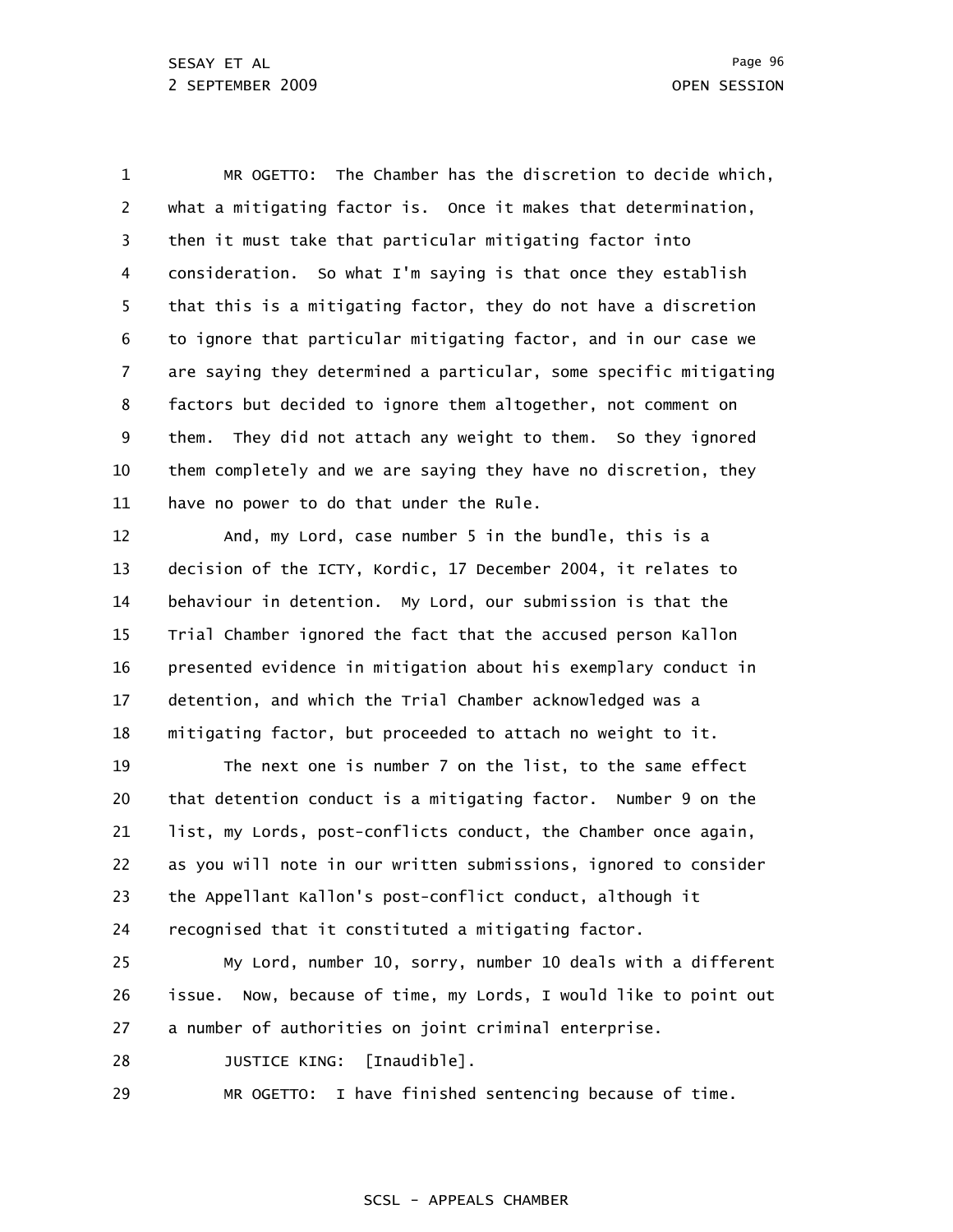MR OGETTO: The Chamber has the discretion to decide which, what a mitigating factor is. Once it makes that determination, then it must take that particular mitigating factor into consideration. So what I'm saying is that once they establish that this is a mitigating factor, they do not have a discretion to ignore that particular mitigating factor, and in our case we are saying they determined a particular, some specific mitigating factors but decided to ignore them altogether, not comment on them. They did not attach any weight to them. So they ignored them completely and we are saying they have no discretion, they have no power to do that under the Rule.

And, my Lord, case number 5 in the bundle, this is a decision of the ICTY, Kordic, 17 December 2004, it relates to behaviour in detention. My Lord, our submission is that the Trial Chamber ignored the fact that the accused person Kallon presented evidence in mitigation about his exemplary conduct in detention, and which the Trial Chamber acknowledged was a mitigating factor, but proceeded to attach no weight to it.

The next one is number 7 on the list, to the same effect that detention conduct is a mitigating factor. Number 9 on the list, my Lords, post-conflicts conduct, the Chamber once again, as you will note in our written submissions, ignored to consider the Appellant Kallon's post-conflict conduct, although it recognised that it constituted a mitigating factor.

My Lord, number 10, sorry, number 10 deals with a different issue. Now, because of time, my Lords, I would like to point out a number of authorities on joint criminal enterprise.

JUSTICE KING: [Inaudible].

MR OGETTO: I have finished sentencing because of time.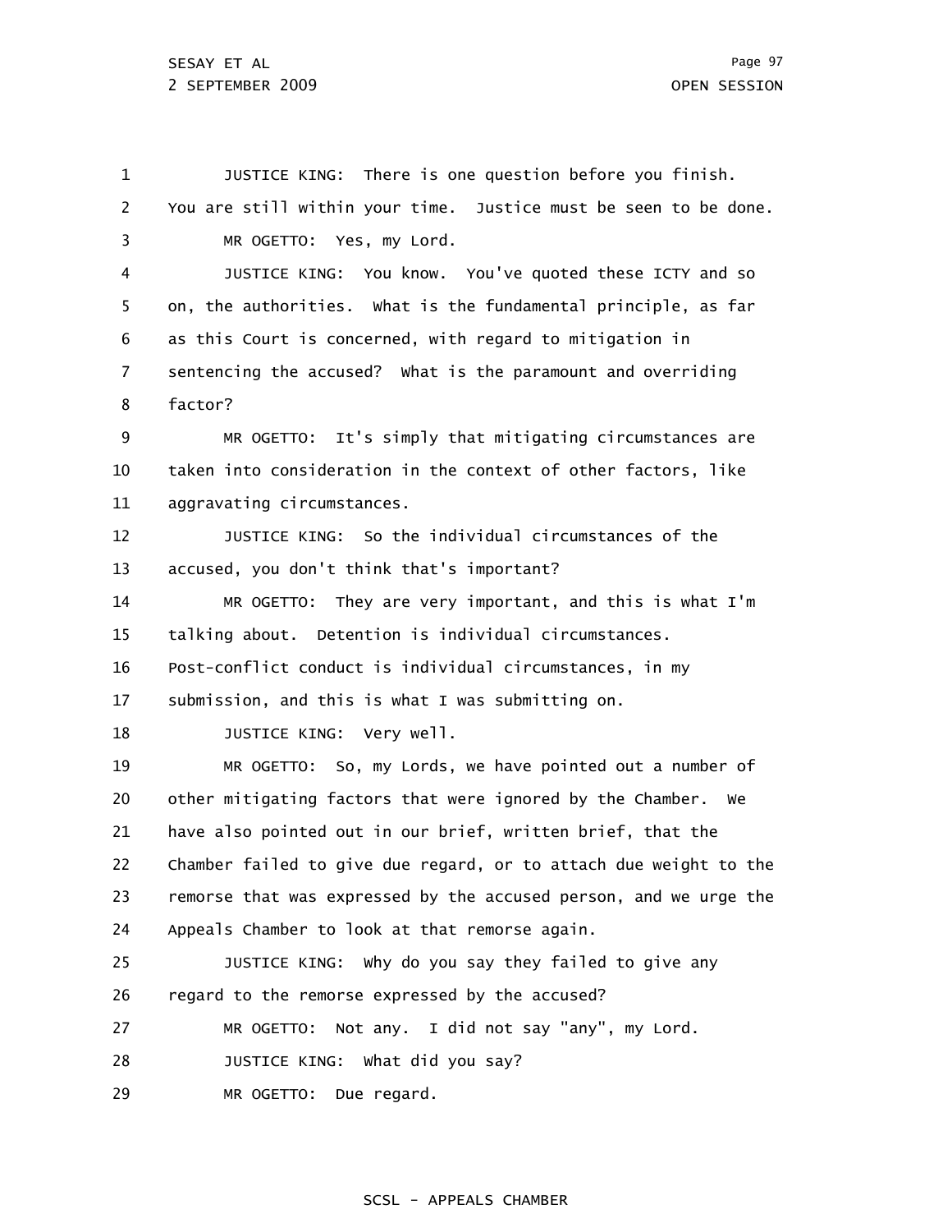1 JUSTICE KING: There is one question before you finish.
2 You are still within your time. Justice must be seen to be done.
3 MR OGETTO: Yes, my Lord.
4 JUSTICE KING: You know. You've quoted these ICTY and so
5 on, the authorities. What is the fundamental principle, as far
6 as this Court is concerned, with regard to mitigation in
7 sentencing the accused? What is the paramount and overriding
8 factor?
9 MR OGETTO: It's simply that mitigating circumstances are
10 taken into consideration in the context of other factors, like
11 aggravating circumstances.
12 JUSTICE KING: So the individual circumstances of the
13 accused, you don't think that's important?
14 MR OGETTO: They are very important, and this is what I'm
15 talking about. Detention is individual circumstances.
16 Post-conflict conduct is individual circumstances, in my
17 submission, and this is what I was submitting on.
18 JUSTICE KING: Very well.
19 MR OGETTO: So, my Lords, we have pointed out a number of
20 other mitigating factors that were ignored by the Chamber. We
21 have also pointed out in our brief, written brief, that the
22 Chamber failed to give due regard, or to attach due weight to the
23 remorse that was expressed by the accused person, and we urge the
24 Appeals Chamber to look at that remorse again.
25 JUSTICE KING: Why do you say they failed to give any
26 regard to the remorse expressed by the accused?
27 MR OGETTO: Not any. I did not say "any", my Lord.
28 JUSTICE KING: What did you say?
29 MR OGETTO: Due regard.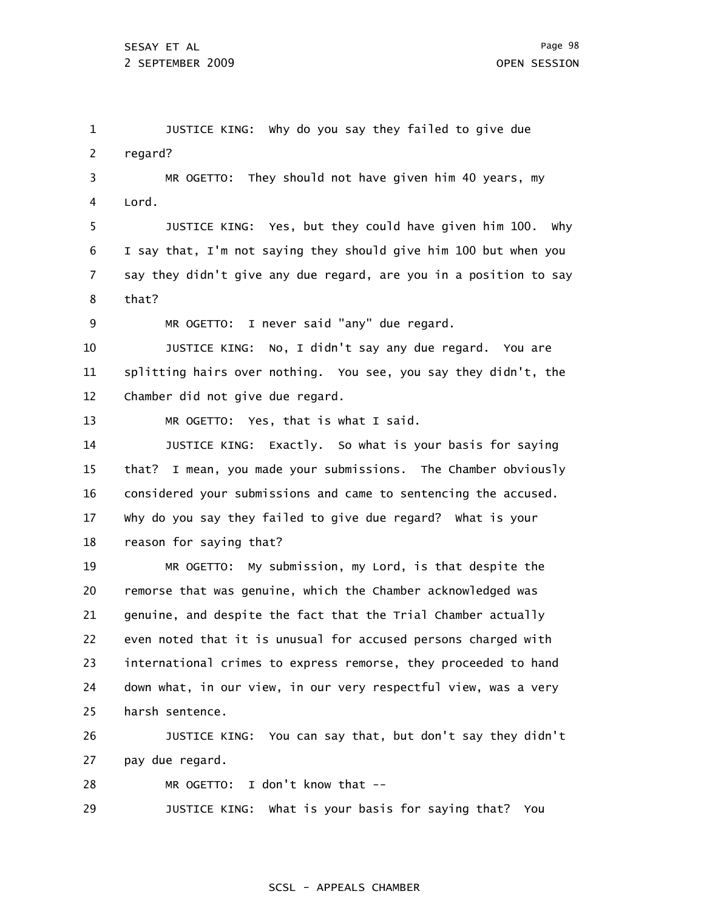1 JUSTICE KING: Why do you say they failed to give due
2 regard?
3 MR OGETTO: They should not have given him 40 years, my
4 Lord.
5 JUSTICE KING: Yes, but they could have given him 100. Why
6 I say that, I'm not saying they should give him 100 but when you
7 say they didn't give any due regard, are you in a position to say
8 that?
9 MR OGETTO: I never said "any" due regard.
10 JUSTICE KING: No, I didn't say any due regard. You are
11 splitting hairs over nothing. You see, you say they didn't, the
12 Chamber did not give due regard.
13 MR OGETTO: Yes, that is what I said.
14 JUSTICE KING: Exactly. So what is your basis for saying
15 that? I mean, you made your submissions. The Chamber obviously
16 considered your submissions and came to sentencing the accused.
17 Why do you say they failed to give due regard? What is your
18 reason for saying that?
19 MR OGETTO: My submission, my Lord, is that despite the
20 remorse that was genuine, which the Chamber acknowledged was
21 genuine, and despite the fact that the Trial Chamber actually
22 even noted that it is unusual for accused persons charged with
23 international crimes to express remorse, they proceeded to hand
24 down what, in our view, in our very respectful view, was a very
25 harsh sentence.
26 JUSTICE KING: You can say that, but don't say they didn't
27 pay due regard.
28 MR OGETTO: I don't know that --
29 JUSTICE KING: What is your basis for saying that? You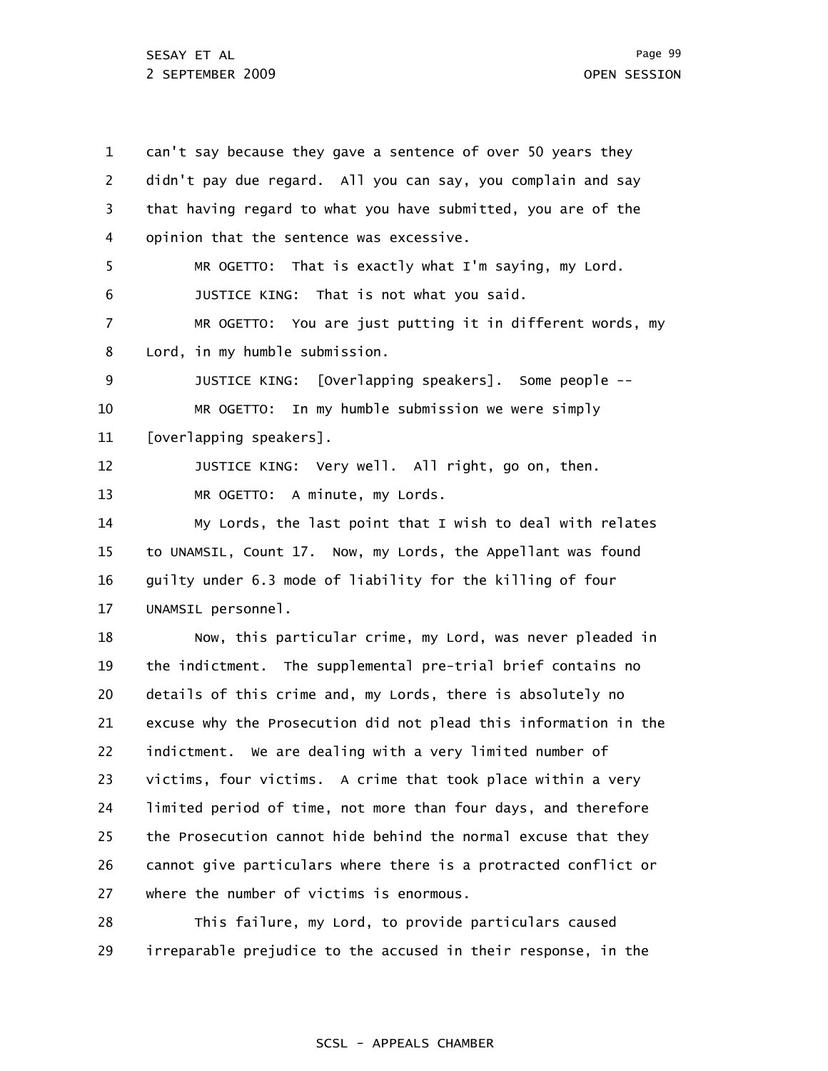1 can't say because they gave a sentence of over 50 years they
2 didn't pay due regard. All you can say, you complain and say
3 that having regard to what you have submitted, you are of the
4 opinion that the sentence was excessive.

5 MR OGETTO: That is exactly what I'm saying, my Lord.

6 JUSTICE KING: That is not what you said.

7 MR OGETTO: You are just putting it in different words, my
8 Lord, in my humble submission.

9 JUSTICE KING: [Overlapping speakers]. Some people --

10 MR OGETTO: In my humble submission we were simply
11 [overlapping speakers].

12 JUSTICE KING: Very well. All right, go on, then.

13 MR OGETTO: A minute, my Lords.

14 My Lords, the last point that I wish to deal with relates
15 to UNAMSIL, Count 17. Now, my Lords, the Appellant was found
16 guilty under 6.3 mode of liability for the killing of four
17 UNAMSIL personnel.

18 Now, this particular crime, my Lord, was never pleaded in
19 the indictment. The supplemental pre-trial brief contains no
20 details of this crime and, my Lords, there is absolutely no
21 excuse why the Prosecution did not plead this information in the
22 indictment. We are dealing with a very limited number of
23 victims, four victims. A crime that took place within a very
24 limited period of time, not more than four days, and therefore
25 the Prosecution cannot hide behind the normal excuse that they
26 cannot give particulars where there is a protracted conflict or
27 where the number of victims is enormous.

28 This failure, my Lord, to provide particulars caused
29 irreparable prejudice to the accused in their response, in the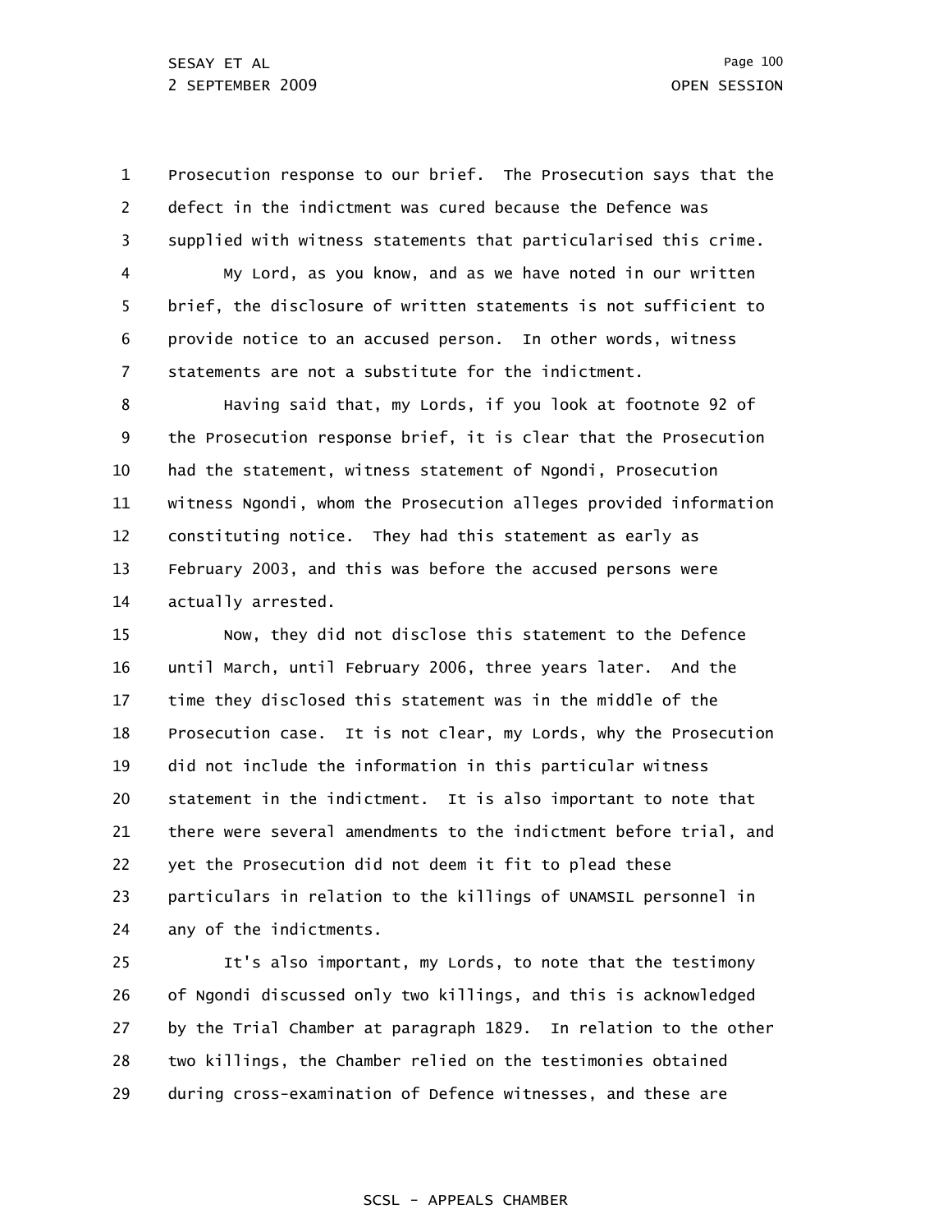Prosecution response to our brief. The Prosecution says that the defect in the indictment was cured because the Defence was supplied with witness statements that particularised this crime.

My Lord, as you know, and as we have noted in our written brief, the disclosure of written statements is not sufficient to provide notice to an accused person. In other words, witness statements are not a substitute for the indictment.

Having said that, my Lords, if you look at footnote 92 of the Prosecution response brief, it is clear that the Prosecution had the statement, witness statement of Ngondi, Prosecution witness Ngondi, whom the Prosecution alleges provided information constituting notice. They had this statement as early as February 2003, and this was before the accused persons were actually arrested.

Now, they did not disclose this statement to the Defence until March, until February 2006, three years later. And the time they disclosed this statement was in the middle of the Prosecution case. It is not clear, my Lords, why the Prosecution did not include the information in this particular witness statement in the indictment. It is also important to note that there were several amendments to the indictment before trial, and yet the Prosecution did not deem it fit to plead these particulars in relation to the killings of UNAMSIL personnel in any of the indictments.

It's also important, my Lords, to note that the testimony of Ngondi discussed only two killings, and this is acknowledged by the Trial Chamber at paragraph 1829. In relation to the other two killings, the Chamber relied on the testimonies obtained during cross-examination of Defence witnesses, and these are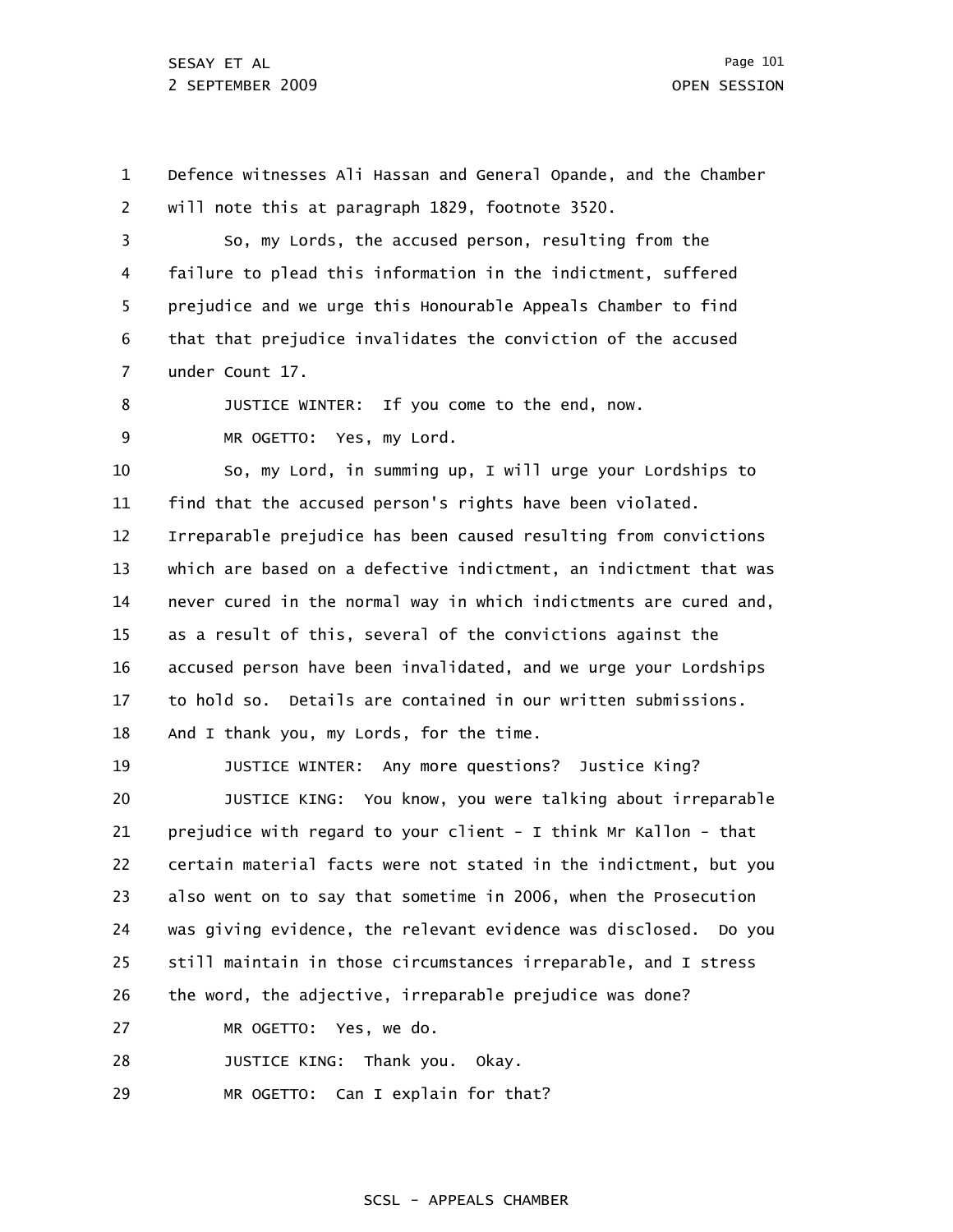Defence witnesses Ali Hassan and General Opande, and the Chamber will note this at paragraph 1829, footnote 3520.

So, my Lords, the accused person, resulting from the failure to plead this information in the indictment, suffered prejudice and we urge this Honourable Appeals Chamber to find that that prejudice invalidates the conviction of the accused under Count 17.

JUSTICE WINTER: If you come to the end, now.

MR OGETTO: Yes, my Lord.

So, my Lord, in summing up, I will urge your Lordships to find that the accused person's rights have been violated. Irreparable prejudice has been caused resulting from convictions which are based on a defective indictment, an indictment that was never cured in the normal way in which indictments are cured and, as a result of this, several of the convictions against the accused person have been invalidated, and we urge your Lordships to hold so. Details are contained in our written submissions. And I thank you, my Lords, for the time.

JUSTICE WINTER: Any more questions? Justice King?

JUSTICE KING: You know, you were talking about irreparable prejudice with regard to your client - I think Mr Kallon - that certain material facts were not stated in the indictment, but you also went on to say that sometime in 2006, when the Prosecution was giving evidence, the relevant evidence was disclosed. Do you still maintain in those circumstances irreparable, and I stress the word, the adjective, irreparable prejudice was done?

MR OGETTO: Yes, we do.

JUSTICE KING: Thank you. Okay.

MR OGETTO: Can I explain for that?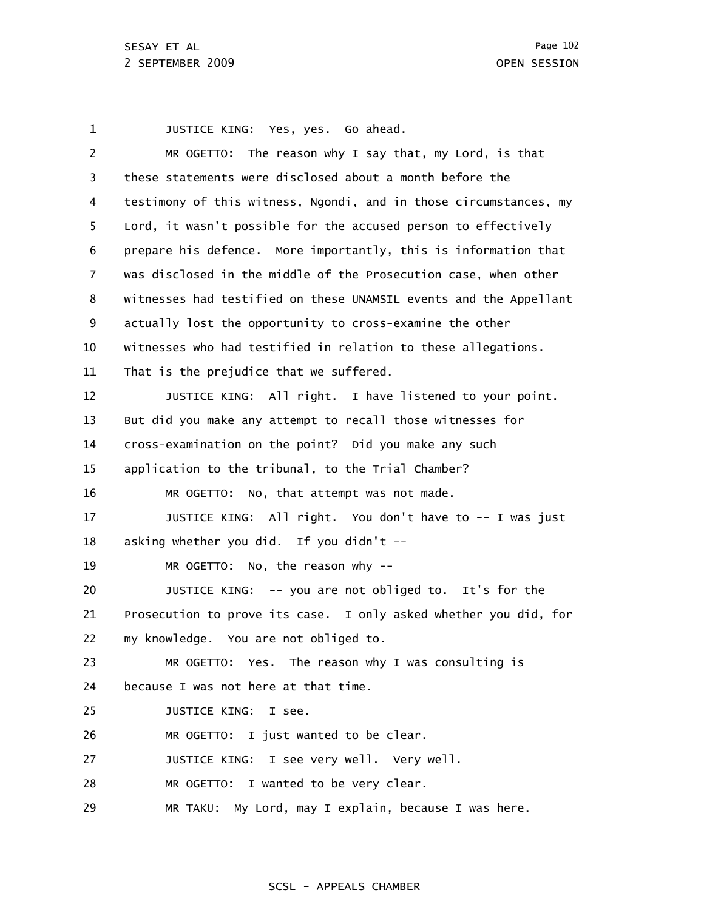1 JUSTICE KING: Yes, yes. Go ahead.

2 MR OGETTO: The reason why I say that, my Lord, is that
3 these statements were disclosed about a month before the
4 testimony of this witness, Ngondi, and in those circumstances, my
5 Lord, it wasn't possible for the accused person to effectively
6 prepare his defence. More importantly, this is information that
7 was disclosed in the middle of the Prosecution case, when other
8 witnesses had testified on these UNAMSIL events and the Appellant
9 actually lost the opportunity to cross-examine the other
10 witnesses who had testified in relation to these allegations.
11 That is the prejudice that we suffered.

12 JUSTICE KING: All right. I have listened to your point.
13 But did you make any attempt to recall those witnesses for
14 cross-examination on the point? Did you make any such
15 application to the tribunal, to the Trial Chamber?

16 MR OGETTO: No, that attempt was not made.

17 JUSTICE KING: All right. You don't have to -- I was just
18 asking whether you did. If you didn't --

19 MR OGETTO: No, the reason why --

20 JUSTICE KING: -- you are not obliged to. It's for the
21 Prosecution to prove its case. I only asked whether you did, for
22 my knowledge. You are not obliged to.

23 MR OGETTO: Yes. The reason why I was consulting is
24 because I was not here at that time.

25 JUSTICE KING: I see.

26 MR OGETTO: I just wanted to be clear.

27 JUSTICE KING: I see very well. Very well.

28 MR OGETTO: I wanted to be very clear.

29 MR TAKU: My Lord, may I explain, because I was here.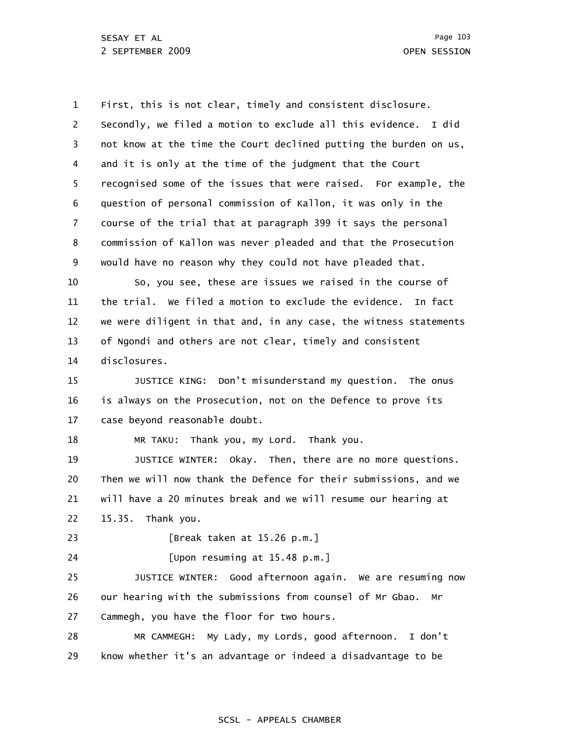First, this is not clear, timely and consistent disclosure. Secondly, we filed a motion to exclude all this evidence. I did not know at the time the Court declined putting the burden on us, and it is only at the time of the judgment that the Court recognised some of the issues that were raised. For example, the question of personal commission of Kallon, it was only in the course of the trial that at paragraph 399 it says the personal commission of Kallon was never pleaded and that the Prosecution would have no reason why they could not have pleaded that.

So, you see, these are issues we raised in the course of the trial. We filed a motion to exclude the evidence. In fact we were diligent in that and, in any case, the witness statements of Ngondi and others are not clear, timely and consistent disclosures.

JUSTICE KING: Don't misunderstand my question. The onus is always on the Prosecution, not on the Defence to prove its case beyond reasonable doubt.

MR TAKU: Thank you, my Lord. Thank you.

JUSTICE WINTER: Okay. Then, there are no more questions. Then we will now thank the Defence for their submissions, and we will have a 20 minutes break and we will resume our hearing at 15.35. Thank you.

[Break taken at 15.26 p.m.]

[Upon resuming at 15.48 p.m.]

JUSTICE WINTER: Good afternoon again. We are resuming now our hearing with the submissions from counsel of Mr Gbao. Mr Cammegh, you have the floor for two hours.

MR CAMMEGH: My Lady, my Lords, good afternoon. I don't know whether it's an advantage or indeed a disadvantage to be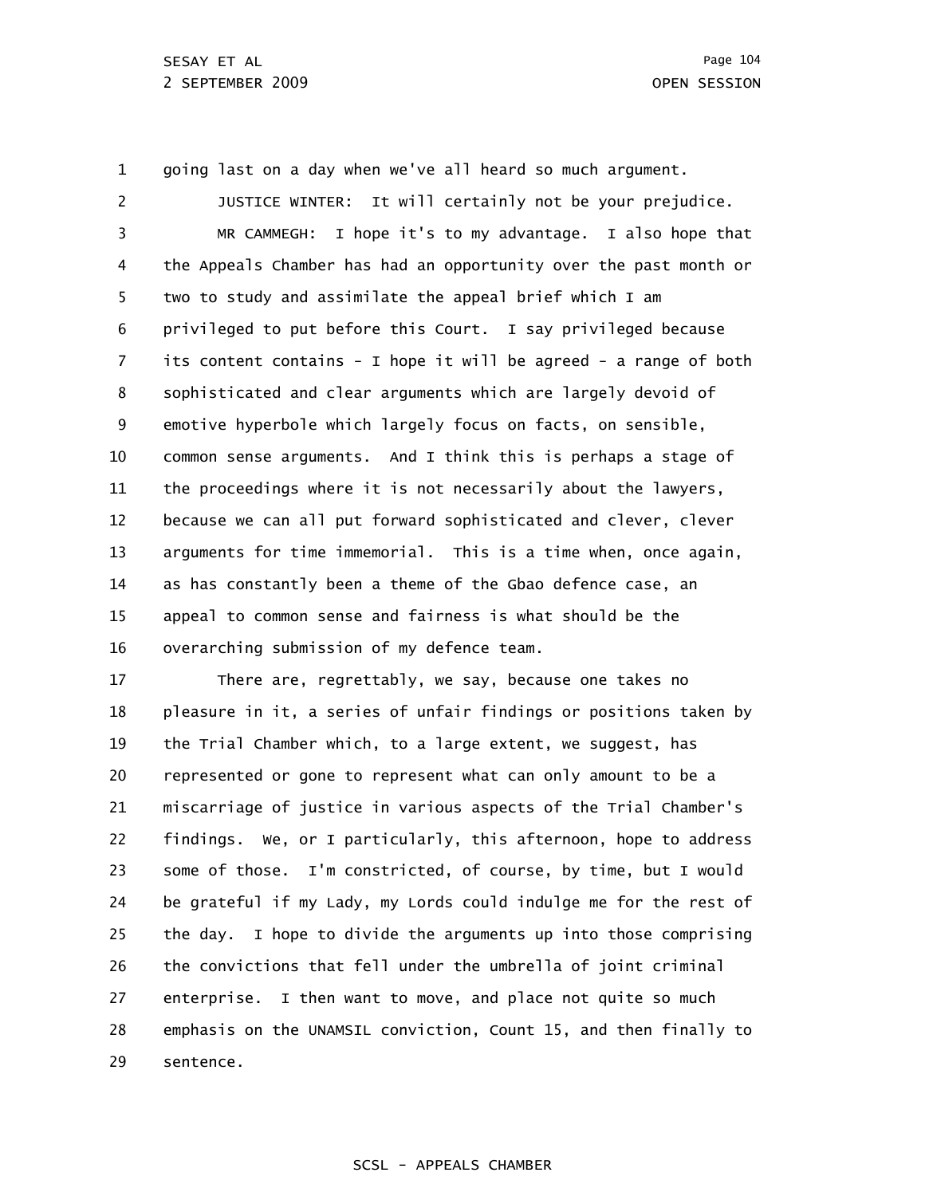going last on a day when we've all heard so much argument.

JUSTICE WINTER: It will certainly not be your prejudice.

MR CAMMEGH: I hope it's to my advantage. I also hope that the Appeals Chamber has had an opportunity over the past month or two to study and assimilate the appeal brief which I am privileged to put before this Court. I say privileged because its content contains - I hope it will be agreed - a range of both sophisticated and clear arguments which are largely devoid of emotive hyperbole which largely focus on facts, on sensible, common sense arguments. And I think this is perhaps a stage of the proceedings where it is not necessarily about the lawyers, because we can all put forward sophisticated and clever, clever arguments for time immemorial. This is a time when, once again, as has constantly been a theme of the Gbao defence case, an appeal to common sense and fairness is what should be the overarching submission of my defence team.

There are, regrettably, we say, because one takes no pleasure in it, a series of unfair findings or positions taken by the Trial Chamber which, to a large extent, we suggest, has represented or gone to represent what can only amount to be a miscarriage of justice in various aspects of the Trial Chamber's findings. We, or I particularly, this afternoon, hope to address some of those. I'm constricted, of course, by time, but I would be grateful if my Lady, my Lords could indulge me for the rest of the day. I hope to divide the arguments up into those comprising the convictions that fell under the umbrella of joint criminal enterprise. I then want to move, and place not quite so much emphasis on the UNAMSIL conviction, Count 15, and then finally to sentence.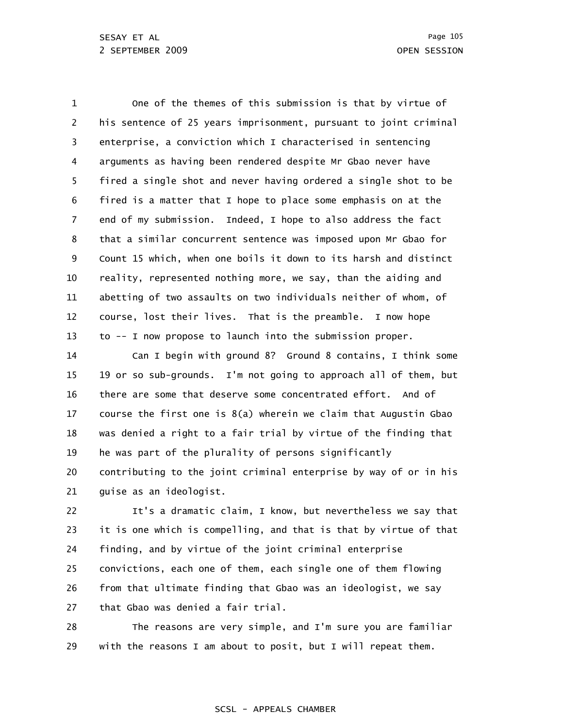1 One of the themes of this submission is that by virtue of
2 his sentence of 25 years imprisonment, pursuant to joint criminal
3 enterprise, a conviction which I characterised in sentencing
4 arguments as having been rendered despite Mr Gbao never have
5 fired a single shot and never having ordered a single shot to be
6 fired is a matter that I hope to place some emphasis on at the
7 end of my submission. Indeed, I hope to also address the fact
8 that a similar concurrent sentence was imposed upon Mr Gbao for
9 Count 15 which, when one boils it down to its harsh and distinct
10 reality, represented nothing more, we say, than the aiding and
11 abetting of two assaults on two individuals neither of whom, of
12 course, lost their lives. That is the preamble. I now hope
13 to -- I now propose to launch into the submission proper.
14 Can I begin with ground 8? Ground 8 contains, I think some
15 19 or so sub-grounds. I'm not going to approach all of them, but
16 there are some that deserve some concentrated effort. And of
17 course the first one is 8(a) wherein we claim that Augustin Gbao
18 was denied a right to a fair trial by virtue of the finding that
19 he was part of the plurality of persons significantly
20 contributing to the joint criminal enterprise by way of or in his
21 guise as an ideologist.
22 It's a dramatic claim, I know, but nevertheless we say that
23 it is one which is compelling, and that is that by virtue of that
24 finding, and by virtue of the joint criminal enterprise
25 convictions, each one of them, each single one of them flowing
26 from that ultimate finding that Gbao was an ideologist, we say
27 that Gbao was denied a fair trial.
28 The reasons are very simple, and I'm sure you are familiar
29 with the reasons I am about to posit, but I will repeat them.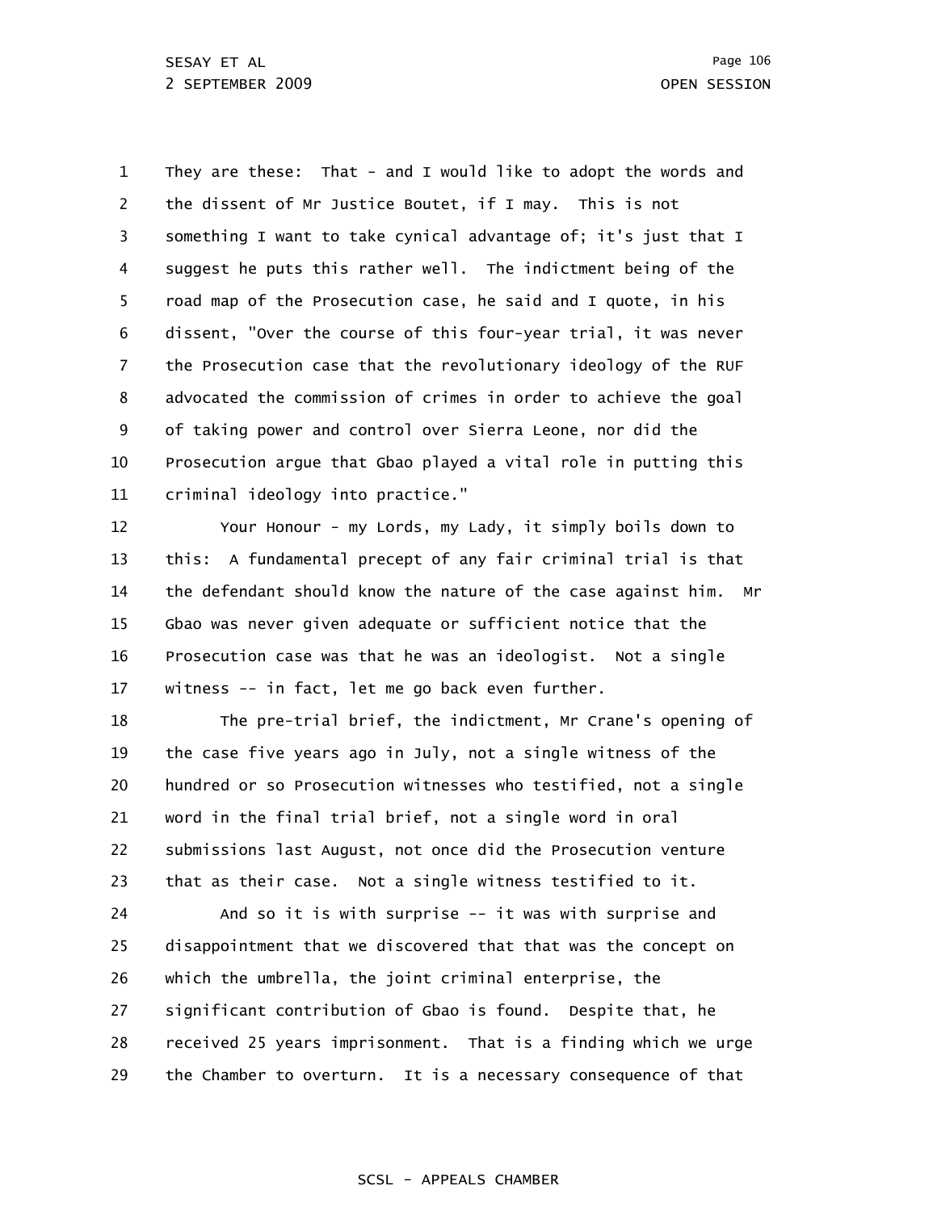1 They are these: That - and I would like to adopt the words and
2 the dissent of Mr Justice Boutet, if I may. This is not
3 something I want to take cynical advantage of; it's just that I
4 suggest he puts this rather well. The indictment being of the
5 road map of the Prosecution case, he said and I quote, in his
6 dissent, "Over the course of this four-year trial, it was never
7 the Prosecution case that the revolutionary ideology of the RUF
8 advocated the commission of crimes in order to achieve the goal
9 of taking power and control over Sierra Leone, nor did the
10 Prosecution argue that Gbao played a vital role in putting this
11 criminal ideology into practice."

12 Your Honour - my Lords, my Lady, it simply boils down to
13 this: A fundamental precept of any fair criminal trial is that
14 the defendant should know the nature of the case against him. Mr
15 Gbao was never given adequate or sufficient notice that the
16 Prosecution case was that he was an ideologist. Not a single
17 witness -- in fact, let me go back even further.

18 The pre-trial brief, the indictment, Mr Crane's opening of
19 the case five years ago in July, not a single witness of the
20 hundred or so Prosecution witnesses who testified, not a single
21 word in the final trial brief, not a single word in oral
22 submissions last August, not once did the Prosecution venture
23 that as their case. Not a single witness testified to it.

24 And so it is with surprise -- it was with surprise and
25 disappointment that we discovered that that was the concept on
26 which the umbrella, the joint criminal enterprise, the
27 significant contribution of Gbao is found. Despite that, he
28 received 25 years imprisonment. That is a finding which we urge
29 the Chamber to overturn. It is a necessary consequence of that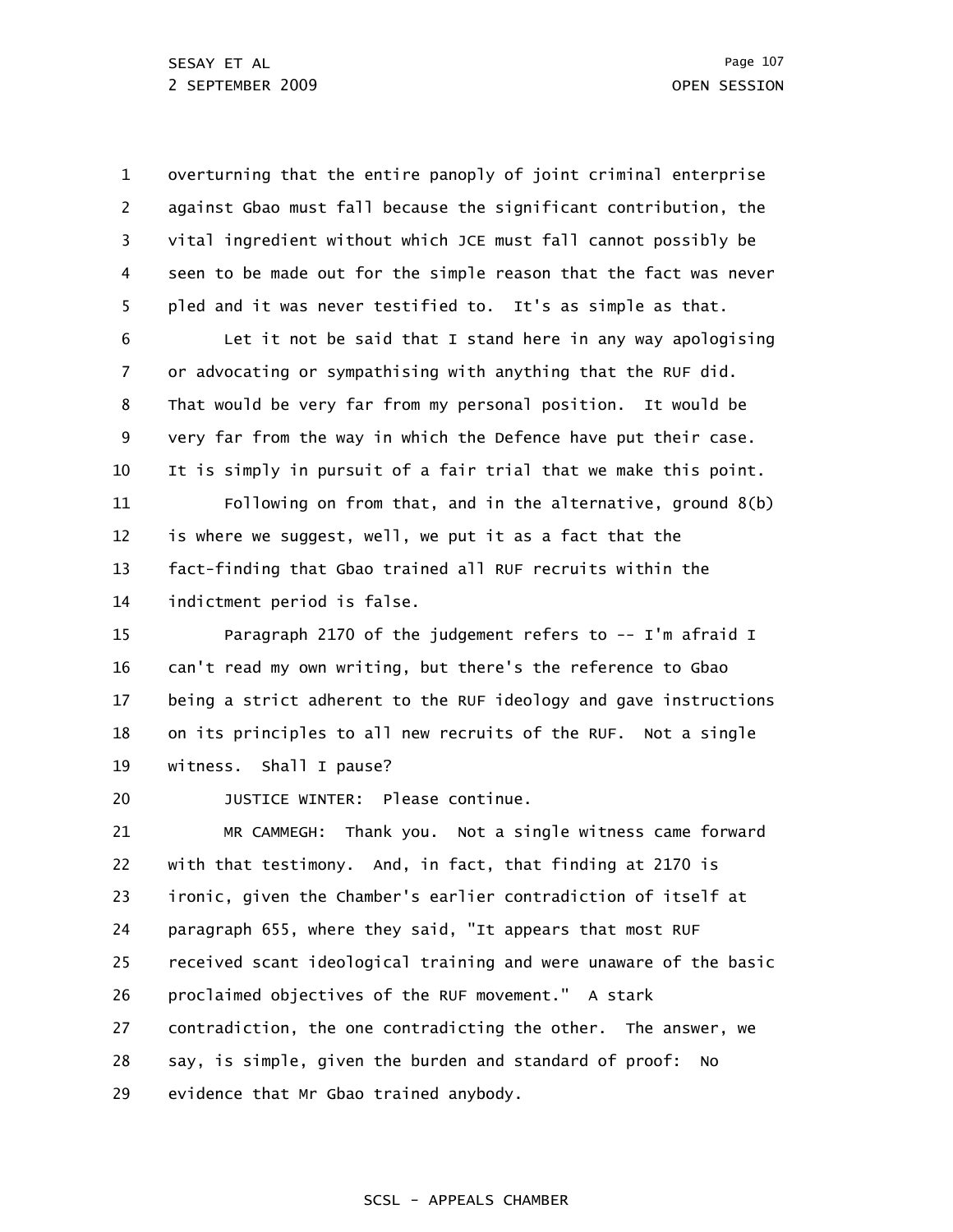overturning that the entire panoply of joint criminal enterprise against Gbao must fall because the significant contribution, the vital ingredient without which JCE must fall cannot possibly be seen to be made out for the simple reason that the fact was never pled and it was never testified to. It's as simple as that.

Let it not be said that I stand here in any way apologising or advocating or sympathising with anything that the RUF did. That would be very far from my personal position. It would be very far from the way in which the Defence have put their case. It is simply in pursuit of a fair trial that we make this point.

Following on from that, and in the alternative, ground 8(b) is where we suggest, well, we put it as a fact that the fact-finding that Gbao trained all RUF recruits within the indictment period is false.

Paragraph 2170 of the judgement refers to -- I'm afraid I can't read my own writing, but there's the reference to Gbao being a strict adherent to the RUF ideology and gave instructions on its principles to all new recruits of the RUF. Not a single witness. Shall I pause?

JUSTICE WINTER: Please continue.

MR CAMMEGH: Thank you. Not a single witness came forward with that testimony. And, in fact, that finding at 2170 is ironic, given the Chamber's earlier contradiction of itself at paragraph 655, where they said, "It appears that most RUF received scant ideological training and were unaware of the basic proclaimed objectives of the RUF movement." A stark contradiction, the one contradicting the other. The answer, we say, is simple, given the burden and standard of proof: No evidence that Mr Gbao trained anybody.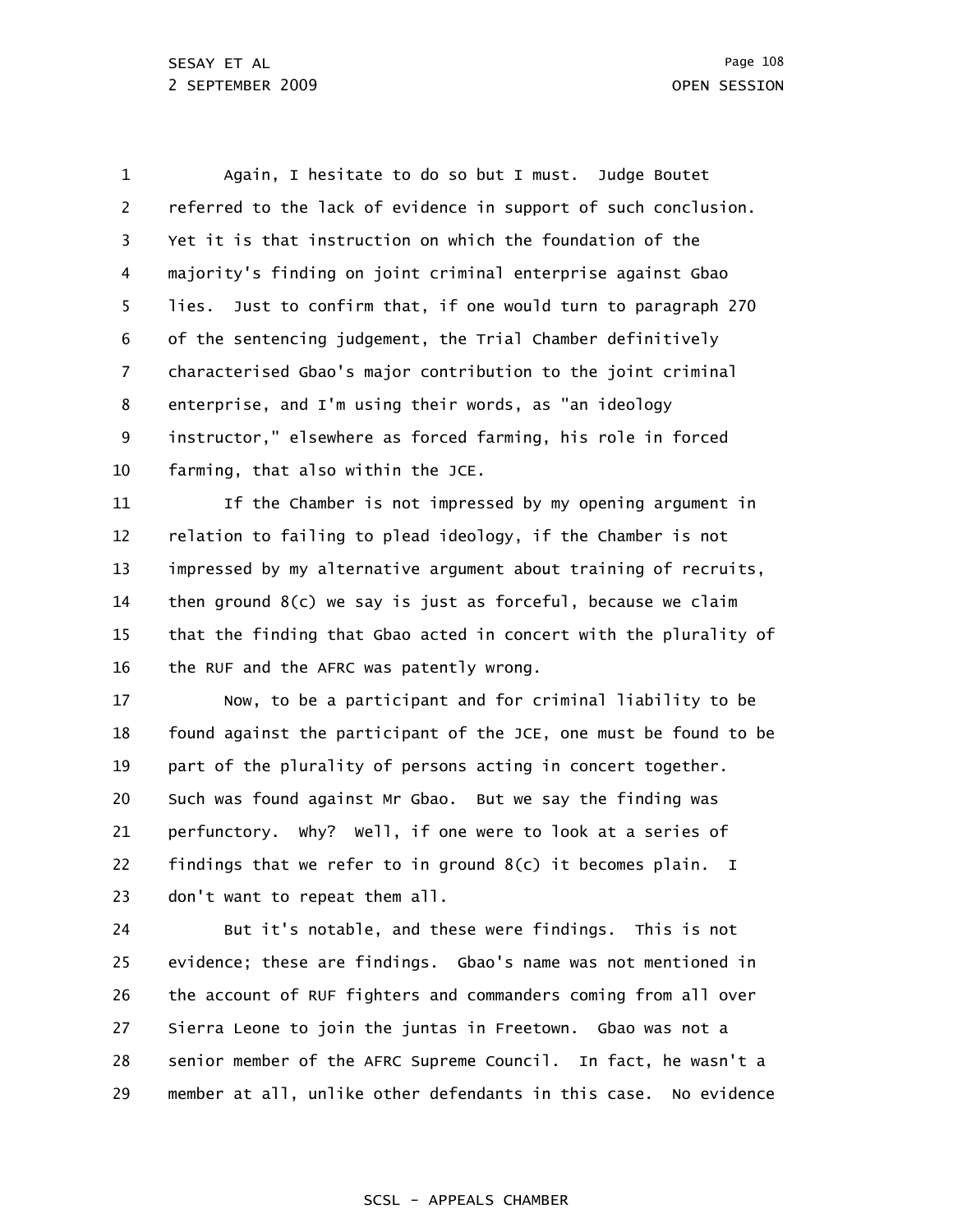Again, I hesitate to do so but I must. Judge Boutet referred to the lack of evidence in support of such conclusion. Yet it is that instruction on which the foundation of the majority's finding on joint criminal enterprise against Gbao lies. Just to confirm that, if one would turn to paragraph 270 of the sentencing judgement, the Trial Chamber definitively characterised Gbao's major contribution to the joint criminal enterprise, and I'm using their words, as "an ideology instructor," elsewhere as forced farming, his role in forced farming, that also within the JCE.

If the Chamber is not impressed by my opening argument in relation to failing to plead ideology, if the Chamber is not impressed by my alternative argument about training of recruits, then ground 8(c) we say is just as forceful, because we claim that the finding that Gbao acted in concert with the plurality of the RUF and the AFRC was patently wrong.

Now, to be a participant and for criminal liability to be found against the participant of the JCE, one must be found to be part of the plurality of persons acting in concert together. Such was found against Mr Gbao. But we say the finding was perfunctory. Why? Well, if one were to look at a series of findings that we refer to in ground 8(c) it becomes plain. I don't want to repeat them all.

But it's notable, and these were findings. This is not evidence; these are findings. Gbao's name was not mentioned in the account of RUF fighters and commanders coming from all over Sierra Leone to join the juntas in Freetown. Gbao was not a senior member of the AFRC Supreme Council. In fact, he wasn't a member at all, unlike other defendants in this case. No evidence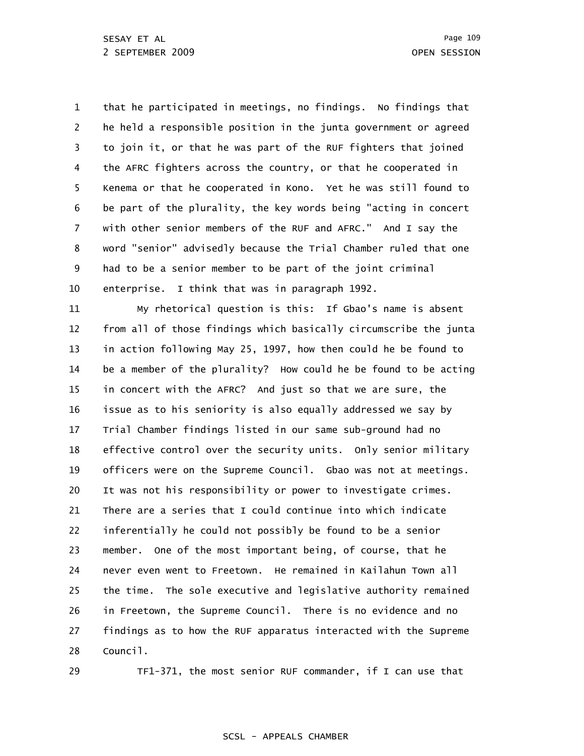that he participated in meetings, no findings. No findings that he held a responsible position in the junta government or agreed to join it, or that he was part of the RUF fighters that joined the AFRC fighters across the country, or that he cooperated in Kenema or that he cooperated in Kono. Yet he was still found to be part of the plurality, the key words being "acting in concert with other senior members of the RUF and AFRC." And I say the word "senior" advisedly because the Trial Chamber ruled that one had to be a senior member to be part of the joint criminal enterprise. I think that was in paragraph 1992.

My rhetorical question is this: If Gbao's name is absent from all of those findings which basically circumscribe the junta in action following May 25, 1997, how then could he be found to be a member of the plurality? How could he be found to be acting in concert with the AFRC? And just so that we are sure, the issue as to his seniority is also equally addressed we say by Trial Chamber findings listed in our same sub-ground had no effective control over the security units. Only senior military officers were on the Supreme Council. Gbao was not at meetings. It was not his responsibility or power to investigate crimes. There are a series that I could continue into which indicate inferentially he could not possibly be found to be a senior member. One of the most important being, of course, that he never even went to Freetown. He remained in Kailahun Town all the time. The sole executive and legislative authority remained in Freetown, the Supreme Council. There is no evidence and no findings as to how the RUF apparatus interacted with the Supreme Council.

TF1-371, the most senior RUF commander, if I can use that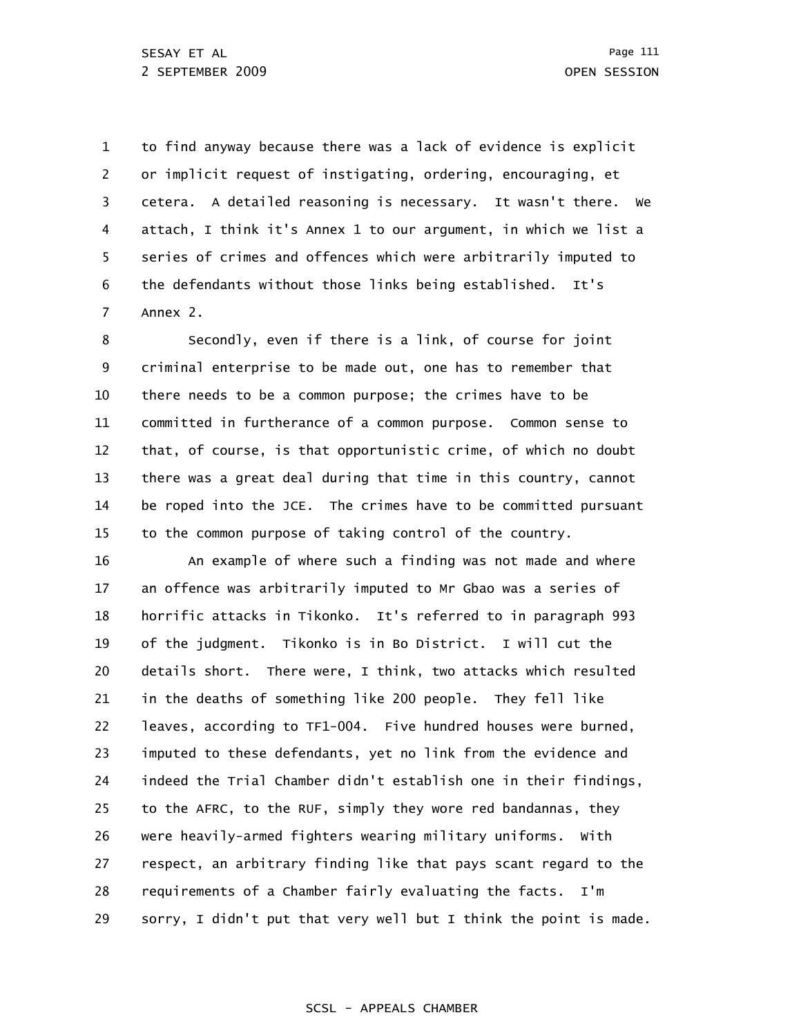to find anyway because there was a lack of evidence is explicit or implicit request of instigating, ordering, encouraging, et cetera. A detailed reasoning is necessary. It wasn't there. We attach, I think it's Annex 1 to our argument, in which we list a series of crimes and offences which were arbitrarily imputed to the defendants without those links being established. It's Annex 2.

Secondly, even if there is a link, of course for joint criminal enterprise to be made out, one has to remember that there needs to be a common purpose; the crimes have to be committed in furtherance of a common purpose. Common sense to that, of course, is that opportunistic crime, of which no doubt there was a great deal during that time in this country, cannot be roped into the JCE. The crimes have to be committed pursuant to the common purpose of taking control of the country.

An example of where such a finding was not made and where an offence was arbitrarily imputed to Mr Gbao was a series of horrific attacks in Tikonko. It's referred to in paragraph 993 of the judgment. Tikonko is in Bo District. I will cut the details short. There were, I think, two attacks which resulted in the deaths of something like 200 people. They fell like leaves, according to TF1-004. Five hundred houses were burned, imputed to these defendants, yet no link from the evidence and indeed the Trial Chamber didn't establish one in their findings, to the AFRC, to the RUF, simply they wore red bandannas, they were heavily-armed fighters wearing military uniforms. With respect, an arbitrary finding like that pays scant regard to the requirements of a Chamber fairly evaluating the facts. I'm sorry, I didn't put that very well but I think the point is made.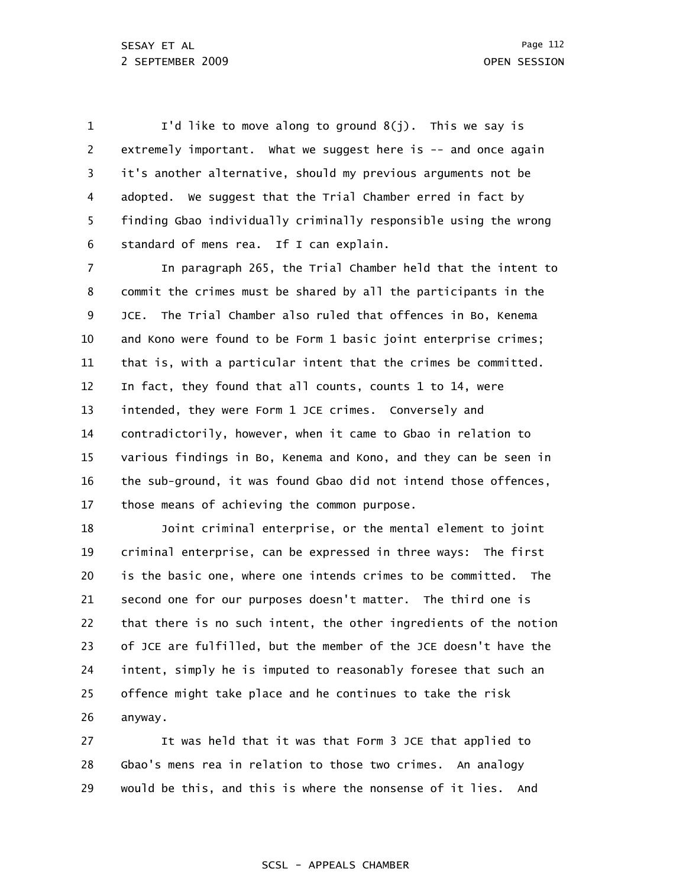I'd like to move along to ground 8(j). This we say is extremely important. What we suggest here is -- and once again it's another alternative, should my previous arguments not be adopted. We suggest that the Trial Chamber erred in fact by finding Gbao individually criminally responsible using the wrong standard of mens rea. If I can explain.

In paragraph 265, the Trial Chamber held that the intent to commit the crimes must be shared by all the participants in the JCE. The Trial Chamber also ruled that offences in Bo, Kenema and Kono were found to be Form 1 basic joint enterprise crimes; that is, with a particular intent that the crimes be committed. In fact, they found that all counts, counts 1 to 14, were intended, they were Form 1 JCE crimes. Conversely and contradictorily, however, when it came to Gbao in relation to various findings in Bo, Kenema and Kono, and they can be seen in the sub-ground, it was found Gbao did not intend those offences, those means of achieving the common purpose.

Joint criminal enterprise, or the mental element to joint criminal enterprise, can be expressed in three ways: The first is the basic one, where one intends crimes to be committed. The second one for our purposes doesn't matter. The third one is that there is no such intent, the other ingredients of the notion of JCE are fulfilled, but the member of the JCE doesn't have the intent, simply he is imputed to reasonably foresee that such an offence might take place and he continues to take the risk anyway.

It was held that it was that Form 3 JCE that applied to Gbao's mens rea in relation to those two crimes. An analogy would be this, and this is where the nonsense of it lies. And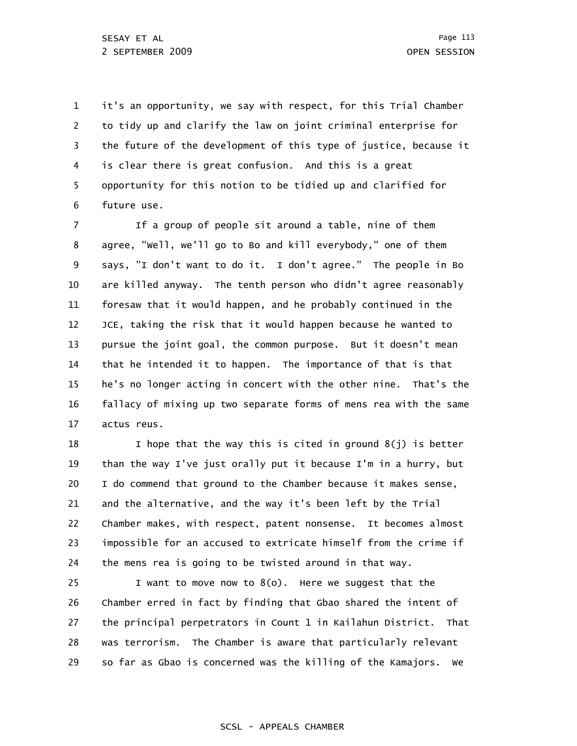1 it's an opportunity, we say with respect, for this Trial Chamber
2 to tidy up and clarify the law on joint criminal enterprise for
3 the future of the development of this type of justice, because it
4 is clear there is great confusion. And this is a great
5 opportunity for this notion to be tidied up and clarified for
6 future use.

7 If a group of people sit around a table, nine of them
8 agree, "Well, we'll go to Bo and kill everybody," one of them
9 says, "I don't want to do it. I don't agree." The people in Bo
10 are killed anyway. The tenth person who didn't agree reasonably
11 foresaw that it would happen, and he probably continued in the
12 JCE, taking the risk that it would happen because he wanted to
13 pursue the joint goal, the common purpose. But it doesn't mean
14 that he intended it to happen. The importance of that is that
15 he's no longer acting in concert with the other nine. That's the
16 fallacy of mixing up two separate forms of mens rea with the same
17 actus reus.

18 I hope that the way this is cited in ground 8(j) is better
19 than the way I've just orally put it because I'm in a hurry, but
20 I do commend that ground to the Chamber because it makes sense,
21 and the alternative, and the way it's been left by the Trial
22 Chamber makes, with respect, patent nonsense. It becomes almost
23 impossible for an accused to extricate himself from the crime if
24 the mens rea is going to be twisted around in that way.

25 I want to move now to 8(o). Here we suggest that the
26 Chamber erred in fact by finding that Gbao shared the intent of
27 the principal perpetrators in Count 1 in Kailahun District. That
28 was terrorism. The Chamber is aware that particularly relevant
29 so far as Gbao is concerned was the killing of the Kamajors. We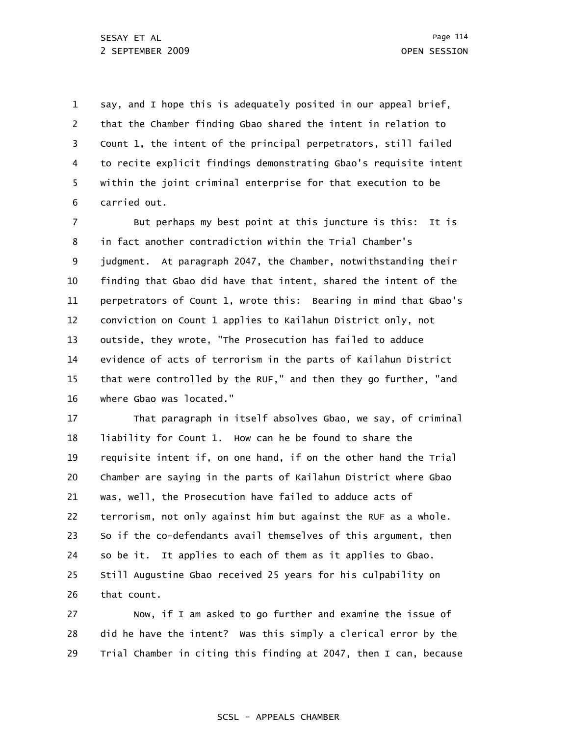say, and I hope this is adequately posited in our appeal brief, that the Chamber finding Gbao shared the intent in relation to Count 1, the intent of the principal perpetrators, still failed to recite explicit findings demonstrating Gbao's requisite intent within the joint criminal enterprise for that execution to be carried out.

But perhaps my best point at this juncture is this: It is in fact another contradiction within the Trial Chamber's judgment. At paragraph 2047, the Chamber, notwithstanding their finding that Gbao did have that intent, shared the intent of the perpetrators of Count 1, wrote this: Bearing in mind that Gbao's conviction on Count 1 applies to Kailahun District only, not outside, they wrote, "The Prosecution has failed to adduce evidence of acts of terrorism in the parts of Kailahun District that were controlled by the RUF," and then they go further, "and where Gbao was located."

That paragraph in itself absolves Gbao, we say, of criminal liability for Count 1. How can he be found to share the requisite intent if, on one hand, if on the other hand the Trial Chamber are saying in the parts of Kailahun District where Gbao was, well, the Prosecution have failed to adduce acts of terrorism, not only against him but against the RUF as a whole. So if the co-defendants avail themselves of this argument, then so be it. It applies to each of them as it applies to Gbao. Still Augustine Gbao received 25 years for his culpability on that count.

Now, if I am asked to go further and examine the issue of did he have the intent? Was this simply a clerical error by the Trial Chamber in citing this finding at 2047, then I can, because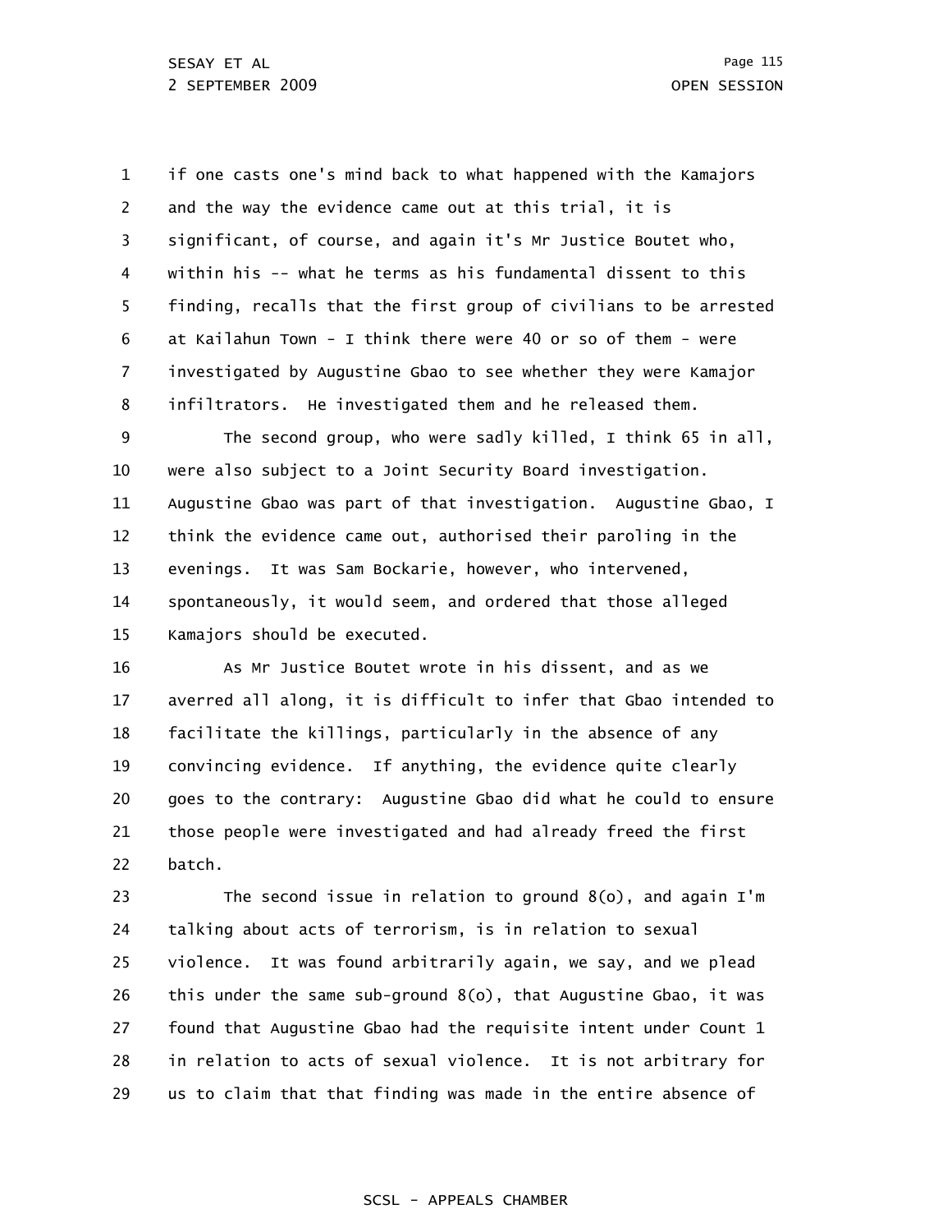if one casts one's mind back to what happened with the Kamajors and the way the evidence came out at this trial, it is significant, of course, and again it's Mr Justice Boutet who, within his -- what he terms as his fundamental dissent to this finding, recalls that the first group of civilians to be arrested at Kailahun Town - I think there were 40 or so of them - were investigated by Augustine Gbao to see whether they were Kamajor infiltrators. He investigated them and he released them.

The second group, who were sadly killed, I think 65 in all, were also subject to a Joint Security Board investigation. Augustine Gbao was part of that investigation. Augustine Gbao, I think the evidence came out, authorised their paroling in the evenings. It was Sam Bockarie, however, who intervened, spontaneously, it would seem, and ordered that those alleged Kamajors should be executed.

As Mr Justice Boutet wrote in his dissent, and as we averred all along, it is difficult to infer that Gbao intended to facilitate the killings, particularly in the absence of any convincing evidence. If anything, the evidence quite clearly goes to the contrary: Augustine Gbao did what he could to ensure those people were investigated and had already freed the first batch.

The second issue in relation to ground 8(o), and again I'm talking about acts of terrorism, is in relation to sexual violence. It was found arbitrarily again, we say, and we plead this under the same sub-ground 8(o), that Augustine Gbao, it was found that Augustine Gbao had the requisite intent under Count 1 in relation to acts of sexual violence. It is not arbitrary for us to claim that that finding was made in the entire absence of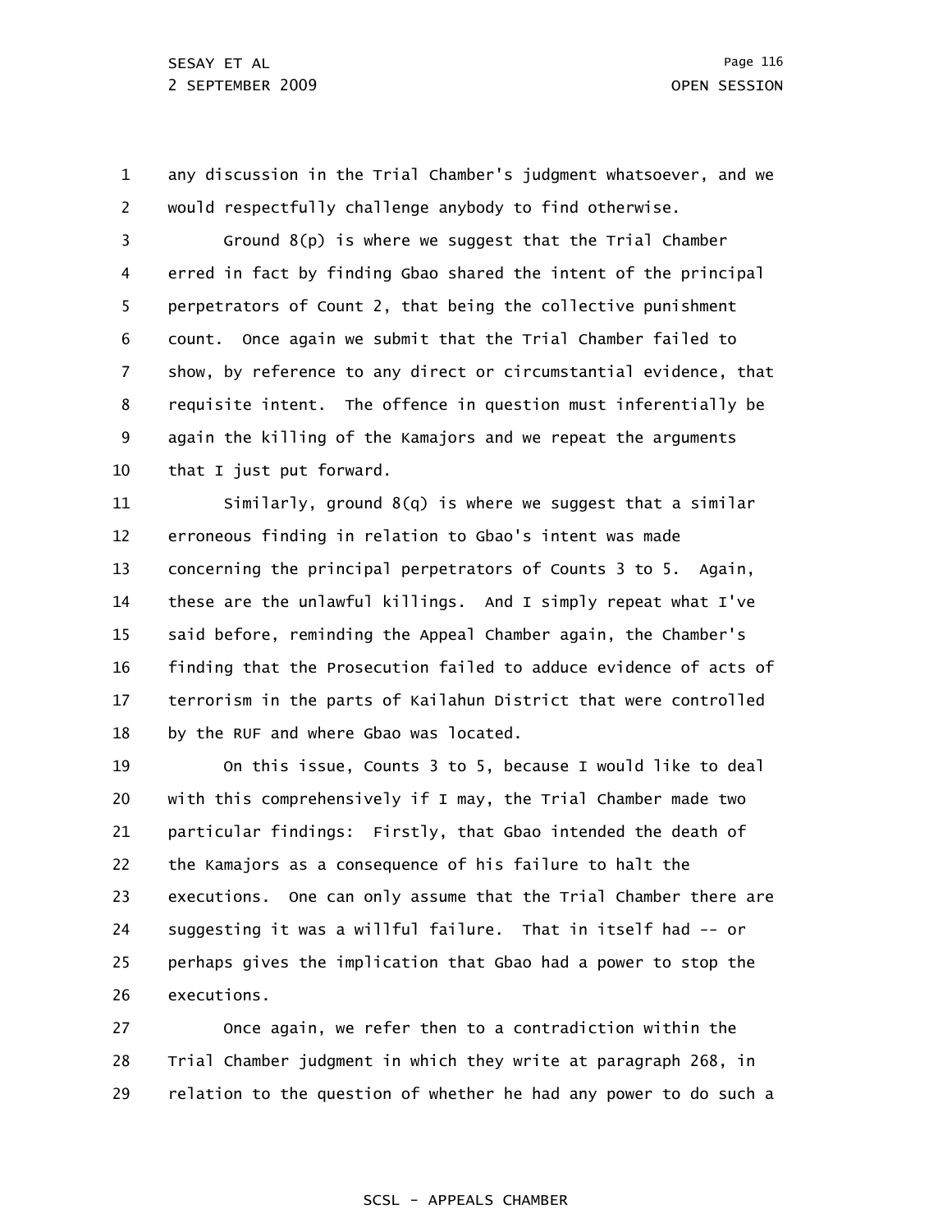any discussion in the Trial Chamber's judgment whatsoever, and we would respectfully challenge anybody to find otherwise.

Ground 8(p) is where we suggest that the Trial Chamber erred in fact by finding Gbao shared the intent of the principal perpetrators of Count 2, that being the collective punishment count. Once again we submit that the Trial Chamber failed to show, by reference to any direct or circumstantial evidence, that requisite intent. The offence in question must inferentially be again the killing of the Kamajors and we repeat the arguments that I just put forward.

Similarly, ground 8(q) is where we suggest that a similar erroneous finding in relation to Gbao's intent was made concerning the principal perpetrators of Counts 3 to 5. Again, these are the unlawful killings. And I simply repeat what I've said before, reminding the Appeal Chamber again, the Chamber's finding that the Prosecution failed to adduce evidence of acts of terrorism in the parts of Kailahun District that were controlled by the RUF and where Gbao was located.

On this issue, Counts 3 to 5, because I would like to deal with this comprehensively if I may, the Trial Chamber made two particular findings: Firstly, that Gbao intended the death of the Kamajors as a consequence of his failure to halt the executions. One can only assume that the Trial Chamber there are suggesting it was a willful failure. That in itself had -- or perhaps gives the implication that Gbao had a power to stop the executions.

Once again, we refer then to a contradiction within the Trial Chamber judgment in which they write at paragraph 268, in relation to the question of whether he had any power to do such a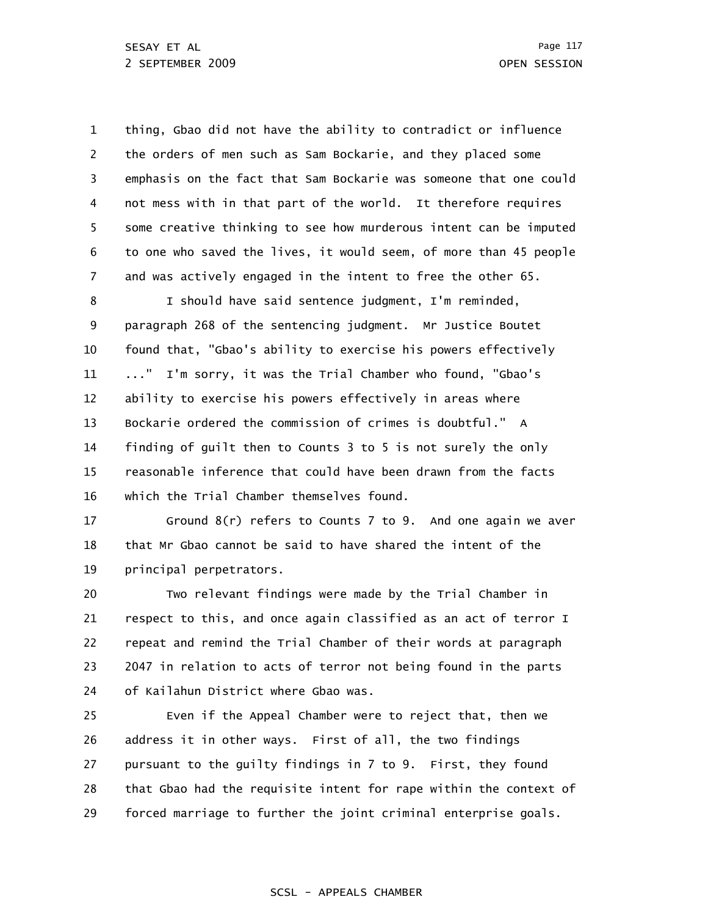thing, Gbao did not have the ability to contradict or influence the orders of men such as Sam Bockarie, and they placed some emphasis on the fact that Sam Bockarie was someone that one could not mess with in that part of the world. It therefore requires some creative thinking to see how murderous intent can be imputed to one who saved the lives, it would seem, of more than 45 people and was actively engaged in the intent to free the other 65.

I should have said sentence judgment, I'm reminded, paragraph 268 of the sentencing judgment. Mr Justice Boutet found that, "Gbao's ability to exercise his powers effectively ..." I'm sorry, it was the Trial Chamber who found, "Gbao's ability to exercise his powers effectively in areas where Bockarie ordered the commission of crimes is doubtful." A finding of guilt then to Counts 3 to 5 is not surely the only reasonable inference that could have been drawn from the facts which the Trial Chamber themselves found.

Ground 8(r) refers to Counts 7 to 9. And one again we aver that Mr Gbao cannot be said to have shared the intent of the principal perpetrators.

Two relevant findings were made by the Trial Chamber in respect to this, and once again classified as an act of terror I repeat and remind the Trial Chamber of their words at paragraph 2047 in relation to acts of terror not being found in the parts of Kailahun District where Gbao was.

Even if the Appeal Chamber were to reject that, then we address it in other ways. First of all, the two findings pursuant to the guilty findings in 7 to 9. First, they found that Gbao had the requisite intent for rape within the context of forced marriage to further the joint criminal enterprise goals.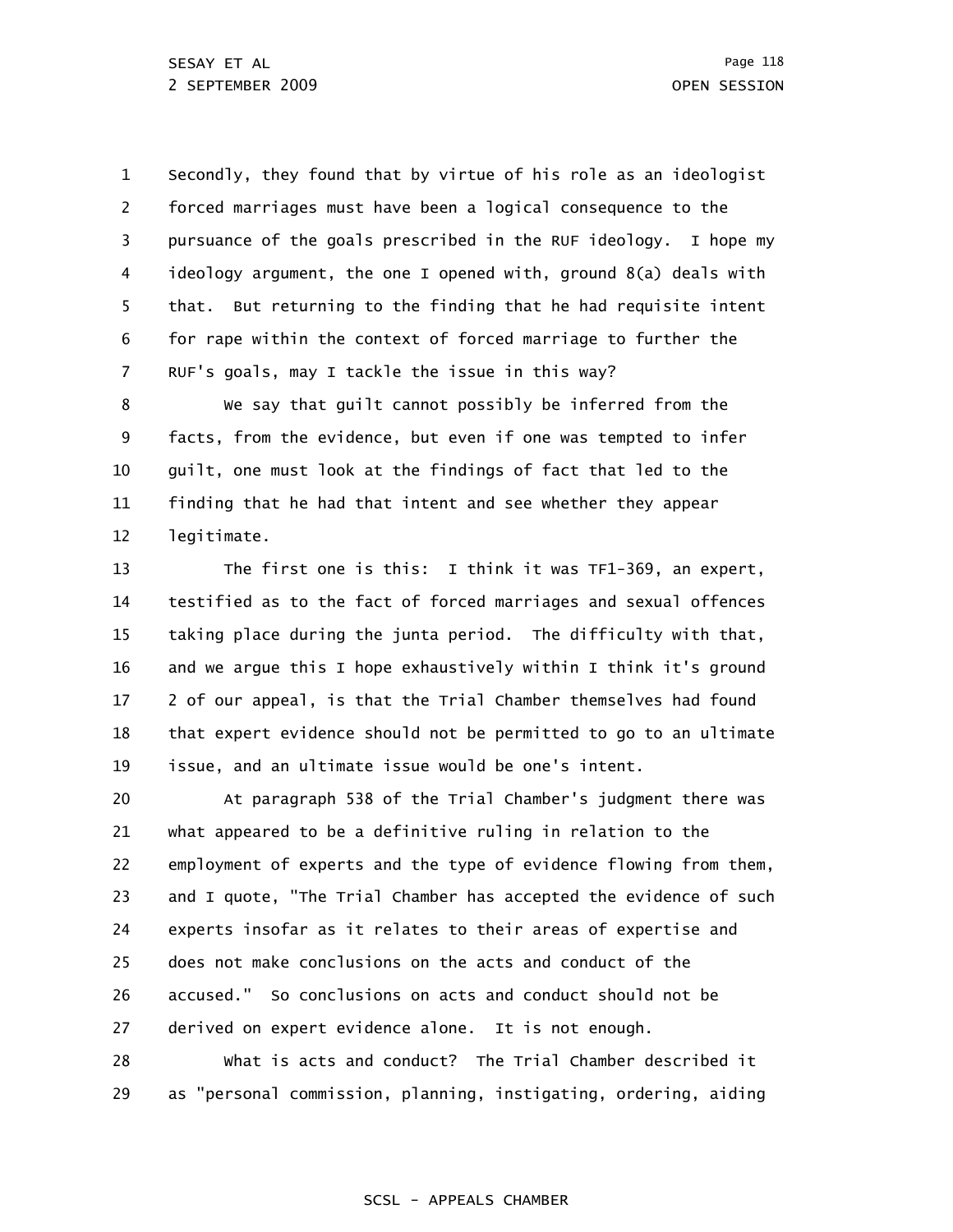Secondly, they found that by virtue of his role as an ideologist forced marriages must have been a logical consequence to the pursuance of the goals prescribed in the RUF ideology. I hope my ideology argument, the one I opened with, ground 8(a) deals with that. But returning to the finding that he had requisite intent for rape within the context of forced marriage to further the RUF's goals, may I tackle the issue in this way?

We say that guilt cannot possibly be inferred from the facts, from the evidence, but even if one was tempted to infer guilt, one must look at the findings of fact that led to the finding that he had that intent and see whether they appear legitimate.

The first one is this: I think it was TF1-369, an expert, testified as to the fact of forced marriages and sexual offences taking place during the junta period. The difficulty with that, and we argue this I hope exhaustively within I think it's ground 2 of our appeal, is that the Trial Chamber themselves had found that expert evidence should not be permitted to go to an ultimate issue, and an ultimate issue would be one's intent.

At paragraph 538 of the Trial Chamber's judgment there was what appeared to be a definitive ruling in relation to the employment of experts and the type of evidence flowing from them, and I quote, "The Trial Chamber has accepted the evidence of such experts insofar as it relates to their areas of expertise and does not make conclusions on the acts and conduct of the accused." So conclusions on acts and conduct should not be derived on expert evidence alone. It is not enough.

What is acts and conduct? The Trial Chamber described it as "personal commission, planning, instigating, ordering, aiding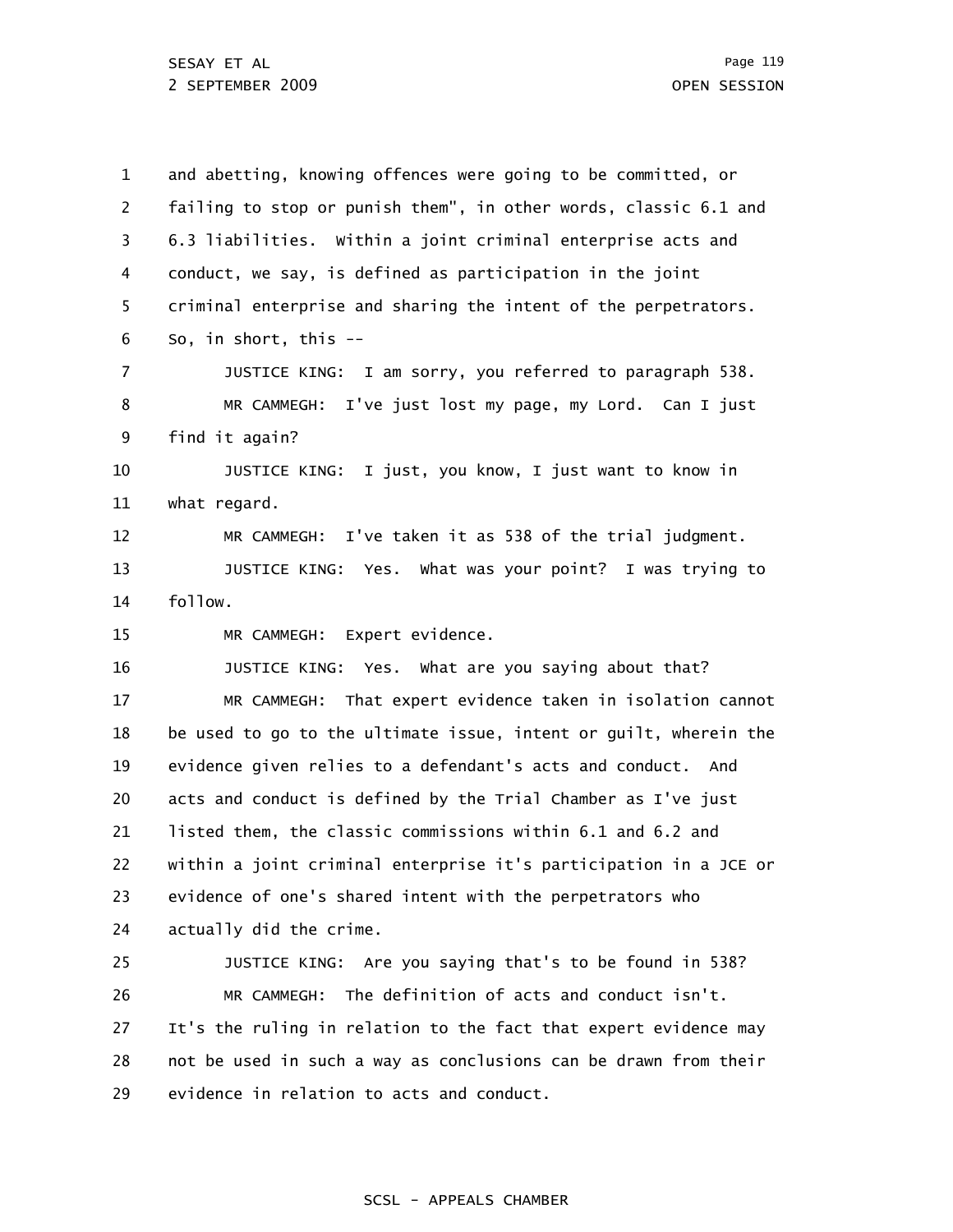1 and abetting, knowing offences were going to be committed, or
2 failing to stop or punish them", in other words, classic 6.1 and
3 6.3 liabilities. Within a joint criminal enterprise acts and
4 conduct, we say, is defined as participation in the joint
5 criminal enterprise and sharing the intent of the perpetrators.
6 So, in short, this --

7 JUSTICE KING: I am sorry, you referred to paragraph 538.
8 MR CAMMEGH: I've just lost my page, my Lord. Can I just
9 find it again?

10 JUSTICE KING: I just, you know, I just want to know in
11 what regard.

12 MR CAMMEGH: I've taken it as 538 of the trial judgment.
13 JUSTICE KING: Yes. What was your point? I was trying to
14 follow.

15 MR CAMMEGH: Expert evidence.
16 JUSTICE KING: Yes. What are you saying about that?
17 MR CAMMEGH: That expert evidence taken in isolation cannot
18 be used to go to the ultimate issue, intent or guilt, wherein the
19 evidence given relies to a defendant's acts and conduct. And
20 acts and conduct is defined by the Trial Chamber as I've just
21 listed them, the classic commissions within 6.1 and 6.2 and
22 within a joint criminal enterprise it's participation in a JCE or
23 evidence of one's shared intent with the perpetrators who
24 actually did the crime.

25 JUSTICE KING: Are you saying that's to be found in 538?
26 MR CAMMEGH: The definition of acts and conduct isn't.
27 It's the ruling in relation to the fact that expert evidence may
28 not be used in such a way as conclusions can be drawn from their
29 evidence in relation to acts and conduct.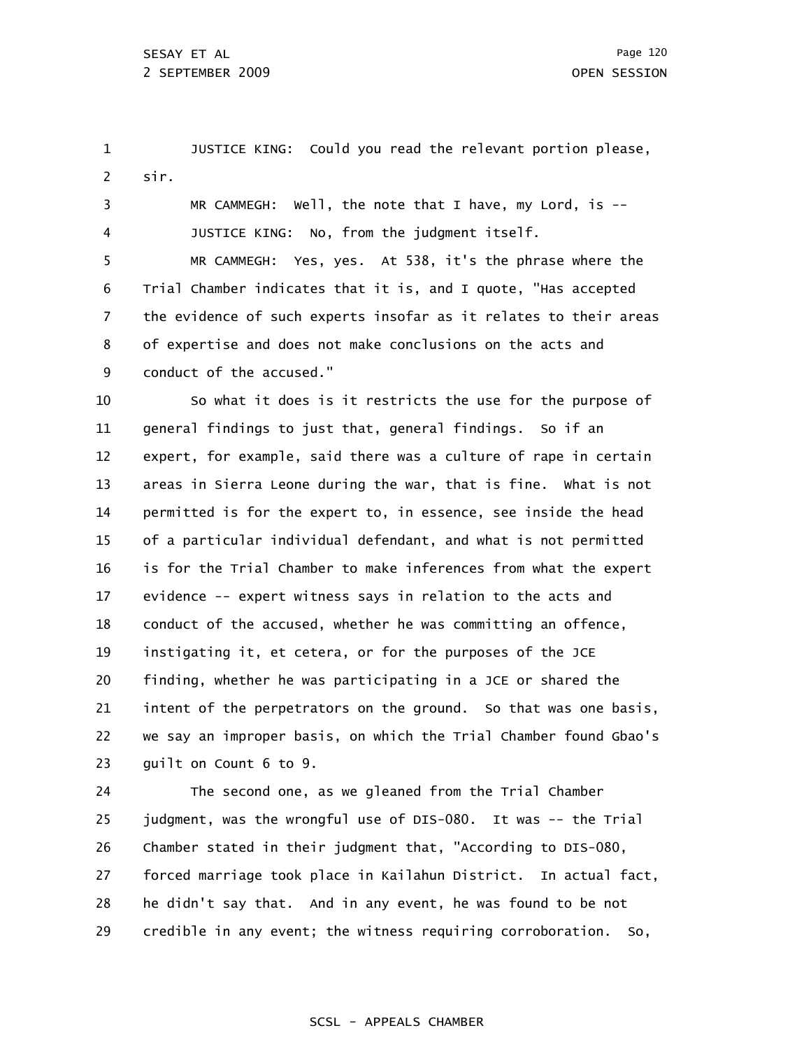1 JUSTICE KING: Could you read the relevant portion please,
2 sir.
3 MR CAMMEGH: Well, the note that I have, my Lord, is --
4 JUSTICE KING: No, from the judgment itself.
5 MR CAMMEGH: Yes, yes. At 538, it's the phrase where the
6 Trial Chamber indicates that it is, and I quote, "Has accepted
7 the evidence of such experts insofar as it relates to their areas
8 of expertise and does not make conclusions on the acts and
9 conduct of the accused."
10 So what it does is it restricts the use for the purpose of
11 general findings to just that, general findings. So if an
12 expert, for example, said there was a culture of rape in certain
13 areas in Sierra Leone during the war, that is fine. What is not
14 permitted is for the expert to, in essence, see inside the head
15 of a particular individual defendant, and what is not permitted
16 is for the Trial Chamber to make inferences from what the expert
17 evidence -- expert witness says in relation to the acts and
18 conduct of the accused, whether he was committing an offence,
19 instigating it, et cetera, or for the purposes of the JCE
20 finding, whether he was participating in a JCE or shared the
21 intent of the perpetrators on the ground. So that was one basis,
22 we say an improper basis, on which the Trial Chamber found Gbao's
23 guilt on Count 6 to 9.
24 The second one, as we gleaned from the Trial Chamber
25 judgment, was the wrongful use of DIS-080. It was -- the Trial
26 Chamber stated in their judgment that, "According to DIS-080,
27 forced marriage took place in Kailahun District. In actual fact,
28 he didn't say that. And in any event, he was found to be not
29 credible in any event; the witness requiring corroboration. So,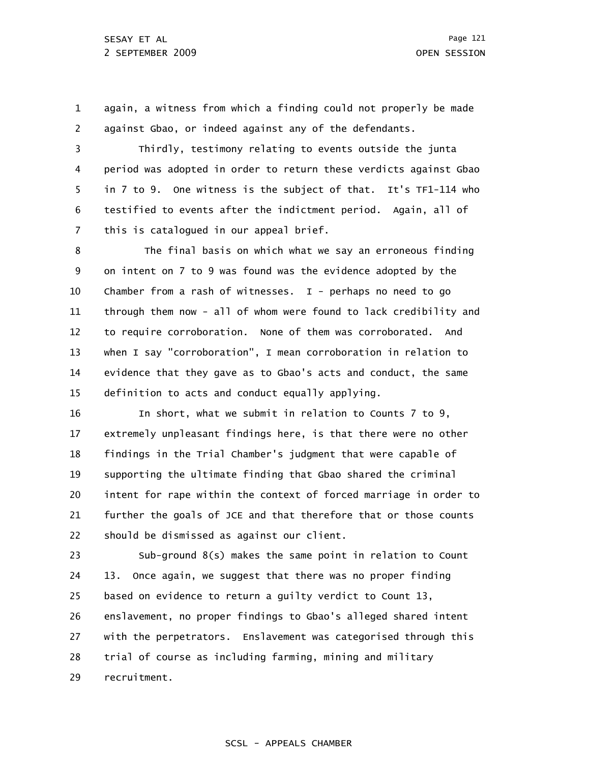again, a witness from which a finding could not properly be made against Gbao, or indeed against any of the defendants.

Thirdly, testimony relating to events outside the junta period was adopted in order to return these verdicts against Gbao in 7 to 9. One witness is the subject of that. It's TF1-114 who testified to events after the indictment period. Again, all of this is catalogued in our appeal brief.

The final basis on which what we say an erroneous finding on intent on 7 to 9 was found was the evidence adopted by the Chamber from a rash of witnesses. I - perhaps no need to go through them now - all of whom were found to lack credibility and to require corroboration. None of them was corroborated. And when I say "corroboration", I mean corroboration in relation to evidence that they gave as to Gbao's acts and conduct, the same definition to acts and conduct equally applying.

In short, what we submit in relation to Counts 7 to 9, extremely unpleasant findings here, is that there were no other findings in the Trial Chamber's judgment that were capable of supporting the ultimate finding that Gbao shared the criminal intent for rape within the context of forced marriage in order to further the goals of JCE and that therefore that or those counts should be dismissed as against our client.

Sub-ground 8(s) makes the same point in relation to Count 13. Once again, we suggest that there was no proper finding based on evidence to return a guilty verdict to Count 13, enslavement, no proper findings to Gbao's alleged shared intent with the perpetrators. Enslavement was categorised through this trial of course as including farming, mining and military recruitment.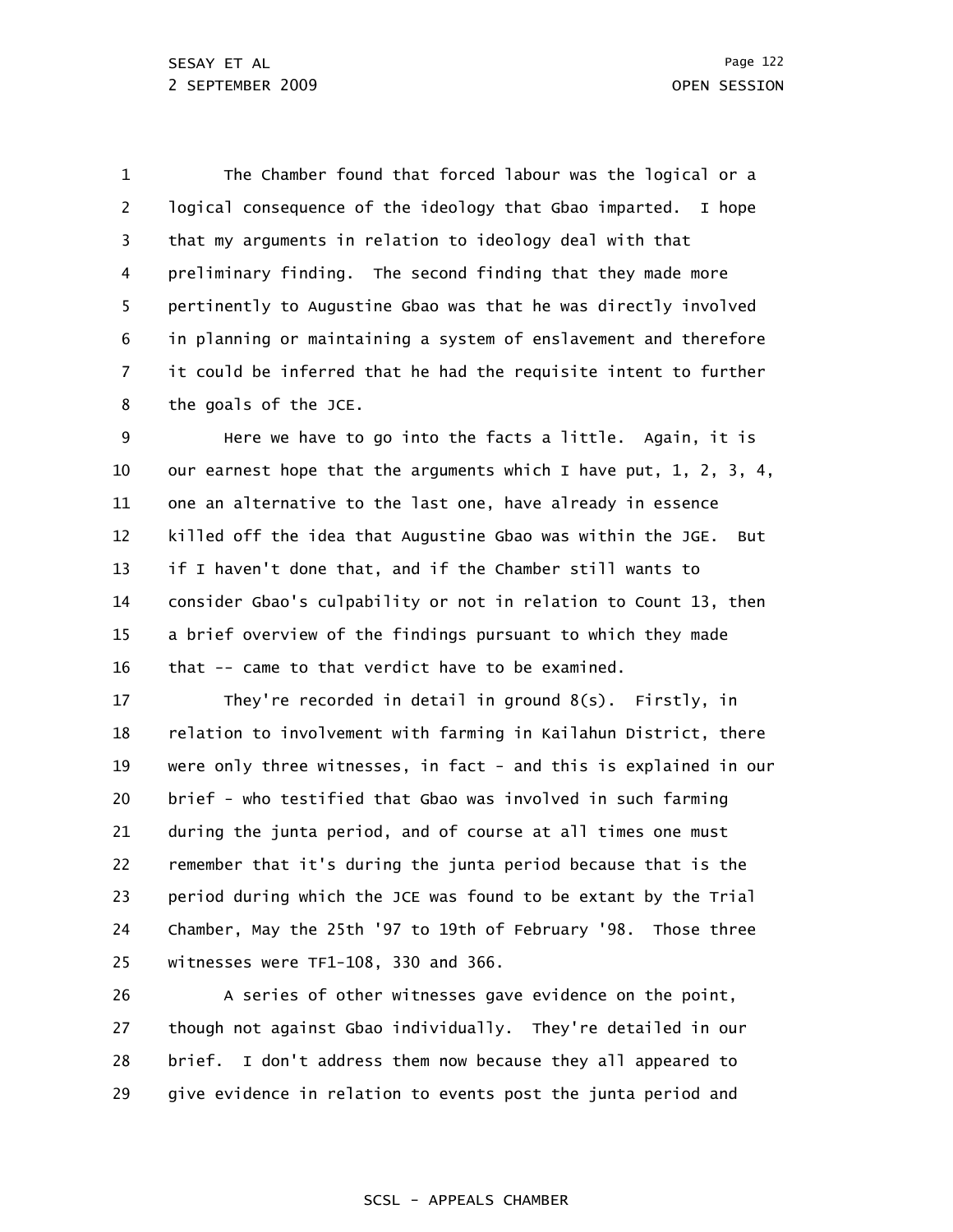1 The Chamber found that forced labour was the logical or a
2 logical consequence of the ideology that Gbao imparted. I hope
3 that my arguments in relation to ideology deal with that
4 preliminary finding. The second finding that they made more
5 pertinently to Augustine Gbao was that he was directly involved
6 in planning or maintaining a system of enslavement and therefore
7 it could be inferred that he had the requisite intent to further
8 the goals of the JCE.

9 Here we have to go into the facts a little. Again, it is
10 our earnest hope that the arguments which I have put, 1, 2, 3, 4,
11 one an alternative to the last one, have already in essence
12 killed off the idea that Augustine Gbao was within the JGE. But
13 if I haven't done that, and if the Chamber still wants to
14 consider Gbao's culpability or not in relation to Count 13, then
15 a brief overview of the findings pursuant to which they made
16 that -- came to that verdict have to be examined.

17 They're recorded in detail in ground 8(s). Firstly, in
18 relation to involvement with farming in Kailahun District, there
19 were only three witnesses, in fact - and this is explained in our
20 brief - who testified that Gbao was involved in such farming
21 during the junta period, and of course at all times one must
22 remember that it's during the junta period because that is the
23 period during which the JCE was found to be extant by the Trial
24 Chamber, May the 25th '97 to 19th of February '98. Those three
25 witnesses were TF1-108, 330 and 366.

26 A series of other witnesses gave evidence on the point,
27 though not against Gbao individually. They're detailed in our
28 brief. I don't address them now because they all appeared to
29 give evidence in relation to events post the junta period and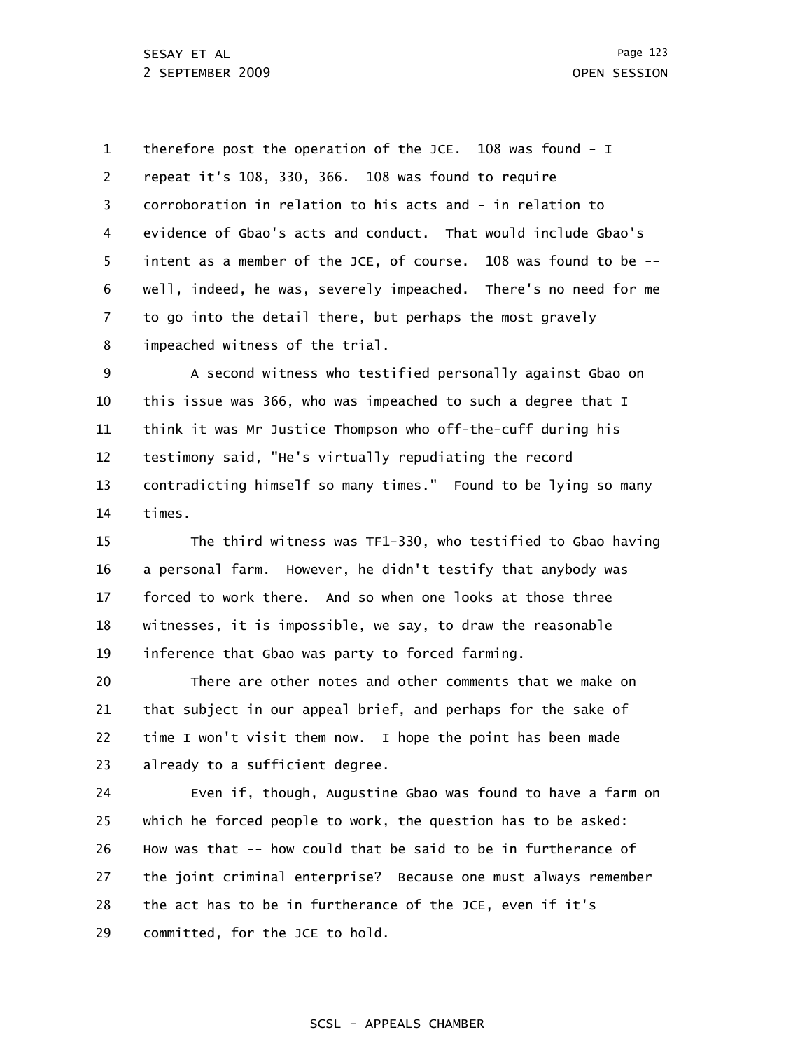therefore post the operation of the JCE. 108 was found - I repeat it's 108, 330, 366. 108 was found to require corroboration in relation to his acts and - in relation to evidence of Gbao's acts and conduct. That would include Gbao's intent as a member of the JCE, of course. 108 was found to be -- well, indeed, he was, severely impeached. There's no need for me to go into the detail there, but perhaps the most gravely impeached witness of the trial.

A second witness who testified personally against Gbao on this issue was 366, who was impeached to such a degree that I think it was Mr Justice Thompson who off-the-cuff during his testimony said, "He's virtually repudiating the record contradicting himself so many times." Found to be lying so many times.

The third witness was TF1-330, who testified to Gbao having a personal farm. However, he didn't testify that anybody was forced to work there. And so when one looks at those three witnesses, it is impossible, we say, to draw the reasonable inference that Gbao was party to forced farming.

There are other notes and other comments that we make on that subject in our appeal brief, and perhaps for the sake of time I won't visit them now. I hope the point has been made already to a sufficient degree.

Even if, though, Augustine Gbao was found to have a farm on which he forced people to work, the question has to be asked: How was that -- how could that be said to be in furtherance of the joint criminal enterprise? Because one must always remember the act has to be in furtherance of the JCE, even if it's committed, for the JCE to hold.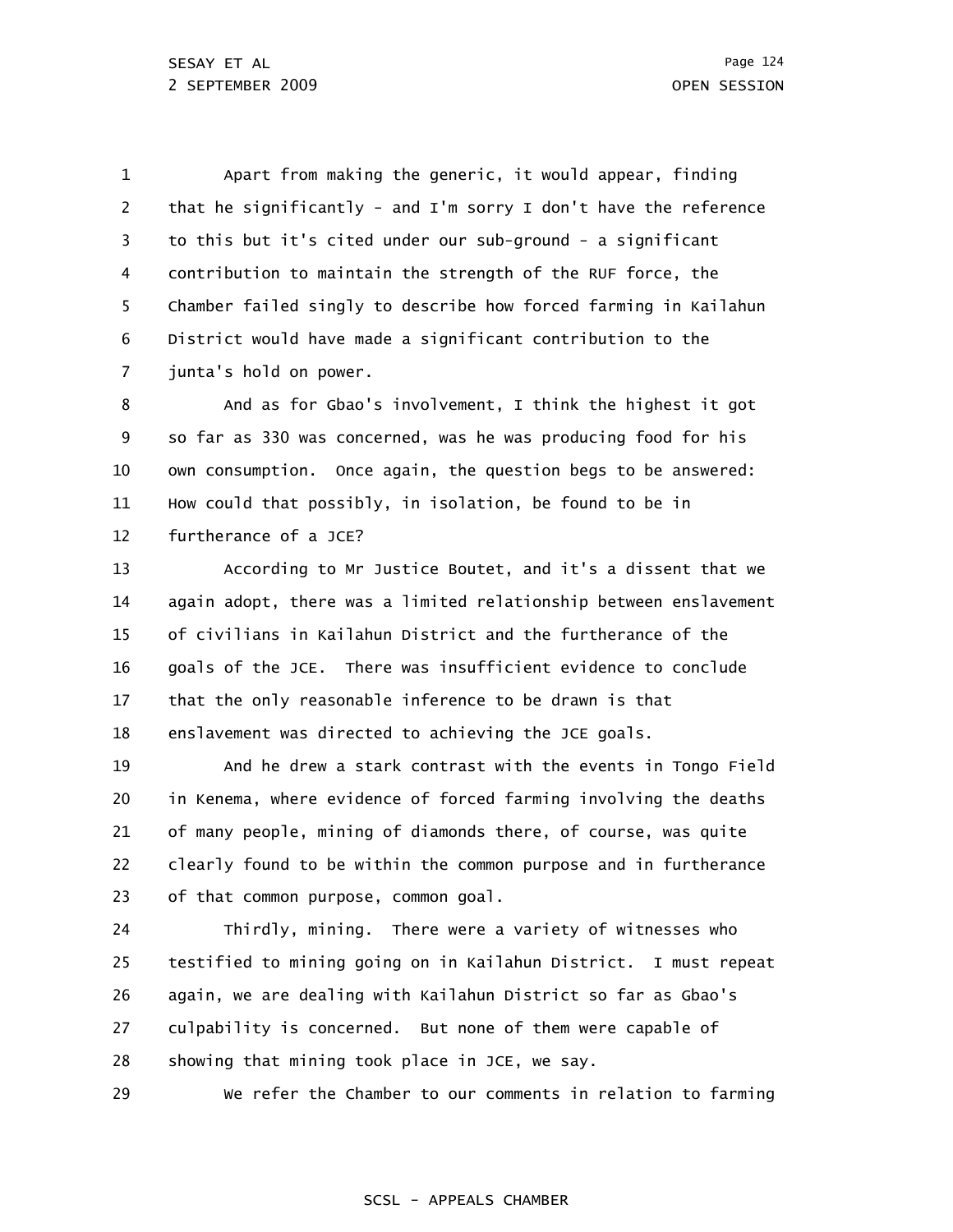Apart from making the generic, it would appear, finding that he significantly - and I'm sorry I don't have the reference to this but it's cited under our sub-ground - a significant contribution to maintain the strength of the RUF force, the Chamber failed singly to describe how forced farming in Kailahun District would have made a significant contribution to the junta's hold on power.

And as for Gbao's involvement, I think the highest it got so far as 330 was concerned, was he was producing food for his own consumption. Once again, the question begs to be answered: How could that possibly, in isolation, be found to be in furtherance of a JCE?

According to Mr Justice Boutet, and it's a dissent that we again adopt, there was a limited relationship between enslavement of civilians in Kailahun District and the furtherance of the goals of the JCE. There was insufficient evidence to conclude that the only reasonable inference to be drawn is that enslavement was directed to achieving the JCE goals.

And he drew a stark contrast with the events in Tongo Field in Kenema, where evidence of forced farming involving the deaths of many people, mining of diamonds there, of course, was quite clearly found to be within the common purpose and in furtherance of that common purpose, common goal.

Thirdly, mining. There were a variety of witnesses who testified to mining going on in Kailahun District. I must repeat again, we are dealing with Kailahun District so far as Gbao's culpability is concerned. But none of them were capable of showing that mining took place in JCE, we say.

We refer the Chamber to our comments in relation to farming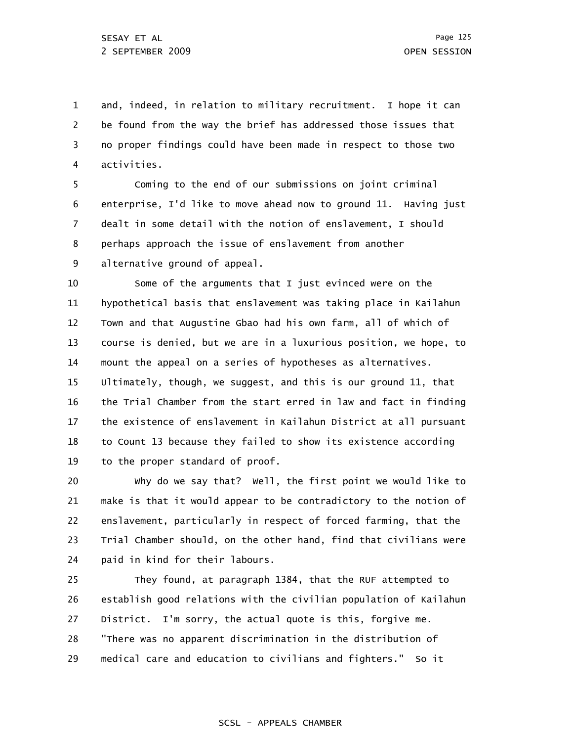and, indeed, in relation to military recruitment. I hope it can be found from the way the brief has addressed those issues that no proper findings could have been made in respect to those two activities.

Coming to the end of our submissions on joint criminal enterprise, I'd like to move ahead now to ground 11. Having just dealt in some detail with the notion of enslavement, I should perhaps approach the issue of enslavement from another alternative ground of appeal.

Some of the arguments that I just evinced were on the hypothetical basis that enslavement was taking place in Kailahun Town and that Augustine Gbao had his own farm, all of which of course is denied, but we are in a luxurious position, we hope, to mount the appeal on a series of hypotheses as alternatives. Ultimately, though, we suggest, and this is our ground 11, that the Trial Chamber from the start erred in law and fact in finding the existence of enslavement in Kailahun District at all pursuant to Count 13 because they failed to show its existence according to the proper standard of proof.

Why do we say that? Well, the first point we would like to make is that it would appear to be contradictory to the notion of enslavement, particularly in respect of forced farming, that the Trial Chamber should, on the other hand, find that civilians were paid in kind for their labours.

They found, at paragraph 1384, that the RUF attempted to establish good relations with the civilian population of Kailahun District. I'm sorry, the actual quote is this, forgive me. "There was no apparent discrimination in the distribution of medical care and education to civilians and fighters." So it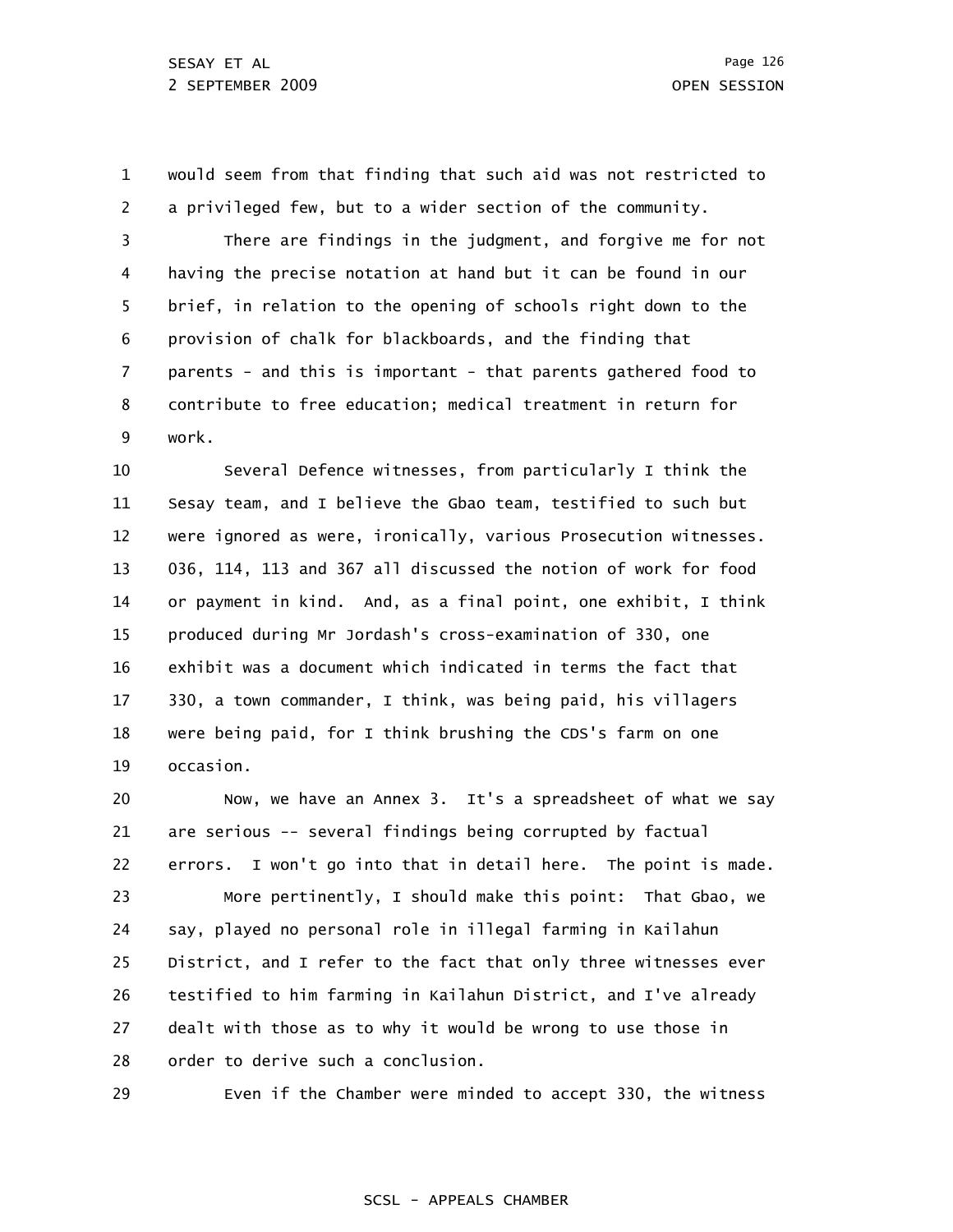would seem from that finding that such aid was not restricted to a privileged few, but to a wider section of the community.

There are findings in the judgment, and forgive me for not having the precise notation at hand but it can be found in our brief, in relation to the opening of schools right down to the provision of chalk for blackboards, and the finding that parents - and this is important - that parents gathered food to contribute to free education; medical treatment in return for work.

Several Defence witnesses, from particularly I think the Sesay team, and I believe the Gbao team, testified to such but were ignored as were, ironically, various Prosecution witnesses. 036, 114, 113 and 367 all discussed the notion of work for food or payment in kind. And, as a final point, one exhibit, I think produced during Mr Jordash's cross-examination of 330, one exhibit was a document which indicated in terms the fact that 330, a town commander, I think, was being paid, his villagers were being paid, for I think brushing the CDS's farm on one occasion.

Now, we have an Annex 3. It's a spreadsheet of what we say are serious -- several findings being corrupted by factual errors. I won't go into that in detail here. The point is made.

More pertinently, I should make this point: That Gbao, we say, played no personal role in illegal farming in Kailahun District, and I refer to the fact that only three witnesses ever testified to him farming in Kailahun District, and I've already dealt with those as to why it would be wrong to use those in order to derive such a conclusion.

Even if the Chamber were minded to accept 330, the witness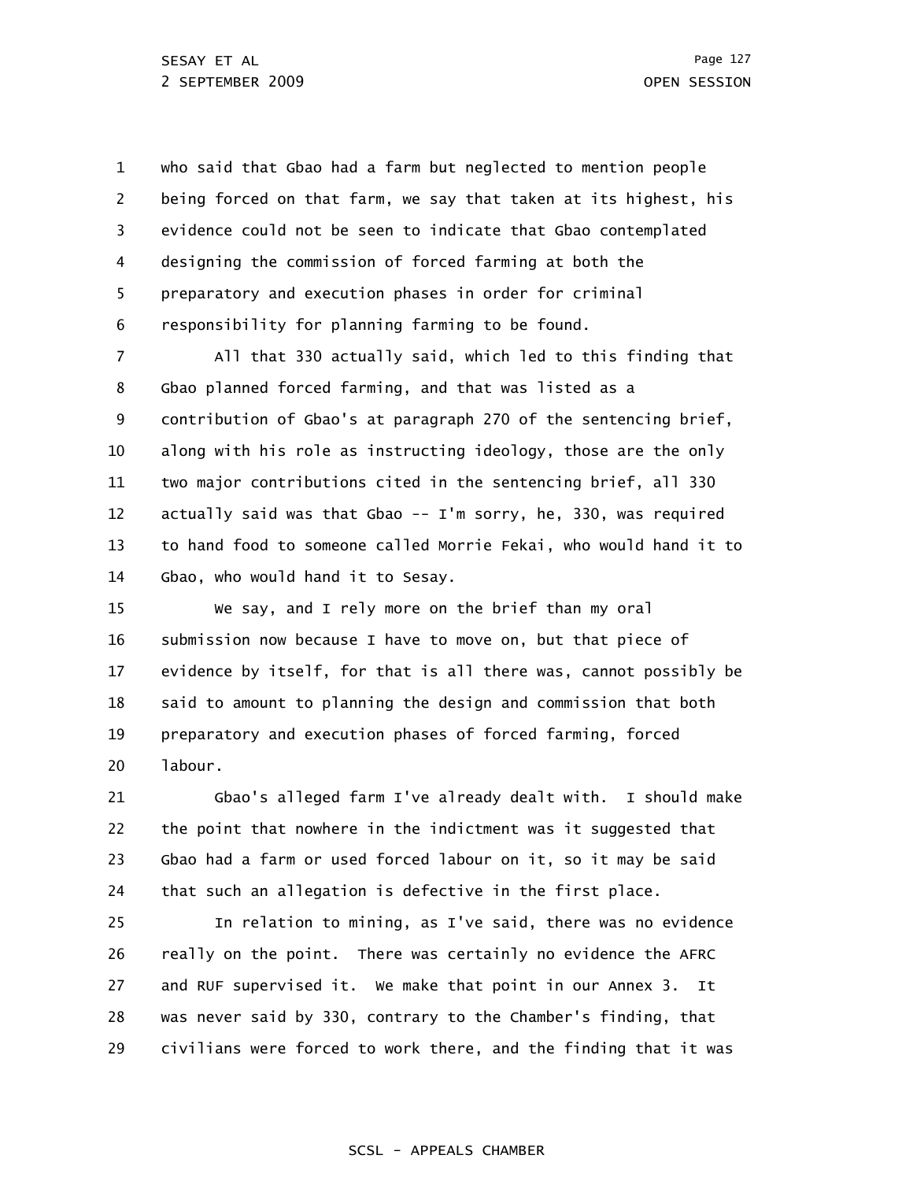who said that Gbao had a farm but neglected to mention people being forced on that farm, we say that taken at its highest, his evidence could not be seen to indicate that Gbao contemplated designing the commission of forced farming at both the preparatory and execution phases in order for criminal responsibility for planning farming to be found.

All that 330 actually said, which led to this finding that Gbao planned forced farming, and that was listed as a contribution of Gbao's at paragraph 270 of the sentencing brief, along with his role as instructing ideology, those are the only two major contributions cited in the sentencing brief, all 330 actually said was that Gbao -- I'm sorry, he, 330, was required to hand food to someone called Morrie Fekai, who would hand it to Gbao, who would hand it to Sesay.

We say, and I rely more on the brief than my oral submission now because I have to move on, but that piece of evidence by itself, for that is all there was, cannot possibly be said to amount to planning the design and commission that both preparatory and execution phases of forced farming, forced labour.

Gbao's alleged farm I've already dealt with. I should make the point that nowhere in the indictment was it suggested that Gbao had a farm or used forced labour on it, so it may be said that such an allegation is defective in the first place.

In relation to mining, as I've said, there was no evidence really on the point. There was certainly no evidence the AFRC and RUF supervised it. We make that point in our Annex 3. It was never said by 330, contrary to the Chamber's finding, that civilians were forced to work there, and the finding that it was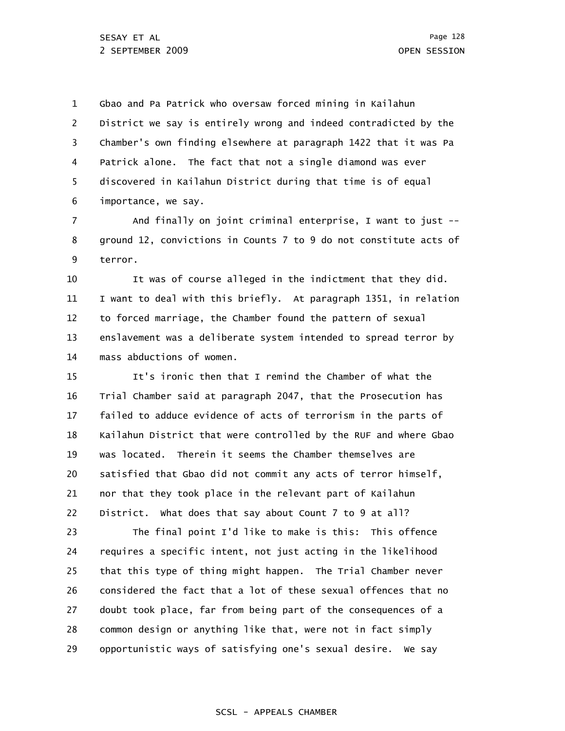Gbao and Pa Patrick who oversaw forced mining in Kailahun District we say is entirely wrong and indeed contradicted by the Chamber's own finding elsewhere at paragraph 1422 that it was Pa Patrick alone. The fact that not a single diamond was ever discovered in Kailahun District during that time is of equal importance, we say.

And finally on joint criminal enterprise, I want to just -- ground 12, convictions in Counts 7 to 9 do not constitute acts of terror.

It was of course alleged in the indictment that they did. I want to deal with this briefly. At paragraph 1351, in relation to forced marriage, the Chamber found the pattern of sexual enslavement was a deliberate system intended to spread terror by mass abductions of women.

It's ironic then that I remind the Chamber of what the Trial Chamber said at paragraph 2047, that the Prosecution has failed to adduce evidence of acts of terrorism in the parts of Kailahun District that were controlled by the RUF and where Gbao was located. Therein it seems the Chamber themselves are satisfied that Gbao did not commit any acts of terror himself, nor that they took place in the relevant part of Kailahun District. What does that say about Count 7 to 9 at all?

The final point I'd like to make is this: This offence requires a specific intent, not just acting in the likelihood that this type of thing might happen. The Trial Chamber never considered the fact that a lot of these sexual offences that no doubt took place, far from being part of the consequences of a common design or anything like that, were not in fact simply opportunistic ways of satisfying one's sexual desire. We say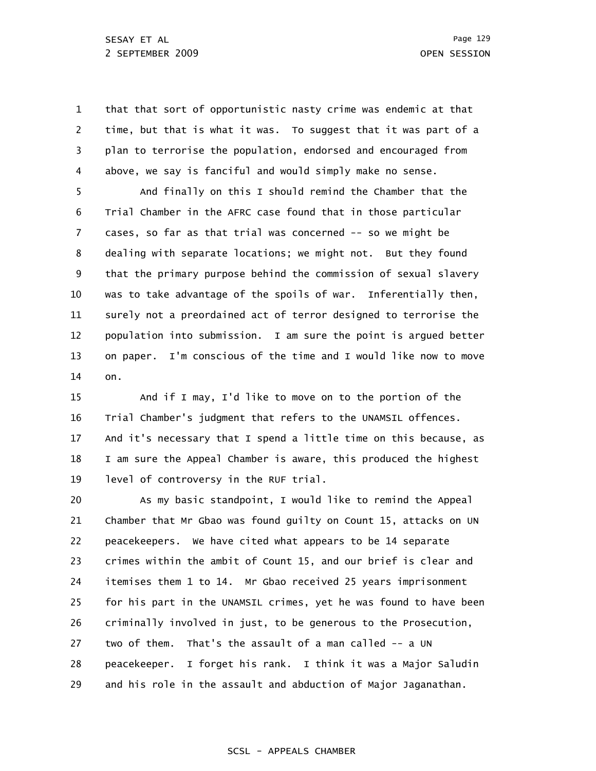1 that that sort of opportunistic nasty crime was endemic at that
2 time, but that is what it was. To suggest that it was part of a
3 plan to terrorise the population, endorsed and encouraged from
4 above, we say is fanciful and would simply make no sense.

5 And finally on this I should remind the Chamber that the
6 Trial Chamber in the AFRC case found that in those particular
7 cases, so far as that trial was concerned -- so we might be
8 dealing with separate locations; we might not. But they found
9 that the primary purpose behind the commission of sexual slavery
10 was to take advantage of the spoils of war. Inferentially then,
11 surely not a preordained act of terror designed to terrorise the
12 population into submission. I am sure the point is argued better
13 on paper. I'm conscious of the time and I would like now to move
14 on.

15 And if I may, I'd like to move on to the portion of the
16 Trial Chamber's judgment that refers to the UNAMSIL offences.
17 And it's necessary that I spend a little time on this because, as
18 I am sure the Appeal Chamber is aware, this produced the highest
19 level of controversy in the RUF trial.

20 As my basic standpoint, I would like to remind the Appeal
21 Chamber that Mr Gbao was found guilty on Count 15, attacks on UN
22 peacekeepers. We have cited what appears to be 14 separate
23 crimes within the ambit of Count 15, and our brief is clear and
24 itemises them 1 to 14. Mr Gbao received 25 years imprisonment
25 for his part in the UNAMSIL crimes, yet he was found to have been
26 criminally involved in just, to be generous to the Prosecution,
27 two of them. That's the assault of a man called -- a UN
28 peacekeeper. I forget his rank. I think it was a Major Saludin
29 and his role in the assault and abduction of Major Jaganathan.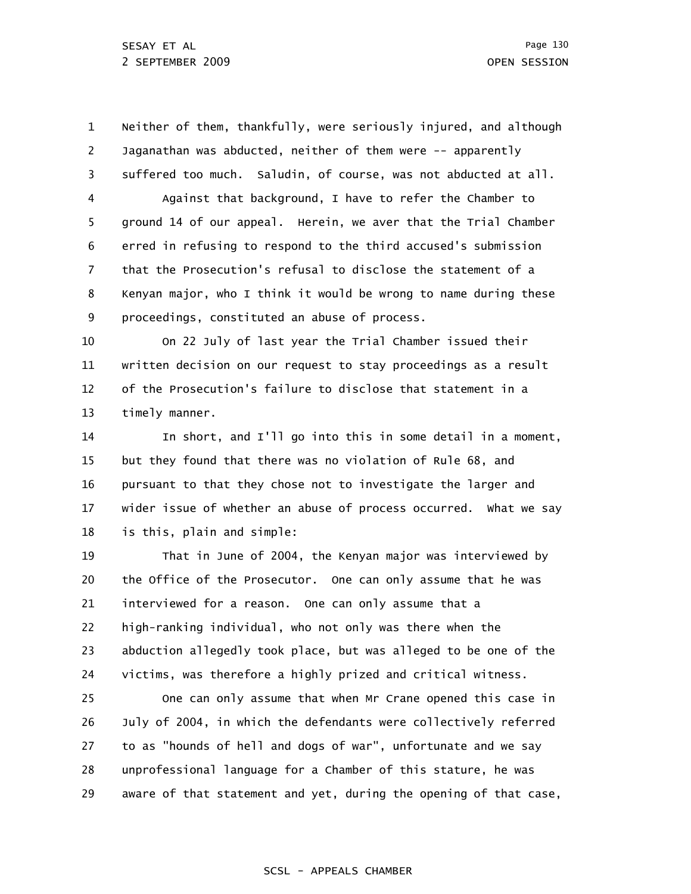1 Neither of them, thankfully, were seriously injured, and although
2 Jaganathan was abducted, neither of them were -- apparently
3 suffered too much. Saludin, of course, was not abducted at all.
4 Against that background, I have to refer the Chamber to
5 ground 14 of our appeal. Herein, we aver that the Trial Chamber
6 erred in refusing to respond to the third accused's submission
7 that the Prosecution's refusal to disclose the statement of a
8 Kenyan major, who I think it would be wrong to name during these
9 proceedings, constituted an abuse of process.
10 On 22 July of last year the Trial Chamber issued their
11 written decision on our request to stay proceedings as a result
12 of the Prosecution's failure to disclose that statement in a
13 timely manner.
14 In short, and I'll go into this in some detail in a moment,
15 but they found that there was no violation of Rule 68, and
16 pursuant to that they chose not to investigate the larger and
17 wider issue of whether an abuse of process occurred. What we say
18 is this, plain and simple:
19 That in June of 2004, the Kenyan major was interviewed by
20 the Office of the Prosecutor. One can only assume that he was
21 interviewed for a reason. One can only assume that a
22 high-ranking individual, who not only was there when the
23 abduction allegedly took place, but was alleged to be one of the
24 victims, was therefore a highly prized and critical witness.
25 One can only assume that when Mr Crane opened this case in
26 July of 2004, in which the defendants were collectively referred
27 to as "hounds of hell and dogs of war", unfortunate and we say
28 unprofessional language for a Chamber of this stature, he was
29 aware of that statement and yet, during the opening of that case,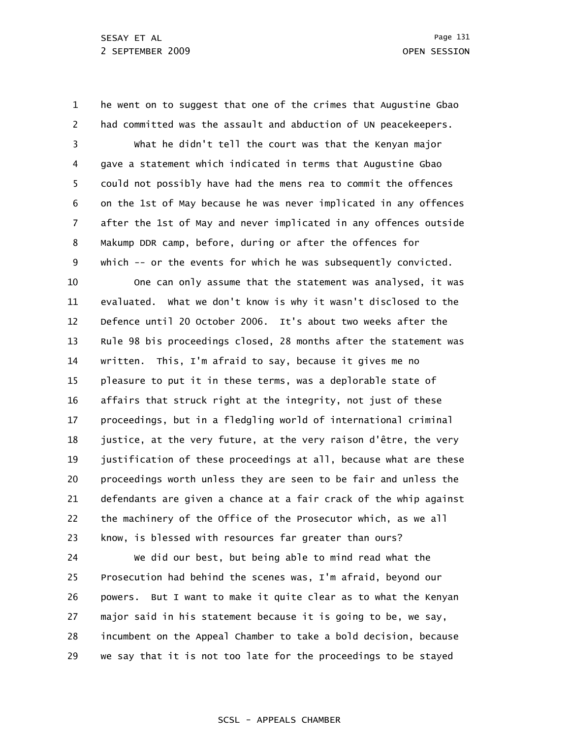he went on to suggest that one of the crimes that Augustine Gbao had committed was the assault and abduction of UN peacekeepers.

What he didn't tell the court was that the Kenyan major gave a statement which indicated in terms that Augustine Gbao could not possibly have had the mens rea to commit the offences on the 1st of May because he was never implicated in any offences after the 1st of May and never implicated in any offences outside Makump DDR camp, before, during or after the offences for which -- or the events for which he was subsequently convicted.

One can only assume that the statement was analysed, it was evaluated. What we don't know is why it wasn't disclosed to the Defence until 20 October 2006. It's about two weeks after the Rule 98 bis proceedings closed, 28 months after the statement was written. This, I'm afraid to say, because it gives me no pleasure to put it in these terms, was a deplorable state of affairs that struck right at the integrity, not just of these proceedings, but in a fledgling world of international criminal justice, at the very future, at the very raison d'être, the very justification of these proceedings at all, because what are these proceedings worth unless they are seen to be fair and unless the defendants are given a chance at a fair crack of the whip against the machinery of the Office of the Prosecutor which, as we all know, is blessed with resources far greater than ours?

We did our best, but being able to mind read what the Prosecution had behind the scenes was, I'm afraid, beyond our powers. But I want to make it quite clear as to what the Kenyan major said in his statement because it is going to be, we say, incumbent on the Appeal Chamber to take a bold decision, because we say that it is not too late for the proceedings to be stayed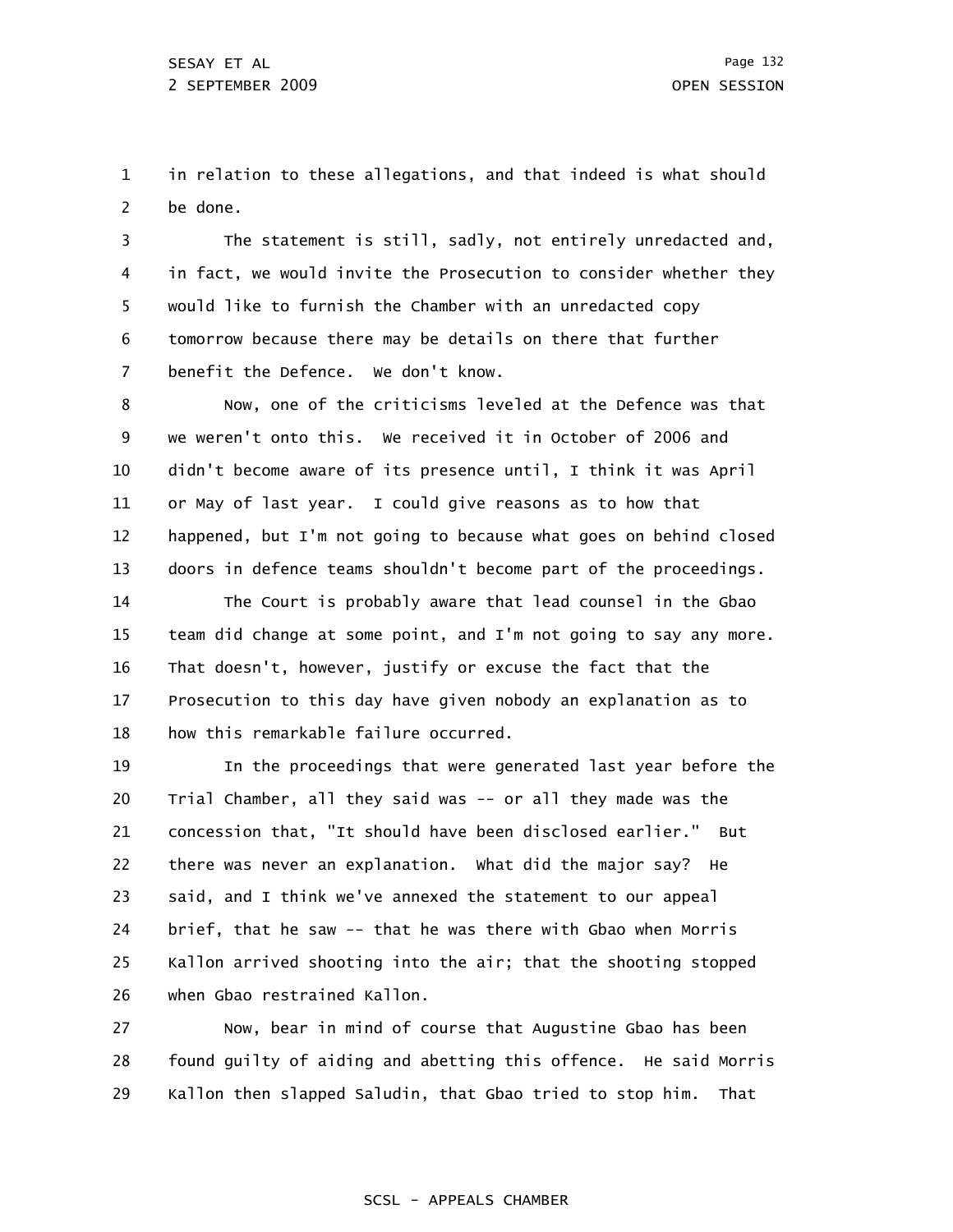in relation to these allegations, and that indeed is what should be done.

The statement is still, sadly, not entirely unredacted and, in fact, we would invite the Prosecution to consider whether they would like to furnish the Chamber with an unredacted copy tomorrow because there may be details on there that further benefit the Defence. We don't know.

Now, one of the criticisms leveled at the Defence was that we weren't onto this. We received it in October of 2006 and didn't become aware of its presence until, I think it was April or May of last year. I could give reasons as to how that happened, but I'm not going to because what goes on behind closed doors in defence teams shouldn't become part of the proceedings.

The Court is probably aware that lead counsel in the Gbao team did change at some point, and I'm not going to say any more. That doesn't, however, justify or excuse the fact that the Prosecution to this day have given nobody an explanation as to how this remarkable failure occurred.

In the proceedings that were generated last year before the Trial Chamber, all they said was -- or all they made was the concession that, "It should have been disclosed earlier." But there was never an explanation. What did the major say? He said, and I think we've annexed the statement to our appeal brief, that he saw -- that he was there with Gbao when Morris Kallon arrived shooting into the air; that the shooting stopped when Gbao restrained Kallon.

Now, bear in mind of course that Augustine Gbao has been found guilty of aiding and abetting this offence. He said Morris Kallon then slapped Saludin, that Gbao tried to stop him. That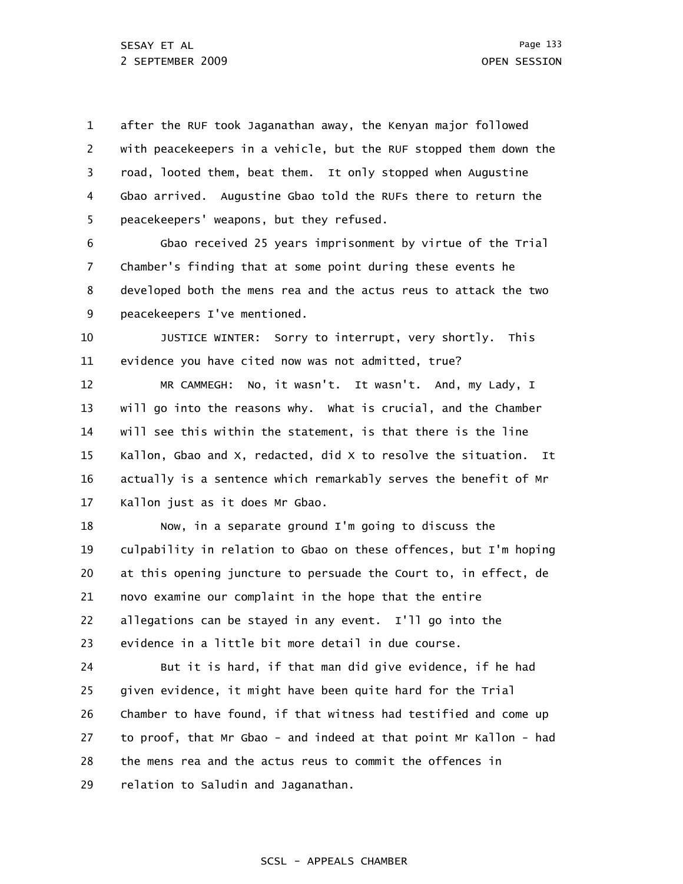1 after the RUF took Jaganathan away, the Kenyan major followed
2 with peacekeepers in a vehicle, but the RUF stopped them down the
3 road, looted them, beat them. It only stopped when Augustine
4 Gbao arrived. Augustine Gbao told the RUFs there to return the
5 peacekeepers' weapons, but they refused.

6 Gbao received 25 years imprisonment by virtue of the Trial
7 Chamber's finding that at some point during these events he
8 developed both the mens rea and the actus reus to attack the two
9 peacekeepers I've mentioned.

10 JUSTICE WINTER: Sorry to interrupt, very shortly. This
11 evidence you have cited now was not admitted, true?

12 MR CAMMEGH: No, it wasn't. It wasn't. And, my Lady, I
13 will go into the reasons why. What is crucial, and the Chamber
14 will see this within the statement, is that there is the line
15 Kallon, Gbao and X, redacted, did X to resolve the situation. It
16 actually is a sentence which remarkably serves the benefit of Mr
17 Kallon just as it does Mr Gbao.

18 Now, in a separate ground I'm going to discuss the
19 culpability in relation to Gbao on these offences, but I'm hoping
20 at this opening juncture to persuade the Court to, in effect, de
21 novo examine our complaint in the hope that the entire
22 allegations can be stayed in any event. I'll go into the
23 evidence in a little bit more detail in due course.

24 But it is hard, if that man did give evidence, if he had
25 given evidence, it might have been quite hard for the Trial
26 Chamber to have found, if that witness had testified and come up
27 to proof, that Mr Gbao - and indeed at that point Mr Kallon - had
28 the mens rea and the actus reus to commit the offences in
29 relation to Saludin and Jaganathan.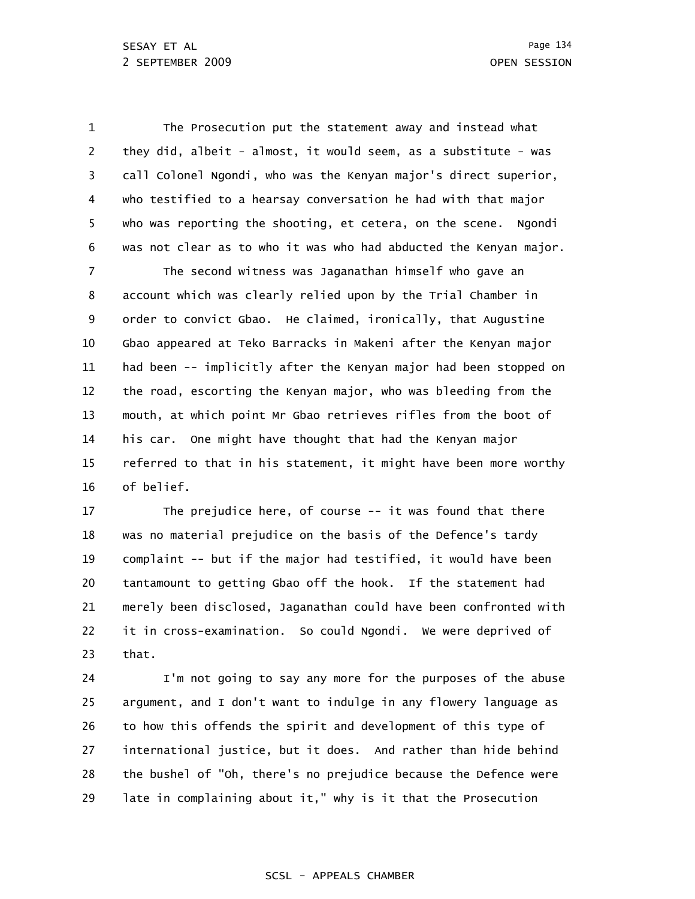The Prosecution put the statement away and instead what they did, albeit - almost, it would seem, as a substitute - was call Colonel Ngondi, who was the Kenyan major's direct superior, who testified to a hearsay conversation he had with that major who was reporting the shooting, et cetera, on the scene. Ngondi was not clear as to who it was who had abducted the Kenyan major.

The second witness was Jaganathan himself who gave an account which was clearly relied upon by the Trial Chamber in order to convict Gbao. He claimed, ironically, that Augustine Gbao appeared at Teko Barracks in Makeni after the Kenyan major had been -- implicitly after the Kenyan major had been stopped on the road, escorting the Kenyan major, who was bleeding from the mouth, at which point Mr Gbao retrieves rifles from the boot of his car. One might have thought that had the Kenyan major referred to that in his statement, it might have been more worthy of belief.

The prejudice here, of course -- it was found that there was no material prejudice on the basis of the Defence's tardy complaint -- but if the major had testified, it would have been tantamount to getting Gbao off the hook. If the statement had merely been disclosed, Jaganathan could have been confronted with it in cross-examination. So could Ngondi. We were deprived of that.

I'm not going to say any more for the purposes of the abuse argument, and I don't want to indulge in any flowery language as to how this offends the spirit and development of this type of international justice, but it does. And rather than hide behind the bushel of "Oh, there's no prejudice because the Defence were late in complaining about it," why is it that the Prosecution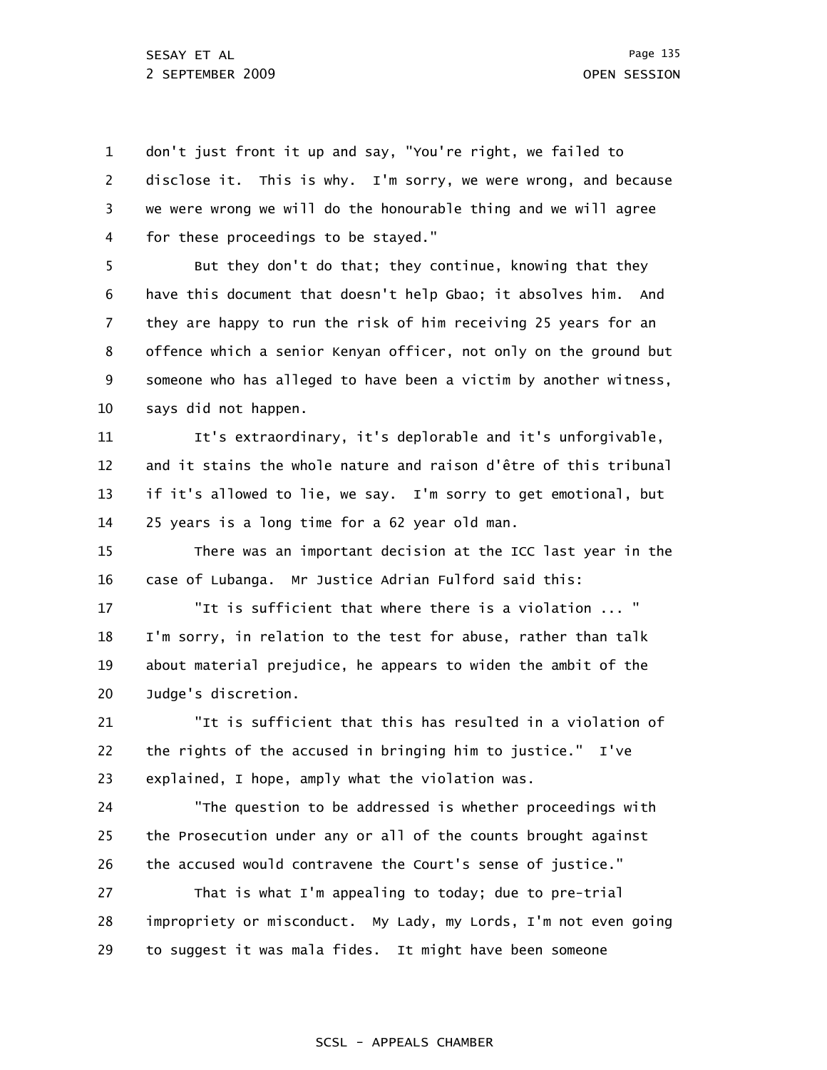don't just front it up and say, "You're right, we failed to disclose it. This is why. I'm sorry, we were wrong, and because we were wrong we will do the honourable thing and we will agree for these proceedings to be stayed."

But they don't do that; they continue, knowing that they have this document that doesn't help Gbao; it absolves him. And they are happy to run the risk of him receiving 25 years for an offence which a senior Kenyan officer, not only on the ground but someone who has alleged to have been a victim by another witness, says did not happen.

It's extraordinary, it's deplorable and it's unforgivable, and it stains the whole nature and raison d'être of this tribunal if it's allowed to lie, we say. I'm sorry to get emotional, but 25 years is a long time for a 62 year old man.

There was an important decision at the ICC last year in the case of Lubanga. Mr Justice Adrian Fulford said this:

"It is sufficient that where there is a violation ... " I'm sorry, in relation to the test for abuse, rather than talk about material prejudice, he appears to widen the ambit of the Judge's discretion.

"It is sufficient that this has resulted in a violation of the rights of the accused in bringing him to justice." I've explained, I hope, amply what the violation was.

"The question to be addressed is whether proceedings with the Prosecution under any or all of the counts brought against the accused would contravene the Court's sense of justice."

That is what I'm appealing to today; due to pre-trial impropriety or misconduct. My Lady, my Lords, I'm not even going to suggest it was mala fides. It might have been someone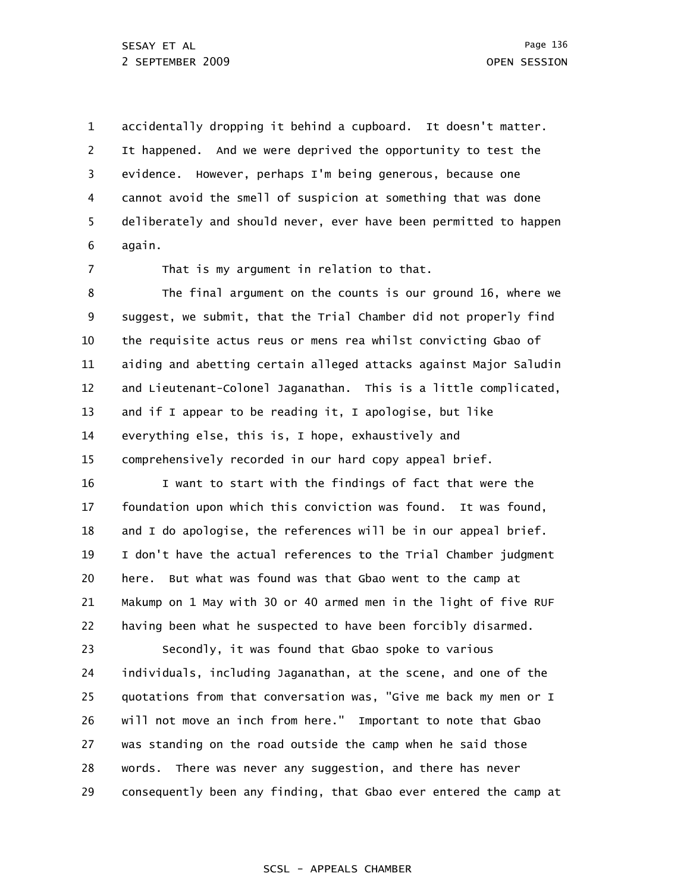accidentally dropping it behind a cupboard. It doesn't matter. It happened. And we were deprived the opportunity to test the evidence. However, perhaps I'm being generous, because one cannot avoid the smell of suspicion at something that was done deliberately and should never, ever have been permitted to happen again.

That is my argument in relation to that.

The final argument on the counts is our ground 16, where we suggest, we submit, that the Trial Chamber did not properly find the requisite actus reus or mens rea whilst convicting Gbao of aiding and abetting certain alleged attacks against Major Saludin and Lieutenant-Colonel Jaganathan. This is a little complicated, and if I appear to be reading it, I apologise, but like everything else, this is, I hope, exhaustively and comprehensively recorded in our hard copy appeal brief.

I want to start with the findings of fact that were the foundation upon which this conviction was found. It was found, and I do apologise, the references will be in our appeal brief. I don't have the actual references to the Trial Chamber judgment here. But what was found was that Gbao went to the camp at Makump on 1 May with 30 or 40 armed men in the light of five RUF having been what he suspected to have been forcibly disarmed.

Secondly, it was found that Gbao spoke to various individuals, including Jaganathan, at the scene, and one of the quotations from that conversation was, "Give me back my men or I will not move an inch from here." Important to note that Gbao was standing on the road outside the camp when he said those words. There was never any suggestion, and there has never consequently been any finding, that Gbao ever entered the camp at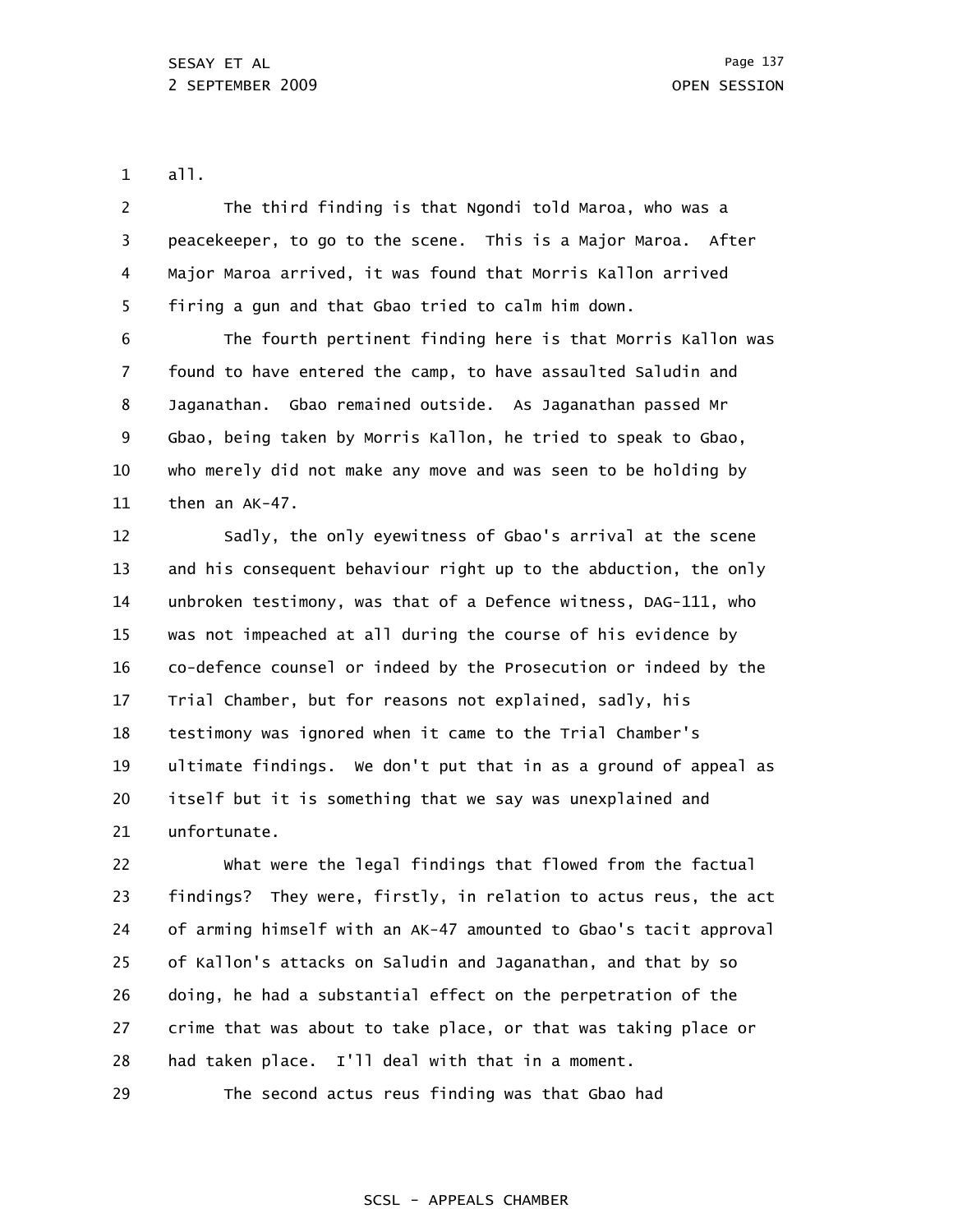all.

The third finding is that Ngondi told Maroa, who was a peacekeeper, to go to the scene. This is a Major Maroa. After Major Maroa arrived, it was found that Morris Kallon arrived firing a gun and that Gbao tried to calm him down.

The fourth pertinent finding here is that Morris Kallon was found to have entered the camp, to have assaulted Saludin and Jaganathan. Gbao remained outside. As Jaganathan passed Mr Gbao, being taken by Morris Kallon, he tried to speak to Gbao, who merely did not make any move and was seen to be holding by then an AK-47.

Sadly, the only eyewitness of Gbao's arrival at the scene and his consequent behaviour right up to the abduction, the only unbroken testimony, was that of a Defence witness, DAG-111, who was not impeached at all during the course of his evidence by co-defence counsel or indeed by the Prosecution or indeed by the Trial Chamber, but for reasons not explained, sadly, his testimony was ignored when it came to the Trial Chamber's ultimate findings. We don't put that in as a ground of appeal as itself but it is something that we say was unexplained and unfortunate.

What were the legal findings that flowed from the factual findings? They were, firstly, in relation to actus reus, the act of arming himself with an AK-47 amounted to Gbao's tacit approval of Kallon's attacks on Saludin and Jaganathan, and that by so doing, he had a substantial effect on the perpetration of the crime that was about to take place, or that was taking place or had taken place. I'll deal with that in a moment.

The second actus reus finding was that Gbao had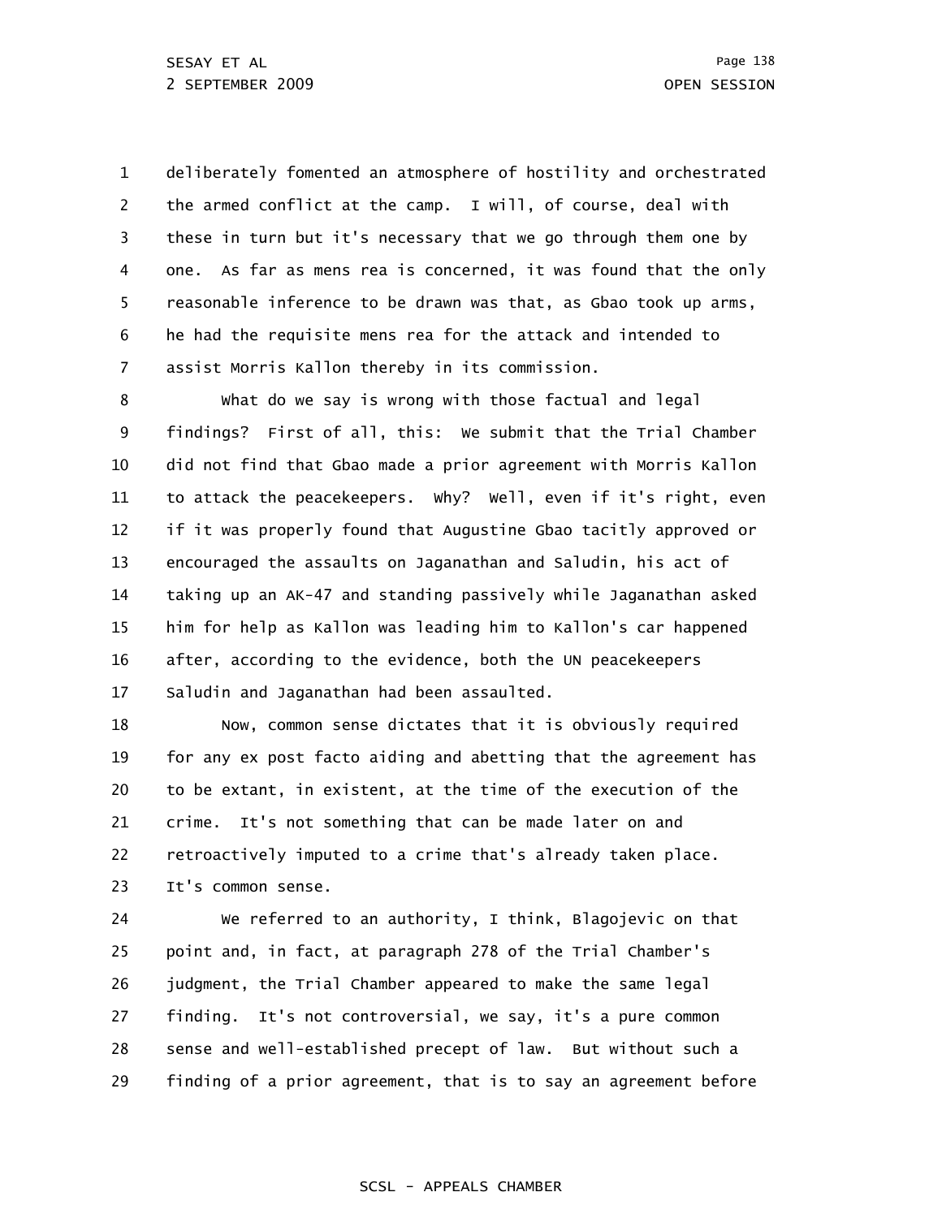deliberately fomented an atmosphere of hostility and orchestrated the armed conflict at the camp. I will, of course, deal with these in turn but it's necessary that we go through them one by one. As far as mens rea is concerned, it was found that the only reasonable inference to be drawn was that, as Gbao took up arms, he had the requisite mens rea for the attack and intended to assist Morris Kallon thereby in its commission.

What do we say is wrong with those factual and legal findings? First of all, this: We submit that the Trial Chamber did not find that Gbao made a prior agreement with Morris Kallon to attack the peacekeepers. Why? Well, even if it's right, even if it was properly found that Augustine Gbao tacitly approved or encouraged the assaults on Jaganathan and Saludin, his act of taking up an AK-47 and standing passively while Jaganathan asked him for help as Kallon was leading him to Kallon's car happened after, according to the evidence, both the UN peacekeepers Saludin and Jaganathan had been assaulted.

Now, common sense dictates that it is obviously required for any ex post facto aiding and abetting that the agreement has to be extant, in existent, at the time of the execution of the crime. It's not something that can be made later on and retroactively imputed to a crime that's already taken place. It's common sense.

We referred to an authority, I think, Blagojevic on that point and, in fact, at paragraph 278 of the Trial Chamber's judgment, the Trial Chamber appeared to make the same legal finding. It's not controversial, we say, it's a pure common sense and well-established precept of law. But without such a finding of a prior agreement, that is to say an agreement before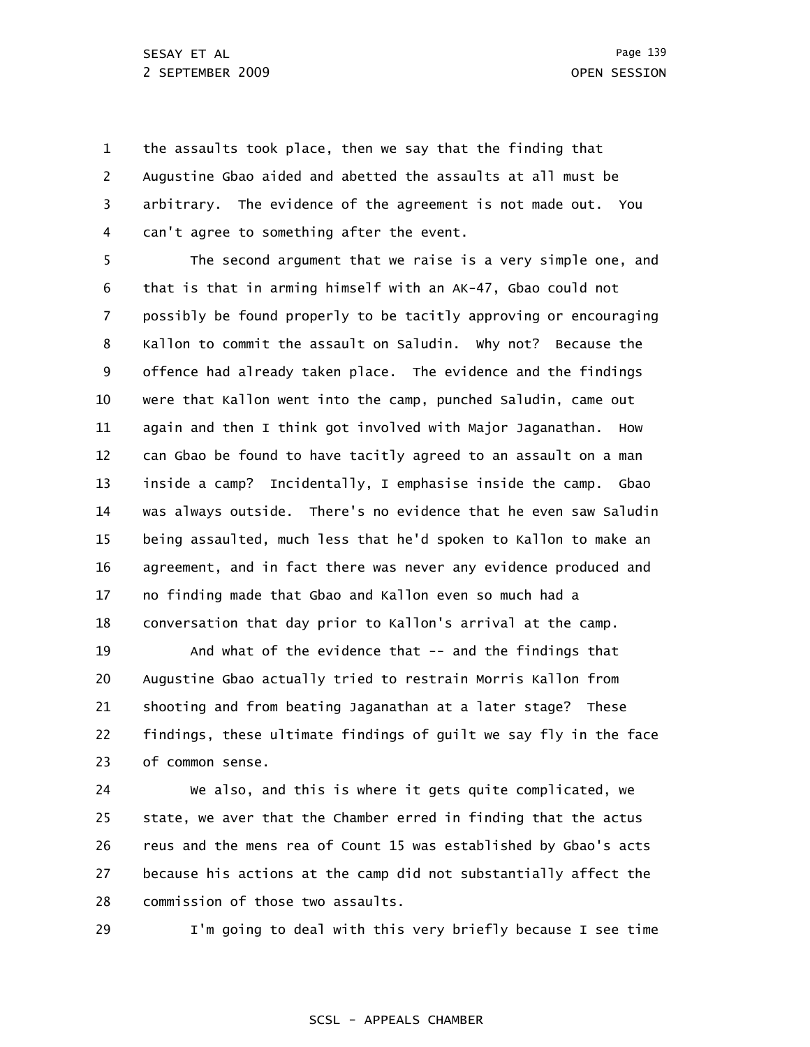the assaults took place, then we say that the finding that Augustine Gbao aided and abetted the assaults at all must be arbitrary. The evidence of the agreement is not made out. You can't agree to something after the event.

The second argument that we raise is a very simple one, and that is that in arming himself with an AK-47, Gbao could not possibly be found properly to be tacitly approving or encouraging Kallon to commit the assault on Saludin. Why not? Because the offence had already taken place. The evidence and the findings were that Kallon went into the camp, punched Saludin, came out again and then I think got involved with Major Jaganathan. How can Gbao be found to have tacitly agreed to an assault on a man inside a camp? Incidentally, I emphasise inside the camp. Gbao was always outside. There's no evidence that he even saw Saludin being assaulted, much less that he'd spoken to Kallon to make an agreement, and in fact there was never any evidence produced and no finding made that Gbao and Kallon even so much had a conversation that day prior to Kallon's arrival at the camp.

And what of the evidence that -- and the findings that Augustine Gbao actually tried to restrain Morris Kallon from shooting and from beating Jaganathan at a later stage? These findings, these ultimate findings of guilt we say fly in the face of common sense.

We also, and this is where it gets quite complicated, we state, we aver that the Chamber erred in finding that the actus reus and the mens rea of Count 15 was established by Gbao's acts because his actions at the camp did not substantially affect the commission of those two assaults.

I'm going to deal with this very briefly because I see time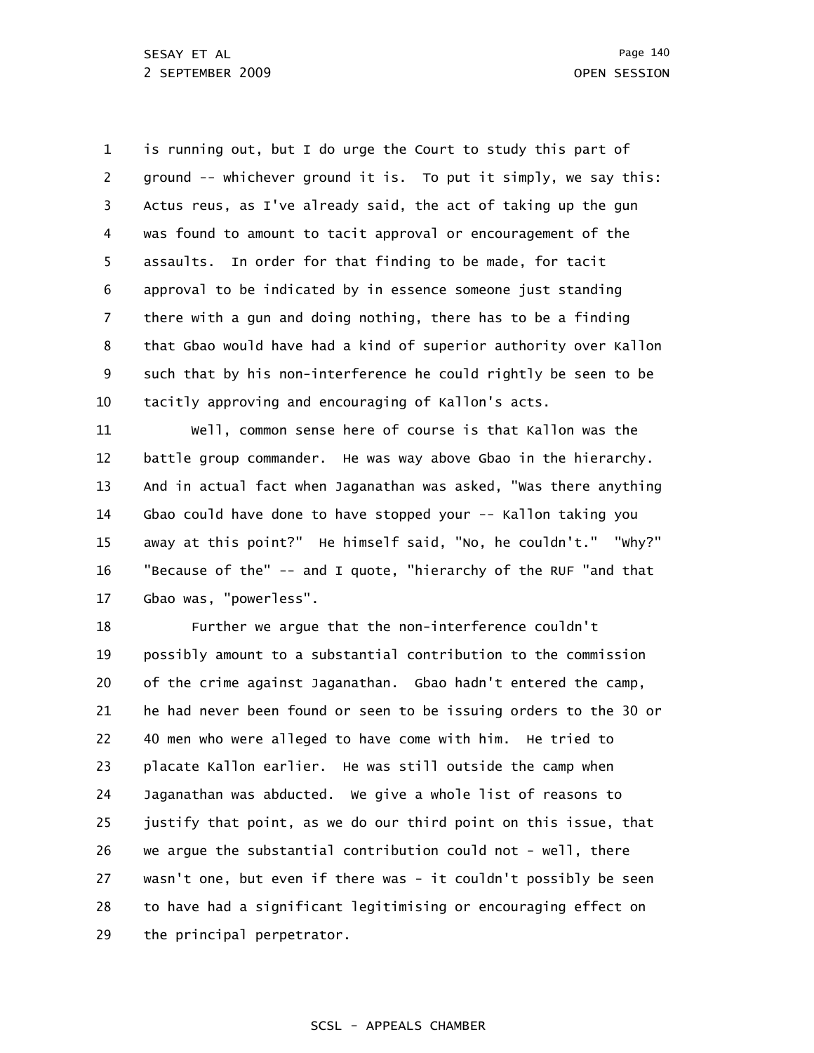is running out, but I do urge the Court to study this part of ground -- whichever ground it is. To put it simply, we say this: Actus reus, as I've already said, the act of taking up the gun was found to amount to tacit approval or encouragement of the assaults. In order for that finding to be made, for tacit approval to be indicated by in essence someone just standing there with a gun and doing nothing, there has to be a finding that Gbao would have had a kind of superior authority over Kallon such that by his non-interference he could rightly be seen to be tacitly approving and encouraging of Kallon's acts.

Well, common sense here of course is that Kallon was the battle group commander. He was way above Gbao in the hierarchy. And in actual fact when Jaganathan was asked, "Was there anything Gbao could have done to have stopped your -- Kallon taking you away at this point?" He himself said, "No, he couldn't." "Why?" "Because of the" -- and I quote, "hierarchy of the RUF "and that Gbao was, "powerless".

Further we argue that the non-interference couldn't possibly amount to a substantial contribution to the commission of the crime against Jaganathan. Gbao hadn't entered the camp, he had never been found or seen to be issuing orders to the 30 or 40 men who were alleged to have come with him. He tried to placate Kallon earlier. He was still outside the camp when Jaganathan was abducted. We give a whole list of reasons to justify that point, as we do our third point on this issue, that we argue the substantial contribution could not - well, there wasn't one, but even if there was - it couldn't possibly be seen to have had a significant legitimising or encouraging effect on the principal perpetrator.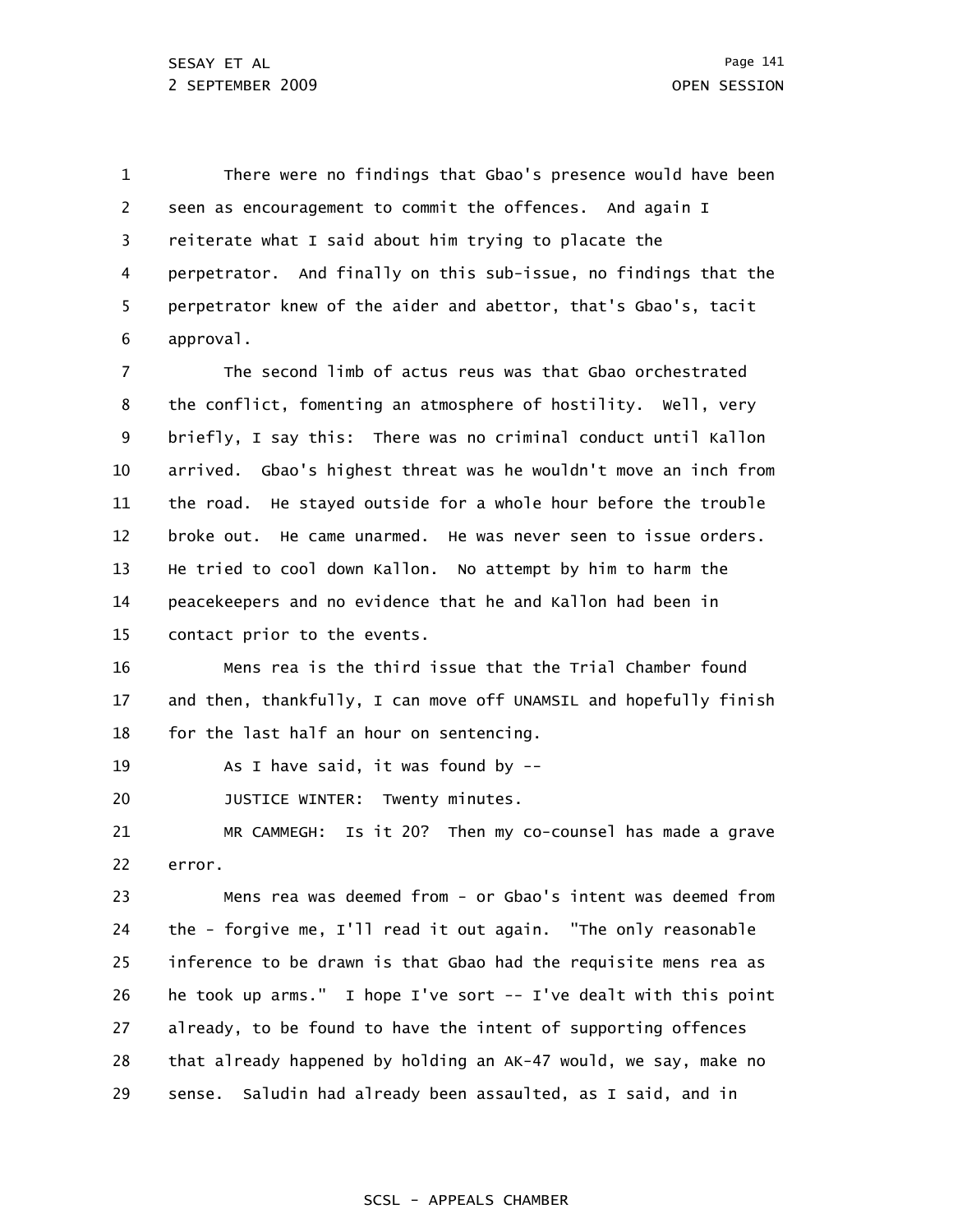There were no findings that Gbao's presence would have been seen as encouragement to commit the offences. And again I reiterate what I said about him trying to placate the perpetrator. And finally on this sub-issue, no findings that the perpetrator knew of the aider and abettor, that's Gbao's, tacit approval.

The second limb of actus reus was that Gbao orchestrated the conflict, fomenting an atmosphere of hostility. Well, very briefly, I say this: There was no criminal conduct until Kallon arrived. Gbao's highest threat was he wouldn't move an inch from the road. He stayed outside for a whole hour before the trouble broke out. He came unarmed. He was never seen to issue orders. He tried to cool down Kallon. No attempt by him to harm the peacekeepers and no evidence that he and Kallon had been in contact prior to the events.

Mens rea is the third issue that the Trial Chamber found and then, thankfully, I can move off UNAMSIL and hopefully finish for the last half an hour on sentencing.

As I have said, it was found by --

JUSTICE WINTER: Twenty minutes.

MR CAMMEGH: Is it 20? Then my co-counsel has made a grave error.

Mens rea was deemed from - or Gbao's intent was deemed from the - forgive me, I'll read it out again. "The only reasonable inference to be drawn is that Gbao had the requisite mens rea as he took up arms." I hope I've sort -- I've dealt with this point already, to be found to have the intent of supporting offences that already happened by holding an AK-47 would, we say, make no sense. Saludin had already been assaulted, as I said, and in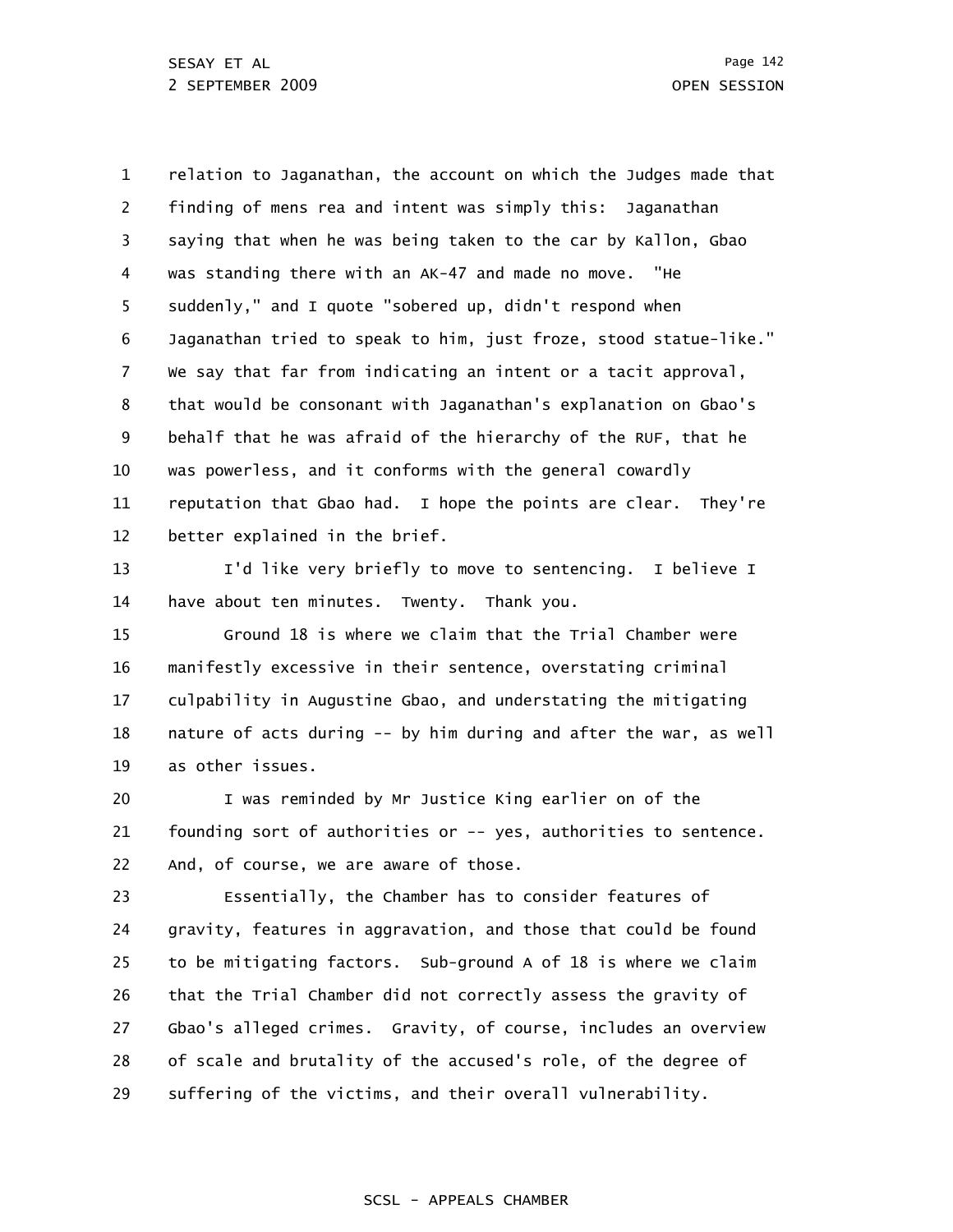relation to Jaganathan, the account on which the Judges made that finding of mens rea and intent was simply this: Jaganathan saying that when he was being taken to the car by Kallon, Gbao was standing there with an AK-47 and made no move. "He suddenly," and I quote "sobered up, didn't respond when Jaganathan tried to speak to him, just froze, stood statue-like." We say that far from indicating an intent or a tacit approval, that would be consonant with Jaganathan's explanation on Gbao's behalf that he was afraid of the hierarchy of the RUF, that he was powerless, and it conforms with the general cowardly reputation that Gbao had. I hope the points are clear. They're better explained in the brief.

I'd like very briefly to move to sentencing. I believe I have about ten minutes. Twenty. Thank you.

Ground 18 is where we claim that the Trial Chamber were manifestly excessive in their sentence, overstating criminal culpability in Augustine Gbao, and understating the mitigating nature of acts during -- by him during and after the war, as well as other issues.

I was reminded by Mr Justice King earlier on of the founding sort of authorities or -- yes, authorities to sentence. And, of course, we are aware of those.

Essentially, the Chamber has to consider features of gravity, features in aggravation, and those that could be found to be mitigating factors. Sub-ground A of 18 is where we claim that the Trial Chamber did not correctly assess the gravity of Gbao's alleged crimes. Gravity, of course, includes an overview of scale and brutality of the accused's role, of the degree of suffering of the victims, and their overall vulnerability.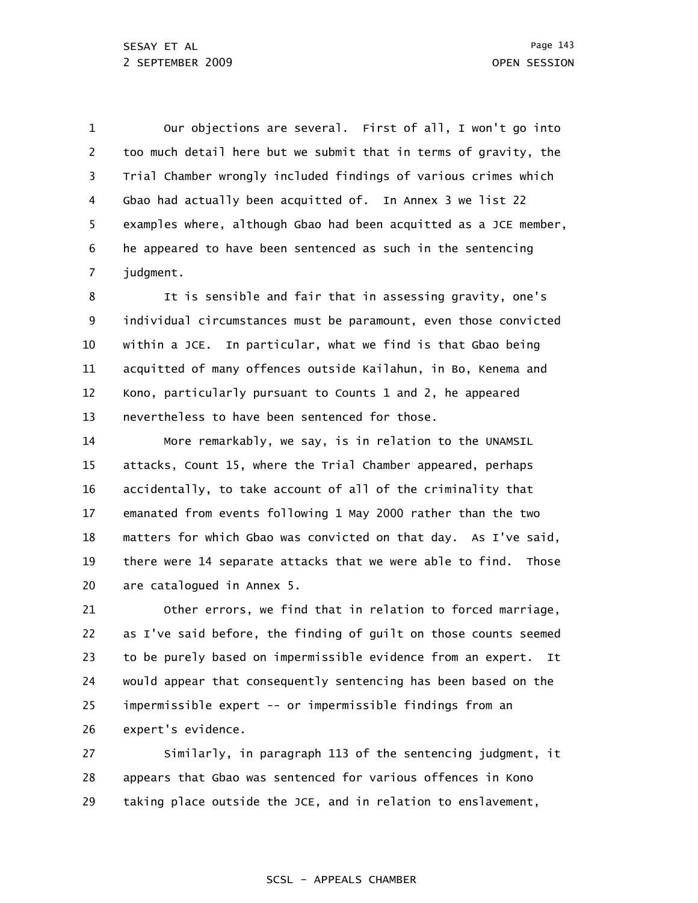Our objections are several. First of all, I won't go into too much detail here but we submit that in terms of gravity, the Trial Chamber wrongly included findings of various crimes which Gbao had actually been acquitted of. In Annex 3 we list 22 examples where, although Gbao had been acquitted as a JCE member, he appeared to have been sentenced as such in the sentencing judgment.

It is sensible and fair that in assessing gravity, one's individual circumstances must be paramount, even those convicted within a JCE. In particular, what we find is that Gbao being acquitted of many offences outside Kailahun, in Bo, Kenema and Kono, particularly pursuant to Counts 1 and 2, he appeared nevertheless to have been sentenced for those.

More remarkably, we say, is in relation to the UNAMSIL attacks, Count 15, where the Trial Chamber appeared, perhaps accidentally, to take account of all of the criminality that emanated from events following 1 May 2000 rather than the two matters for which Gbao was convicted on that day. As I've said, there were 14 separate attacks that we were able to find. Those are catalogued in Annex 5.

Other errors, we find that in relation to forced marriage, as I've said before, the finding of guilt on those counts seemed to be purely based on impermissible evidence from an expert. It would appear that consequently sentencing has been based on the impermissible expert -- or impermissible findings from an expert's evidence.

Similarly, in paragraph 113 of the sentencing judgment, it appears that Gbao was sentenced for various offences in Kono taking place outside the JCE, and in relation to enslavement,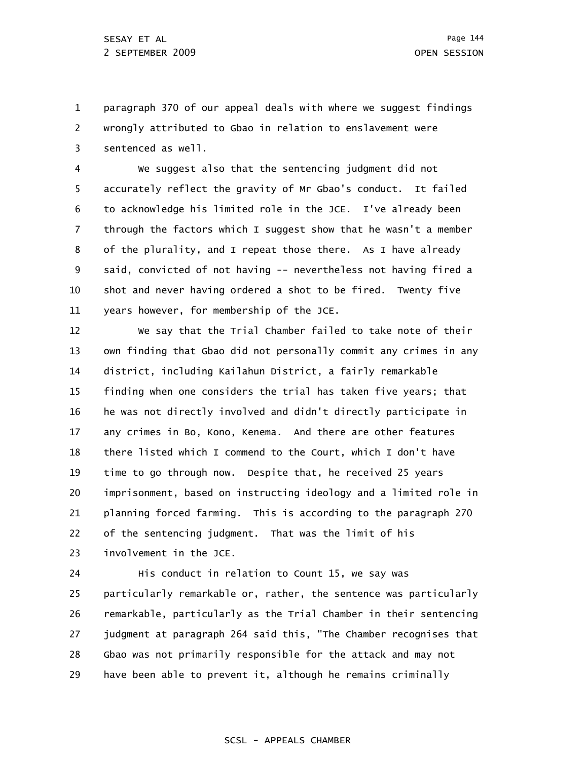paragraph 370 of our appeal deals with where we suggest findings wrongly attributed to Gbao in relation to enslavement were sentenced as well.

We suggest also that the sentencing judgment did not accurately reflect the gravity of Mr Gbao's conduct. It failed to acknowledge his limited role in the JCE. I've already been through the factors which I suggest show that he wasn't a member of the plurality, and I repeat those there. As I have already said, convicted of not having -- nevertheless not having fired a shot and never having ordered a shot to be fired. Twenty five years however, for membership of the JCE.

We say that the Trial Chamber failed to take note of their own finding that Gbao did not personally commit any crimes in any district, including Kailahun District, a fairly remarkable finding when one considers the trial has taken five years; that he was not directly involved and didn't directly participate in any crimes in Bo, Kono, Kenema. And there are other features there listed which I commend to the Court, which I don't have time to go through now. Despite that, he received 25 years imprisonment, based on instructing ideology and a limited role in planning forced farming. This is according to the paragraph 270 of the sentencing judgment. That was the limit of his involvement in the JCE.

His conduct in relation to Count 15, we say was particularly remarkable or, rather, the sentence was particularly remarkable, particularly as the Trial Chamber in their sentencing judgment at paragraph 264 said this, "The Chamber recognises that Gbao was not primarily responsible for the attack and may not have been able to prevent it, although he remains criminally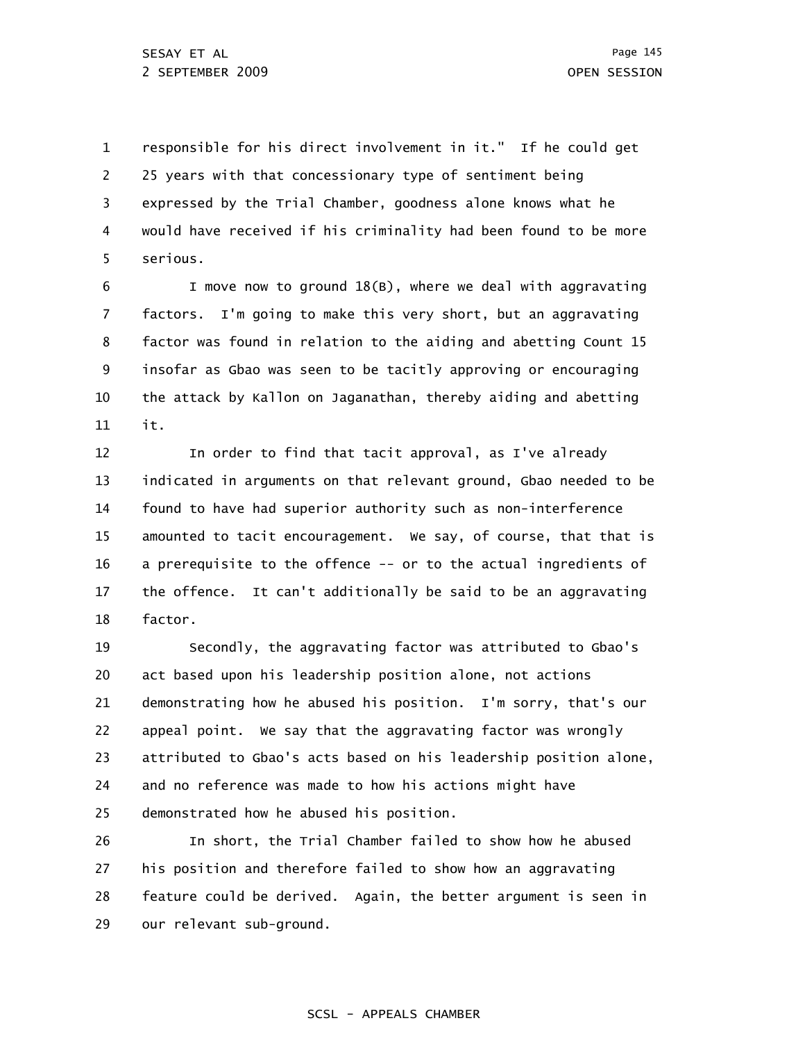responsible for his direct involvement in it." If he could get 25 years with that concessionary type of sentiment being expressed by the Trial Chamber, goodness alone knows what he would have received if his criminality had been found to be more serious.

I move now to ground 18(B), where we deal with aggravating factors. I'm going to make this very short, but an aggravating factor was found in relation to the aiding and abetting Count 15 insofar as Gbao was seen to be tacitly approving or encouraging the attack by Kallon on Jaganathan, thereby aiding and abetting it.

In order to find that tacit approval, as I've already indicated in arguments on that relevant ground, Gbao needed to be found to have had superior authority such as non-interference amounted to tacit encouragement. We say, of course, that that is a prerequisite to the offence -- or to the actual ingredients of the offence. It can't additionally be said to be an aggravating factor.

Secondly, the aggravating factor was attributed to Gbao's act based upon his leadership position alone, not actions demonstrating how he abused his position. I'm sorry, that's our appeal point. We say that the aggravating factor was wrongly attributed to Gbao's acts based on his leadership position alone, and no reference was made to how his actions might have demonstrated how he abused his position.

In short, the Trial Chamber failed to show how he abused his position and therefore failed to show how an aggravating feature could be derived. Again, the better argument is seen in our relevant sub-ground.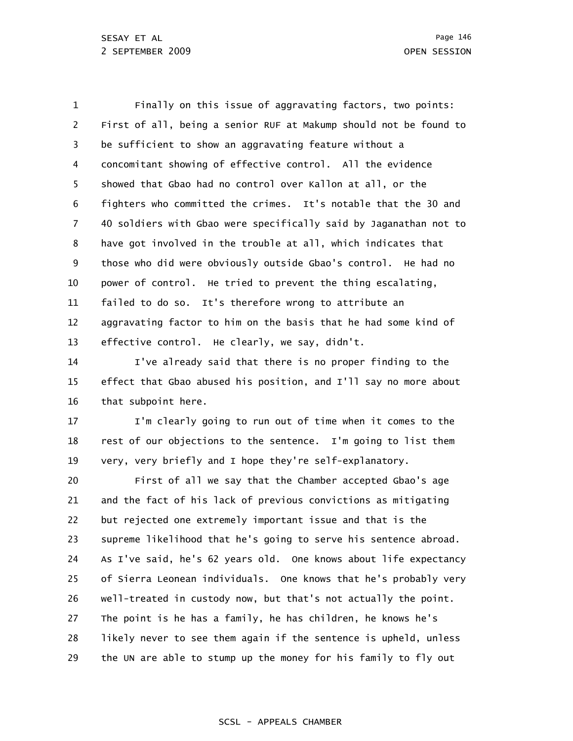Finally on this issue of aggravating factors, two points: First of all, being a senior RUF at Makump should not be found to be sufficient to show an aggravating feature without a concomitant showing of effective control. All the evidence showed that Gbao had no control over Kallon at all, or the fighters who committed the crimes. It's notable that the 30 and 40 soldiers with Gbao were specifically said by Jaganathan not to have got involved in the trouble at all, which indicates that those who did were obviously outside Gbao's control. He had no power of control. He tried to prevent the thing escalating, failed to do so. It's therefore wrong to attribute an aggravating factor to him on the basis that he had some kind of effective control. He clearly, we say, didn't.

I've already said that there is no proper finding to the effect that Gbao abused his position, and I'll say no more about that subpoint here.

I'm clearly going to run out of time when it comes to the rest of our objections to the sentence. I'm going to list them very, very briefly and I hope they're self-explanatory.

First of all we say that the Chamber accepted Gbao's age and the fact of his lack of previous convictions as mitigating but rejected one extremely important issue and that is the supreme likelihood that he's going to serve his sentence abroad. As I've said, he's 62 years old. One knows about life expectancy of Sierra Leonean individuals. One knows that he's probably very well-treated in custody now, but that's not actually the point. The point is he has a family, he has children, he knows he's likely never to see them again if the sentence is upheld, unless the UN are able to stump up the money for his family to fly out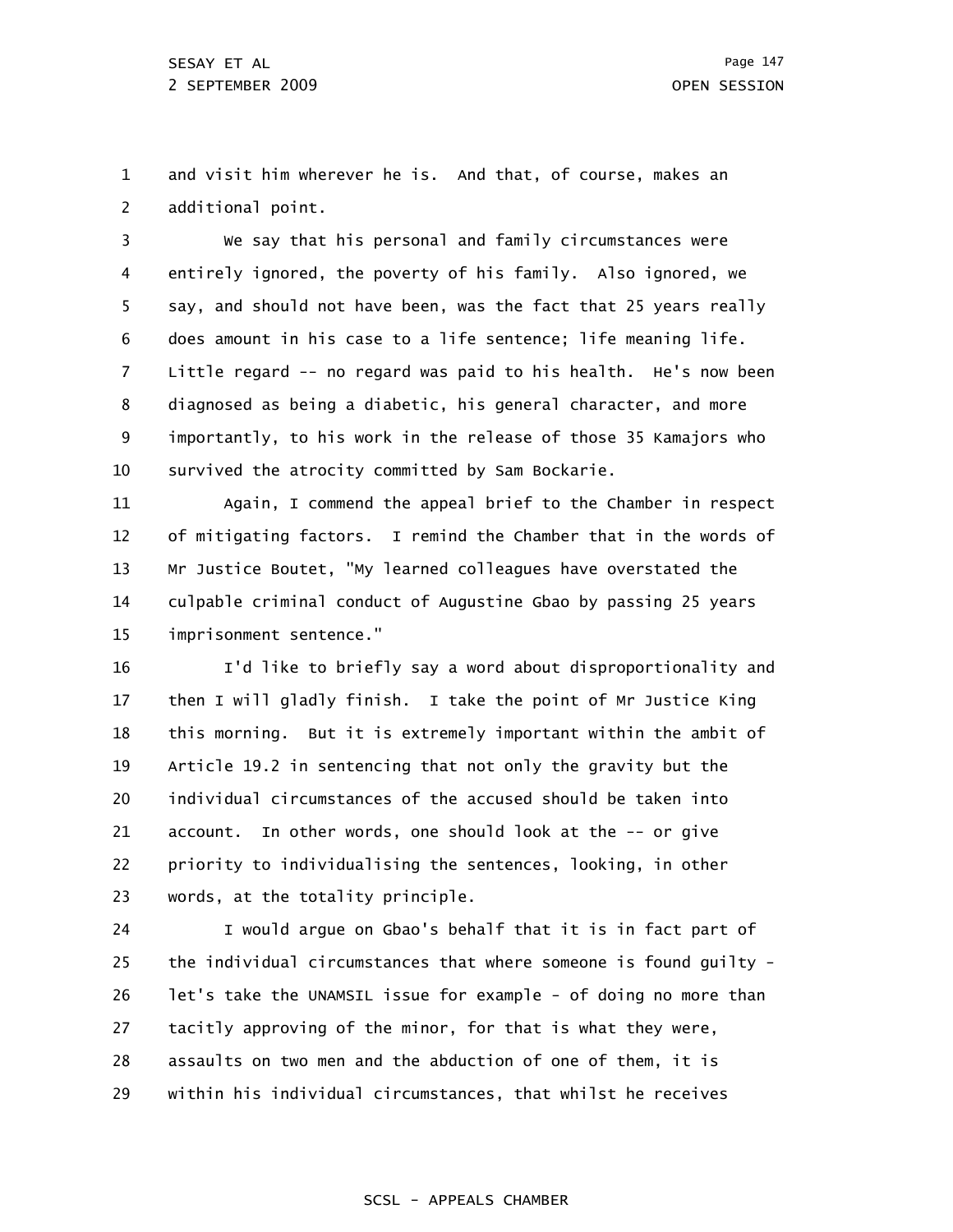and visit him wherever he is. And that, of course, makes an additional point.

We say that his personal and family circumstances were entirely ignored, the poverty of his family. Also ignored, we say, and should not have been, was the fact that 25 years really does amount in his case to a life sentence; life meaning life. Little regard -- no regard was paid to his health. He's now been diagnosed as being a diabetic, his general character, and more importantly, to his work in the release of those 35 Kamajors who survived the atrocity committed by Sam Bockarie.

Again, I commend the appeal brief to the Chamber in respect of mitigating factors. I remind the Chamber that in the words of Mr Justice Boutet, "My learned colleagues have overstated the culpable criminal conduct of Augustine Gbao by passing 25 years imprisonment sentence."

I'd like to briefly say a word about disproportionality and then I will gladly finish. I take the point of Mr Justice King this morning. But it is extremely important within the ambit of Article 19.2 in sentencing that not only the gravity but the individual circumstances of the accused should be taken into account. In other words, one should look at the -- or give priority to individualising the sentences, looking, in other words, at the totality principle.

I would argue on Gbao's behalf that it is in fact part of the individual circumstances that where someone is found guilty - let's take the UNAMSIL issue for example - of doing no more than tacitly approving of the minor, for that is what they were, assaults on two men and the abduction of one of them, it is within his individual circumstances, that whilst he receives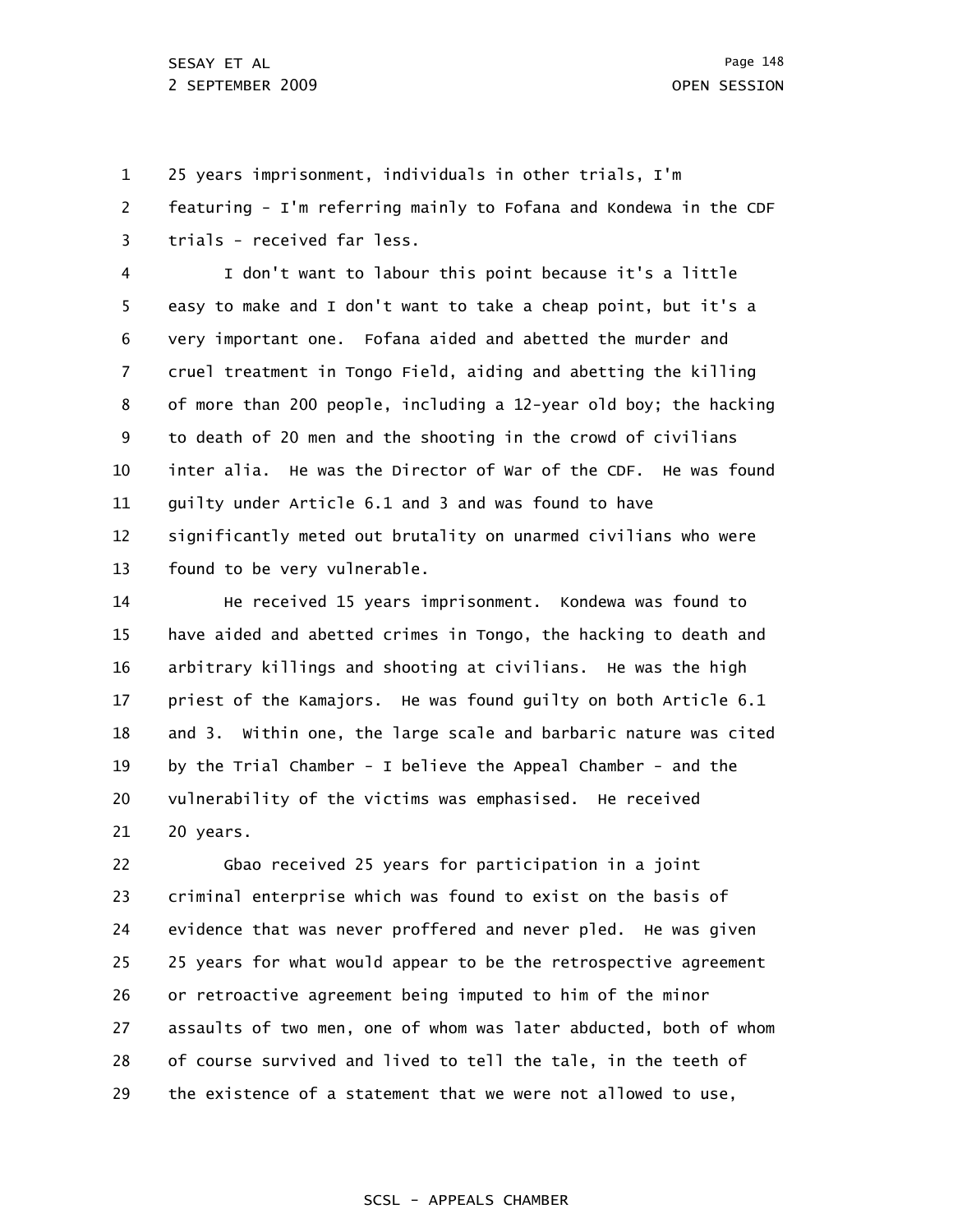25 years imprisonment, individuals in other trials, I'm featuring - I'm referring mainly to Fofana and Kondewa in the CDF trials - received far less.

I don't want to labour this point because it's a little easy to make and I don't want to take a cheap point, but it's a very important one. Fofana aided and abetted the murder and cruel treatment in Tongo Field, aiding and abetting the killing of more than 200 people, including a 12-year old boy; the hacking to death of 20 men and the shooting in the crowd of civilians inter alia. He was the Director of War of the CDF. He was found guilty under Article 6.1 and 3 and was found to have significantly meted out brutality on unarmed civilians who were found to be very vulnerable.

He received 15 years imprisonment. Kondewa was found to have aided and abetted crimes in Tongo, the hacking to death and arbitrary killings and shooting at civilians. He was the high priest of the Kamajors. He was found guilty on both Article 6.1 and 3. Within one, the large scale and barbaric nature was cited by the Trial Chamber - I believe the Appeal Chamber - and the vulnerability of the victims was emphasised. He received 20 years.

Gbao received 25 years for participation in a joint criminal enterprise which was found to exist on the basis of evidence that was never proffered and never pled. He was given 25 years for what would appear to be the retrospective agreement or retroactive agreement being imputed to him of the minor assaults of two men, one of whom was later abducted, both of whom of course survived and lived to tell the tale, in the teeth of the existence of a statement that we were not allowed to use,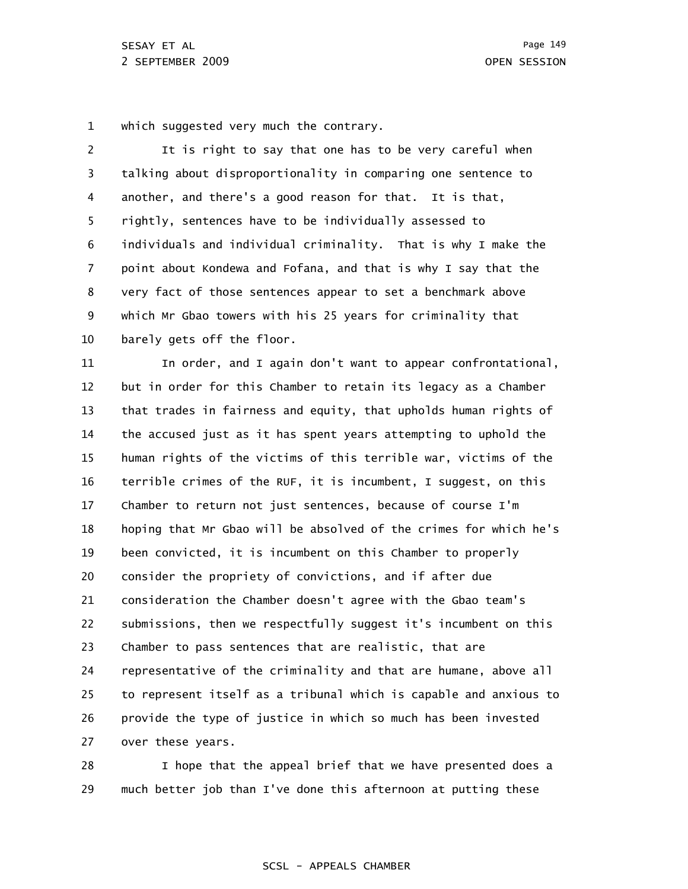which suggested very much the contrary.

It is right to say that one has to be very careful when talking about disproportionality in comparing one sentence to another, and there's a good reason for that. It is that, rightly, sentences have to be individually assessed to individuals and individual criminality. That is why I make the point about Kondewa and Fofana, and that is why I say that the very fact of those sentences appear to set a benchmark above which Mr Gbao towers with his 25 years for criminality that barely gets off the floor.

In order, and I again don't want to appear confrontational, but in order for this Chamber to retain its legacy as a Chamber that trades in fairness and equity, that upholds human rights of the accused just as it has spent years attempting to uphold the human rights of the victims of this terrible war, victims of the terrible crimes of the RUF, it is incumbent, I suggest, on this Chamber to return not just sentences, because of course I'm hoping that Mr Gbao will be absolved of the crimes for which he's been convicted, it is incumbent on this Chamber to properly consider the propriety of convictions, and if after due consideration the Chamber doesn't agree with the Gbao team's submissions, then we respectfully suggest it's incumbent on this Chamber to pass sentences that are realistic, that are representative of the criminality and that are humane, above all to represent itself as a tribunal which is capable and anxious to provide the type of justice in which so much has been invested over these years.

I hope that the appeal brief that we have presented does a much better job than I've done this afternoon at putting these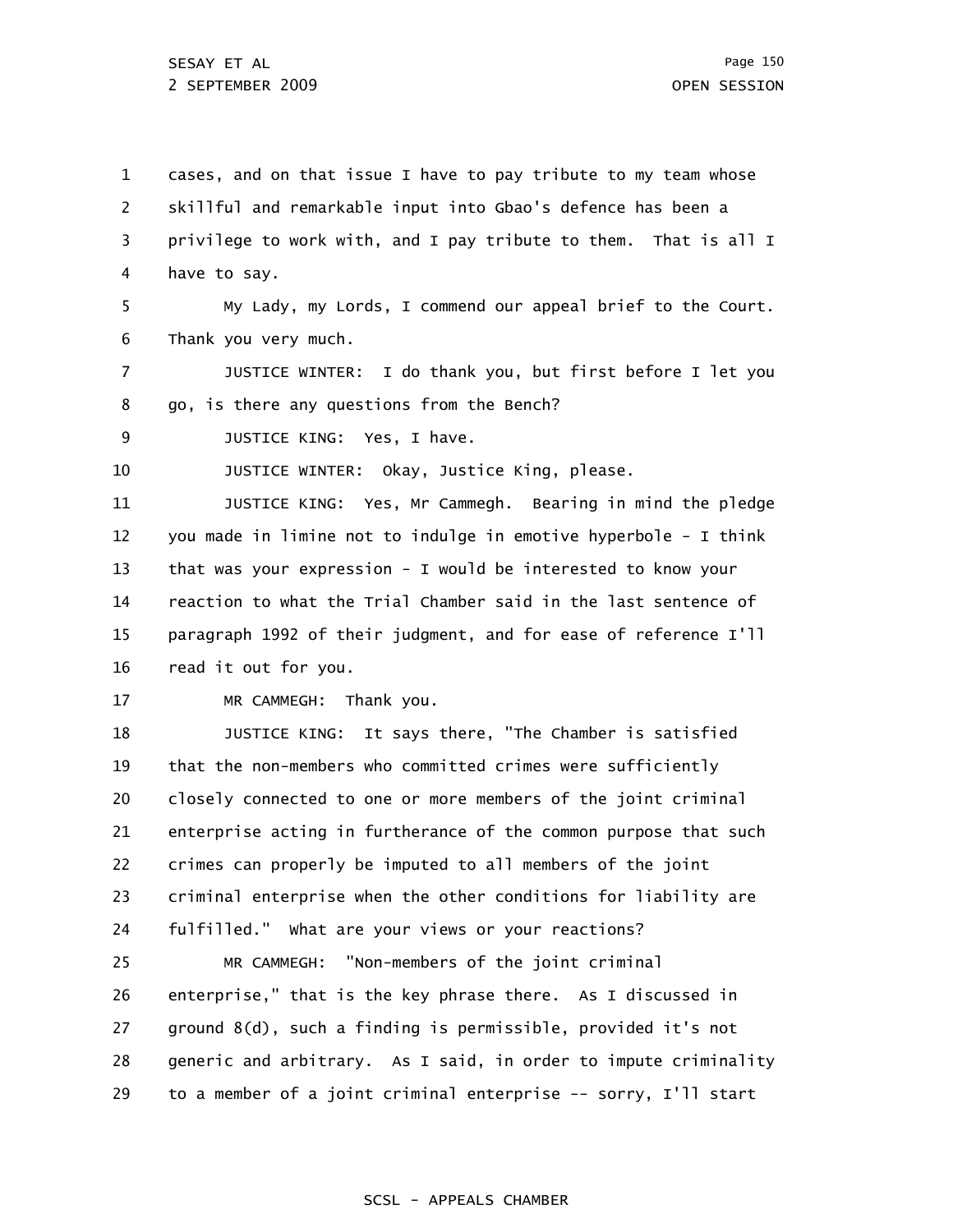cases, and on that issue I have to pay tribute to my team whose skillful and remarkable input into Gbao's defence has been a privilege to work with, and I pay tribute to them. That is all I have to say.

My Lady, my Lords, I commend our appeal brief to the Court. Thank you very much.

JUSTICE WINTER: I do thank you, but first before I let you go, is there any questions from the Bench?

JUSTICE KING: Yes, I have.

JUSTICE WINTER: Okay, Justice King, please.

JUSTICE KING: Yes, Mr Cammegh. Bearing in mind the pledge you made in limine not to indulge in emotive hyperbole - I think that was your expression - I would be interested to know your reaction to what the Trial Chamber said in the last sentence of paragraph 1992 of their judgment, and for ease of reference I'll read it out for you.

MR CAMMEGH: Thank you.

JUSTICE KING: It says there, "The Chamber is satisfied that the non-members who committed crimes were sufficiently closely connected to one or more members of the joint criminal enterprise acting in furtherance of the common purpose that such crimes can properly be imputed to all members of the joint criminal enterprise when the other conditions for liability are fulfilled." What are your views or your reactions?

MR CAMMEGH: "Non-members of the joint criminal enterprise," that is the key phrase there. As I discussed in ground 8(d), such a finding is permissible, provided it's not generic and arbitrary. As I said, in order to impute criminality to a member of a joint criminal enterprise -- sorry, I'll start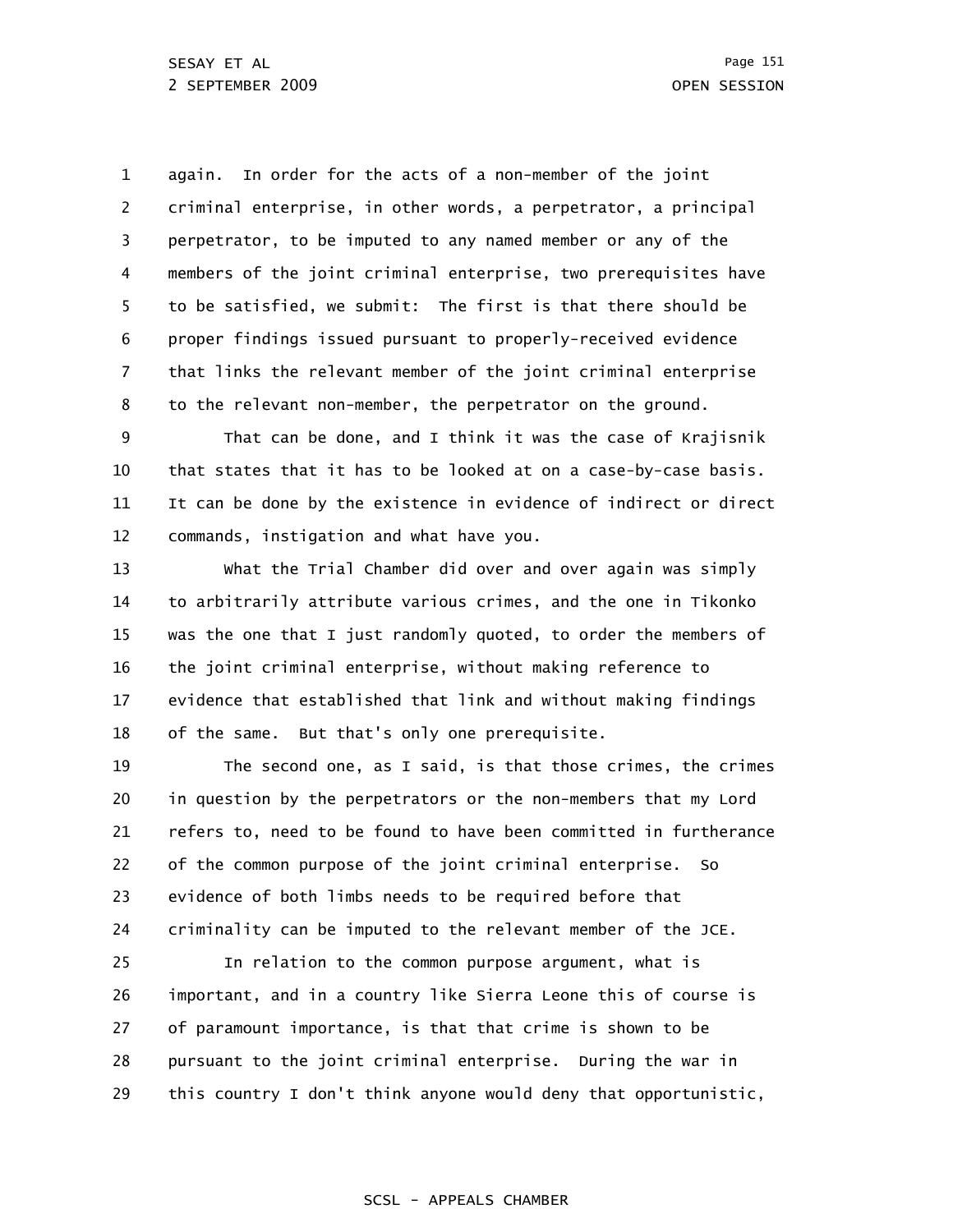again. In order for the acts of a non-member of the joint criminal enterprise, in other words, a perpetrator, a principal perpetrator, to be imputed to any named member or any of the members of the joint criminal enterprise, two prerequisites have to be satisfied, we submit: The first is that there should be proper findings issued pursuant to properly-received evidence that links the relevant member of the joint criminal enterprise to the relevant non-member, the perpetrator on the ground.

That can be done, and I think it was the case of Krajisnik that states that it has to be looked at on a case-by-case basis. It can be done by the existence in evidence of indirect or direct commands, instigation and what have you.

What the Trial Chamber did over and over again was simply to arbitrarily attribute various crimes, and the one in Tikonko was the one that I just randomly quoted, to order the members of the joint criminal enterprise, without making reference to evidence that established that link and without making findings of the same. But that's only one prerequisite.

The second one, as I said, is that those crimes, the crimes in question by the perpetrators or the non-members that my Lord refers to, need to be found to have been committed in furtherance of the common purpose of the joint criminal enterprise. So evidence of both limbs needs to be required before that criminality can be imputed to the relevant member of the JCE.

In relation to the common purpose argument, what is important, and in a country like Sierra Leone this of course is of paramount importance, is that that crime is shown to be pursuant to the joint criminal enterprise. During the war in this country I don't think anyone would deny that opportunistic,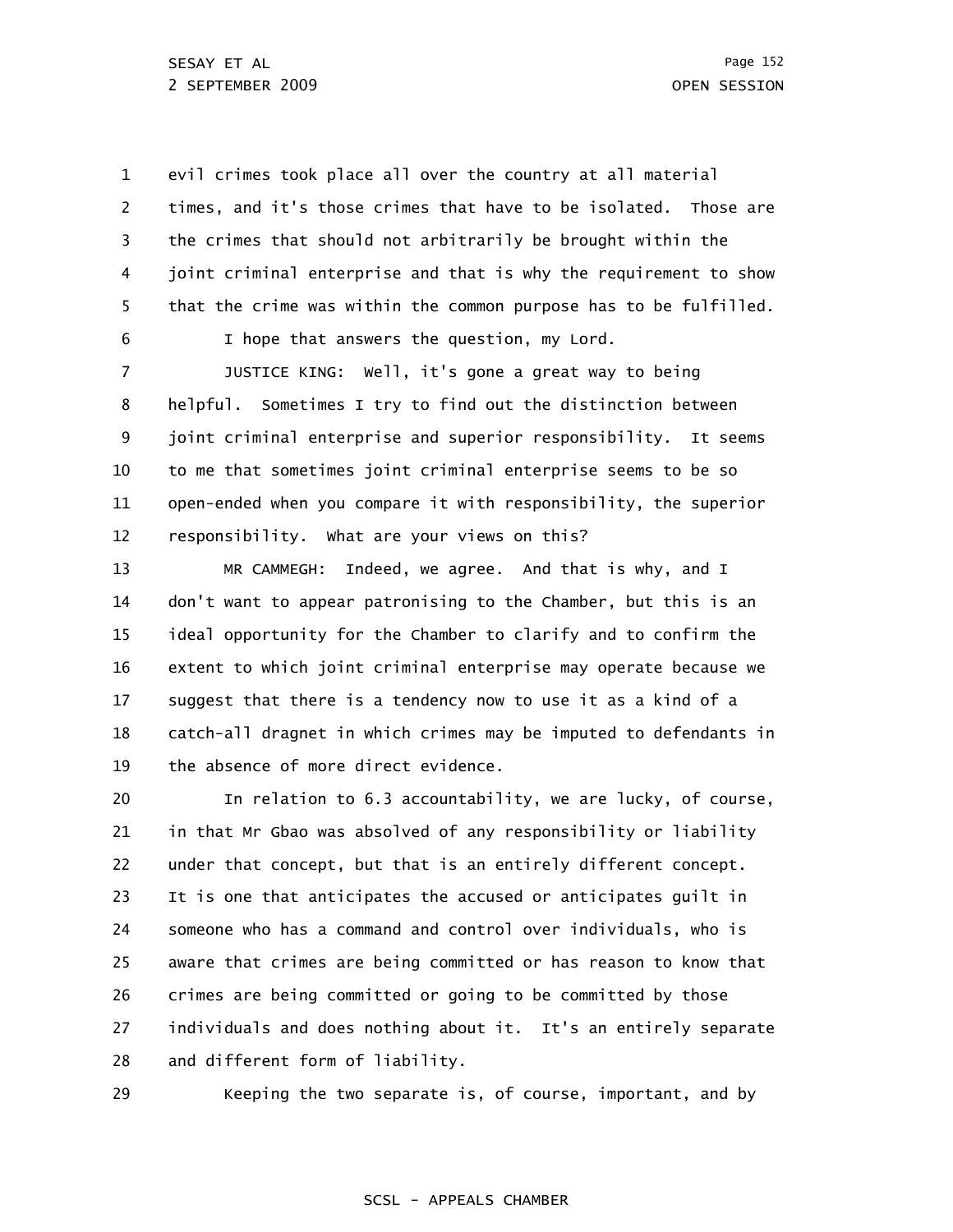evil crimes took place all over the country at all material times, and it's those crimes that have to be isolated. Those are the crimes that should not arbitrarily be brought within the joint criminal enterprise and that is why the requirement to show that the crime was within the common purpose has to be fulfilled.

I hope that answers the question, my Lord.

JUSTICE KING: Well, it's gone a great way to being helpful. Sometimes I try to find out the distinction between joint criminal enterprise and superior responsibility. It seems to me that sometimes joint criminal enterprise seems to be so open-ended when you compare it with responsibility, the superior responsibility. What are your views on this?

MR CAMMEGH: Indeed, we agree. And that is why, and I don't want to appear patronising to the Chamber, but this is an ideal opportunity for the Chamber to clarify and to confirm the extent to which joint criminal enterprise may operate because we suggest that there is a tendency now to use it as a kind of a catch-all dragnet in which crimes may be imputed to defendants in the absence of more direct evidence.

In relation to 6.3 accountability, we are lucky, of course, in that Mr Gbao was absolved of any responsibility or liability under that concept, but that is an entirely different concept. It is one that anticipates the accused or anticipates guilt in someone who has a command and control over individuals, who is aware that crimes are being committed or has reason to know that crimes are being committed or going to be committed by those individuals and does nothing about it. It's an entirely separate and different form of liability.

Keeping the two separate is, of course, important, and by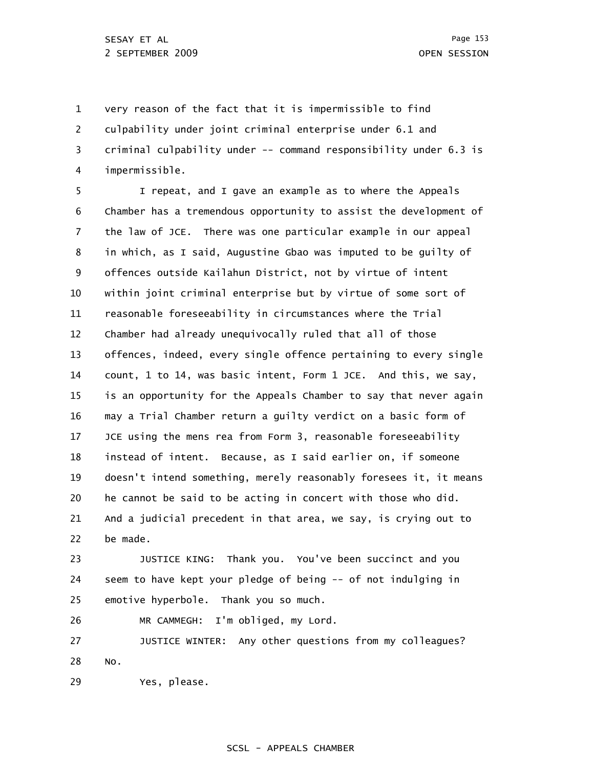very reason of the fact that it is impermissible to find culpability under joint criminal enterprise under 6.1 and criminal culpability under -- command responsibility under 6.3 is impermissible.

I repeat, and I gave an example as to where the Appeals Chamber has a tremendous opportunity to assist the development of the law of JCE. There was one particular example in our appeal in which, as I said, Augustine Gbao was imputed to be guilty of offences outside Kailahun District, not by virtue of intent within joint criminal enterprise but by virtue of some sort of reasonable foreseeability in circumstances where the Trial Chamber had already unequivocally ruled that all of those offences, indeed, every single offence pertaining to every single count, 1 to 14, was basic intent, Form 1 JCE. And this, we say, is an opportunity for the Appeals Chamber to say that never again may a Trial Chamber return a guilty verdict on a basic form of JCE using the mens rea from Form 3, reasonable foreseeability instead of intent. Because, as I said earlier on, if someone doesn't intend something, merely reasonably foresees it, it means he cannot be said to be acting in concert with those who did. And a judicial precedent in that area, we say, is crying out to be made.

JUSTICE KING: Thank you. You've been succinct and you seem to have kept your pledge of being -- of not indulging in emotive hyperbole. Thank you so much.

MR CAMMEGH: I'm obliged, my Lord.

JUSTICE WINTER: Any other questions from my colleagues? No.

Yes, please.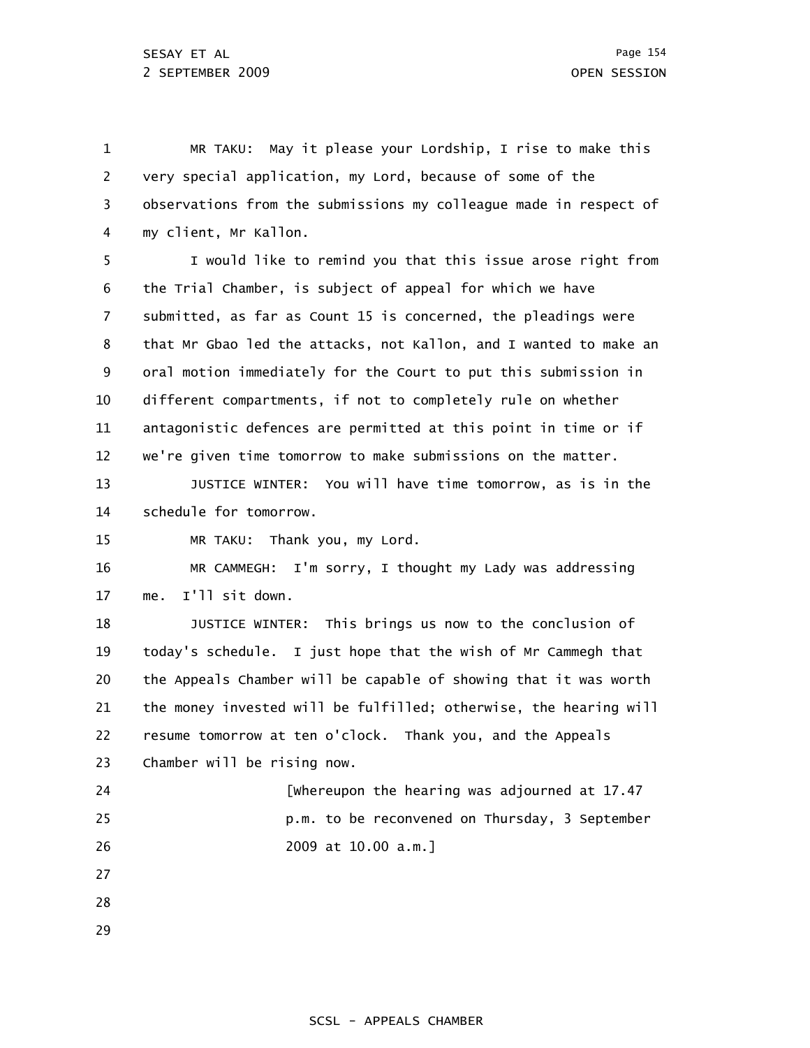MR TAKU: May it please your Lordship, I rise to make this very special application, my Lord, because of some of the observations from the submissions my colleague made in respect of my client, Mr Kallon.

I would like to remind you that this issue arose right from the Trial Chamber, is subject of appeal for which we have submitted, as far as Count 15 is concerned, the pleadings were that Mr Gbao led the attacks, not Kallon, and I wanted to make an oral motion immediately for the Court to put this submission in different compartments, if not to completely rule on whether antagonistic defences are permitted at this point in time or if we're given time tomorrow to make submissions on the matter.

JUSTICE WINTER: You will have time tomorrow, as is in the schedule for tomorrow.

MR TAKU: Thank you, my Lord.

MR CAMMEGH: I'm sorry, I thought my Lady was addressing me. I'll sit down.

JUSTICE WINTER: This brings us now to the conclusion of today's schedule. I just hope that the wish of Mr Cammegh that the Appeals Chamber will be capable of showing that it was worth the money invested will be fulfilled; otherwise, the hearing will resume tomorrow at ten o'clock. Thank you, and the Appeals Chamber will be rising now.

[Whereupon the hearing was adjourned at 17.47 p.m. to be reconvened on Thursday, 3 September 2009 at 10.00 a.m.]